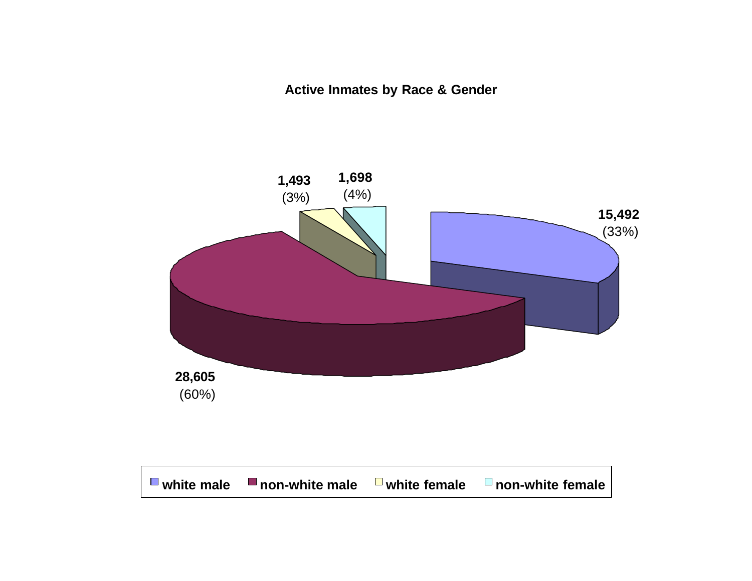## Active Inmates by Race & Gender

| Category | Count | Percent |
| --- | --- | --- |
| white male | 15,492 | (33%) |
| non-white male | 28,605 | (60%) |
| white female | 1,493 | (3%) |
| non-white female | 1,698 | (4%) |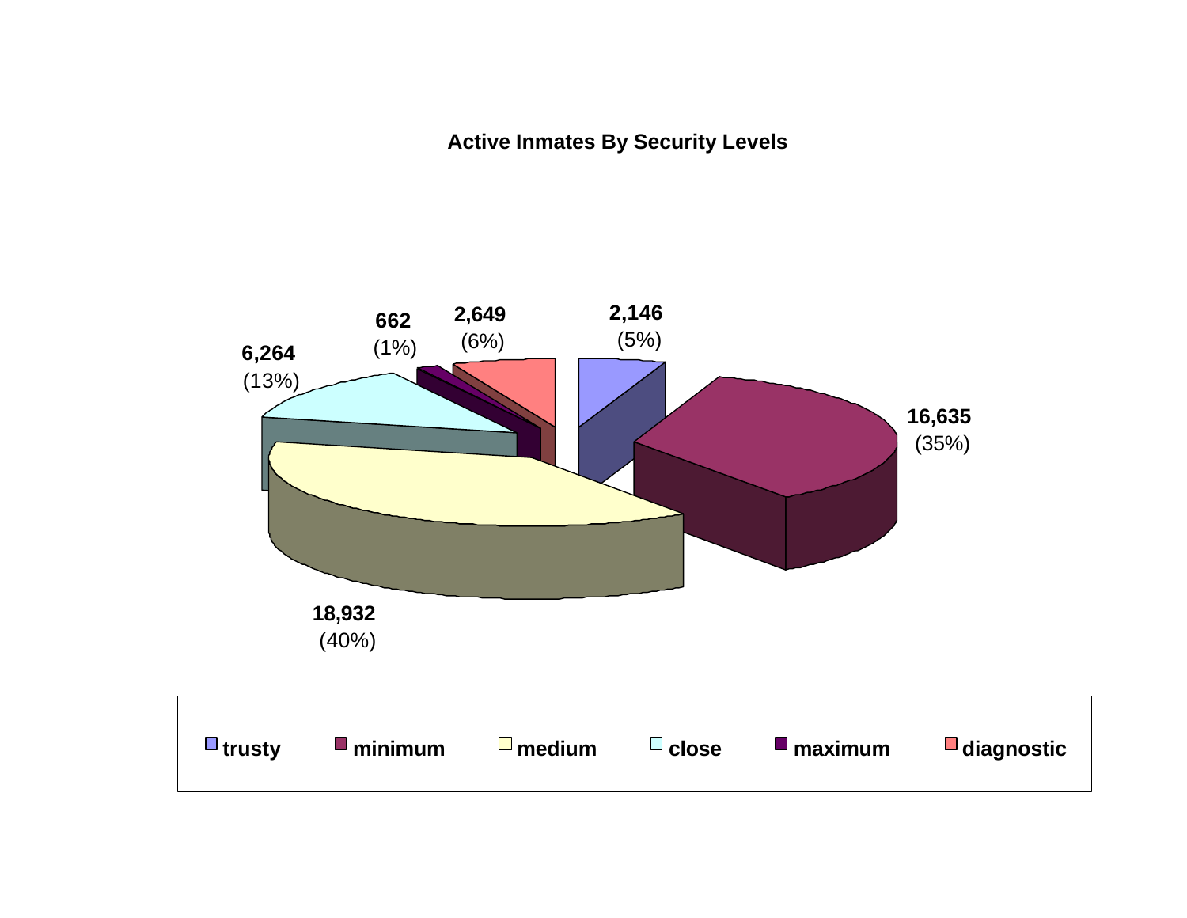**Active Inmates By Security Levels**

| Security Level | Inmates | Percent |
|---|---|---|
| trusty | 2,146 | (5%) |
| minimum | 16,635 | (35%) |
| medium | 18,932 | (40%) |
| close | 6,264 | (13%) |
| maximum | 662 | (1%) |
| diagnostic | 2,649 | (6%) |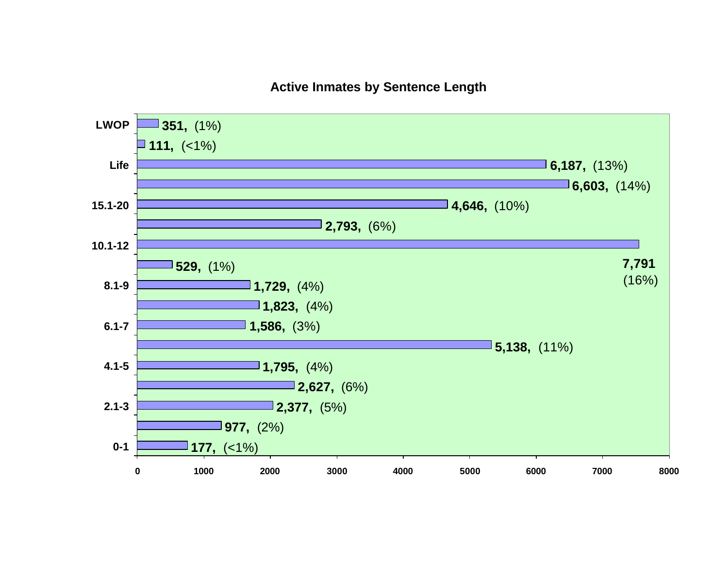## Active Inmates by Sentence Length

| Sentence Length | Inmates | Percent |
|---|---|---|
| LWOP | 351 | (1%) |
| | 111 | (<1%) |
| Life | 6,187 | (13%) |
| | 6,603 | (14%) |
| 15.1-20 | 4,646 | (10%) |
| | 2,793 | (6%) |
| 10.1-12 | 7,791 | (16%) |
| | 529 | (1%) |
| 8.1-9 | 1,729 | (4%) |
| | 1,823 | (4%) |
| 6.1-7 | 1,586 | (3%) |
| | 5,138 | (11%) |
| 4.1-5 | 1,795 | (4%) |
| | 2,627 | (6%) |
| 2.1-3 | 2,377 | (5%) |
| | 977 | (2%) |
| 0-1 | 177 | (<1%) |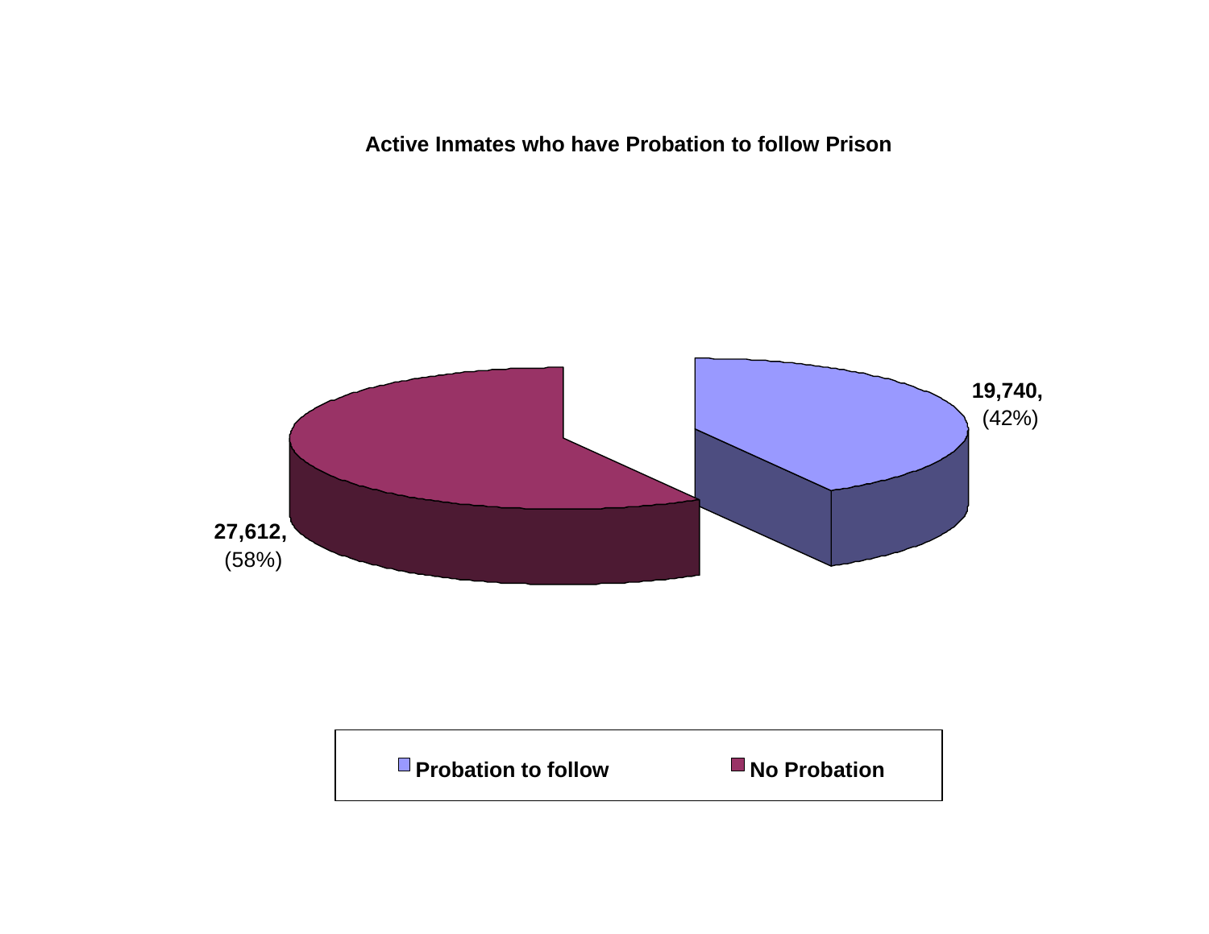**Active Inmates who have Probation to follow Prison**

19,740, (42%)

27,612, (58%)

Probation to follow

No Probation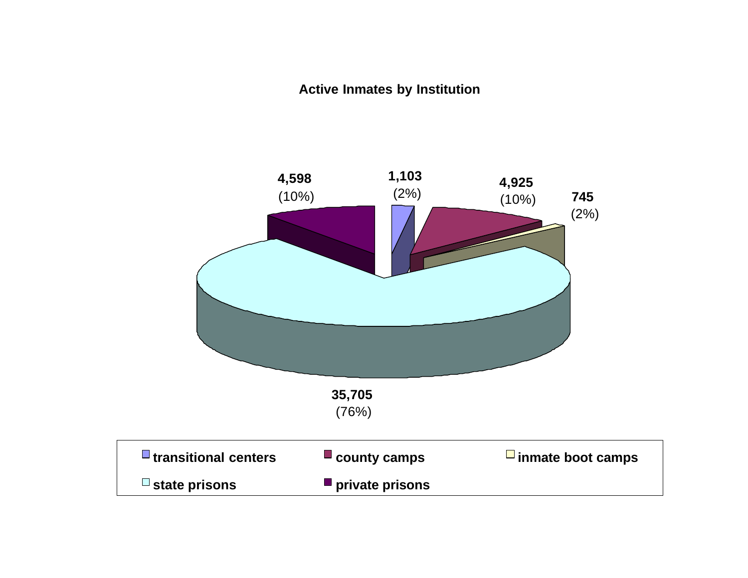## Active Inmates by Institution

| Institution | Active Inmates | Percent |
|---|---|---|
| transitional centers | 1,103 | (2%) |
| county camps | 4,925 | (10%) |
| inmate boot camps | 745 | (2%) |
| state prisons | 35,705 | (76%) |
| private prisons | 4,598 | (10%) |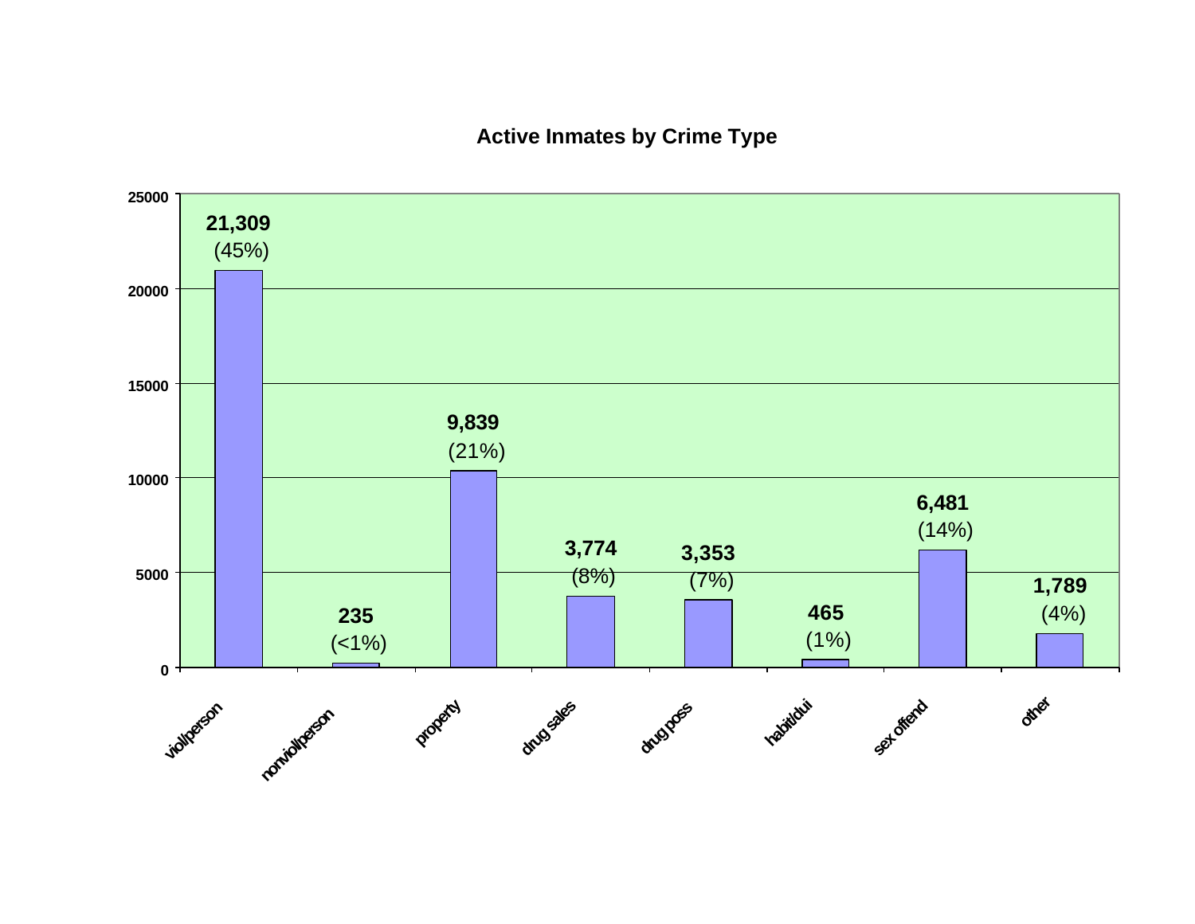## Active Inmates by Crime Type

| Crime Type | Active Inmates | Percent |
|---|---|---|
| viol/person | 21,309 | (45%) |
| nonviol/person | 235 | (<1%) |
| property | 9,839 | (21%) |
| drug sales | 3,774 | (8%) |
| drug poss | 3,353 | (7%) |
| habit/dui | 465 | (1%) |
| sex offend | 6,481 | (14%) |
| other | 1,789 | (4%) |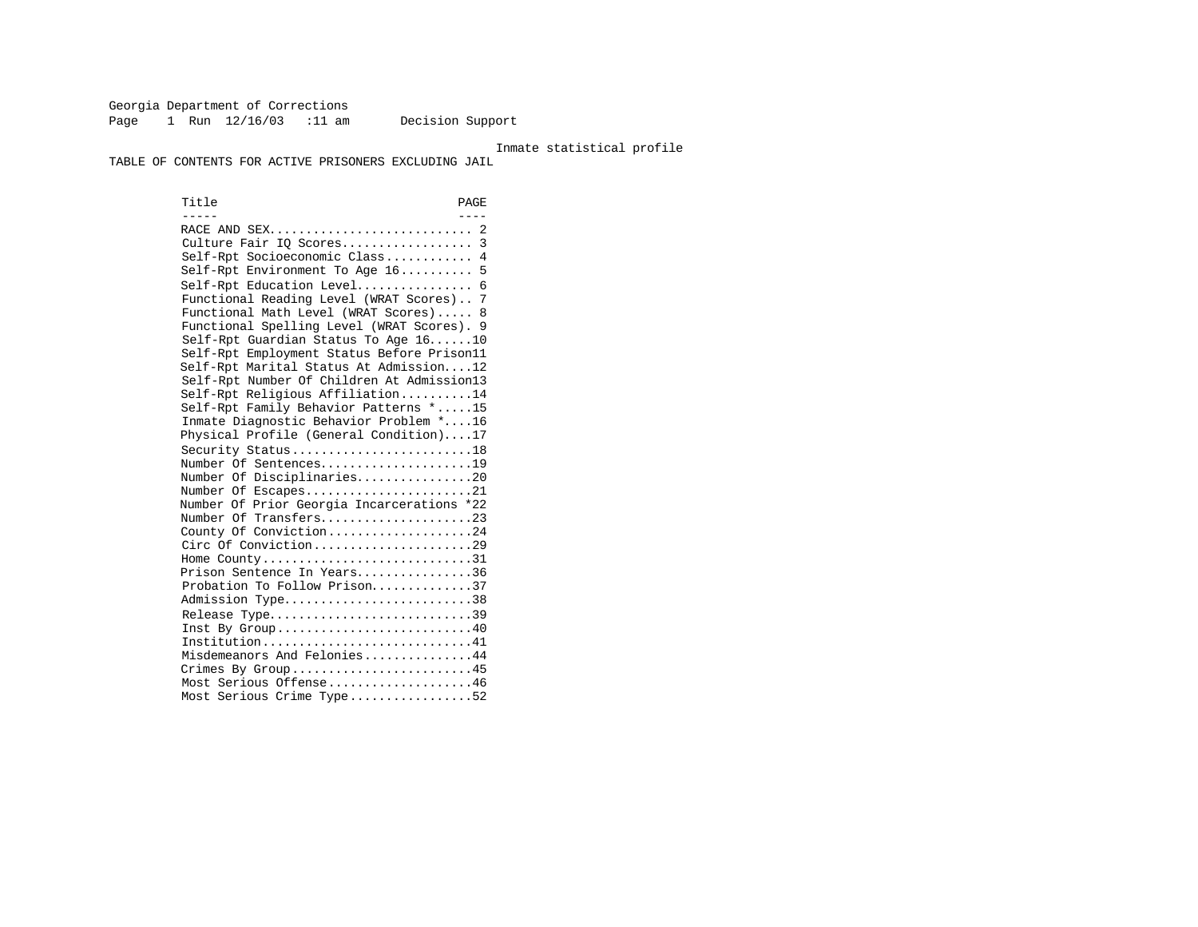Georgia Department of Corrections
Page 1 Run 12/16/03 :11 am Decision Support

Inmate statistical profile

TABLE OF CONTENTS FOR ACTIVE PRISONERS EXCLUDING JAIL

| Title | PAGE |
| --- | --- |
| RACE AND SEX | 2 |
| Culture Fair IQ Scores | 3 |
| Self-Rpt Socioeconomic Class | 4 |
| Self-Rpt Environment To Age 16 | 5 |
| Self-Rpt Education Level | 6 |
| Functional Reading Level (WRAT Scores) | 7 |
| Functional Math Level (WRAT Scores) | 8 |
| Functional Spelling Level (WRAT Scores) | 9 |
| Self-Rpt Guardian Status To Age 16 | 10 |
| Self-Rpt Employment Status Before Prison | 11 |
| Self-Rpt Marital Status At Admission | 12 |
| Self-Rpt Number Of Children At Admission | 13 |
| Self-Rpt Religious Affiliation | 14 |
| Self-Rpt Family Behavior Patterns * | 15 |
| Inmate Diagnostic Behavior Problem * | 16 |
| Physical Profile (General Condition) | 17 |
| Security Status | 18 |
| Number Of Sentences | 19 |
| Number Of Disciplinaries | 20 |
| Number Of Escapes | 21 |
| Number Of Prior Georgia Incarcerations * | 22 |
| Number Of Transfers | 23 |
| County Of Conviction | 24 |
| Circ Of Conviction | 29 |
| Home County | 31 |
| Prison Sentence In Years | 36 |
| Probation To Follow Prison | 37 |
| Admission Type | 38 |
| Release Type | 39 |
| Inst By Group | 40 |
| Institution | 41 |
| Misdemeanors And Felonies | 44 |
| Crimes By Group | 45 |
| Most Serious Offense | 46 |
| Most Serious Crime Type | 52 |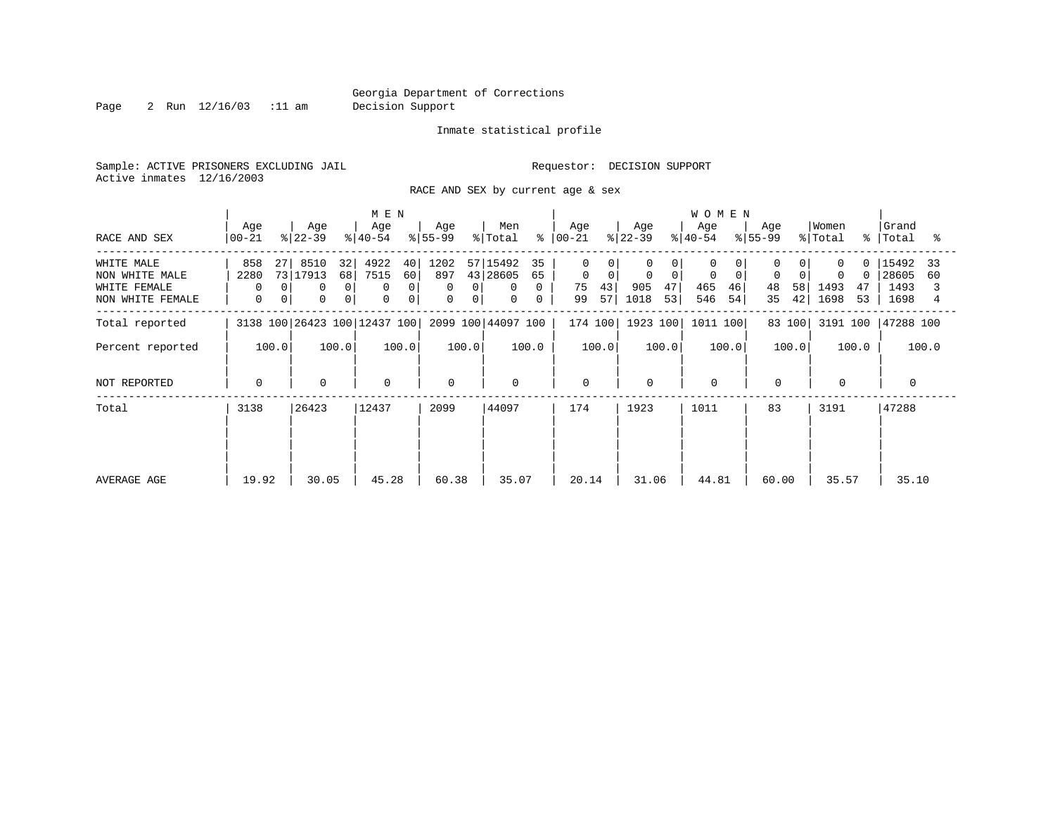Georgia Department of Corrections
Decision Support

Inmate statistical profile

Sample: ACTIVE PRISONERS EXCLUDING JAIL                                Requestor: DECISION SUPPORT
Active inmates 12/16/2003

RACE AND SEX by current age & sex

| RACE AND SEX | MEN Age 00-21 | % | Age 22-39 | % | Age 40-54 | % | Age 55-99 | % | Men Total | % | WOMEN Age 00-21 | % | Age 22-39 | % | Age 40-54 | % | Age 55-99 | % | Women Total | % | Grand Total | % |
|---|---|---|---|---|---|---|---|---|---|---|---|---|---|---|---|---|---|---|---|---|---|---|
| WHITE MALE | 858 | 27 | 8510 | 32 | 4922 | 40 | 1202 | 57 | 15492 | 35 | 0 | 0 | 0 | 0 | 0 | 0 | 0 | 0 | 0 | 0 | 15492 | 33 |
| NON WHITE MALE | 2280 | 73 | 17913 | 68 | 7515 | 60 | 897 | 43 | 28605 | 65 | 0 | 0 | 0 | 0 | 0 | 0 | 0 | 0 | 0 | 0 | 28605 | 60 |
| WHITE FEMALE | 0 | 0 | 0 | 0 | 0 | 0 | 0 | 0 | 0 | 0 | 75 | 43 | 905 | 47 | 465 | 46 | 48 | 58 | 1493 | 47 | 1493 | 3 |
| NON WHITE FEMALE | 0 | 0 | 0 | 0 | 0 | 0 | 0 | 0 | 0 | 0 | 99 | 57 | 1018 | 53 | 546 | 54 | 35 | 42 | 1698 | 53 | 1698 | 4 |
| Total reported | 3138 | 100 | 26423 | 100 | 12437 | 100 | 2099 | 100 | 44097 | 100 | 174 | 100 | 1923 | 100 | 1011 | 100 | 83 | 100 | 3191 | 100 | 47288 | 100 |
| Percent reported | | 100.0 | | 100.0 | | 100.0 | | 100.0 | | 100.0 | | 100.0 | | 100.0 | | 100.0 | | 100.0 | | 100.0 | | 100.0 |
| NOT REPORTED | 0 | | 0 | | 0 | | 0 | | 0 | | 0 | | 0 | | 0 | | 0 | | 0 | | 0 | |
| Total | 3138 | | 26423 | | 12437 | | 2099 | | 44097 | | 174 | | 1923 | | 1011 | | 83 | | 3191 | | 47288 | |
| AVERAGE AGE | 19.92 | | 30.05 | | 45.28 | | 60.38 | | 35.07 | | 20.14 | | 31.06 | | 44.81 | | 60.00 | | 35.57 | | 35.10 | |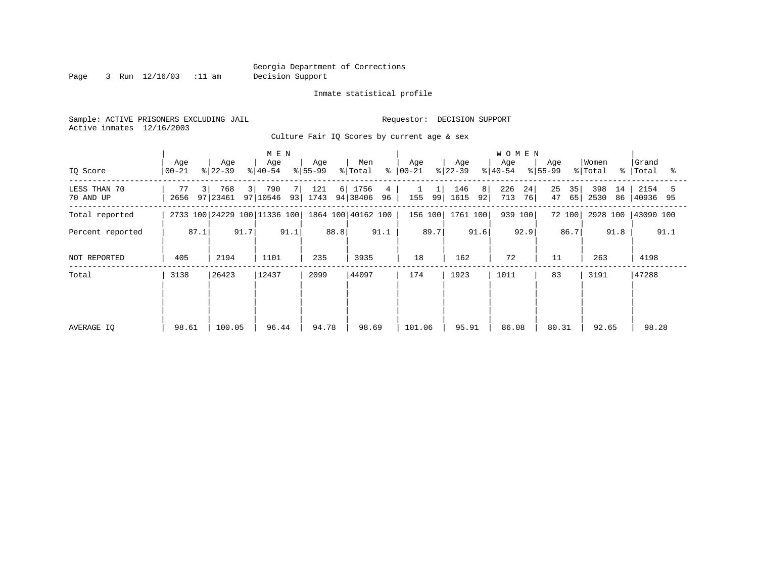Georgia Department of Corrections
Decision Support

Inmate statistical profile

Sample: ACTIVE PRISONERS EXCLUDING JAIL                    Requestor: DECISION SUPPORT
Active inmates 12/16/2003

Culture Fair IQ Scores by current age & sex

| IQ Score | MEN Age 00-21 | % | Age 22-39 | % | Age 40-54 | % | Age 55-99 | % | Men Total | % | WOMEN Age 00-21 | % | Age 22-39 | % | Age 40-54 | % | Age 55-99 | % | Women Total | % | Grand Total | % |
|---|---|---|---|---|---|---|---|---|---|---|---|---|---|---|---|---|---|---|---|---|---|---|
| LESS THAN 70 | 77 | 3 | 768 | 3 | 790 | 7 | 121 | 6 | 1756 | 4 | 1 | 1 | 146 | 8 | 226 | 24 | 25 | 35 | 398 | 14 | 2154 | 5 |
| 70 AND UP | 2656 | 97 | 23461 | 97 | 10546 | 93 | 1743 | 94 | 38406 | 96 | 155 | 99 | 1615 | 92 | 713 | 76 | 47 | 65 | 2530 | 86 | 40936 | 95 |
| Total reported | 2733 | 100 | 24229 | 100 | 11336 | 100 | 1864 | 100 | 40162 | 100 | 156 | 100 | 1761 | 100 | 939 | 100 | 72 | 100 | 2928 | 100 | 43090 | 100 |
| Percent reported | | 87.1 | | 91.7 | | 91.1 | | 88.8 | | 91.1 | | 89.7 | | 91.6 | | 92.9 | | 86.7 | | 91.8 | | 91.1 |
| NOT REPORTED | 405 | | 2194 | | 1101 | | 235 | | 3935 | | 18 | | 162 | | 72 | | 11 | | 263 | | 4198 | |
| Total | 3138 | | 26423 | | 12437 | | 2099 | | 44097 | | 174 | | 1923 | | 1011 | | 83 | | 3191 | | 47288 | |
| AVERAGE IQ | 98.61 | | 100.05 | | 96.44 | | 94.78 | | 98.69 | | 101.06 | | 95.91 | | 86.08 | | 80.31 | | 92.65 | | 98.28 | |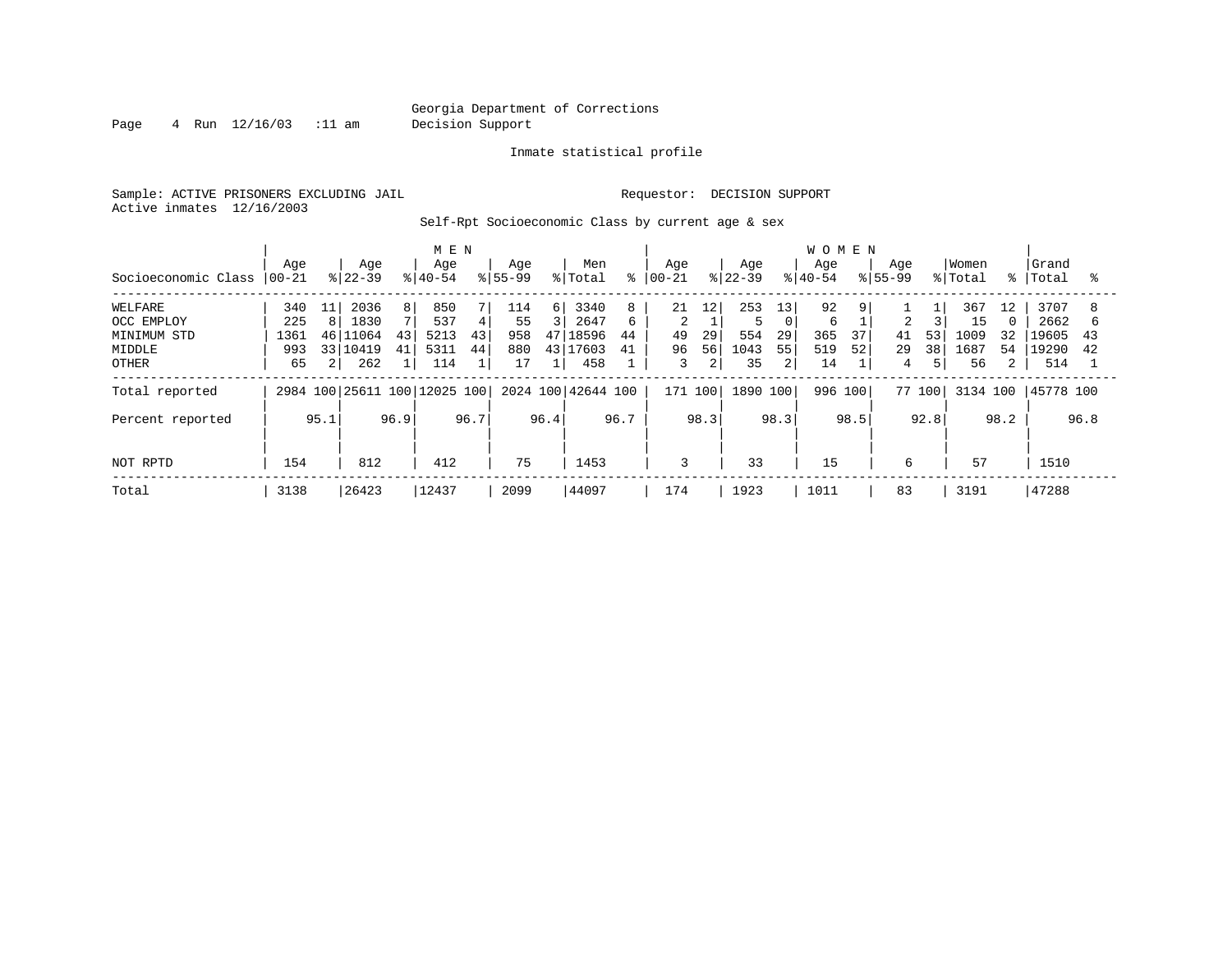Georgia Department of Corrections
Decision Support

Inmate statistical profile

Sample: ACTIVE PRISONERS EXCLUDING JAIL

Requestor: DECISION SUPPORT

Active inmates 12/16/2003

Self-Rpt Socioeconomic Class by current age & sex

| | MEN | | | | | | | | | | WOMEN | | | | | | | | | | | |
|---|---|---|---|---|---|---|---|---|---|---|---|---|---|---|---|---|---|---|---|---|---|---|
| Socioeconomic Class | Age 00-21 | % | Age 22-39 | % | Age 40-54 | % | Age 55-99 | % | Men Total | % | Age 00-21 | % | Age 22-39 | % | Age 40-54 | % | Age 55-99 | % | Women Total | % | Grand Total | % |
| WELFARE | 340 | 11 | 2036 | 8 | 850 | 7 | 114 | 6 | 3340 | 8 | 21 | 12 | 253 | 13 | 92 | 9 | 1 | 1 | 367 | 12 | 3707 | 8 |
| OCC EMPLOY | 225 | 8 | 1830 | 7 | 537 | 4 | 55 | 3 | 2647 | 6 | 2 | 1 | 5 | 0 | 6 | 1 | 2 | 3 | 15 | 0 | 2662 | 6 |
| MINIMUM STD | 1361 | 46 | 11064 | 43 | 5213 | 43 | 958 | 47 | 18596 | 44 | 49 | 29 | 554 | 29 | 365 | 37 | 41 | 53 | 1009 | 32 | 19605 | 43 |
| MIDDLE | 993 | 33 | 10419 | 41 | 5311 | 44 | 880 | 43 | 17603 | 41 | 96 | 56 | 1043 | 55 | 519 | 52 | 29 | 38 | 1687 | 54 | 19290 | 42 |
| OTHER | 65 | 2 | 262 | 1 | 114 | 1 | 17 | 1 | 458 | 1 | 3 | 2 | 35 | 2 | 14 | 1 | 4 | 5 | 56 | 2 | 514 | 1 |
| Total reported | 2984 | 100 | 25611 | 100 | 12025 | 100 | 2024 | 100 | 42644 | 100 | 171 | 100 | 1890 | 100 | 996 | 100 | 77 | 100 | 3134 | 100 | 45778 | 100 |
| Percent reported | | 95.1 | | 96.9 | | 96.7 | | 96.4 | | 96.7 | | 98.3 | | 98.3 | | 98.5 | | 92.8 | | 98.2 | | 96.8 |
| NOT RPTD | 154 | | 812 | | 412 | | 75 | | 1453 | | 3 | | 33 | | 15 | | 6 | | 57 | | 1510 | |
| Total | 3138 | | 26423 | | 12437 | | 2099 | | 44097 | | 174 | | 1923 | | 1011 | | 83 | | 3191 | | 47288 | |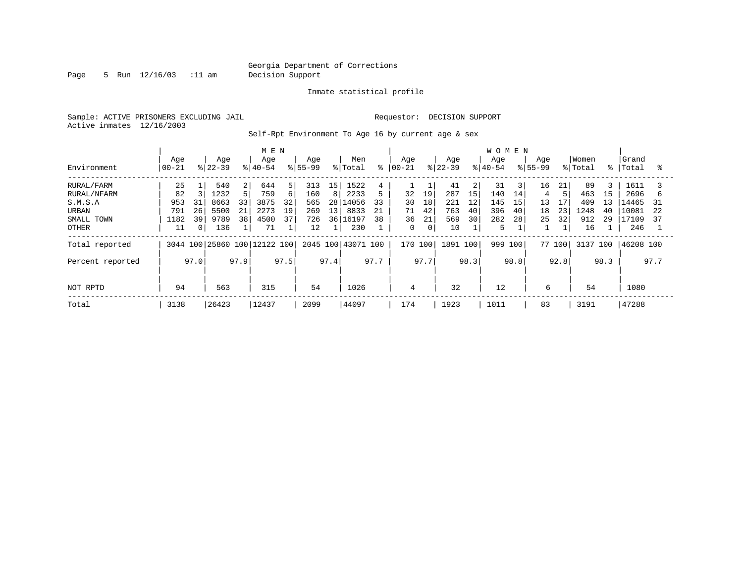Georgia Department of Corrections
Decision Support

Inmate statistical profile

Sample: ACTIVE PRISONERS EXCLUDING JAIL

Requestor: DECISION SUPPORT

Active inmates 12/16/2003

Self-Rpt Environment To Age 16 by current age & sex

| Environment | MEN Age 00-21 | % | Age 22-39 | % | Age 40-54 | % | Age 55-99 | % | Men Total | % | WOMEN Age 00-21 | % | Age 22-39 | % | Age 40-54 | % | Age 55-99 | % | Women Total | % | Grand Total | % |
|---|---|---|---|---|---|---|---|---|---|---|---|---|---|---|---|---|---|---|---|---|---|---|
| RURAL/FARM | 25 | 1 | 540 | 2 | 644 | 5 | 313 | 15 | 1522 | 4 | 1 | 1 | 41 | 2 | 31 | 3 | 16 | 21 | 89 | 3 | 1611 | 3 |
| RURAL/NFARM | 82 | 3 | 1232 | 5 | 759 | 6 | 160 | 8 | 2233 | 5 | 32 | 19 | 287 | 15 | 140 | 14 | 4 | 5 | 463 | 15 | 2696 | 6 |
| S.M.S.A | 953 | 31 | 8663 | 33 | 3875 | 32 | 565 | 28 | 14056 | 33 | 30 | 18 | 221 | 12 | 145 | 15 | 13 | 17 | 409 | 13 | 14465 | 31 |
| URBAN | 791 | 26 | 5500 | 21 | 2273 | 19 | 269 | 13 | 8833 | 21 | 71 | 42 | 763 | 40 | 396 | 40 | 18 | 23 | 1248 | 40 | 10081 | 22 |
| SMALL TOWN | 1182 | 39 | 9789 | 38 | 4500 | 37 | 726 | 36 | 16197 | 38 | 36 | 21 | 569 | 30 | 282 | 28 | 25 | 32 | 912 | 29 | 17109 | 37 |
| OTHER | 11 | 0 | 136 | 1 | 71 | 1 | 12 | 1 | 230 | 1 | 0 | 0 | 10 | 1 | 5 | 1 | 1 | 1 | 16 | 1 | 246 | 1 |
| Total reported | 3044 | 100 | 25860 | 100 | 12122 | 100 | 2045 | 100 | 43071 | 100 | 170 | 100 | 1891 | 100 | 999 | 100 | 77 | 100 | 3137 | 100 | 46208 | 100 |
| Percent reported | | 97.0 | | 97.9 | | 97.5 | | 97.4 | | 97.7 | | 97.7 | | 98.3 | | 98.8 | | 92.8 | | 98.3 | | 97.7 |
| NOT RPTD | 94 | | 563 | | 315 | | 54 | | 1026 | | 4 | | 32 | | 12 | | 6 | | 54 | | 1080 | |
| Total | 3138 | | 26423 | | 12437 | | 2099 | | 44097 | | 174 | | 1923 | | 1011 | | 83 | | 3191 | | 47288 | |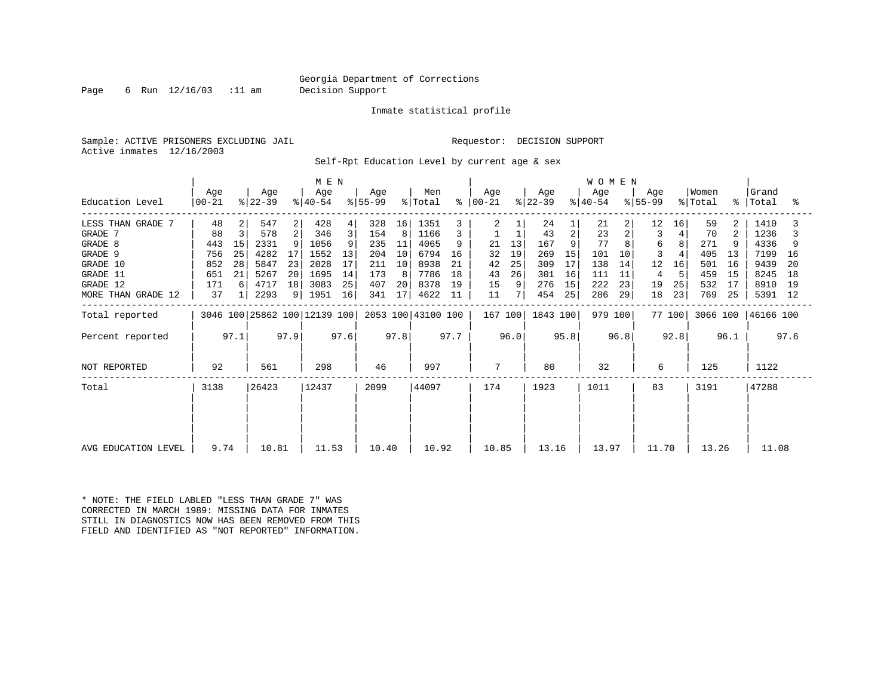Georgia Department of Corrections
Decision Support

Inmate statistical profile

Sample: ACTIVE PRISONERS EXCLUDING JAIL
Active inmates 12/16/2003

Requestor: DECISION SUPPORT

Self-Rpt Education Level by current age & sex

| Education Level | MEN Age 00-21 | % | MEN Age 22-39 | % | MEN Age 40-54 | % | MEN Age 55-99 | % | Men Total | % | WOMEN Age 00-21 | % | WOMEN Age 22-39 | % | WOMEN Age 40-54 | % | WOMEN Age 55-99 | % | Women Total | % | Grand Total | % |
|---|---|---|---|---|---|---|---|---|---|---|---|---|---|---|---|---|---|---|---|---|---|---|
| LESS THAN GRADE 7 | 48 | 2 | 547 | 2 | 428 | 4 | 328 | 16 | 1351 | 3 | 2 | 1 | 24 | 1 | 21 | 2 | 12 | 16 | 59 | 2 | 1410 | 3 |
| GRADE 7 | 88 | 3 | 578 | 2 | 346 | 3 | 154 | 8 | 1166 | 3 | 1 | 1 | 43 | 2 | 23 | 2 | 3 | 4 | 70 | 2 | 1236 | 3 |
| GRADE 8 | 443 | 15 | 2331 | 9 | 1056 | 9 | 235 | 11 | 4065 | 9 | 21 | 13 | 167 | 9 | 77 | 8 | 6 | 8 | 271 | 9 | 4336 | 9 |
| GRADE 9 | 756 | 25 | 4282 | 17 | 1552 | 13 | 204 | 10 | 6794 | 16 | 32 | 19 | 269 | 15 | 101 | 10 | 3 | 4 | 405 | 13 | 7199 | 16 |
| GRADE 10 | 852 | 28 | 5847 | 23 | 2028 | 17 | 211 | 10 | 8938 | 21 | 42 | 25 | 309 | 17 | 138 | 14 | 12 | 16 | 501 | 16 | 9439 | 20 |
| GRADE 11 | 651 | 21 | 5267 | 20 | 1695 | 14 | 173 | 8 | 7786 | 18 | 43 | 26 | 301 | 16 | 111 | 11 | 4 | 5 | 459 | 15 | 8245 | 18 |
| GRADE 12 | 171 | 6 | 4717 | 18 | 3083 | 25 | 407 | 20 | 8378 | 19 | 15 | 9 | 276 | 15 | 222 | 23 | 19 | 25 | 532 | 17 | 8910 | 19 |
| MORE THAN GRADE 12 | 37 | 1 | 2293 | 9 | 1951 | 16 | 341 | 17 | 4622 | 11 | 11 | 7 | 454 | 25 | 286 | 29 | 18 | 23 | 769 | 25 | 5391 | 12 |
| Total reported | 3046 | 100 | 25862 | 100 | 12139 | 100 | 2053 | 100 | 43100 | 100 | 167 | 100 | 1843 | 100 | 979 | 100 | 77 | 100 | 3066 | 100 | 46166 | 100 |
| Percent reported | | 97.1 | | 97.9 | | 97.6 | | 97.8 | | 97.7 | | 96.0 | | 95.8 | | 96.8 | | 92.8 | | 96.1 | | 97.6 |
| NOT REPORTED | 92 | | 561 | | 298 | | 46 | | 997 | | 7 | | 80 | | 32 | | 6 | | 125 | | 1122 | |
| Total | 3138 | | 26423 | | 12437 | | 2099 | | 44097 | | 174 | | 1923 | | 1011 | | 83 | | 3191 | | 47288 | |
| AVG EDUCATION LEVEL | 9.74 | | 10.81 | | 11.53 | | 10.40 | | 10.92 | | 10.85 | | 13.16 | | 13.97 | | 11.70 | | 13.26 | | 11.08 | |

* NOTE: THE FIELD LABLED "LESS THAN GRADE 7" WAS CORRECTED IN MARCH 1989: MISSING DATA FOR INMATES STILL IN DIAGNOSTICS NOW HAS BEEN REMOVED FROM THIS FIELD AND IDENTIFIED AS "NOT REPORTED" INFORMATION.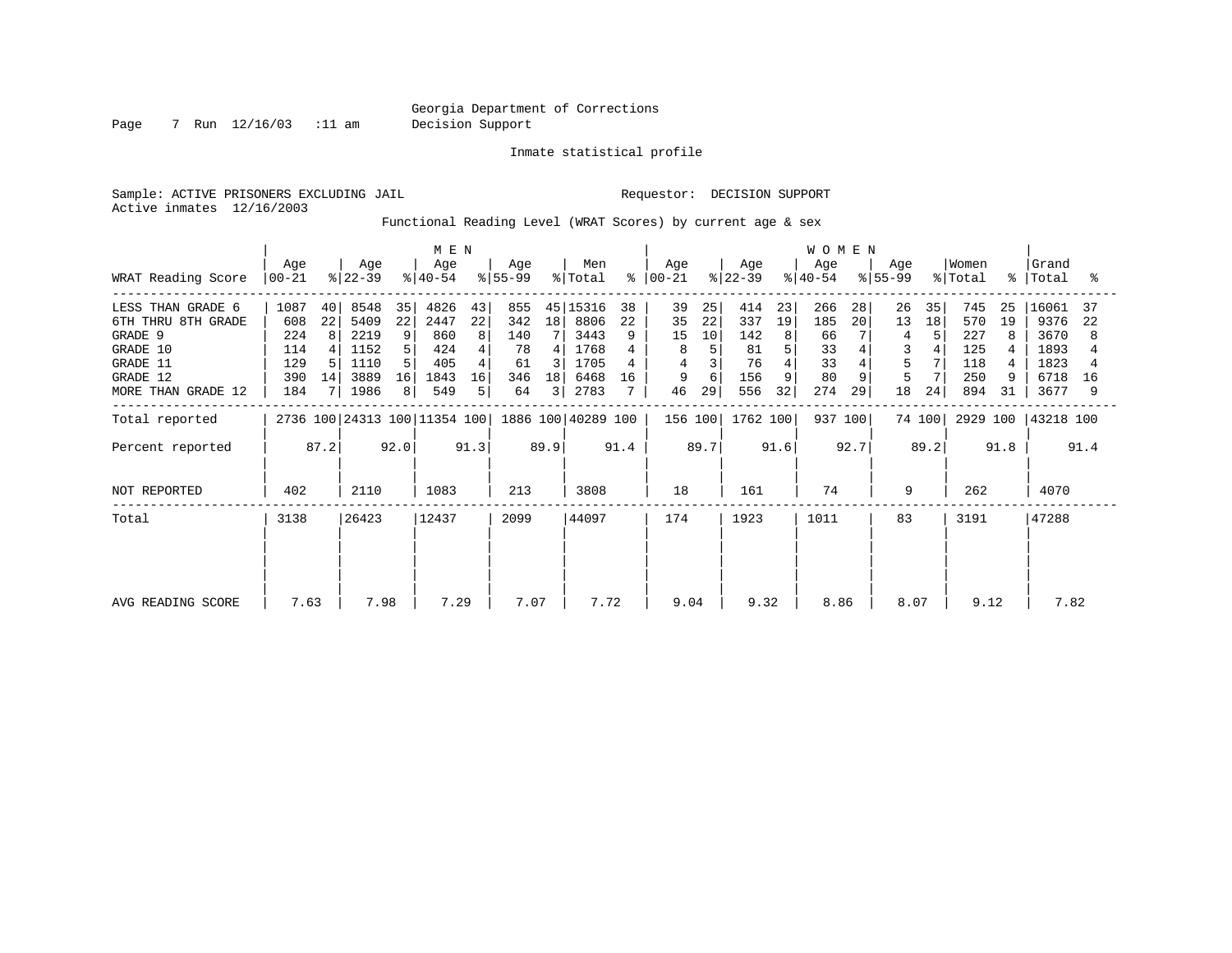Georgia Department of Corrections
Decision Support

Inmate statistical profile

Sample: ACTIVE PRISONERS EXCLUDING JAIL

Requestor: DECISION SUPPORT

Active inmates 12/16/2003

Functional Reading Level (WRAT Scores) by current age & sex

| WRAT Reading Score | MEN Age 00-21 | % | Age 22-39 | % | Age 40-54 | % | Age 55-99 | % | Men Total | % | WOMEN Age 00-21 | % | Age 22-39 | % | Age 40-54 | % | Age 55-99 | % | Women Total | % | Grand Total | % |
|---|---|---|---|---|---|---|---|---|---|---|---|---|---|---|---|---|---|---|---|---|---|---|
| LESS THAN GRADE 6 | 1087 | 40 | 8548 | 35 | 4826 | 43 | 855 | 45 | 15316 | 38 | 39 | 25 | 414 | 23 | 266 | 28 | 26 | 35 | 745 | 25 | 16061 | 37 |
| 6TH THRU 8TH GRADE | 608 | 22 | 5409 | 22 | 2447 | 22 | 342 | 18 | 8806 | 22 | 35 | 22 | 337 | 19 | 185 | 20 | 13 | 18 | 570 | 19 | 9376 | 22 |
| GRADE 9 | 224 | 8 | 2219 | 9 | 860 | 8 | 140 | 7 | 3443 | 9 | 15 | 10 | 142 | 8 | 66 | 7 | 4 | 5 | 227 | 8 | 3670 | 8 |
| GRADE 10 | 114 | 4 | 1152 | 5 | 424 | 4 | 78 | 4 | 1768 | 4 | 8 | 5 | 81 | 5 | 33 | 4 | 3 | 4 | 125 | 4 | 1893 | 4 |
| GRADE 11 | 129 | 5 | 1110 | 5 | 405 | 4 | 61 | 3 | 1705 | 4 | 4 | 3 | 76 | 4 | 33 | 4 | 5 | 7 | 118 | 4 | 1823 | 4 |
| GRADE 12 | 390 | 14 | 3889 | 16 | 1843 | 16 | 346 | 18 | 6468 | 16 | 9 | 6 | 156 | 9 | 80 | 9 | 5 | 7 | 250 | 9 | 6718 | 16 |
| MORE THAN GRADE 12 | 184 | 7 | 1986 | 8 | 549 | 5 | 64 | 3 | 2783 | 7 | 46 | 29 | 556 | 32 | 274 | 29 | 18 | 24 | 894 | 31 | 3677 | 9 |
| Total reported | 2736 | 100 | 24313 | 100 | 11354 | 100 | 1886 | 100 | 40289 | 100 | 156 | 100 | 1762 | 100 | 937 | 100 | 74 | 100 | 2929 | 100 | 43218 | 100 |
| Percent reported | | 87.2 | | 92.0 | | 91.3 | | 89.9 | | 91.4 | | 89.7 | | 91.6 | | 92.7 | | 89.2 | | 91.8 | | 91.4 |
| NOT REPORTED | 402 | | 2110 | | 1083 | | 213 | | 3808 | | 18 | | 161 | | 74 | | 9 | | 262 | | 4070 | |
| Total | 3138 | | 26423 | | 12437 | | 2099 | | 44097 | | 174 | | 1923 | | 1011 | | 83 | | 3191 | | 47288 | |
| AVG READING SCORE | 7.63 | | 7.98 | | 7.29 | | 7.07 | | 7.72 | | 9.04 | | 9.32 | | 8.86 | | 8.07 | | 9.12 | | 7.82 | |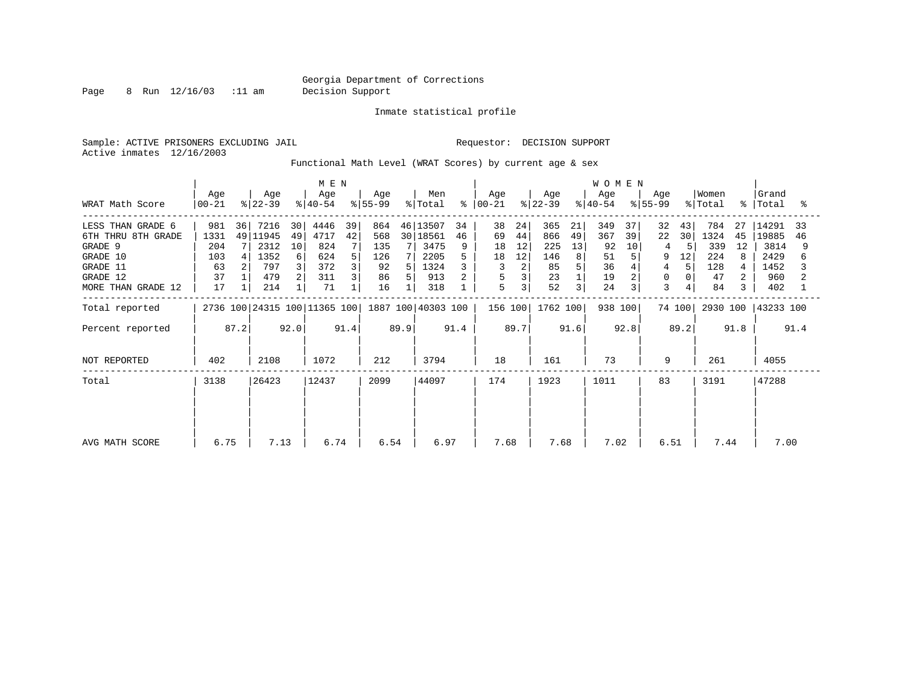Georgia Department of Corrections
Decision Support

Inmate statistical profile

Sample: ACTIVE PRISONERS EXCLUDING JAIL    Requestor: DECISION SUPPORT
Active inmates 12/16/2003

Functional Math Level (WRAT Scores) by current age & sex

| WRAT Math Score | MEN Age 00-21 | % | Age 22-39 | % | Age 40-54 | % | Age 55-99 | % | Men Total | % | WOMEN Age 00-21 | % | Age 22-39 | % | Age 40-54 | % | Age 55-99 | % | Women Total | % | Grand Total | % |
|---|---|---|---|---|---|---|---|---|---|---|---|---|---|---|---|---|---|---|---|---|---|---|
| LESS THAN GRADE 6 | 981 | 36 | 7216 | 30 | 4446 | 39 | 864 | 46 | 13507 | 34 | 38 | 24 | 365 | 21 | 349 | 37 | 32 | 43 | 784 | 27 | 14291 | 33 |
| 6TH THRU 8TH GRADE | 1331 | 49 | 11945 | 49 | 4717 | 42 | 568 | 30 | 18561 | 46 | 69 | 44 | 866 | 49 | 367 | 39 | 22 | 30 | 1324 | 45 | 19885 | 46 |
| GRADE 9 | 204 | 7 | 2312 | 10 | 824 | 7 | 135 | 7 | 3475 | 9 | 18 | 12 | 225 | 13 | 92 | 10 | 4 | 5 | 339 | 12 | 3814 | 9 |
| GRADE 10 | 103 | 4 | 1352 | 6 | 624 | 5 | 126 | 7 | 2205 | 5 | 18 | 12 | 146 | 8 | 51 | 5 | 9 | 12 | 224 | 8 | 2429 | 6 |
| GRADE 11 | 63 | 2 | 797 | 3 | 372 | 3 | 92 | 5 | 1324 | 3 | 3 | 2 | 85 | 5 | 36 | 4 | 4 | 5 | 128 | 4 | 1452 | 3 |
| GRADE 12 | 37 | 1 | 479 | 2 | 311 | 3 | 86 | 5 | 913 | 2 | 5 | 3 | 23 | 1 | 19 | 2 | 0 | 0 | 47 | 2 | 960 | 2 |
| MORE THAN GRADE 12 | 17 | 1 | 214 | 1 | 71 | 1 | 16 | 1 | 318 | 1 | 5 | 3 | 52 | 3 | 24 | 3 | 3 | 4 | 84 | 3 | 402 | 1 |
| Total reported | 2736 | 100 | 24315 | 100 | 11365 | 100 | 1887 | 100 | 40303 | 100 | 156 | 100 | 1762 | 100 | 938 | 100 | 74 | 100 | 2930 | 100 | 43233 | 100 |
| Percent reported | | 87.2 | | 92.0 | | 91.4 | | 89.9 | | 91.4 | | 89.7 | | 91.6 | | 92.8 | | 89.2 | | 91.8 | | 91.4 |
| NOT REPORTED | 402 | | 2108 | | 1072 | | 212 | | 3794 | | 18 | | 161 | | 73 | | 9 | | 261 | | 4055 | |
| Total | 3138 | | 26423 | | 12437 | | 2099 | | 44097 | | 174 | | 1923 | | 1011 | | 83 | | 3191 | | 47288 | |
| AVG MATH SCORE | 6.75 | | 7.13 | | 6.74 | | 6.54 | | 6.97 | | 7.68 | | 7.68 | | 7.02 | | 6.51 | | 7.44 | | 7.00 | |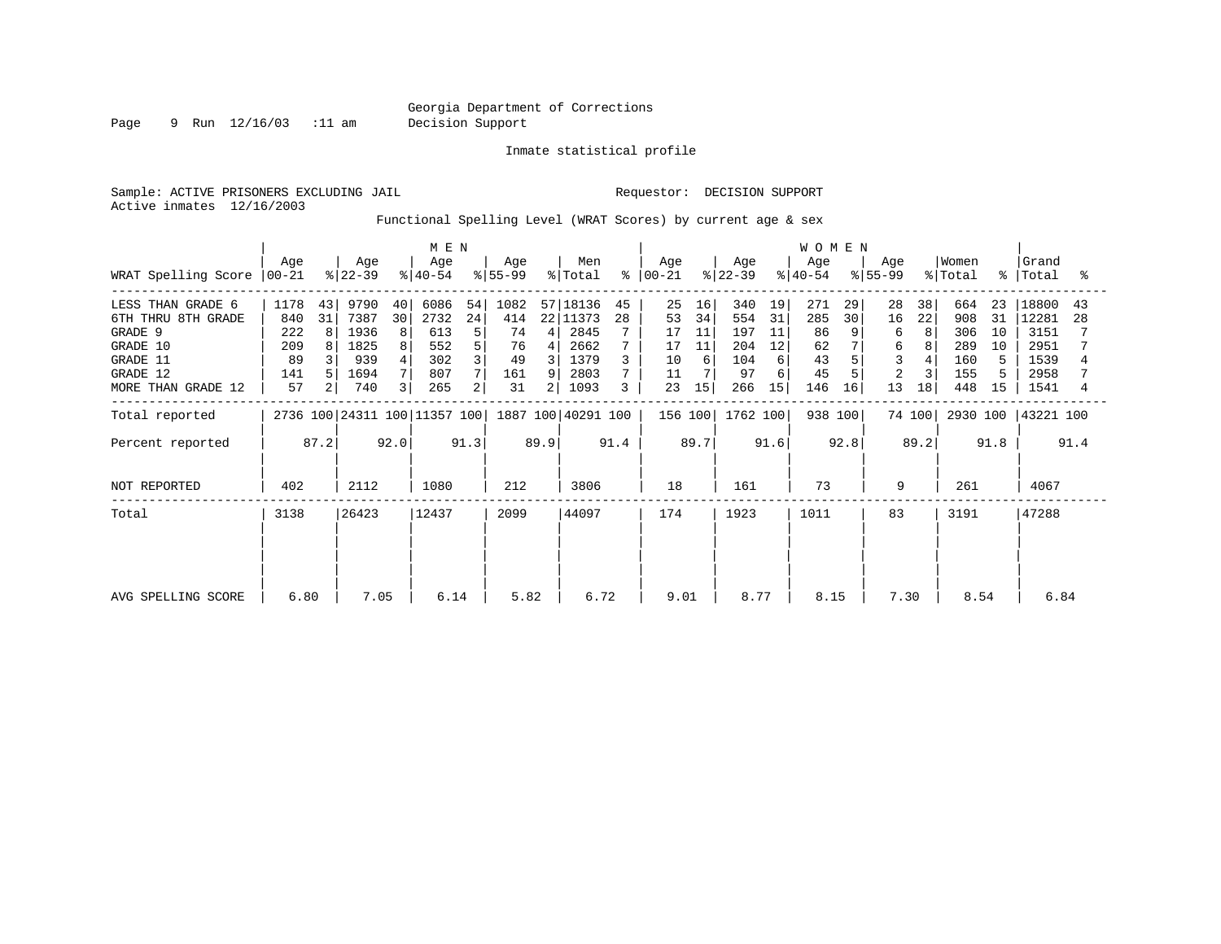Georgia Department of Corrections
Decision Support

Inmate statistical profile

Sample: ACTIVE PRISONERS EXCLUDING JAIL

Requestor: DECISION SUPPORT

Active inmates 12/16/2003

Functional Spelling Level (WRAT Scores) by current age & sex

| WRAT Spelling Score | MEN Age 00-21 | % | Age 22-39 | % | Age 40-54 | % | Age 55-99 | % | Men Total | % | WOMEN Age 00-21 | % | Age 22-39 | % | Age 40-54 | % | Age 55-99 | % | Women Total | % | Grand Total | % |
|---|---|---|---|---|---|---|---|---|---|---|---|---|---|---|---|---|---|---|---|---|---|---|
| LESS THAN GRADE 6 | 1178 | 43 | 9790 | 40 | 6086 | 54 | 1082 | 57 | 18136 | 45 | 25 | 16 | 340 | 19 | 271 | 29 | 28 | 38 | 664 | 23 | 18800 | 43 |
| 6TH THRU 8TH GRADE | 840 | 31 | 7387 | 30 | 2732 | 24 | 414 | 22 | 11373 | 28 | 53 | 34 | 554 | 31 | 285 | 30 | 16 | 22 | 908 | 31 | 12281 | 28 |
| GRADE 9 | 222 | 8 | 1936 | 8 | 613 | 5 | 74 | 4 | 2845 | 7 | 17 | 11 | 197 | 11 | 86 | 9 | 6 | 8 | 306 | 10 | 3151 | 7 |
| GRADE 10 | 209 | 8 | 1825 | 8 | 552 | 5 | 76 | 4 | 2662 | 7 | 17 | 11 | 204 | 12 | 62 | 7 | 6 | 8 | 289 | 10 | 2951 | 7 |
| GRADE 11 | 89 | 3 | 939 | 4 | 302 | 3 | 49 | 3 | 1379 | 3 | 10 | 6 | 104 | 6 | 43 | 5 | 3 | 4 | 160 | 5 | 1539 | 4 |
| GRADE 12 | 141 | 5 | 1694 | 7 | 807 | 7 | 161 | 9 | 2803 | 7 | 11 | 7 | 97 | 6 | 45 | 5 | 2 | 3 | 155 | 5 | 2958 | 7 |
| MORE THAN GRADE 12 | 57 | 2 | 740 | 3 | 265 | 2 | 31 | 2 | 1093 | 3 | 23 | 15 | 266 | 15 | 146 | 16 | 13 | 18 | 448 | 15 | 1541 | 4 |
| Total reported | 2736 | 100 | 24311 | 100 | 11357 | 100 | 1887 | 100 | 40291 | 100 | 156 | 100 | 1762 | 100 | 938 | 100 | 74 | 100 | 2930 | 100 | 43221 | 100 |
| Percent reported | | 87.2 | | 92.0 | | 91.3 | | 89.9 | | 91.4 | | 89.7 | | 91.6 | | 92.8 | | 89.2 | | 91.8 | | 91.4 |
| NOT REPORTED | 402 | | 2112 | | 1080 | | 212 | | 3806 | | 18 | | 161 | | 73 | | 9 | | 261 | | 4067 | |
| Total | 3138 | | 26423 | | 12437 | | 2099 | | 44097 | | 174 | | 1923 | | 1011 | | 83 | | 3191 | | 47288 | |
| AVG SPELLING SCORE | 6.80 | | 7.05 | | 6.14 | | 5.82 | | 6.72 | | 9.01 | | 8.77 | | 8.15 | | 7.30 | | 8.54 | | 6.84 | |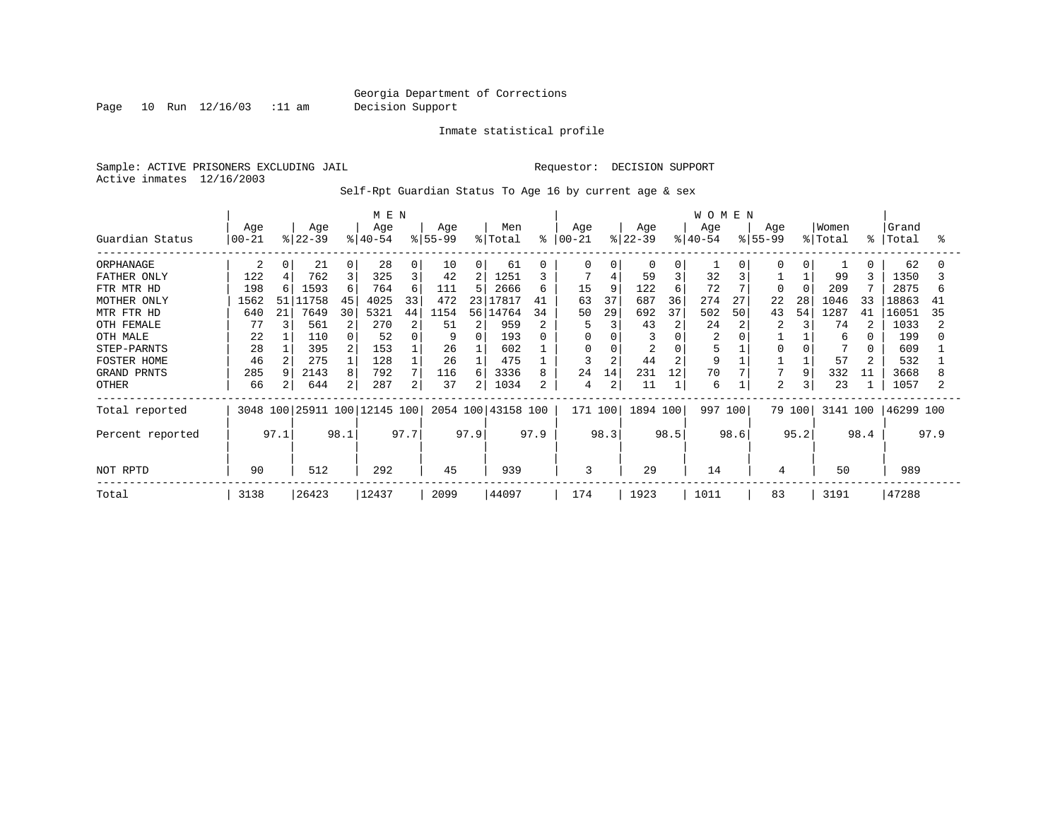Georgia Department of Corrections
Decision Support

Inmate statistical profile

Sample: ACTIVE PRISONERS EXCLUDING JAIL

Requestor: DECISION SUPPORT

Active inmates 12/16/2003

Self-Rpt Guardian Status To Age 16 by current age & sex

| | MEN | | | | | | | | | | WOMEN | | | | | | | | | | | |
|---|---|---|---|---|---|---|---|---|---|---|---|---|---|---|---|---|---|---|---|---|---|---|
| Guardian Status | Age 00-21 | % | Age 22-39 | % | Age 40-54 | % | Age 55-99 | % | Men Total | % | Age 00-21 | % | Age 22-39 | % | Age 40-54 | % | Age 55-99 | % | Women Total | % | Grand Total | % |
| ORPHANAGE | 2 | 0 | 21 | 0 | 28 | 0 | 10 | 0 | 61 | 0 | 0 | 0 | 0 | 0 | 1 | 0 | 0 | 0 | 1 | 0 | 62 | 0 |
| FATHER ONLY | 122 | 4 | 762 | 3 | 325 | 3 | 42 | 2 | 1251 | 3 | 7 | 4 | 59 | 3 | 32 | 3 | 1 | 1 | 99 | 3 | 1350 | 3 |
| FTR MTR HD | 198 | 6 | 1593 | 6 | 764 | 6 | 111 | 5 | 2666 | 6 | 15 | 9 | 122 | 6 | 72 | 7 | 0 | 0 | 209 | 7 | 2875 | 6 |
| MOTHER ONLY | 1562 | 51 | 11758 | 45 | 4025 | 33 | 472 | 23 | 17817 | 41 | 63 | 37 | 687 | 36 | 274 | 27 | 22 | 28 | 1046 | 33 | 18863 | 41 |
| MTR FTR HD | 640 | 21 | 7649 | 30 | 5321 | 44 | 1154 | 56 | 14764 | 34 | 50 | 29 | 692 | 37 | 502 | 50 | 43 | 54 | 1287 | 41 | 16051 | 35 |
| OTH FEMALE | 77 | 3 | 561 | 2 | 270 | 2 | 51 | 2 | 959 | 2 | 5 | 3 | 43 | 2 | 24 | 2 | 2 | 3 | 74 | 2 | 1033 | 2 |
| OTH MALE | 22 | 1 | 110 | 0 | 52 | 0 | 9 | 0 | 193 | 0 | 0 | 0 | 3 | 0 | 2 | 0 | 1 | 1 | 6 | 0 | 199 | 0 |
| STEP-PARNTS | 28 | 1 | 395 | 2 | 153 | 1 | 26 | 1 | 602 | 1 | 0 | 0 | 2 | 0 | 5 | 1 | 0 | 0 | 7 | 0 | 609 | 1 |
| FOSTER HOME | 46 | 2 | 275 | 1 | 128 | 1 | 26 | 1 | 475 | 1 | 3 | 2 | 44 | 2 | 9 | 1 | 1 | 1 | 57 | 2 | 532 | 1 |
| GRAND PRNTS | 285 | 9 | 2143 | 8 | 792 | 7 | 116 | 6 | 3336 | 8 | 24 | 14 | 231 | 12 | 70 | 7 | 7 | 9 | 332 | 11 | 3668 | 8 |
| OTHER | 66 | 2 | 644 | 2 | 287 | 2 | 37 | 2 | 1034 | 2 | 4 | 2 | 11 | 1 | 6 | 1 | 2 | 3 | 23 | 1 | 1057 | 2 |
| Total reported | 3048 | 100 | 25911 | 100 | 12145 | 100 | 2054 | 100 | 43158 | 100 | 171 | 100 | 1894 | 100 | 997 | 100 | 79 | 100 | 3141 | 100 | 46299 | 100 |
| Percent reported | | 97.1 | | 98.1 | | 97.7 | | 97.9 | | 97.9 | | 98.3 | | 98.5 | | 98.6 | | 95.2 | | 98.4 | | 97.9 |
| NOT RPTD | 90 | | 512 | | 292 | | 45 | | 939 | | 3 | | 29 | | 14 | | 4 | | 50 | | 989 | |
| Total | 3138 | | 26423 | | 12437 | | 2099 | | 44097 | | 174 | | 1923 | | 1011 | | 83 | | 3191 | | 47288 | |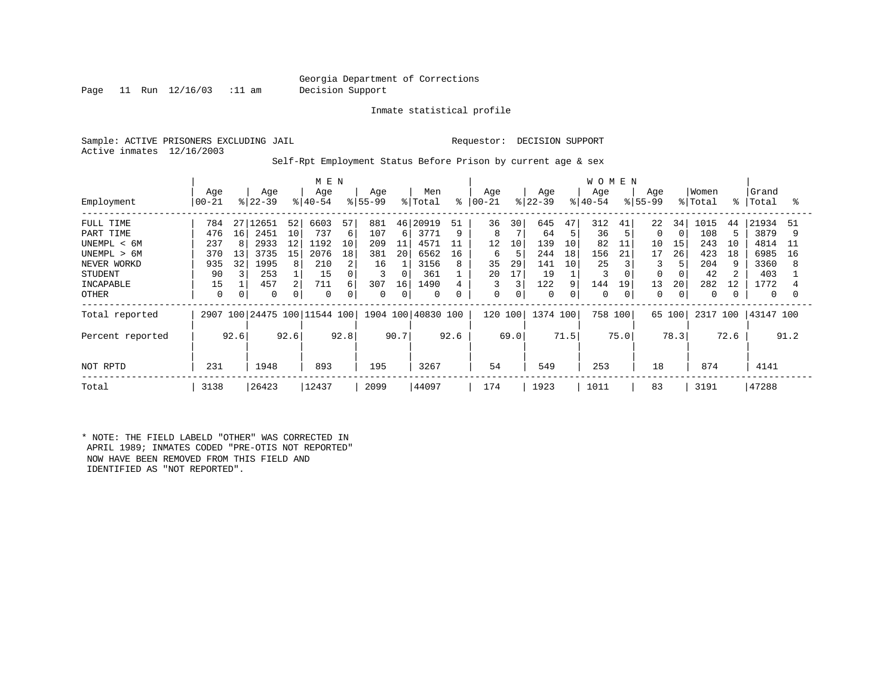Georgia Department of Corrections
Decision Support

Inmate statistical profile

Sample: ACTIVE PRISONERS EXCLUDING JAIL

Requestor: DECISION SUPPORT

Active inmates 12/16/2003

Self-Rpt Employment Status Before Prison by current age & sex

| Employment | MEN Age 00-21 | % | Age 22-39 | % | Age 40-54 | % | Age 55-99 | % | Men Total | % | WOMEN Age 00-21 | % | Age 22-39 | % | Age 40-54 | % | Age 55-99 | % | Women Total | % | Grand Total | % |
|---|---|---|---|---|---|---|---|---|---|---|---|---|---|---|---|---|---|---|---|---|---|---|
| FULL TIME | 784 | 27 | 12651 | 52 | 6603 | 57 | 881 | 46 | 20919 | 51 | 36 | 30 | 645 | 47 | 312 | 41 | 22 | 34 | 1015 | 44 | 21934 | 51 |
| PART TIME | 476 | 16 | 2451 | 10 | 737 | 6 | 107 | 6 | 3771 | 9 | 8 | 7 | 64 | 5 | 36 | 5 | 0 | 0 | 108 | 5 | 3879 | 9 |
| UNEMPL < 6M | 237 | 8 | 2933 | 12 | 1192 | 10 | 209 | 11 | 4571 | 11 | 12 | 10 | 139 | 10 | 82 | 11 | 10 | 15 | 243 | 10 | 4814 | 11 |
| UNEMPL > 6M | 370 | 13 | 3735 | 15 | 2076 | 18 | 381 | 20 | 6562 | 16 | 6 | 5 | 244 | 18 | 156 | 21 | 17 | 26 | 423 | 18 | 6985 | 16 |
| NEVER WORKD | 935 | 32 | 1995 | 8 | 210 | 2 | 16 | 1 | 3156 | 8 | 35 | 29 | 141 | 10 | 25 | 3 | 3 | 5 | 204 | 9 | 3360 | 8 |
| STUDENT | 90 | 3 | 253 | 1 | 15 | 0 | 3 | 0 | 361 | 1 | 20 | 17 | 19 | 1 | 3 | 0 | 0 | 0 | 42 | 2 | 403 | 1 |
| INCAPABLE | 15 | 1 | 457 | 2 | 711 | 6 | 307 | 16 | 1490 | 4 | 3 | 3 | 122 | 9 | 144 | 19 | 13 | 20 | 282 | 12 | 1772 | 4 |
| OTHER | 0 | 0 | 0 | 0 | 0 | 0 | 0 | 0 | 0 | 0 | 0 | 0 | 0 | 0 | 0 | 0 | 0 | 0 | 0 | 0 | 0 | 0 |
| Total reported | 2907 | 100 | 24475 | 100 | 11544 | 100 | 1904 | 100 | 40830 | 100 | 120 | 100 | 1374 | 100 | 758 | 100 | 65 | 100 | 2317 | 100 | 43147 | 100 |
| Percent reported | | 92.6 | | 92.6 | | 92.8 | | 90.7 | | 92.6 | | 69.0 | | 71.5 | | 75.0 | | 78.3 | | 72.6 | | 91.2 |
| NOT RPTD | 231 | | 1948 | | 893 | | 195 | | 3267 | | 54 | | 549 | | 253 | | 18 | | 874 | | 4141 | |
| Total | 3138 | | 26423 | | 12437 | | 2099 | | 44097 | | 174 | | 1923 | | 1011 | | 83 | | 3191 | | 47288 | |

* NOTE: THE FIELD LABELD "OTHER" WAS CORRECTED IN APRIL 1989; INMATES CODED "PRE-OTIS NOT REPORTED" NOW HAVE BEEN REMOVED FROM THIS FIELD AND IDENTIFIED AS "NOT REPORTED".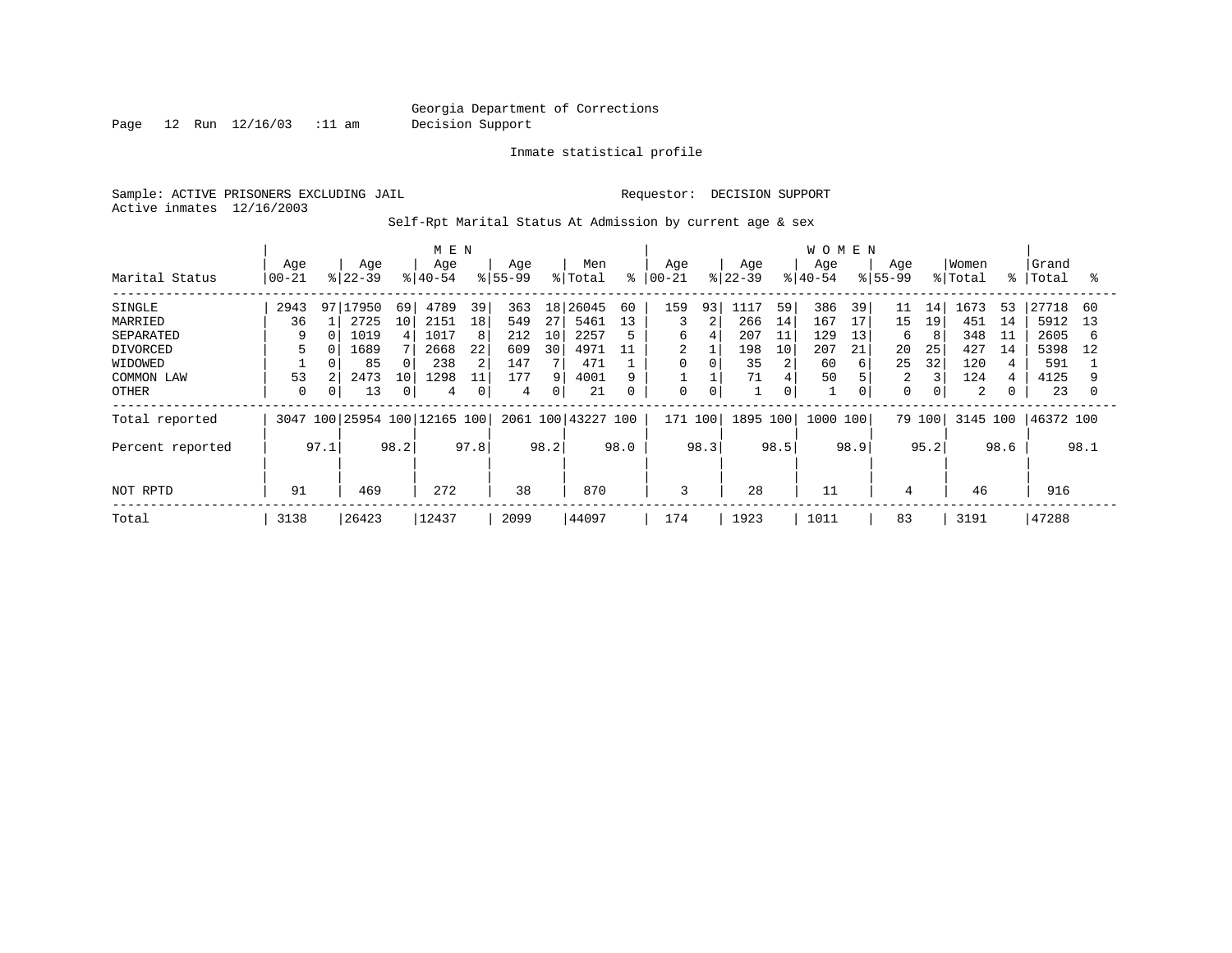Georgia Department of Corrections
Decision Support

Inmate statistical profile

Sample: ACTIVE PRISONERS EXCLUDING JAIL                    Requestor: DECISION SUPPORT
Active inmates 12/16/2003

Self-Rpt Marital Status At Admission by current age & sex

| Marital Status | MEN Age 00-21 | % | Age 22-39 | % | Age 40-54 | % | Age 55-99 | % | Men Total | % | WOMEN Age 00-21 | % | Age 22-39 | % | Age 40-54 | % | Age 55-99 | % | Women Total | % | Grand Total | % |
|---|---|---|---|---|---|---|---|---|---|---|---|---|---|---|---|---|---|---|---|---|---|---|
| SINGLE | 2943 | 97 | 17950 | 69 | 4789 | 39 | 363 | 18 | 26045 | 60 | 159 | 93 | 1117 | 59 | 386 | 39 | 11 | 14 | 1673 | 53 | 27718 | 60 |
| MARRIED | 36 | 1 | 2725 | 10 | 2151 | 18 | 549 | 27 | 5461 | 13 | 3 | 2 | 266 | 14 | 167 | 17 | 15 | 19 | 451 | 14 | 5912 | 13 |
| SEPARATED | 9 | 0 | 1019 | 4 | 1017 | 8 | 212 | 10 | 2257 | 5 | 6 | 4 | 207 | 11 | 129 | 13 | 6 | 8 | 348 | 11 | 2605 | 6 |
| DIVORCED | 5 | 0 | 1689 | 7 | 2668 | 22 | 609 | 30 | 4971 | 11 | 2 | 1 | 198 | 10 | 207 | 21 | 20 | 25 | 427 | 14 | 5398 | 12 |
| WIDOWED | 1 | 0 | 85 | 0 | 238 | 2 | 147 | 7 | 471 | 1 | 0 | 0 | 35 | 2 | 60 | 6 | 25 | 32 | 120 | 4 | 591 | 1 |
| COMMON LAW | 53 | 2 | 2473 | 10 | 1298 | 11 | 177 | 9 | 4001 | 9 | 1 | 1 | 71 | 4 | 50 | 5 | 2 | 3 | 124 | 4 | 4125 | 9 |
| OTHER | 0 | 0 | 13 | 0 | 4 | 0 | 4 | 0 | 21 | 0 | 0 | 0 | 1 | 0 | 1 | 0 | 0 | 0 | 2 | 0 | 23 | 0 |
| Total reported | 3047 | 100 | 25954 | 100 | 12165 | 100 | 2061 | 100 | 43227 | 100 | 171 | 100 | 1895 | 100 | 1000 | 100 | 79 | 100 | 3145 | 100 | 46372 | 100 |
| Percent reported | | 97.1 | | 98.2 | | 97.8 | | 98.2 | | 98.0 | | 98.3 | | 98.5 | | 98.9 | | 95.2 | | 98.6 | | 98.1 |
| NOT RPTD | 91 | | 469 | | 272 | | 38 | | 870 | | 3 | | 28 | | 11 | | 4 | | 46 | | 916 | |
| Total | 3138 | | 26423 | | 12437 | | 2099 | | 44097 | | 174 | | 1923 | | 1011 | | 83 | | 3191 | | 47288 | |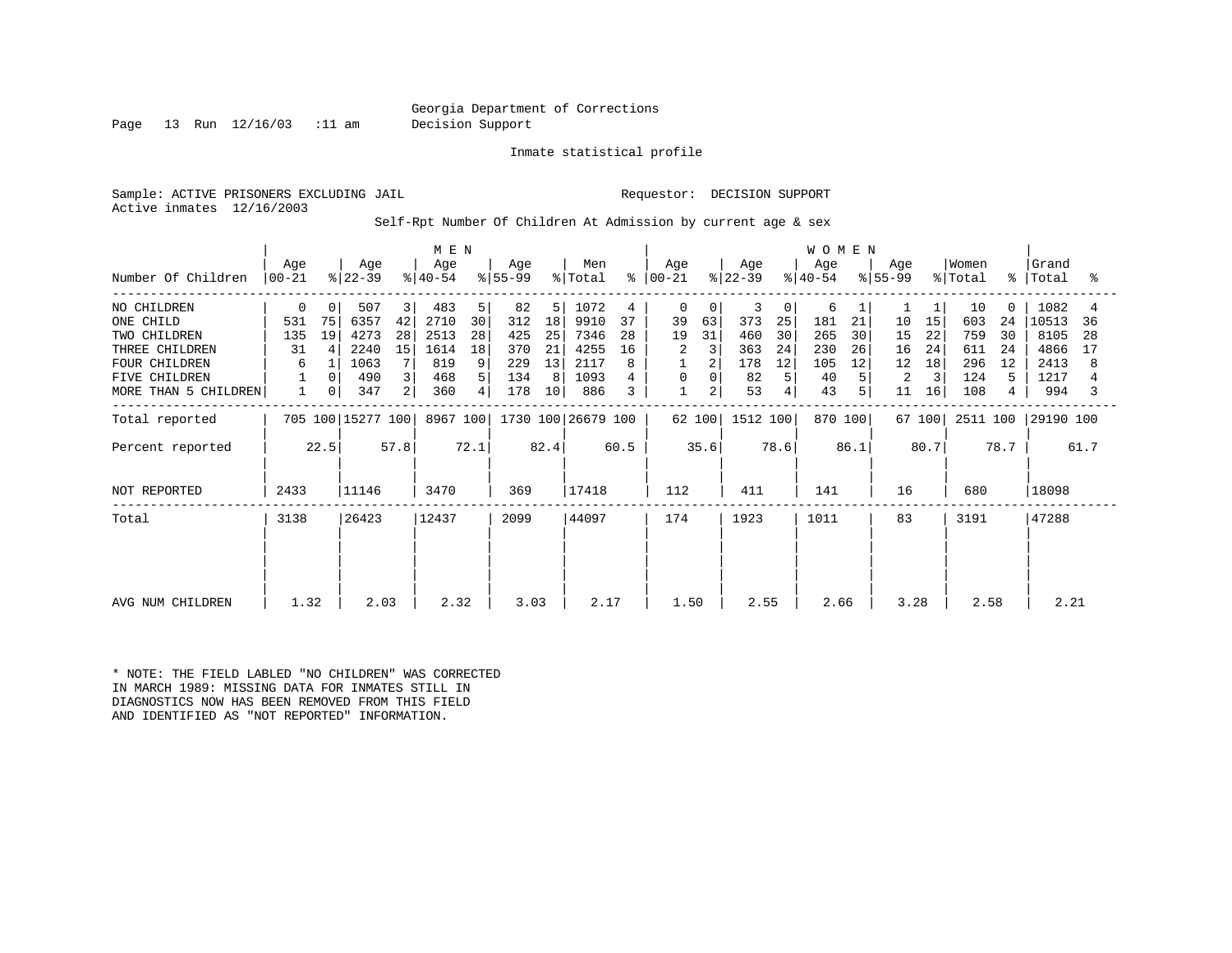Georgia Department of Corrections
Decision Support

Inmate statistical profile

Sample: ACTIVE PRISONERS EXCLUDING JAIL

Requestor: DECISION SUPPORT

Active inmates 12/16/2003

Self-Rpt Number Of Children At Admission by current age & sex

| Number Of Children | MEN Age 00-21 | % | MEN Age 22-39 | % | MEN Age 40-54 | % | MEN Age 55-99 | % | Men Total | % | WOMEN Age 00-21 | % | WOMEN Age 22-39 | % | WOMEN Age 40-54 | % | WOMEN Age 55-99 | % | Women Total | % | Grand Total | % |
|---|---|---|---|---|---|---|---|---|---|---|---|---|---|---|---|---|---|---|---|---|---|---|
| NO CHILDREN | 0 | 0 | 507 | 3 | 483 | 5 | 82 | 5 | 1072 | 4 | 0 | 0 | 3 | 0 | 6 | 1 | 1 | 1 | 10 | 0 | 1082 | 4 |
| ONE CHILD | 531 | 75 | 6357 | 42 | 2710 | 30 | 312 | 18 | 9910 | 37 | 39 | 63 | 373 | 25 | 181 | 21 | 10 | 15 | 603 | 24 | 10513 | 36 |
| TWO CHILDREN | 135 | 19 | 4273 | 28 | 2513 | 28 | 425 | 25 | 7346 | 28 | 19 | 31 | 460 | 30 | 265 | 30 | 15 | 22 | 759 | 30 | 8105 | 28 |
| THREE CHILDREN | 31 | 4 | 2240 | 15 | 1614 | 18 | 370 | 21 | 4255 | 16 | 2 | 3 | 363 | 24 | 230 | 26 | 16 | 24 | 611 | 24 | 4866 | 17 |
| FOUR CHILDREN | 6 | 1 | 1063 | 7 | 819 | 9 | 229 | 13 | 2117 | 8 | 1 | 2 | 178 | 12 | 105 | 12 | 12 | 18 | 296 | 12 | 2413 | 8 |
| FIVE CHILDREN | 1 | 0 | 490 | 3 | 468 | 5 | 134 | 8 | 1093 | 4 | 0 | 0 | 82 | 5 | 40 | 5 | 2 | 3 | 124 | 5 | 1217 | 4 |
| MORE THAN 5 CHILDREN | 1 | 0 | 347 | 2 | 360 | 4 | 178 | 10 | 886 | 3 | 1 | 2 | 53 | 4 | 43 | 5 | 11 | 16 | 108 | 4 | 994 | 3 |
| Total reported | 705 | 100 | 15277 | 100 | 8967 | 100 | 1730 | 100 | 26679 | 100 | 62 | 100 | 1512 | 100 | 870 | 100 | 67 | 100 | 2511 | 100 | 29190 | 100 |
| Percent reported | | 22.5 | | 57.8 | | 72.1 | | 82.4 | | 60.5 | | 35.6 | | 78.6 | | 86.1 | | 80.7 | | 78.7 | | 61.7 |
| NOT REPORTED | 2433 | | 11146 | | 3470 | | 369 | | 17418 | | 112 | | 411 | | 141 | | 16 | | 680 | | 18098 | |
| Total | 3138 | | 26423 | | 12437 | | 2099 | | 44097 | | 174 | | 1923 | | 1011 | | 83 | | 3191 | | 47288 | |
| AVG NUM CHILDREN | 1.32 | | 2.03 | | 2.32 | | 3.03 | | 2.17 | | 1.50 | | 2.55 | | 2.66 | | 3.28 | | 2.58 | | 2.21 | |

* NOTE: THE FIELD LABLED "NO CHILDREN" WAS CORRECTED IN MARCH 1989: MISSING DATA FOR INMATES STILL IN DIAGNOSTICS NOW HAS BEEN REMOVED FROM THIS FIELD AND IDENTIFIED AS "NOT REPORTED" INFORMATION.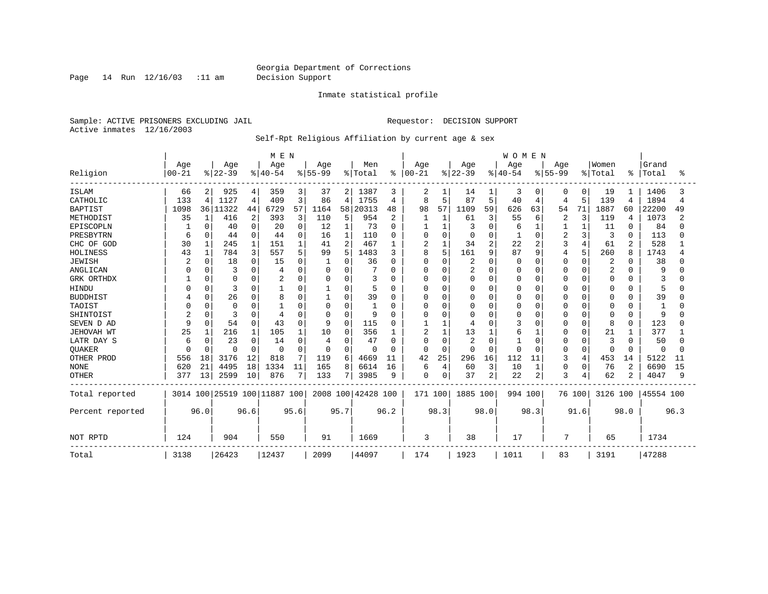Georgia Department of Corrections
Decision Support

Inmate statistical profile

Sample: ACTIVE PRISONERS EXCLUDING JAIL
Active inmates 12/16/2003

Requestor: DECISION SUPPORT

Self-Rpt Religious Affiliation by current age & sex

| Religion | MEN Age 00-21 | % | Age 22-39 | % | Age 40-54 | % | Age 55-99 | % | Men Total | % | WOMEN Age 00-21 | % | Age 22-39 | % | Age 40-54 | % | Age 55-99 | % | Women Total | % | Grand Total | % |
|---|---|---|---|---|---|---|---|---|---|---|---|---|---|---|---|---|---|---|---|---|---|---|
| ISLAM | 66 | 2 | 925 | 4 | 359 | 3 | 37 | 2 | 1387 | 3 | 2 | 1 | 14 | 1 | 3 | 0 | 0 | 0 | 19 | 1 | 1406 | 3 |
| CATHOLIC | 133 | 4 | 1127 | 4 | 409 | 3 | 86 | 4 | 1755 | 4 | 8 | 5 | 87 | 5 | 40 | 4 | 4 | 5 | 139 | 4 | 1894 | 4 |
| BAPTIST | 1098 | 36 | 11322 | 44 | 6729 | 57 | 1164 | 58 | 20313 | 48 | 98 | 57 | 1109 | 59 | 626 | 63 | 54 | 71 | 1887 | 60 | 22200 | 49 |
| METHODIST | 35 | 1 | 416 | 2 | 393 | 3 | 110 | 5 | 954 | 2 | 1 | 1 | 61 | 3 | 55 | 6 | 2 | 3 | 119 | 4 | 1073 | 2 |
| EPISCOPLN | 1 | 0 | 40 | 0 | 20 | 0 | 12 | 1 | 73 | 0 | 1 | 1 | 3 | 0 | 6 | 1 | 1 | 1 | 11 | 0 | 84 | 0 |
| PRESBYTRN | 6 | 0 | 44 | 0 | 44 | 0 | 16 | 1 | 110 | 0 | 0 | 0 | 0 | 0 | 1 | 0 | 2 | 3 | 3 | 0 | 113 | 0 |
| CHC OF GOD | 30 | 1 | 245 | 1 | 151 | 1 | 41 | 2 | 467 | 1 | 2 | 1 | 34 | 2 | 22 | 2 | 3 | 4 | 61 | 2 | 528 | 1 |
| HOLINESS | 43 | 1 | 784 | 3 | 557 | 5 | 99 | 5 | 1483 | 3 | 8 | 5 | 161 | 9 | 87 | 9 | 4 | 5 | 260 | 8 | 1743 | 4 |
| JEWISH | 2 | 0 | 18 | 0 | 15 | 0 | 1 | 0 | 36 | 0 | 0 | 0 | 2 | 0 | 0 | 0 | 0 | 0 | 2 | 0 | 38 | 0 |
| ANGLICAN | 0 | 0 | 3 | 0 | 4 | 0 | 0 | 0 | 7 | 0 | 0 | 0 | 2 | 0 | 0 | 0 | 0 | 0 | 2 | 0 | 9 | 0 |
| GRK ORTHDX | 1 | 0 | 0 | 0 | 2 | 0 | 0 | 0 | 3 | 0 | 0 | 0 | 0 | 0 | 0 | 0 | 0 | 0 | 0 | 0 | 3 | 0 |
| HINDU | 0 | 0 | 3 | 0 | 1 | 0 | 1 | 0 | 5 | 0 | 0 | 0 | 0 | 0 | 0 | 0 | 0 | 0 | 0 | 0 | 5 | 0 |
| BUDDHIST | 4 | 0 | 26 | 0 | 8 | 0 | 1 | 0 | 39 | 0 | 0 | 0 | 0 | 0 | 0 | 0 | 0 | 0 | 0 | 0 | 39 | 0 |
| TAOIST | 0 | 0 | 0 | 0 | 1 | 0 | 0 | 0 | 1 | 0 | 0 | 0 | 0 | 0 | 0 | 0 | 0 | 0 | 0 | 0 | 1 | 0 |
| SHINTOIST | 2 | 0 | 3 | 0 | 4 | 0 | 0 | 0 | 9 | 0 | 0 | 0 | 0 | 0 | 0 | 0 | 0 | 0 | 0 | 0 | 9 | 0 |
| SEVEN D AD | 9 | 0 | 54 | 0 | 43 | 0 | 9 | 0 | 115 | 0 | 1 | 1 | 4 | 0 | 3 | 0 | 0 | 0 | 8 | 0 | 123 | 0 |
| JEHOVAH WT | 25 | 1 | 216 | 1 | 105 | 1 | 10 | 0 | 356 | 1 | 2 | 1 | 13 | 1 | 6 | 1 | 0 | 0 | 21 | 1 | 377 | 1 |
| LATR DAY S | 6 | 0 | 23 | 0 | 14 | 0 | 4 | 0 | 47 | 0 | 0 | 0 | 2 | 0 | 1 | 0 | 0 | 0 | 3 | 0 | 50 | 0 |
| QUAKER | 0 | 0 | 0 | 0 | 0 | 0 | 0 | 0 | 0 | 0 | 0 | 0 | 0 | 0 | 0 | 0 | 0 | 0 | 0 | 0 | 0 | 0 |
| OTHER PROD | 556 | 18 | 3176 | 12 | 818 | 7 | 119 | 6 | 4669 | 11 | 42 | 25 | 296 | 16 | 112 | 11 | 3 | 4 | 453 | 14 | 5122 | 11 |
| NONE | 620 | 21 | 4495 | 18 | 1334 | 11 | 165 | 8 | 6614 | 16 | 6 | 4 | 60 | 3 | 10 | 1 | 0 | 0 | 76 | 2 | 6690 | 15 |
| OTHER | 377 | 13 | 2599 | 10 | 876 | 7 | 133 | 7 | 3985 | 9 | 0 | 0 | 37 | 2 | 22 | 2 | 3 | 4 | 62 | 2 | 4047 | 9 |
| Total reported | 3014 | 100 | 25519 | 100 | 11887 | 100 | 2008 | 100 | 42428 | 100 | 171 | 100 | 1885 | 100 | 994 | 100 | 76 | 100 | 3126 | 100 | 45554 | 100 |
| Percent reported | | 96.0 | | 96.6 | | 95.6 | | 95.7 | | 96.2 | | 98.3 | | 98.0 | | 98.3 | | 91.6 | | 98.0 | | 96.3 |
| NOT RPTD | 124 | | 904 | | 550 | | 91 | | 1669 | | 3 | | 38 | | 17 | | 7 | | 65 | | 1734 | |
| Total | 3138 | | 26423 | | 12437 | | 2099 | | 44097 | | 174 | | 1923 | | 1011 | | 83 | | 3191 | | 47288 | |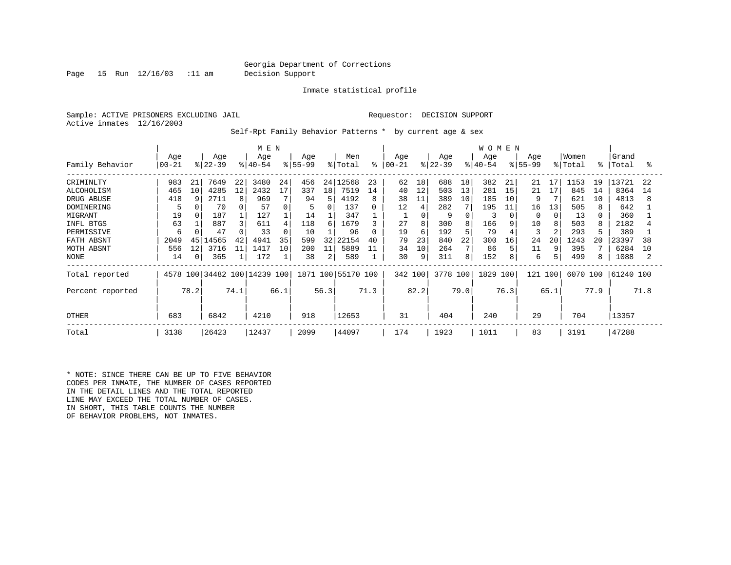Georgia Department of Corrections
Decision Support

Inmate statistical profile

Sample: ACTIVE PRISONERS EXCLUDING JAIL  Requestor: DECISION SUPPORT
Active inmates 12/16/2003

Self-Rpt Family Behavior Patterns * by current age & sex

| Family Behavior | MEN Age 00-21 | % | Age 22-39 | % | Age 40-54 | % | Age 55-99 | % | Men Total | % | WOMEN Age 00-21 | % | Age 22-39 | % | Age 40-54 | % | Age 55-99 | % | Women Total | % | Grand Total | % |
|---|---|---|---|---|---|---|---|---|---|---|---|---|---|---|---|---|---|---|---|---|---|---|
| CRIMINLTY | 983 | 21 | 7649 | 22 | 3480 | 24 | 456 | 24 | 12568 | 23 | 62 | 18 | 688 | 18 | 382 | 21 | 21 | 17 | 1153 | 19 | 13721 | 22 |
| ALCOHOLISM | 465 | 10 | 4285 | 12 | 2432 | 17 | 337 | 18 | 7519 | 14 | 40 | 12 | 503 | 13 | 281 | 15 | 21 | 17 | 845 | 14 | 8364 | 14 |
| DRUG ABUSE | 418 | 9 | 2711 | 8 | 969 | 7 | 94 | 5 | 4192 | 8 | 38 | 11 | 389 | 10 | 185 | 10 | 9 | 7 | 621 | 10 | 4813 | 8 |
| DOMINERING | 5 | 0 | 70 | 0 | 57 | 0 | 5 | 0 | 137 | 0 | 12 | 4 | 282 | 7 | 195 | 11 | 16 | 13 | 505 | 8 | 642 | 1 |
| MIGRANT | 19 | 0 | 187 | 1 | 127 | 1 | 14 | 1 | 347 | 1 | 1 | 0 | 9 | 0 | 3 | 0 | 0 | 0 | 13 | 0 | 360 | 1 |
| INFL BTGS | 63 | 1 | 887 | 3 | 611 | 4 | 118 | 6 | 1679 | 3 | 27 | 8 | 300 | 8 | 166 | 9 | 10 | 8 | 503 | 8 | 2182 | 4 |
| PERMISSIVE | 6 | 0 | 47 | 0 | 33 | 0 | 10 | 1 | 96 | 0 | 19 | 6 | 192 | 5 | 79 | 4 | 3 | 2 | 293 | 5 | 389 | 1 |
| FATH ABSNT | 2049 | 45 | 14565 | 42 | 4941 | 35 | 599 | 32 | 22154 | 40 | 79 | 23 | 840 | 22 | 300 | 16 | 24 | 20 | 1243 | 20 | 23397 | 38 |
| MOTH ABSNT | 556 | 12 | 3716 | 11 | 1417 | 10 | 200 | 11 | 5889 | 11 | 34 | 10 | 264 | 7 | 86 | 5 | 11 | 9 | 395 | 7 | 6284 | 10 |
| NONE | 14 | 0 | 365 | 1 | 172 | 1 | 38 | 2 | 589 | 1 | 30 | 9 | 311 | 8 | 152 | 8 | 6 | 5 | 499 | 8 | 1088 | 2 |
| Total reported | 4578 | 100 | 34482 | 100 | 14239 | 100 | 1871 | 100 | 55170 | 100 | 342 | 100 | 3778 | 100 | 1829 | 100 | 121 | 100 | 6070 | 100 | 61240 | 100 |
| Percent reported | | 78.2 | | 74.1 | | 66.1 | | 56.3 | | 71.3 | | 82.2 | | 79.0 | | 76.3 | | 65.1 | | 77.9 | | 71.8 |
| OTHER | 683 | | 6842 | | 4210 | | 918 | | 12653 | | 31 | | 404 | | 240 | | 29 | | 704 | | 13357 | |
| Total | 3138 | | 26423 | | 12437 | | 2099 | | 44097 | | 174 | | 1923 | | 1011 | | 83 | | 3191 | | 47288 | |

* NOTE: SINCE THERE CAN BE UP TO FIVE BEHAVIOR CODES PER INMATE, THE NUMBER OF CASES REPORTED IN THE DETAIL LINES AND THE TOTAL REPORTED LINE MAY EXCEED THE TOTAL NUMBER OF CASES. IN SHORT, THIS TABLE COUNTS THE NUMBER OF BEHAVIOR PROBLEMS, NOT INMATES.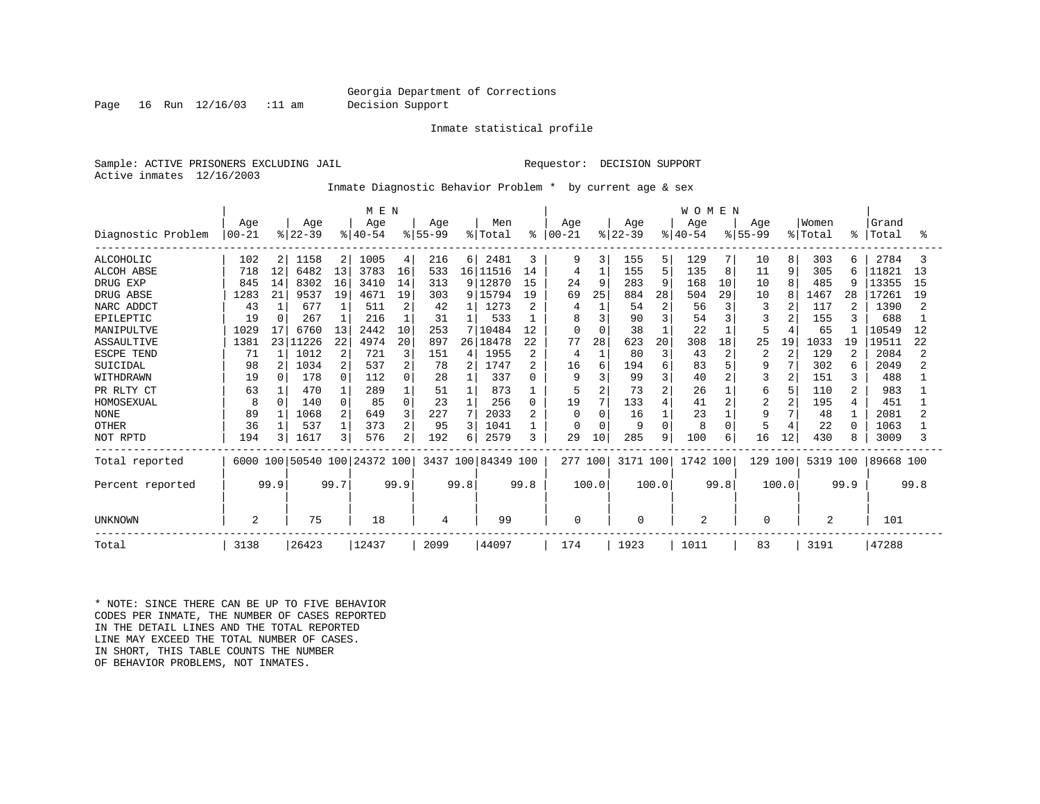Georgia Department of Corrections
Decision Support

Inmate statistical profile

Sample: ACTIVE PRISONERS EXCLUDING JAIL                    Requestor: DECISION SUPPORT
Active inmates 12/16/2003

Inmate Diagnostic Behavior Problem * by current age & sex

| Diagnostic Problem | MEN Age 00-21 | % | Age 22-39 | % | Age 40-54 | % | Age 55-99 | % | Men Total | % | WOMEN Age 00-21 | % | Age 22-39 | % | Age 40-54 | % | Age 55-99 | % | Women Total | % | Grand Total | % |
|---|---|---|---|---|---|---|---|---|---|---|---|---|---|---|---|---|---|---|---|---|---|---|
| ALCOHOLIC | 102 | 2 | 1158 | 2 | 1005 | 4 | 216 | 6 | 2481 | 3 | 9 | 3 | 155 | 5 | 129 | 7 | 10 | 8 | 303 | 6 | 2784 | 3 |
| ALCOH ABSE | 718 | 12 | 6482 | 13 | 3783 | 16 | 533 | 16 | 11516 | 14 | 4 | 1 | 155 | 5 | 135 | 8 | 11 | 9 | 305 | 6 | 11821 | 13 |
| DRUG EXP | 845 | 14 | 8302 | 16 | 3410 | 14 | 313 | 9 | 12870 | 15 | 24 | 9 | 283 | 9 | 168 | 10 | 10 | 8 | 485 | 9 | 13355 | 15 |
| DRUG ABSE | 1283 | 21 | 9537 | 19 | 4671 | 19 | 303 | 9 | 15794 | 19 | 69 | 25 | 884 | 28 | 504 | 29 | 10 | 8 | 1467 | 28 | 17261 | 19 |
| NARC ADDCT | 43 | 1 | 677 | 1 | 511 | 2 | 42 | 1 | 1273 | 2 | 4 | 1 | 54 | 2 | 56 | 3 | 3 | 2 | 117 | 2 | 1390 | 2 |
| EPILEPTIC | 19 | 0 | 267 | 1 | 216 | 1 | 31 | 1 | 533 | 1 | 8 | 3 | 90 | 3 | 54 | 3 | 3 | 2 | 155 | 3 | 688 | 1 |
| MANIPULTVE | 1029 | 17 | 6760 | 13 | 2442 | 10 | 253 | 7 | 10484 | 12 | 0 | 0 | 38 | 1 | 22 | 1 | 5 | 4 | 65 | 1 | 10549 | 12 |
| ASSAULTIVE | 1381 | 23 | 11226 | 22 | 4974 | 20 | 897 | 26 | 18478 | 22 | 77 | 28 | 623 | 20 | 308 | 18 | 25 | 19 | 1033 | 19 | 19511 | 22 |
| ESCPE TEND | 71 | 1 | 1012 | 2 | 721 | 3 | 151 | 4 | 1955 | 2 | 4 | 1 | 80 | 3 | 43 | 2 | 2 | 2 | 129 | 2 | 2084 | 2 |
| SUICIDAL | 98 | 2 | 1034 | 2 | 537 | 2 | 78 | 2 | 1747 | 2 | 16 | 6 | 194 | 6 | 83 | 5 | 9 | 7 | 302 | 6 | 2049 | 2 |
| WITHDRAWN | 19 | 0 | 178 | 0 | 112 | 0 | 28 | 1 | 337 | 0 | 9 | 3 | 99 | 3 | 40 | 2 | 3 | 2 | 151 | 3 | 488 | 1 |
| PR RLTY CT | 63 | 1 | 470 | 1 | 289 | 1 | 51 | 1 | 873 | 1 | 5 | 2 | 73 | 2 | 26 | 1 | 6 | 5 | 110 | 2 | 983 | 1 |
| HOMOSEXUAL | 8 | 0 | 140 | 0 | 85 | 0 | 23 | 1 | 256 | 0 | 19 | 7 | 133 | 4 | 41 | 2 | 2 | 2 | 195 | 4 | 451 | 1 |
| NONE | 89 | 1 | 1068 | 2 | 649 | 3 | 227 | 7 | 2033 | 2 | 0 | 0 | 16 | 1 | 23 | 1 | 9 | 7 | 48 | 1 | 2081 | 2 |
| OTHER | 36 | 1 | 537 | 1 | 373 | 2 | 95 | 3 | 1041 | 1 | 0 | 0 | 9 | 0 | 8 | 0 | 5 | 4 | 22 | 0 | 1063 | 1 |
| NOT RPTD | 194 | 3 | 1617 | 3 | 576 | 2 | 192 | 6 | 2579 | 3 | 29 | 10 | 285 | 9 | 100 | 6 | 16 | 12 | 430 | 8 | 3009 | 3 |
| Total reported | 6000 | 100 | 50540 | 100 | 24372 | 100 | 3437 | 100 | 84349 | 100 | 277 | 100 | 3171 | 100 | 1742 | 100 | 129 | 100 | 5319 | 100 | 89668 | 100 |
| Percent reported | | 99.9 | | 99.7 | | 99.9 | | 99.8 | | 99.8 | | 100.0 | | 100.0 | | 99.8 | | 100.0 | | 99.9 | | 99.8 |
| UNKNOWN | 2 | | 75 | | 18 | | 4 | | 99 | | 0 | | 0 | | 2 | | 0 | | 2 | | 101 | |
| Total | 3138 | | 26423 | | 12437 | | 2099 | | 44097 | | 174 | | 1923 | | 1011 | | 83 | | 3191 | | 47288 | |

* NOTE: SINCE THERE CAN BE UP TO FIVE BEHAVIOR CODES PER INMATE, THE NUMBER OF CASES REPORTED IN THE DETAIL LINES AND THE TOTAL REPORTED LINE MAY EXCEED THE TOTAL NUMBER OF CASES. IN SHORT, THIS TABLE COUNTS THE NUMBER OF BEHAVIOR PROBLEMS, NOT INMATES.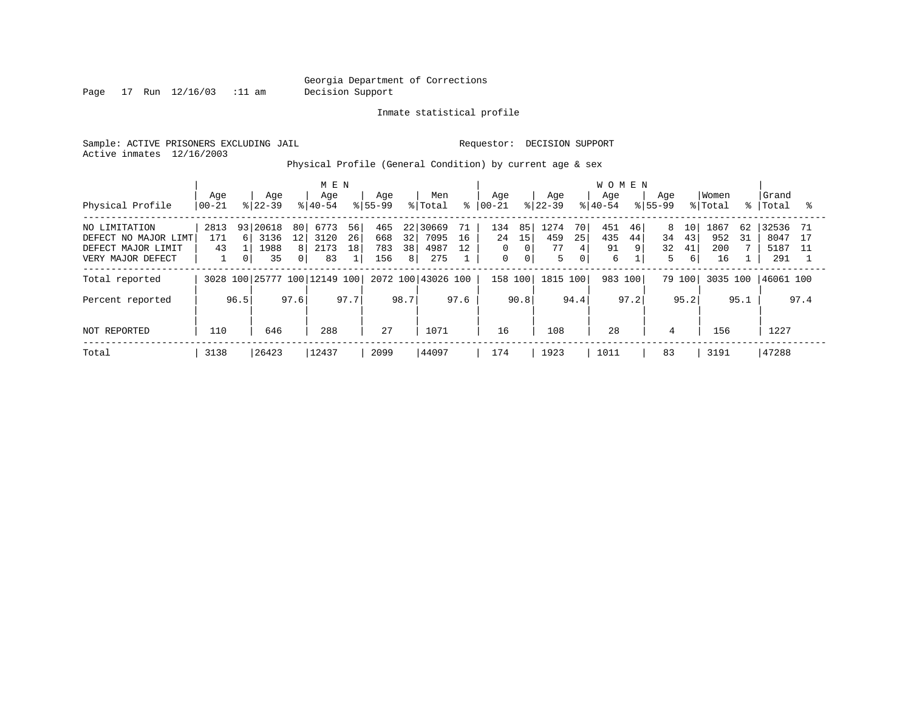Georgia Department of Corrections
Decision Support

Inmate statistical profile

Sample: ACTIVE PRISONERS EXCLUDING JAIL                    Requestor: DECISION SUPPORT
Active inmates 12/16/2003

Physical Profile (General Condition) by current age & sex

| Physical Profile | MEN Age 00-21 | % | Age 22-39 | % | Age 40-54 | % | Age 55-99 | % | Men Total | % | WOMEN Age 00-21 | % | Age 22-39 | % | Age 40-54 | % | Age 55-99 | % | Women Total | % | Grand Total | % |
|---|---|---|---|---|---|---|---|---|---|---|---|---|---|---|---|---|---|---|---|---|---|---|
| NO LIMITATION | 2813 | 93 | 20618 | 80 | 6773 | 56 | 465 | 22 | 30669 | 71 | 134 | 85 | 1274 | 70 | 451 | 46 | 8 | 10 | 1867 | 62 | 32536 | 71 |
| DEFECT NO MAJOR LIMT | 171 | 6 | 3136 | 12 | 3120 | 26 | 668 | 32 | 7095 | 16 | 24 | 15 | 459 | 25 | 435 | 44 | 34 | 43 | 952 | 31 | 8047 | 17 |
| DEFECT MAJOR LIMIT | 43 | 1 | 1988 | 8 | 2173 | 18 | 783 | 38 | 4987 | 12 | 0 | 0 | 77 | 4 | 91 | 9 | 32 | 41 | 200 | 7 | 5187 | 11 |
| VERY MAJOR DEFECT | 1 | 0 | 35 | 0 | 83 | 1 | 156 | 8 | 275 | 1 | 0 | 0 | 5 | 0 | 6 | 1 | 5 | 6 | 16 | 1 | 291 | 1 |
| Total reported | 3028 | 100 | 25777 | 100 | 12149 | 100 | 2072 | 100 | 43026 | 100 | 158 | 100 | 1815 | 100 | 983 | 100 | 79 | 100 | 3035 | 100 | 46061 | 100 |
| Percent reported | | 96.5 | | 97.6 | | 97.7 | | 98.7 | | 97.6 | | 90.8 | | 94.4 | | 97.2 | | 95.2 | | 95.1 | | 97.4 |
| NOT REPORTED | 110 | | 646 | | 288 | | 27 | | 1071 | | 16 | | 108 | | 28 | | 4 | | 156 | | 1227 | |
| Total | 3138 | | 26423 | | 12437 | | 2099 | | 44097 | | 174 | | 1923 | | 1011 | | 83 | | 3191 | | 47288 | |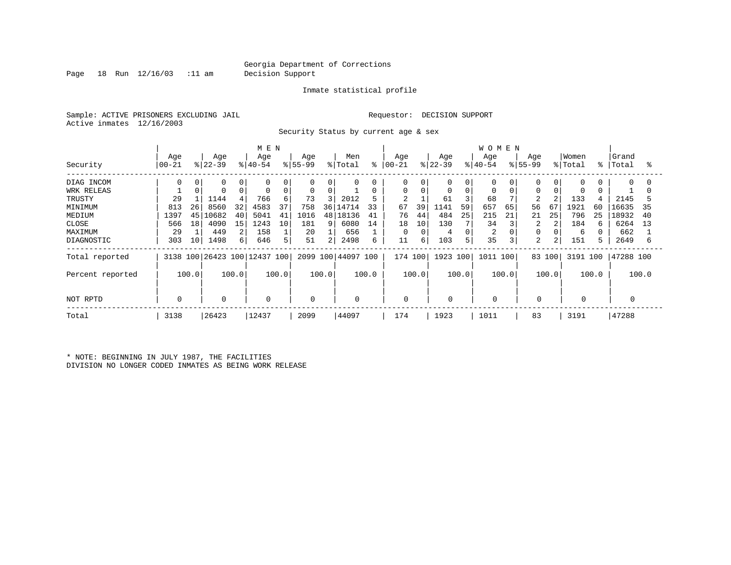Georgia Department of Corrections
Decision Support

Page 18 Run 12/16/03 :11 am

Inmate statistical profile

Sample: ACTIVE PRISONERS EXCLUDING JAIL

Requestor: DECISION SUPPORT

Active inmates 12/16/2003

Security Status by current age & sex

| Security | MEN Age 00-21 | % | Age 22-39 | % | Age 40-54 | % | Age 55-99 | % | Men Total | % | WOMEN Age 00-21 | % | Age 22-39 | % | Age 40-54 | % | Age 55-99 | % | Women Total | % | Grand Total | % |
|---|---|---|---|---|---|---|---|---|---|---|---|---|---|---|---|---|---|---|---|---|---|---|
| DIAG INCOM | 0 | 0 | 0 | 0 | 0 | 0 | 0 | 0 | 0 | 0 | 0 | 0 | 0 | 0 | 0 | 0 | 0 | 0 | 0 | 0 | 0 | 0 |
| WRK RELEAS | 1 | 0 | 0 | 0 | 0 | 0 | 0 | 0 | 1 | 0 | 0 | 0 | 0 | 0 | 0 | 0 | 0 | 0 | 0 | 0 | 1 | 0 |
| TRUSTY | 29 | 1 | 1144 | 4 | 766 | 6 | 73 | 3 | 2012 | 5 | 2 | 1 | 61 | 3 | 68 | 7 | 2 | 2 | 133 | 4 | 2145 | 5 |
| MINIMUM | 813 | 26 | 8560 | 32 | 4583 | 37 | 758 | 36 | 14714 | 33 | 67 | 39 | 1141 | 59 | 657 | 65 | 56 | 67 | 1921 | 60 | 16635 | 35 |
| MEDIUM | 1397 | 45 | 10682 | 40 | 5041 | 41 | 1016 | 48 | 18136 | 41 | 76 | 44 | 484 | 25 | 215 | 21 | 21 | 25 | 796 | 25 | 18932 | 40 |
| CLOSE | 566 | 18 | 4090 | 15 | 1243 | 10 | 181 | 9 | 6080 | 14 | 18 | 10 | 130 | 7 | 34 | 3 | 2 | 2 | 184 | 6 | 6264 | 13 |
| MAXIMUM | 29 | 1 | 449 | 2 | 158 | 1 | 20 | 1 | 656 | 1 | 0 | 0 | 4 | 0 | 2 | 0 | 0 | 0 | 6 | 0 | 662 | 1 |
| DIAGNOSTIC | 303 | 10 | 1498 | 6 | 646 | 5 | 51 | 2 | 2498 | 6 | 11 | 6 | 103 | 5 | 35 | 3 | 2 | 2 | 151 | 5 | 2649 | 6 |
| Total reported | 3138 | 100 | 26423 | 100 | 12437 | 100 | 2099 | 100 | 44097 | 100 | 174 | 100 | 1923 | 100 | 1011 | 100 | 83 | 100 | 3191 | 100 | 47288 | 100 |
| Percent reported | | 100.0 | | 100.0 | | 100.0 | | 100.0 | | 100.0 | | 100.0 | | 100.0 | | 100.0 | | 100.0 | | 100.0 | | 100.0 |
| NOT RPTD | 0 | | 0 | | 0 | | 0 | | 0 | | 0 | | 0 | | 0 | | 0 | | 0 | | 0 | |
| Total | 3138 | | 26423 | | 12437 | | 2099 | | 44097 | | 174 | | 1923 | | 1011 | | 83 | | 3191 | | 47288 | |

* NOTE: BEGINNING IN JULY 1987, THE FACILITIES DIVISION NO LONGER CODED INMATES AS BEING WORK RELEASE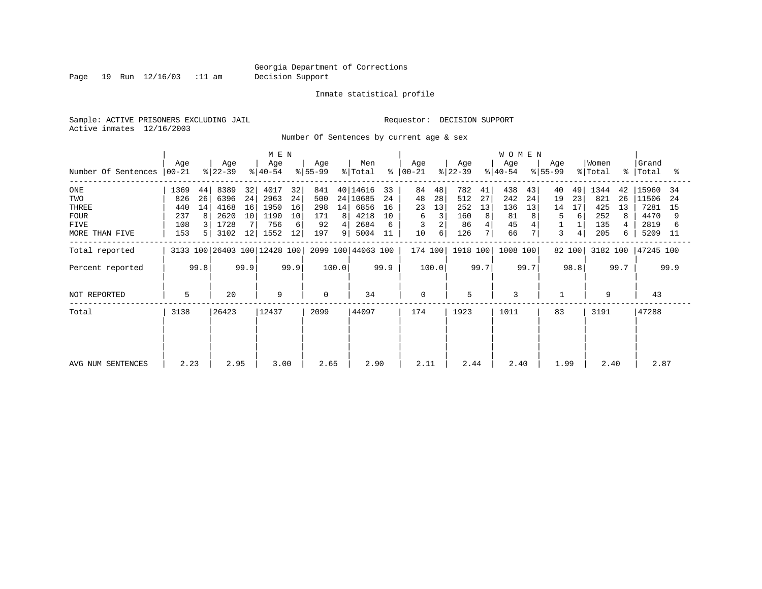Georgia Department of Corrections
Decision Support

Inmate statistical profile

Sample: ACTIVE PRISONERS EXCLUDING JAIL    Requestor: DECISION SUPPORT
Active inmates 12/16/2003

Number Of Sentences by current age & sex

| Number Of Sentences | MEN Age 00-21 | % | Age 22-39 | % | Age 40-54 | % | Age 55-99 | % | Men Total | % | WOMEN Age 00-21 | % | Age 22-39 | % | Age 40-54 | % | Age 55-99 | % | Women Total | % | Grand Total | % |
|---|---|---|---|---|---|---|---|---|---|---|---|---|---|---|---|---|---|---|---|---|---|---|
| ONE | 1369 | 44 | 8389 | 32 | 4017 | 32 | 841 | 40 | 14616 | 33 | 84 | 48 | 782 | 41 | 438 | 43 | 40 | 49 | 1344 | 42 | 15960 | 34 |
| TWO | 826 | 26 | 6396 | 24 | 2963 | 24 | 500 | 24 | 10685 | 24 | 48 | 28 | 512 | 27 | 242 | 24 | 19 | 23 | 821 | 26 | 11506 | 24 |
| THREE | 440 | 14 | 4168 | 16 | 1950 | 16 | 298 | 14 | 6856 | 16 | 23 | 13 | 252 | 13 | 136 | 13 | 14 | 17 | 425 | 13 | 7281 | 15 |
| FOUR | 237 | 8 | 2620 | 10 | 1190 | 10 | 171 | 8 | 4218 | 10 | 6 | 3 | 160 | 8 | 81 | 8 | 5 | 6 | 252 | 8 | 4470 | 9 |
| FIVE | 108 | 3 | 1728 | 7 | 756 | 6 | 92 | 4 | 2684 | 6 | 3 | 2 | 86 | 4 | 45 | 4 | 1 | 1 | 135 | 4 | 2819 | 6 |
| MORE THAN FIVE | 153 | 5 | 3102 | 12 | 1552 | 12 | 197 | 9 | 5004 | 11 | 10 | 6 | 126 | 7 | 66 | 7 | 3 | 4 | 205 | 6 | 5209 | 11 |
| Total reported | 3133 | 100 | 26403 | 100 | 12428 | 100 | 2099 | 100 | 44063 | 100 | 174 | 100 | 1918 | 100 | 1008 | 100 | 82 | 100 | 3182 | 100 | 47245 | 100 |
| Percent reported | | 99.8 | | 99.9 | | 99.9 | | 100.0 | | 99.9 | | 100.0 | | 99.7 | | 99.7 | | 98.8 | | 99.7 | | 99.9 |
| NOT REPORTED | 5 | | 20 | | 9 | | 0 | | 34 | | 0 | | 5 | | 3 | | 1 | | 9 | | 43 | |
| Total | 3138 | | 26423 | | 12437 | | 2099 | | 44097 | | 174 | | 1923 | | 1011 | | 83 | | 3191 | | 47288 | |
| AVG NUM SENTENCES | 2.23 | | 2.95 | | 3.00 | | 2.65 | | 2.90 | | 2.11 | | 2.44 | | 2.40 | | 1.99 | | 2.40 | | 2.87 | |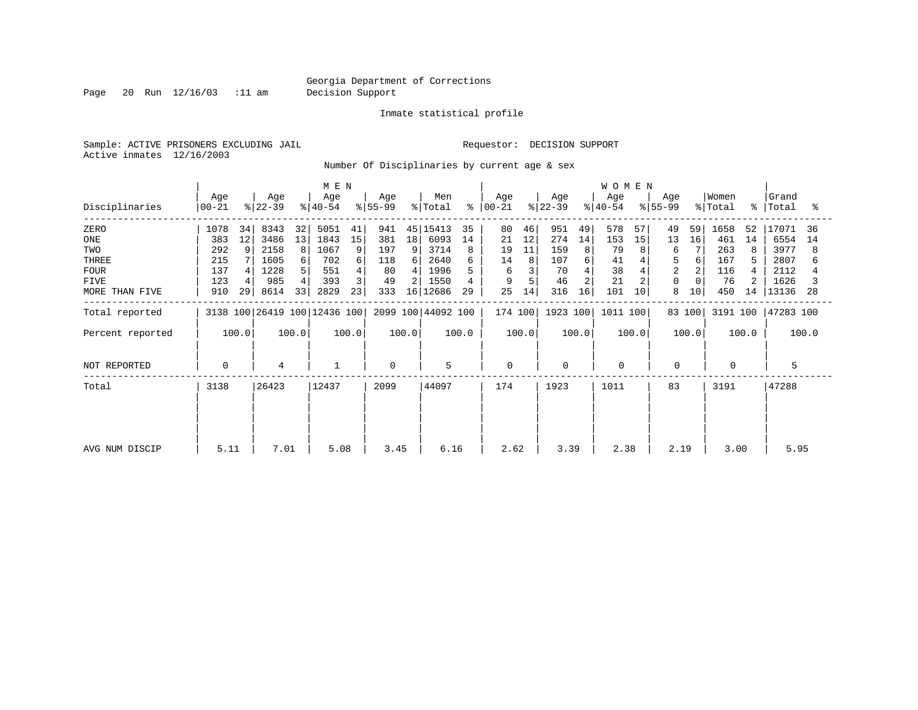Georgia Department of Corrections
Decision Support

Page 20 Run 12/16/03 :11 am

Inmate statistical profile

Sample: ACTIVE PRISONERS EXCLUDING JAIL
Active inmates 12/16/2003

Requestor: DECISION SUPPORT

Number Of Disciplinaries by current age & sex

| Disciplinaries | MEN Age 00-21 | % | Age 22-39 | % | Age 40-54 | % | Age 55-99 | % | Men Total | % | WOMEN Age 00-21 | % | Age 22-39 | % | Age 40-54 | % | Age 55-99 | % | Women Total | % | Grand Total | % |
|---|---|---|---|---|---|---|---|---|---|---|---|---|---|---|---|---|---|---|---|---|---|---|
| ZERO | 1078 | 34 | 8343 | 32 | 5051 | 41 | 941 | 45 | 15413 | 35 | 80 | 46 | 951 | 49 | 578 | 57 | 49 | 59 | 1658 | 52 | 17071 | 36 |
| ONE | 383 | 12 | 3486 | 13 | 1843 | 15 | 381 | 18 | 6093 | 14 | 21 | 12 | 274 | 14 | 153 | 15 | 13 | 16 | 461 | 14 | 6554 | 14 |
| TWO | 292 | 9 | 2158 | 8 | 1067 | 9 | 197 | 9 | 3714 | 8 | 19 | 11 | 159 | 8 | 79 | 8 | 6 | 7 | 263 | 8 | 3977 | 8 |
| THREE | 215 | 7 | 1605 | 6 | 702 | 6 | 118 | 6 | 2640 | 6 | 14 | 8 | 107 | 6 | 41 | 4 | 5 | 6 | 167 | 5 | 2807 | 6 |
| FOUR | 137 | 4 | 1228 | 5 | 551 | 4 | 80 | 4 | 1996 | 5 | 6 | 3 | 70 | 4 | 38 | 4 | 2 | 2 | 116 | 4 | 2112 | 4 |
| FIVE | 123 | 4 | 985 | 4 | 393 | 3 | 49 | 2 | 1550 | 4 | 9 | 5 | 46 | 2 | 21 | 2 | 0 | 0 | 76 | 2 | 1626 | 3 |
| MORE THAN FIVE | 910 | 29 | 8614 | 33 | 2829 | 23 | 333 | 16 | 12686 | 29 | 25 | 14 | 316 | 16 | 101 | 10 | 8 | 10 | 450 | 14 | 13136 | 28 |
| Total reported | 3138 | 100 | 26419 | 100 | 12436 | 100 | 2099 | 100 | 44092 | 100 | 174 | 100 | 1923 | 100 | 1011 | 100 | 83 | 100 | 3191 | 100 | 47283 | 100 |
| Percent reported | | 100.0 | | 100.0 | | 100.0 | | 100.0 | | 100.0 | | 100.0 | | 100.0 | | 100.0 | | 100.0 | | 100.0 | | 100.0 |
| NOT REPORTED | 0 | | 4 | | 1 | | 0 | | 5 | | 0 | | 0 | | 0 | | 0 | | 0 | | 5 | |
| Total | 3138 | | 26423 | | 12437 | | 2099 | | 44097 | | 174 | | 1923 | | 1011 | | 83 | | 3191 | | 47288 | |
| AVG NUM DISCIP | 5.11 | | 7.01 | | 5.08 | | 3.45 | | 6.16 | | 2.62 | | 3.39 | | 2.38 | | 2.19 | | 3.00 | | 5.95 | |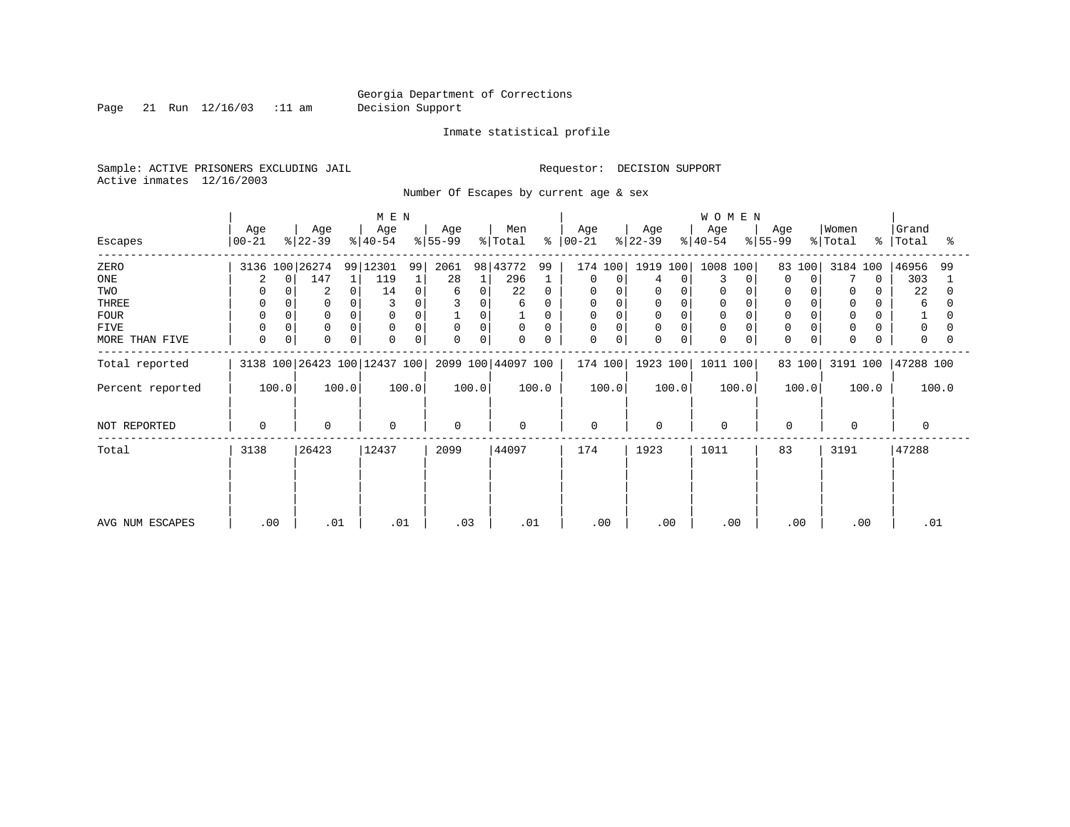Georgia Department of Corrections
Decision Support

Inmate statistical profile

Sample: ACTIVE PRISONERS EXCLUDING JAIL

Requestor: DECISION SUPPORT

Active inmates 12/16/2003

Number Of Escapes by current age & sex

| Escapes | MEN Age 00-21 | % | MEN Age 22-39 | % | MEN Age 40-54 | % | MEN Age 55-99 | % | Men Total | % | WOMEN Age 00-21 | % | WOMEN Age 22-39 | % | WOMEN Age 40-54 | % | WOMEN Age 55-99 | % | Women Total | % | Grand Total | % |
|---|---|---|---|---|---|---|---|---|---|---|---|---|---|---|---|---|---|---|---|---|---|---|
| ZERO | 3136 | 100 | 26274 | 99 | 12301 | 99 | 2061 | 98 | 43772 | 99 | 174 | 100 | 1919 | 100 | 1008 | 100 | 83 | 100 | 3184 | 100 | 46956 | 99 |
| ONE | 2 | 0 | 147 | 1 | 119 | 1 | 28 | 1 | 296 | 1 | 0 | 0 | 4 | 0 | 3 | 0 | 0 | 0 | 7 | 0 | 303 | 1 |
| TWO | 0 | 0 | 2 | 0 | 14 | 0 | 6 | 0 | 22 | 0 | 0 | 0 | 0 | 0 | 0 | 0 | 0 | 0 | 0 | 0 | 22 | 0 |
| THREE | 0 | 0 | 0 | 0 | 3 | 0 | 3 | 0 | 6 | 0 | 0 | 0 | 0 | 0 | 0 | 0 | 0 | 0 | 0 | 0 | 6 | 0 |
| FOUR | 0 | 0 | 0 | 0 | 0 | 0 | 1 | 0 | 1 | 0 | 0 | 0 | 0 | 0 | 0 | 0 | 0 | 0 | 0 | 0 | 1 | 0 |
| FIVE | 0 | 0 | 0 | 0 | 0 | 0 | 0 | 0 | 0 | 0 | 0 | 0 | 0 | 0 | 0 | 0 | 0 | 0 | 0 | 0 | 0 | 0 |
| MORE THAN FIVE | 0 | 0 | 0 | 0 | 0 | 0 | 0 | 0 | 0 | 0 | 0 | 0 | 0 | 0 | 0 | 0 | 0 | 0 | 0 | 0 | 0 | 0 |
| Total reported | 3138 | 100 | 26423 | 100 | 12437 | 100 | 2099 | 100 | 44097 | 100 | 174 | 100 | 1923 | 100 | 1011 | 100 | 83 | 100 | 3191 | 100 | 47288 | 100 |
| Percent reported | 100.0 | | 100.0 | | 100.0 | | 100.0 | | 100.0 | | 100.0 | | 100.0 | | 100.0 | | 100.0 | | 100.0 | | 100.0 | |
| NOT REPORTED | 0 | | 0 | | 0 | | 0 | | 0 | | 0 | | 0 | | 0 | | 0 | | 0 | | 0 | |
| Total | 3138 | | 26423 | | 12437 | | 2099 | | 44097 | | 174 | | 1923 | | 1011 | | 83 | | 3191 | | 47288 | |
| AVG NUM ESCAPES | .00 | | .01 | | .01 | | .03 | | .01 | | .00 | | .00 | | .00 | | .00 | | .00 | | .01 | |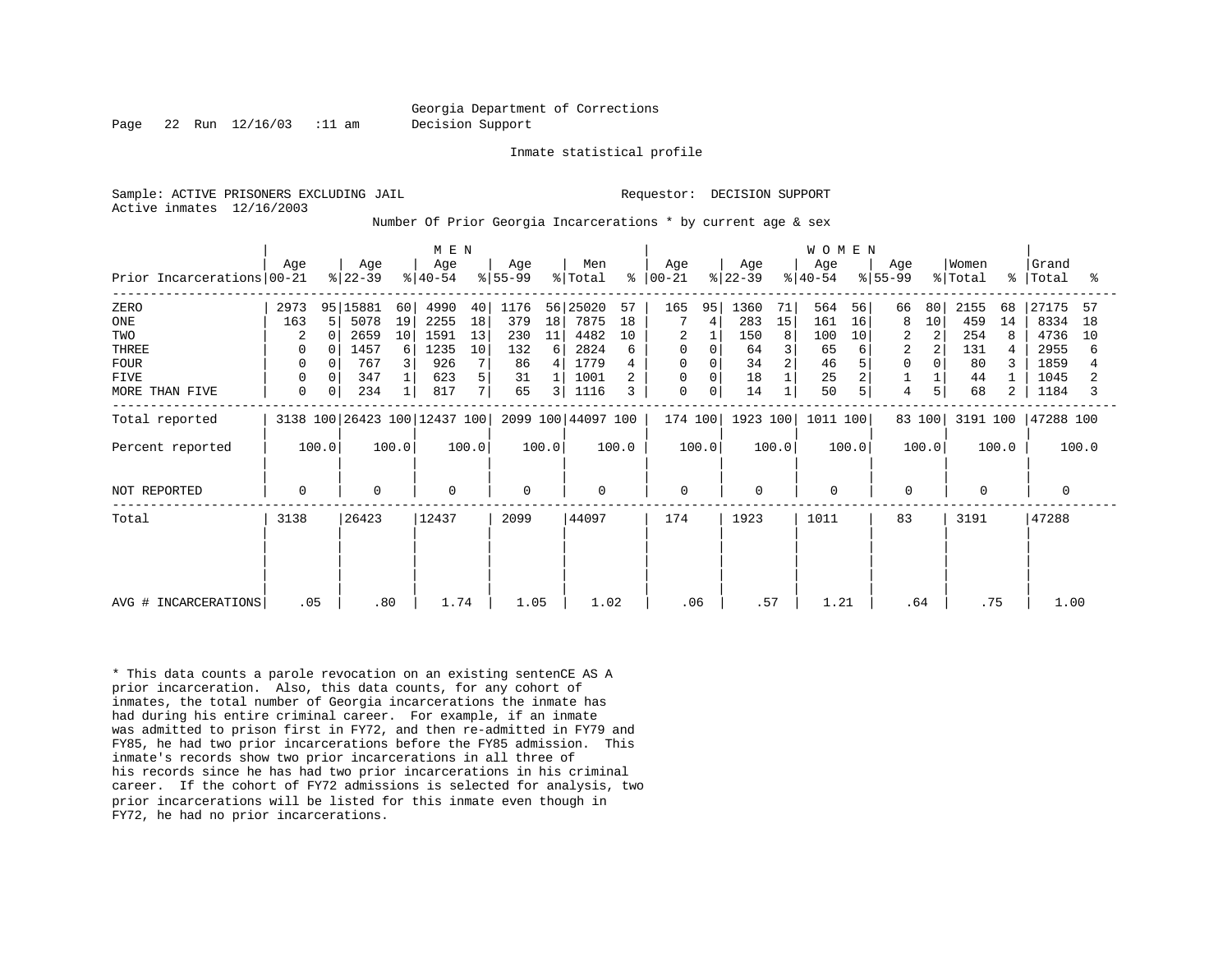Georgia Department of Corrections
Decision Support

Inmate statistical profile

Sample: ACTIVE PRISONERS EXCLUDING JAIL    Requestor: DECISION SUPPORT
Active inmates 12/16/2003

Number Of Prior Georgia Incarcerations * by current age & sex

| | MEN | | | | | | | | | | WOMEN | | | | | | | | | | | |
|---|---|---|---|---|---|---|---|---|---|---|---|---|---|---|---|---|---|---|---|---|---|---|
| Prior Incarcerations | Age 00-21 | % | Age 22-39 | % | Age 40-54 | % | Age 55-99 | % | Men Total | % | Age 00-21 | % | Age 22-39 | % | Age 40-54 | % | Age 55-99 | % | Women Total | % | Grand Total | % |
| ZERO | 2973 | 95 | 15881 | 60 | 4990 | 40 | 1176 | 56 | 25020 | 57 | 165 | 95 | 1360 | 71 | 564 | 56 | 66 | 80 | 2155 | 68 | 27175 | 57 |
| ONE | 163 | 5 | 5078 | 19 | 2255 | 18 | 379 | 18 | 7875 | 18 | 7 | 4 | 283 | 15 | 161 | 16 | 8 | 10 | 459 | 14 | 8334 | 18 |
| TWO | 2 | 0 | 2659 | 10 | 1591 | 13 | 230 | 11 | 4482 | 10 | 2 | 1 | 150 | 8 | 100 | 10 | 2 | 2 | 254 | 8 | 4736 | 10 |
| THREE | 0 | 0 | 1457 | 6 | 1235 | 10 | 132 | 6 | 2824 | 6 | 0 | 0 | 64 | 3 | 65 | 6 | 2 | 2 | 131 | 4 | 2955 | 6 |
| FOUR | 0 | 0 | 767 | 3 | 926 | 7 | 86 | 4 | 1779 | 4 | 0 | 0 | 34 | 2 | 46 | 5 | 0 | 0 | 80 | 3 | 1859 | 4 |
| FIVE | 0 | 0 | 347 | 1 | 623 | 5 | 31 | 1 | 1001 | 2 | 0 | 0 | 18 | 1 | 25 | 2 | 1 | 1 | 44 | 1 | 1045 | 2 |
| MORE THAN FIVE | 0 | 0 | 234 | 1 | 817 | 7 | 65 | 3 | 1116 | 3 | 0 | 0 | 14 | 1 | 50 | 5 | 4 | 5 | 68 | 2 | 1184 | 3 |
| Total reported | 3138 | 100 | 26423 | 100 | 12437 | 100 | 2099 | 100 | 44097 | 100 | 174 | 100 | 1923 | 100 | 1011 | 100 | 83 | 100 | 3191 | 100 | 47288 | 100 |
| Percent reported | 100.0 | | 100.0 | | 100.0 | | 100.0 | | 100.0 | | 100.0 | | 100.0 | | 100.0 | | 100.0 | | 100.0 | | 100.0 | |
| NOT REPORTED | 0 | | 0 | | 0 | | 0 | | 0 | | 0 | | 0 | | 0 | | 0 | | 0 | | 0 | |
| Total | 3138 | | 26423 | | 12437 | | 2099 | | 44097 | | 174 | | 1923 | | 1011 | | 83 | | 3191 | | 47288 | |
| AVG # INCARCERATIONS | .05 | | .80 | | 1.74 | | 1.05 | | 1.02 | | .06 | | .57 | | 1.21 | | .64 | | .75 | | 1.00 | |

* This data counts a parole revocation on an existing sentenCE AS A prior incarceration. Also, this data counts, for any cohort of inmates, the total number of Georgia incarcerations the inmate has had during his entire criminal career. For example, if an inmate was admitted to prison first in FY72, and then re-admitted in FY79 and FY85, he had two prior incarcerations before the FY85 admission. This inmate's records show two prior incarcerations in all three of his records since he has had two prior incarcerations in his criminal career. If the cohort of FY72 admissions is selected for analysis, two prior incarcerations will be listed for this inmate even though in FY72, he had no prior incarcerations.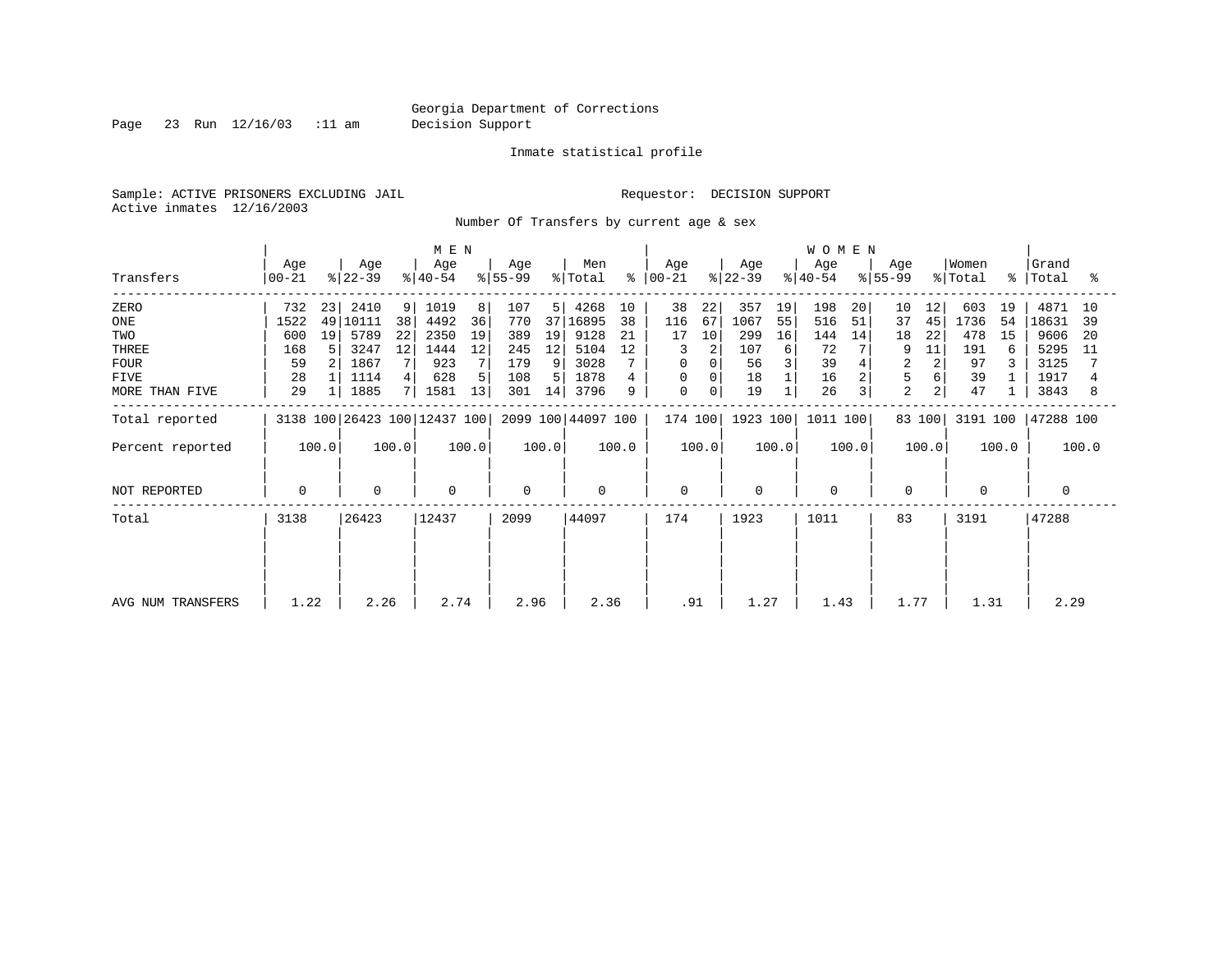Georgia Department of Corrections
Decision Support

Inmate statistical profile

Sample: ACTIVE PRISONERS EXCLUDING JAIL    Requestor: DECISION SUPPORT
Active inmates 12/16/2003

Number Of Transfers by current age & sex

| Transfers | MEN Age 00-21 | % | Age 22-39 | % | Age 40-54 | % | Age 55-99 | % | Men Total | % | WOMEN Age 00-21 | % | Age 22-39 | % | Age 40-54 | % | Age 55-99 | % | Women Total | % | Grand Total | % |
|---|---|---|---|---|---|---|---|---|---|---|---|---|---|---|---|---|---|---|---|---|---|---|
| ZERO | 732 | 23 | 2410 | 9 | 1019 | 8 | 107 | 5 | 4268 | 10 | 38 | 22 | 357 | 19 | 198 | 20 | 10 | 12 | 603 | 19 | 4871 | 10 |
| ONE | 1522 | 49 | 10111 | 38 | 4492 | 36 | 770 | 37 | 16895 | 38 | 116 | 67 | 1067 | 55 | 516 | 51 | 37 | 45 | 1736 | 54 | 18631 | 39 |
| TWO | 600 | 19 | 5789 | 22 | 2350 | 19 | 389 | 19 | 9128 | 21 | 17 | 10 | 299 | 16 | 144 | 14 | 18 | 22 | 478 | 15 | 9606 | 20 |
| THREE | 168 | 5 | 3247 | 12 | 1444 | 12 | 245 | 12 | 5104 | 12 | 3 | 2 | 107 | 6 | 72 | 7 | 9 | 11 | 191 | 6 | 5295 | 11 |
| FOUR | 59 | 2 | 1867 | 7 | 923 | 7 | 179 | 9 | 3028 | 7 | 0 | 0 | 56 | 3 | 39 | 4 | 2 | 2 | 97 | 3 | 3125 | 7 |
| FIVE | 28 | 1 | 1114 | 4 | 628 | 5 | 108 | 5 | 1878 | 4 | 0 | 0 | 18 | 1 | 16 | 2 | 5 | 6 | 39 | 1 | 1917 | 4 |
| MORE THAN FIVE | 29 | 1 | 1885 | 7 | 1581 | 13 | 301 | 14 | 3796 | 9 | 0 | 0 | 19 | 1 | 26 | 3 | 2 | 2 | 47 | 1 | 3843 | 8 |
| Total reported | 3138 | 100 | 26423 | 100 | 12437 | 100 | 2099 | 100 | 44097 | 100 | 174 | 100 | 1923 | 100 | 1011 | 100 | 83 | 100 | 3191 | 100 | 47288 | 100 |
| Percent reported | | 100.0 | | 100.0 | | 100.0 | | 100.0 | | 100.0 | | 100.0 | | 100.0 | | 100.0 | | 100.0 | | 100.0 | | 100.0 |
| NOT REPORTED | 0 | | 0 | | 0 | | 0 | | 0 | | 0 | | 0 | | 0 | | 0 | | 0 | | 0 | |
| Total | 3138 | | 26423 | | 12437 | | 2099 | | 44097 | | 174 | | 1923 | | 1011 | | 83 | | 3191 | | 47288 | |
| AVG NUM TRANSFERS | 1.22 | | 2.26 | | 2.74 | | 2.96 | | 2.36 | | .91 | | 1.27 | | 1.43 | | 1.77 | | 1.31 | | 2.29 | |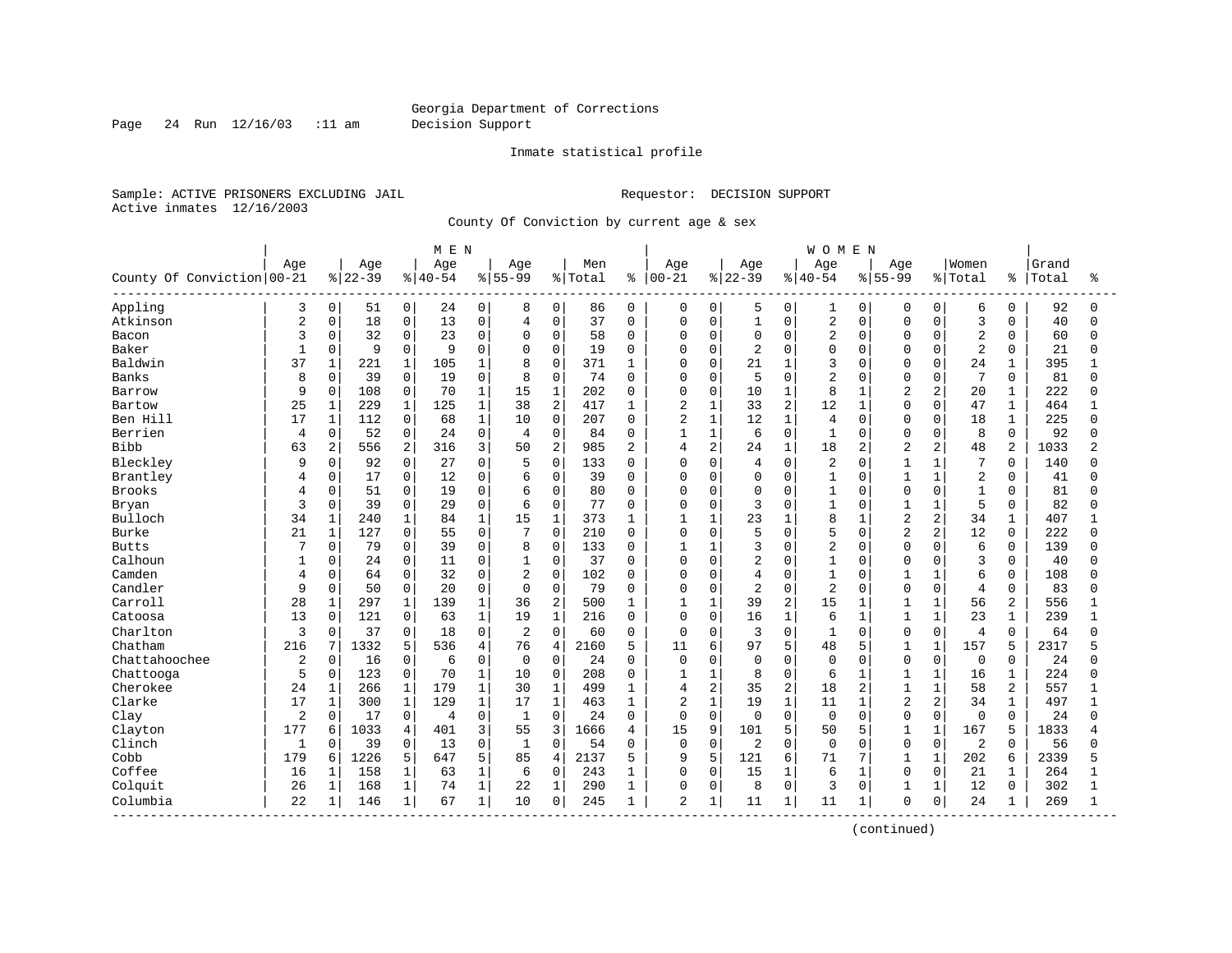Georgia Department of Corrections
Decision Support

Inmate statistical profile

Sample: ACTIVE PRISONERS EXCLUDING JAIL                    Requestor: DECISION SUPPORT
Active inmates 12/16/2003

County Of Conviction by current age & sex

| County Of Conviction | MEN Age 00-21 | % | Age 22-39 | % | Age 40-54 | % | Age 55-99 | % | Men Total | % | WOMEN Age 00-21 | % | Age 22-39 | % | Age 40-54 | % | Age 55-99 | % | Women Total | % | Grand Total | % |
|---|---|---|---|---|---|---|---|---|---|---|---|---|---|---|---|---|---|---|---|---|---|---|
| Appling | 3 | 0 | 51 | 0 | 24 | 0 | 8 | 0 | 86 | 0 | 0 | 0 | 5 | 0 | 1 | 0 | 0 | 0 | 6 | 0 | 92 | 0 |
| Atkinson | 2 | 0 | 18 | 0 | 13 | 0 | 4 | 0 | 37 | 0 | 0 | 0 | 1 | 0 | 2 | 0 | 0 | 0 | 3 | 0 | 40 | 0 |
| Bacon | 3 | 0 | 32 | 0 | 23 | 0 | 0 | 0 | 58 | 0 | 0 | 0 | 0 | 0 | 2 | 0 | 0 | 0 | 2 | 0 | 60 | 0 |
| Baker | 1 | 0 | 9 | 0 | 9 | 0 | 0 | 0 | 19 | 0 | 0 | 0 | 2 | 0 | 0 | 0 | 0 | 0 | 2 | 0 | 21 | 0 |
| Baldwin | 37 | 1 | 221 | 1 | 105 | 1 | 8 | 0 | 371 | 1 | 0 | 0 | 21 | 1 | 3 | 0 | 0 | 0 | 24 | 1 | 395 | 1 |
| Banks | 8 | 0 | 39 | 0 | 19 | 0 | 8 | 0 | 74 | 0 | 0 | 0 | 5 | 0 | 2 | 0 | 0 | 0 | 7 | 0 | 81 | 0 |
| Barrow | 9 | 0 | 108 | 0 | 70 | 1 | 15 | 1 | 202 | 0 | 0 | 0 | 10 | 1 | 8 | 1 | 2 | 2 | 20 | 1 | 222 | 0 |
| Bartow | 25 | 1 | 229 | 1 | 125 | 1 | 38 | 2 | 417 | 1 | 2 | 1 | 33 | 2 | 12 | 1 | 0 | 0 | 47 | 1 | 464 | 1 |
| Ben Hill | 17 | 1 | 112 | 0 | 68 | 1 | 10 | 0 | 207 | 0 | 2 | 1 | 12 | 1 | 4 | 0 | 0 | 0 | 18 | 1 | 225 | 0 |
| Berrien | 4 | 0 | 52 | 0 | 24 | 0 | 4 | 0 | 84 | 0 | 1 | 1 | 6 | 0 | 1 | 0 | 0 | 0 | 8 | 0 | 92 | 0 |
| Bibb | 63 | 2 | 556 | 2 | 316 | 3 | 50 | 2 | 985 | 2 | 4 | 2 | 24 | 1 | 18 | 2 | 2 | 2 | 48 | 2 | 1033 | 2 |
| Bleckley | 9 | 0 | 92 | 0 | 27 | 0 | 5 | 0 | 133 | 0 | 0 | 0 | 4 | 0 | 2 | 0 | 1 | 1 | 7 | 0 | 140 | 0 |
| Brantley | 4 | 0 | 17 | 0 | 12 | 0 | 6 | 0 | 39 | 0 | 0 | 0 | 0 | 0 | 1 | 0 | 1 | 1 | 2 | 0 | 41 | 0 |
| Brooks | 4 | 0 | 51 | 0 | 19 | 0 | 6 | 0 | 80 | 0 | 0 | 0 | 0 | 0 | 1 | 0 | 0 | 0 | 1 | 0 | 81 | 0 |
| Bryan | 3 | 0 | 39 | 0 | 29 | 0 | 6 | 0 | 77 | 0 | 0 | 0 | 3 | 0 | 1 | 0 | 1 | 1 | 5 | 0 | 82 | 0 |
| Bulloch | 34 | 1 | 240 | 1 | 84 | 1 | 15 | 1 | 373 | 1 | 1 | 1 | 23 | 1 | 8 | 1 | 2 | 2 | 34 | 1 | 407 | 1 |
| Burke | 21 | 1 | 127 | 0 | 55 | 0 | 7 | 0 | 210 | 0 | 0 | 0 | 5 | 0 | 5 | 0 | 2 | 2 | 12 | 0 | 222 | 0 |
| Butts | 7 | 0 | 79 | 0 | 39 | 0 | 8 | 0 | 133 | 0 | 1 | 1 | 3 | 0 | 2 | 0 | 0 | 0 | 6 | 0 | 139 | 0 |
| Calhoun | 1 | 0 | 24 | 0 | 11 | 0 | 1 | 0 | 37 | 0 | 0 | 0 | 2 | 0 | 1 | 0 | 0 | 0 | 3 | 0 | 40 | 0 |
| Camden | 4 | 0 | 64 | 0 | 32 | 0 | 2 | 0 | 102 | 0 | 0 | 0 | 4 | 0 | 1 | 0 | 1 | 1 | 6 | 0 | 108 | 0 |
| Candler | 9 | 0 | 50 | 0 | 20 | 0 | 0 | 0 | 79 | 0 | 0 | 0 | 2 | 0 | 2 | 0 | 0 | 0 | 4 | 0 | 83 | 0 |
| Carroll | 28 | 1 | 297 | 1 | 139 | 1 | 36 | 2 | 500 | 1 | 1 | 1 | 39 | 2 | 15 | 1 | 1 | 1 | 56 | 2 | 556 | 1 |
| Catoosa | 13 | 0 | 121 | 0 | 63 | 1 | 19 | 1 | 216 | 0 | 0 | 0 | 16 | 1 | 6 | 1 | 1 | 1 | 23 | 1 | 239 | 1 |
| Charlton | 3 | 0 | 37 | 0 | 18 | 0 | 2 | 0 | 60 | 0 | 0 | 0 | 3 | 0 | 1 | 0 | 0 | 0 | 4 | 0 | 64 | 0 |
| Chatham | 216 | 7 | 1332 | 5 | 536 | 4 | 76 | 4 | 2160 | 5 | 11 | 6 | 97 | 5 | 48 | 5 | 1 | 1 | 157 | 5 | 2317 | 5 |
| Chattahoochee | 2 | 0 | 16 | 0 | 6 | 0 | 0 | 0 | 24 | 0 | 0 | 0 | 0 | 0 | 0 | 0 | 0 | 0 | 0 | 0 | 24 | 0 |
| Chattooga | 5 | 0 | 123 | 0 | 70 | 1 | 10 | 0 | 208 | 0 | 1 | 1 | 8 | 0 | 6 | 1 | 1 | 1 | 16 | 1 | 224 | 0 |
| Cherokee | 24 | 1 | 266 | 1 | 179 | 1 | 30 | 1 | 499 | 1 | 4 | 2 | 35 | 2 | 18 | 2 | 1 | 1 | 58 | 2 | 557 | 1 |
| Clarke | 17 | 1 | 300 | 1 | 129 | 1 | 17 | 1 | 463 | 1 | 2 | 1 | 19 | 1 | 11 | 1 | 2 | 2 | 34 | 1 | 497 | 1 |
| Clay | 2 | 0 | 17 | 0 | 4 | 0 | 1 | 0 | 24 | 0 | 0 | 0 | 0 | 0 | 0 | 0 | 0 | 0 | 0 | 0 | 24 | 0 |
| Clayton | 177 | 6 | 1033 | 4 | 401 | 3 | 55 | 3 | 1666 | 4 | 15 | 9 | 101 | 5 | 50 | 5 | 1 | 1 | 167 | 5 | 1833 | 4 |
| Clinch | 1 | 0 | 39 | 0 | 13 | 0 | 1 | 0 | 54 | 0 | 0 | 0 | 2 | 0 | 0 | 0 | 0 | 0 | 2 | 0 | 56 | 0 |
| Cobb | 179 | 6 | 1226 | 5 | 647 | 5 | 85 | 4 | 2137 | 5 | 9 | 5 | 121 | 6 | 71 | 7 | 1 | 1 | 202 | 6 | 2339 | 5 |
| Coffee | 16 | 1 | 158 | 1 | 63 | 1 | 6 | 0 | 243 | 1 | 0 | 0 | 15 | 1 | 6 | 1 | 0 | 0 | 21 | 1 | 264 | 1 |
| Colquit | 26 | 1 | 168 | 1 | 74 | 1 | 22 | 1 | 290 | 1 | 0 | 0 | 8 | 0 | 3 | 0 | 1 | 1 | 12 | 0 | 302 | 1 |
| Columbia | 22 | 1 | 146 | 1 | 67 | 1 | 10 | 0 | 245 | 1 | 2 | 1 | 11 | 1 | 11 | 1 | 0 | 0 | 24 | 1 | 269 | 1 |

(continued)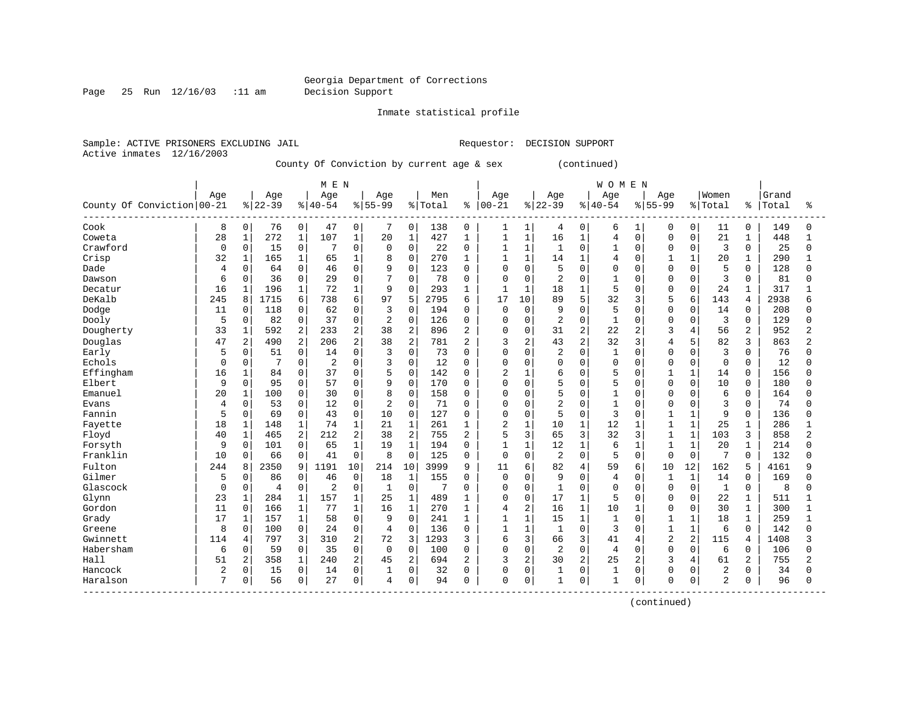Georgia Department of Corrections
Decision Support

Inmate statistical profile

Sample: ACTIVE PRISONERS EXCLUDING JAIL        Requestor: DECISION SUPPORT
Active inmates 12/16/2003

County Of Conviction by current age & sex (continued)

| County Of Conviction | MEN Age 00-21 | % | Age 22-39 | % | Age 40-54 | % | Age 55-99 | % | Men Total | % | WOMEN Age 00-21 | % | Age 22-39 | % | Age 40-54 | % | Age 55-99 | % | Women Total | % | Grand Total | % |
|---|---|---|---|---|---|---|---|---|---|---|---|---|---|---|---|---|---|---|---|---|---|---|
| Cook | 8 | 0 | 76 | 0 | 47 | 0 | 7 | 0 | 138 | 0 | 1 | 1 | 4 | 0 | 6 | 1 | 0 | 0 | 11 | 0 | 149 | 0 |
| Coweta | 28 | 1 | 272 | 1 | 107 | 1 | 20 | 1 | 427 | 1 | 1 | 1 | 16 | 1 | 4 | 0 | 0 | 0 | 21 | 1 | 448 | 1 |
| Crawford | 0 | 0 | 15 | 0 | 7 | 0 | 0 | 0 | 22 | 0 | 1 | 1 | 1 | 0 | 1 | 0 | 0 | 0 | 3 | 0 | 25 | 0 |
| Crisp | 32 | 1 | 165 | 1 | 65 | 1 | 8 | 0 | 270 | 1 | 1 | 1 | 14 | 1 | 4 | 0 | 1 | 1 | 20 | 1 | 290 | 1 |
| Dade | 4 | 0 | 64 | 0 | 46 | 0 | 9 | 0 | 123 | 0 | 0 | 0 | 5 | 0 | 0 | 0 | 0 | 0 | 5 | 0 | 128 | 0 |
| Dawson | 6 | 0 | 36 | 0 | 29 | 0 | 7 | 0 | 78 | 0 | 0 | 0 | 2 | 0 | 1 | 0 | 0 | 0 | 3 | 0 | 81 | 0 |
| Decatur | 16 | 1 | 196 | 1 | 72 | 1 | 9 | 0 | 293 | 1 | 1 | 1 | 18 | 1 | 5 | 0 | 0 | 0 | 24 | 1 | 317 | 1 |
| DeKalb | 245 | 8 | 1715 | 6 | 738 | 6 | 97 | 5 | 2795 | 6 | 17 | 10 | 89 | 5 | 32 | 3 | 5 | 6 | 143 | 4 | 2938 | 6 |
| Dodge | 11 | 0 | 118 | 0 | 62 | 0 | 3 | 0 | 194 | 0 | 0 | 0 | 9 | 0 | 5 | 0 | 0 | 0 | 14 | 0 | 208 | 0 |
| Dooly | 5 | 0 | 82 | 0 | 37 | 0 | 2 | 0 | 126 | 0 | 0 | 0 | 2 | 0 | 1 | 0 | 0 | 0 | 3 | 0 | 129 | 0 |
| Dougherty | 33 | 1 | 592 | 2 | 233 | 2 | 38 | 2 | 896 | 2 | 0 | 0 | 31 | 2 | 22 | 2 | 3 | 4 | 56 | 2 | 952 | 2 |
| Douglas | 47 | 2 | 490 | 2 | 206 | 2 | 38 | 2 | 781 | 2 | 3 | 2 | 43 | 2 | 32 | 3 | 4 | 5 | 82 | 3 | 863 | 2 |
| Early | 5 | 0 | 51 | 0 | 14 | 0 | 3 | 0 | 73 | 0 | 0 | 0 | 2 | 0 | 1 | 0 | 0 | 0 | 3 | 0 | 76 | 0 |
| Echols | 0 | 0 | 7 | 0 | 2 | 0 | 3 | 0 | 12 | 0 | 0 | 0 | 0 | 0 | 0 | 0 | 0 | 0 | 0 | 0 | 12 | 0 |
| Effingham | 16 | 1 | 84 | 0 | 37 | 0 | 5 | 0 | 142 | 0 | 2 | 1 | 6 | 0 | 5 | 0 | 1 | 1 | 14 | 0 | 156 | 0 |
| Elbert | 9 | 0 | 95 | 0 | 57 | 0 | 9 | 0 | 170 | 0 | 0 | 0 | 5 | 0 | 5 | 0 | 0 | 0 | 10 | 0 | 180 | 0 |
| Emanuel | 20 | 1 | 100 | 0 | 30 | 0 | 8 | 0 | 158 | 0 | 0 | 0 | 5 | 0 | 1 | 0 | 0 | 0 | 6 | 0 | 164 | 0 |
| Evans | 4 | 0 | 53 | 0 | 12 | 0 | 2 | 0 | 71 | 0 | 0 | 0 | 2 | 0 | 1 | 0 | 0 | 0 | 3 | 0 | 74 | 0 |
| Fannin | 5 | 0 | 69 | 0 | 43 | 0 | 10 | 0 | 127 | 0 | 0 | 0 | 5 | 0 | 3 | 0 | 1 | 1 | 9 | 0 | 136 | 0 |
| Fayette | 18 | 1 | 148 | 1 | 74 | 1 | 21 | 1 | 261 | 1 | 2 | 1 | 10 | 1 | 12 | 1 | 1 | 1 | 25 | 1 | 286 | 1 |
| Floyd | 40 | 1 | 465 | 2 | 212 | 2 | 38 | 2 | 755 | 2 | 5 | 3 | 65 | 3 | 32 | 3 | 1 | 1 | 103 | 3 | 858 | 2 |
| Forsyth | 9 | 0 | 101 | 0 | 65 | 1 | 19 | 1 | 194 | 0 | 1 | 1 | 12 | 1 | 6 | 1 | 1 | 1 | 20 | 1 | 214 | 0 |
| Franklin | 10 | 0 | 66 | 0 | 41 | 0 | 8 | 0 | 125 | 0 | 0 | 0 | 2 | 0 | 5 | 0 | 0 | 0 | 7 | 0 | 132 | 0 |
| Fulton | 244 | 8 | 2350 | 9 | 1191 | 10 | 214 | 10 | 3999 | 9 | 11 | 6 | 82 | 4 | 59 | 6 | 10 | 12 | 162 | 5 | 4161 | 9 |
| Gilmer | 5 | 0 | 86 | 0 | 46 | 0 | 18 | 1 | 155 | 0 | 0 | 0 | 9 | 0 | 4 | 0 | 1 | 1 | 14 | 0 | 169 | 0 |
| Glascock | 0 | 0 | 4 | 0 | 2 | 0 | 1 | 0 | 7 | 0 | 0 | 0 | 1 | 0 | 0 | 0 | 0 | 0 | 1 | 0 | 8 | 0 |
| Glynn | 23 | 1 | 284 | 1 | 157 | 1 | 25 | 1 | 489 | 1 | 0 | 0 | 17 | 1 | 5 | 0 | 0 | 0 | 22 | 1 | 511 | 1 |
| Gordon | 11 | 0 | 166 | 1 | 77 | 1 | 16 | 1 | 270 | 1 | 4 | 2 | 16 | 1 | 10 | 1 | 0 | 0 | 30 | 1 | 300 | 1 |
| Grady | 17 | 1 | 157 | 1 | 58 | 0 | 9 | 0 | 241 | 1 | 1 | 1 | 15 | 1 | 1 | 0 | 1 | 1 | 18 | 1 | 259 | 1 |
| Greene | 8 | 0 | 100 | 0 | 24 | 0 | 4 | 0 | 136 | 0 | 1 | 1 | 1 | 0 | 3 | 0 | 1 | 1 | 6 | 0 | 142 | 0 |
| Gwinnett | 114 | 4 | 797 | 3 | 310 | 2 | 72 | 3 | 1293 | 3 | 6 | 3 | 66 | 3 | 41 | 4 | 2 | 2 | 115 | 4 | 1408 | 3 |
| Habersham | 6 | 0 | 59 | 0 | 35 | 0 | 0 | 0 | 100 | 0 | 0 | 0 | 2 | 0 | 4 | 0 | 0 | 0 | 6 | 0 | 106 | 0 |
| Hall | 51 | 2 | 358 | 1 | 240 | 2 | 45 | 2 | 694 | 2 | 3 | 2 | 30 | 2 | 25 | 2 | 3 | 4 | 61 | 2 | 755 | 2 |
| Hancock | 2 | 0 | 15 | 0 | 14 | 0 | 1 | 0 | 32 | 0 | 0 | 0 | 1 | 0 | 1 | 0 | 0 | 0 | 2 | 0 | 34 | 0 |
| Haralson | 7 | 0 | 56 | 0 | 27 | 0 | 4 | 0 | 94 | 0 | 0 | 0 | 1 | 0 | 1 | 0 | 0 | 0 | 2 | 0 | 96 | 0 |

(continued)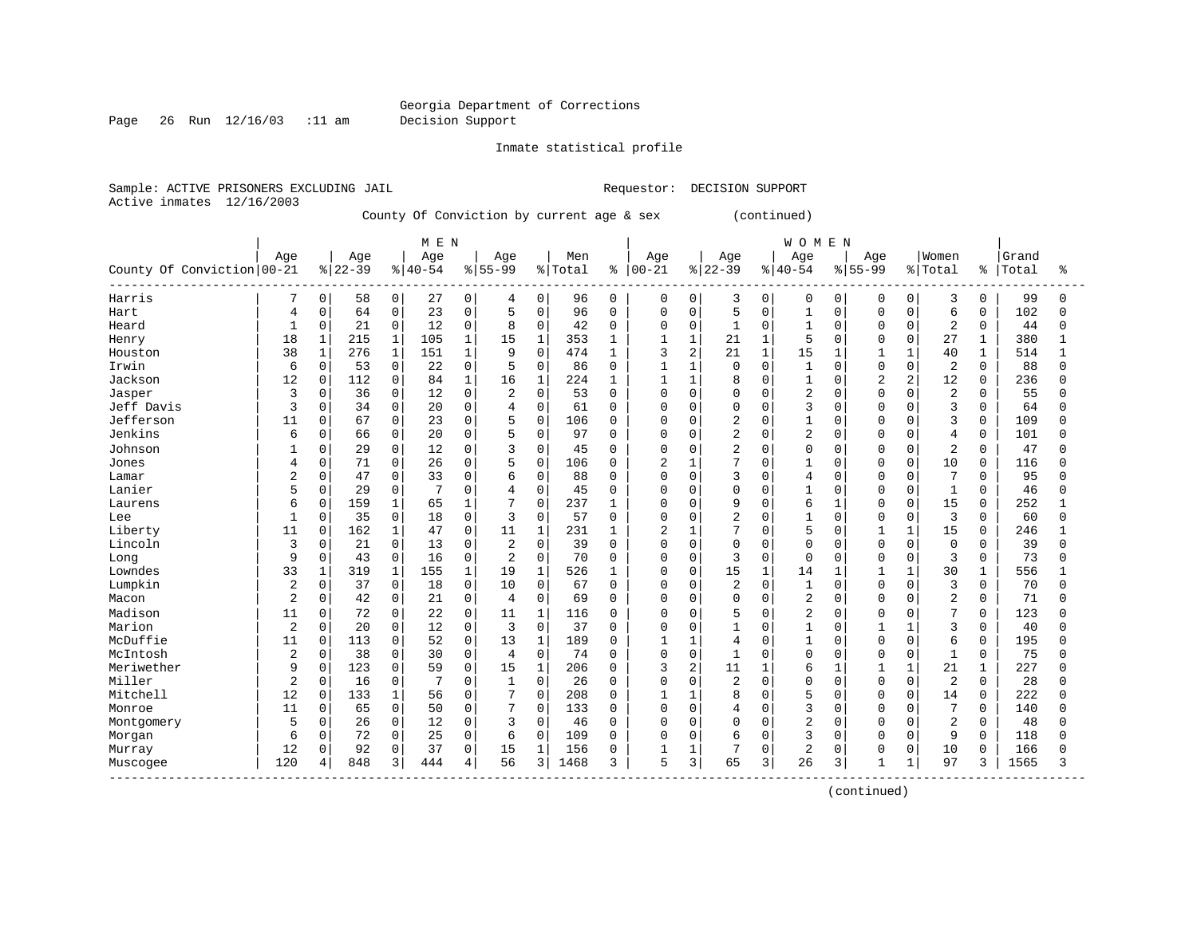Georgia Department of Corrections
Decision Support

Inmate statistical profile

Sample: ACTIVE PRISONERS EXCLUDING JAIL                                    Requestor: DECISION SUPPORT
Active inmates 12/16/2003

County Of Conviction by current age & sex (continued)

| County Of Conviction | MEN Age 00-21 | % | Age 22-39 | % | Age 40-54 | % | Age 55-99 | % | Men Total | % | WOMEN Age 00-21 | % | Age 22-39 | % | Age 40-54 | % | Age 55-99 | % | Women Total | % | Grand Total | % |
|---|---|---|---|---|---|---|---|---|---|---|---|---|---|---|---|---|---|---|---|---|---|---|
| Harris | 7 | 0 | 58 | 0 | 27 | 0 | 4 | 0 | 96 | 0 | 0 | 0 | 3 | 0 | 0 | 0 | 0 | 0 | 3 | 0 | 99 | 0 |
| Hart | 4 | 0 | 64 | 0 | 23 | 0 | 5 | 0 | 96 | 0 | 0 | 0 | 5 | 0 | 1 | 0 | 0 | 0 | 6 | 0 | 102 | 0 |
| Heard | 1 | 0 | 21 | 0 | 12 | 0 | 8 | 0 | 42 | 0 | 0 | 0 | 1 | 0 | 1 | 0 | 0 | 0 | 2 | 0 | 44 | 0 |
| Henry | 18 | 1 | 215 | 1 | 105 | 1 | 15 | 1 | 353 | 1 | 1 | 1 | 21 | 1 | 5 | 0 | 0 | 0 | 27 | 1 | 380 | 1 |
| Houston | 38 | 1 | 276 | 1 | 151 | 1 | 9 | 0 | 474 | 1 | 3 | 2 | 21 | 1 | 15 | 1 | 1 | 1 | 40 | 1 | 514 | 1 |
| Irwin | 6 | 0 | 53 | 0 | 22 | 0 | 5 | 0 | 86 | 0 | 1 | 1 | 0 | 0 | 1 | 0 | 0 | 0 | 2 | 0 | 88 | 0 |
| Jackson | 12 | 0 | 112 | 0 | 84 | 1 | 16 | 1 | 224 | 1 | 1 | 1 | 8 | 0 | 1 | 0 | 2 | 2 | 12 | 0 | 236 | 0 |
| Jasper | 3 | 0 | 36 | 0 | 12 | 0 | 2 | 0 | 53 | 0 | 0 | 0 | 0 | 0 | 2 | 0 | 0 | 0 | 2 | 0 | 55 | 0 |
| Jeff Davis | 3 | 0 | 34 | 0 | 20 | 0 | 4 | 0 | 61 | 0 | 0 | 0 | 0 | 0 | 3 | 0 | 0 | 0 | 3 | 0 | 64 | 0 |
| Jefferson | 11 | 0 | 67 | 0 | 23 | 0 | 5 | 0 | 106 | 0 | 0 | 0 | 2 | 0 | 1 | 0 | 0 | 0 | 3 | 0 | 109 | 0 |
| Jenkins | 6 | 0 | 66 | 0 | 20 | 0 | 5 | 0 | 97 | 0 | 0 | 0 | 2 | 0 | 2 | 0 | 0 | 0 | 4 | 0 | 101 | 0 |
| Johnson | 1 | 0 | 29 | 0 | 12 | 0 | 3 | 0 | 45 | 0 | 0 | 0 | 2 | 0 | 0 | 0 | 0 | 0 | 2 | 0 | 47 | 0 |
| Jones | 4 | 0 | 71 | 0 | 26 | 0 | 5 | 0 | 106 | 0 | 2 | 1 | 7 | 0 | 1 | 0 | 0 | 0 | 10 | 0 | 116 | 0 |
| Lamar | 2 | 0 | 47 | 0 | 33 | 0 | 6 | 0 | 88 | 0 | 0 | 0 | 3 | 0 | 4 | 0 | 0 | 0 | 7 | 0 | 95 | 0 |
| Lanier | 5 | 0 | 29 | 0 | 7 | 0 | 4 | 0 | 45 | 0 | 0 | 0 | 0 | 0 | 1 | 0 | 0 | 0 | 1 | 0 | 46 | 0 |
| Laurens | 6 | 0 | 159 | 1 | 65 | 1 | 7 | 0 | 237 | 1 | 0 | 0 | 9 | 0 | 6 | 1 | 0 | 0 | 15 | 0 | 252 | 1 |
| Lee | 1 | 0 | 35 | 0 | 18 | 0 | 3 | 0 | 57 | 0 | 0 | 0 | 2 | 0 | 1 | 0 | 0 | 0 | 3 | 0 | 60 | 0 |
| Liberty | 11 | 0 | 162 | 1 | 47 | 0 | 11 | 1 | 231 | 1 | 2 | 1 | 7 | 0 | 5 | 0 | 1 | 1 | 15 | 0 | 246 | 1 |
| Lincoln | 3 | 0 | 21 | 0 | 13 | 0 | 2 | 0 | 39 | 0 | 0 | 0 | 0 | 0 | 0 | 0 | 0 | 0 | 0 | 0 | 39 | 0 |
| Long | 9 | 0 | 43 | 0 | 16 | 0 | 2 | 0 | 70 | 0 | 0 | 0 | 3 | 0 | 0 | 0 | 0 | 0 | 3 | 0 | 73 | 0 |
| Lowndes | 33 | 1 | 319 | 1 | 155 | 1 | 19 | 1 | 526 | 1 | 0 | 0 | 15 | 1 | 14 | 1 | 1 | 1 | 30 | 1 | 556 | 1 |
| Lumpkin | 2 | 0 | 37 | 0 | 18 | 0 | 10 | 0 | 67 | 0 | 0 | 0 | 2 | 0 | 1 | 0 | 0 | 0 | 3 | 0 | 70 | 0 |
| Macon | 2 | 0 | 42 | 0 | 21 | 0 | 4 | 0 | 69 | 0 | 0 | 0 | 0 | 0 | 2 | 0 | 0 | 0 | 2 | 0 | 71 | 0 |
| Madison | 11 | 0 | 72 | 0 | 22 | 0 | 11 | 1 | 116 | 0 | 0 | 0 | 5 | 0 | 2 | 0 | 0 | 0 | 7 | 0 | 123 | 0 |
| Marion | 2 | 0 | 20 | 0 | 12 | 0 | 3 | 0 | 37 | 0 | 0 | 0 | 1 | 0 | 1 | 0 | 1 | 1 | 3 | 0 | 40 | 0 |
| McDuffie | 11 | 0 | 113 | 0 | 52 | 0 | 13 | 1 | 189 | 0 | 1 | 1 | 4 | 0 | 1 | 0 | 0 | 0 | 6 | 0 | 195 | 0 |
| McIntosh | 2 | 0 | 38 | 0 | 30 | 0 | 4 | 0 | 74 | 0 | 0 | 0 | 1 | 0 | 0 | 0 | 0 | 0 | 1 | 0 | 75 | 0 |
| Meriwether | 9 | 0 | 123 | 0 | 59 | 0 | 15 | 1 | 206 | 0 | 3 | 2 | 11 | 1 | 6 | 1 | 1 | 1 | 21 | 1 | 227 | 0 |
| Miller | 2 | 0 | 16 | 0 | 7 | 0 | 1 | 0 | 26 | 0 | 0 | 0 | 2 | 0 | 0 | 0 | 0 | 0 | 2 | 0 | 28 | 0 |
| Mitchell | 12 | 0 | 133 | 1 | 56 | 0 | 7 | 0 | 208 | 0 | 1 | 1 | 8 | 0 | 5 | 0 | 0 | 0 | 14 | 0 | 222 | 0 |
| Monroe | 11 | 0 | 65 | 0 | 50 | 0 | 7 | 0 | 133 | 0 | 0 | 0 | 4 | 0 | 3 | 0 | 0 | 0 | 7 | 0 | 140 | 0 |
| Montgomery | 5 | 0 | 26 | 0 | 12 | 0 | 3 | 0 | 46 | 0 | 0 | 0 | 0 | 0 | 2 | 0 | 0 | 0 | 2 | 0 | 48 | 0 |
| Morgan | 6 | 0 | 72 | 0 | 25 | 0 | 6 | 0 | 109 | 0 | 0 | 0 | 6 | 0 | 3 | 0 | 0 | 0 | 9 | 0 | 118 | 0 |
| Murray | 12 | 0 | 92 | 0 | 37 | 0 | 15 | 1 | 156 | 0 | 1 | 1 | 7 | 0 | 2 | 0 | 0 | 0 | 10 | 0 | 166 | 0 |
| Muscogee | 120 | 4 | 848 | 3 | 444 | 4 | 56 | 3 | 1468 | 3 | 5 | 3 | 65 | 3 | 26 | 3 | 1 | 1 | 97 | 3 | 1565 | 3 |

(continued)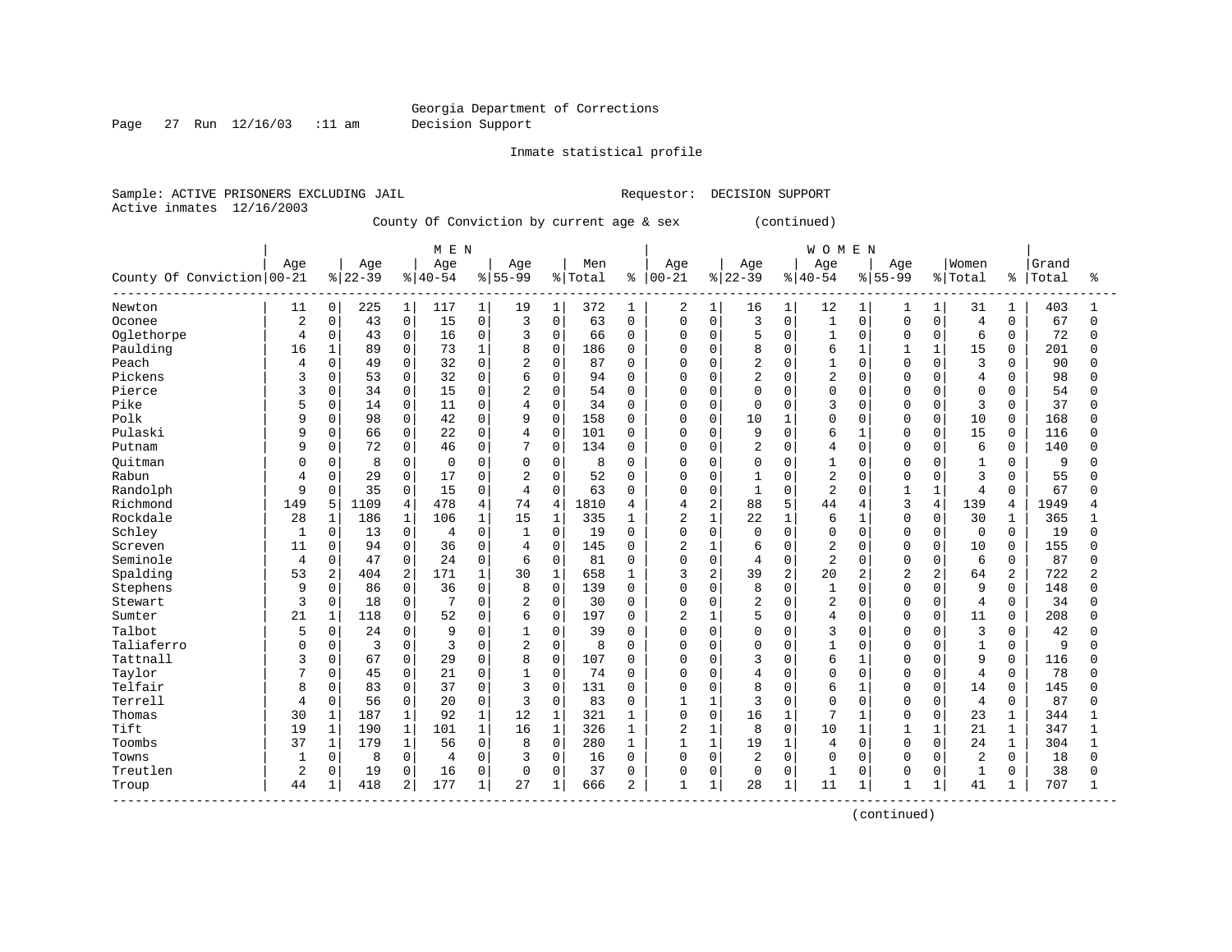Georgia Department of Corrections
Decision Support

Inmate statistical profile

Sample: ACTIVE PRISONERS EXCLUDING JAIL    Requestor: DECISION SUPPORT
Active inmates 12/16/2003

County Of Conviction by current age & sex (continued)

| County Of Conviction | MEN Age 00-21 | % | Age 22-39 | % | Age 40-54 | % | Age 55-99 | % | Men Total | % | WOMEN Age 00-21 | % | Age 22-39 | % | Age 40-54 | % | Age 55-99 | % | Women Total | % | Grand Total | % |
|---|---|---|---|---|---|---|---|---|---|---|---|---|---|---|---|---|---|---|---|---|---|---|
| Newton | 11 | 0 | 225 | 1 | 117 | 1 | 19 | 1 | 372 | 1 | 2 | 1 | 16 | 1 | 12 | 1 | 1 | 1 | 31 | 1 | 403 | 1 |
| Oconee | 2 | 0 | 43 | 0 | 15 | 0 | 3 | 0 | 63 | 0 | 0 | 0 | 3 | 0 | 1 | 0 | 0 | 0 | 4 | 0 | 67 | 0 |
| Oglethorpe | 4 | 0 | 43 | 0 | 16 | 0 | 3 | 0 | 66 | 0 | 0 | 0 | 5 | 0 | 1 | 0 | 0 | 0 | 6 | 0 | 72 | 0 |
| Paulding | 16 | 1 | 89 | 0 | 73 | 1 | 8 | 0 | 186 | 0 | 0 | 0 | 8 | 0 | 6 | 1 | 1 | 1 | 15 | 0 | 201 | 0 |
| Peach | 4 | 0 | 49 | 0 | 32 | 0 | 2 | 0 | 87 | 0 | 0 | 0 | 2 | 0 | 1 | 0 | 0 | 0 | 3 | 0 | 90 | 0 |
| Pickens | 3 | 0 | 53 | 0 | 32 | 0 | 6 | 0 | 94 | 0 | 0 | 0 | 2 | 0 | 2 | 0 | 0 | 0 | 4 | 0 | 98 | 0 |
| Pierce | 3 | 0 | 34 | 0 | 15 | 0 | 2 | 0 | 54 | 0 | 0 | 0 | 0 | 0 | 0 | 0 | 0 | 0 | 0 | 0 | 54 | 0 |
| Pike | 5 | 0 | 14 | 0 | 11 | 0 | 4 | 0 | 34 | 0 | 0 | 0 | 0 | 0 | 3 | 0 | 0 | 0 | 3 | 0 | 37 | 0 |
| Polk | 9 | 0 | 98 | 0 | 42 | 0 | 9 | 0 | 158 | 0 | 0 | 0 | 10 | 1 | 0 | 0 | 0 | 0 | 10 | 0 | 168 | 0 |
| Pulaski | 9 | 0 | 66 | 0 | 22 | 0 | 4 | 0 | 101 | 0 | 0 | 0 | 9 | 0 | 6 | 1 | 0 | 0 | 15 | 0 | 116 | 0 |
| Putnam | 9 | 0 | 72 | 0 | 46 | 0 | 7 | 0 | 134 | 0 | 0 | 0 | 2 | 0 | 4 | 0 | 0 | 0 | 6 | 0 | 140 | 0 |
| Quitman | 0 | 0 | 8 | 0 | 0 | 0 | 0 | 0 | 8 | 0 | 0 | 0 | 0 | 0 | 1 | 0 | 0 | 0 | 1 | 0 | 9 | 0 |
| Rabun | 4 | 0 | 29 | 0 | 17 | 0 | 2 | 0 | 52 | 0 | 0 | 0 | 1 | 0 | 2 | 0 | 0 | 0 | 3 | 0 | 55 | 0 |
| Randolph | 9 | 0 | 35 | 0 | 15 | 0 | 4 | 0 | 63 | 0 | 0 | 0 | 1 | 0 | 2 | 0 | 1 | 1 | 4 | 0 | 67 | 0 |
| Richmond | 149 | 5 | 1109 | 4 | 478 | 4 | 74 | 4 | 1810 | 4 | 4 | 2 | 88 | 5 | 44 | 4 | 3 | 4 | 139 | 4 | 1949 | 4 |
| Rockdale | 28 | 1 | 186 | 1 | 106 | 1 | 15 | 1 | 335 | 1 | 2 | 1 | 22 | 1 | 6 | 1 | 0 | 0 | 30 | 1 | 365 | 1 |
| Schley | 1 | 0 | 13 | 0 | 4 | 0 | 1 | 0 | 19 | 0 | 0 | 0 | 0 | 0 | 0 | 0 | 0 | 0 | 0 | 0 | 19 | 0 |
| Screven | 11 | 0 | 94 | 0 | 36 | 0 | 4 | 0 | 145 | 0 | 2 | 1 | 6 | 0 | 2 | 0 | 0 | 0 | 10 | 0 | 155 | 0 |
| Seminole | 4 | 0 | 47 | 0 | 24 | 0 | 6 | 0 | 81 | 0 | 0 | 0 | 4 | 0 | 2 | 0 | 0 | 0 | 6 | 0 | 87 | 0 |
| Spalding | 53 | 2 | 404 | 2 | 171 | 1 | 30 | 1 | 658 | 1 | 3 | 2 | 39 | 2 | 20 | 2 | 2 | 2 | 64 | 2 | 722 | 2 |
| Stephens | 9 | 0 | 86 | 0 | 36 | 0 | 8 | 0 | 139 | 0 | 0 | 0 | 8 | 0 | 1 | 0 | 0 | 0 | 9 | 0 | 148 | 0 |
| Stewart | 3 | 0 | 18 | 0 | 7 | 0 | 2 | 0 | 30 | 0 | 0 | 0 | 2 | 0 | 2 | 0 | 0 | 0 | 4 | 0 | 34 | 0 |
| Sumter | 21 | 1 | 118 | 0 | 52 | 0 | 6 | 0 | 197 | 0 | 2 | 1 | 5 | 0 | 4 | 0 | 0 | 0 | 11 | 0 | 208 | 0 |
| Talbot | 5 | 0 | 24 | 0 | 9 | 0 | 1 | 0 | 39 | 0 | 0 | 0 | 0 | 0 | 3 | 0 | 0 | 0 | 3 | 0 | 42 | 0 |
| Taliaferro | 0 | 0 | 3 | 0 | 3 | 0 | 2 | 0 | 8 | 0 | 0 | 0 | 0 | 0 | 1 | 0 | 0 | 0 | 1 | 0 | 9 | 0 |
| Tattnall | 3 | 0 | 67 | 0 | 29 | 0 | 8 | 0 | 107 | 0 | 0 | 0 | 3 | 0 | 6 | 1 | 0 | 0 | 9 | 0 | 116 | 0 |
| Taylor | 7 | 0 | 45 | 0 | 21 | 0 | 1 | 0 | 74 | 0 | 0 | 0 | 4 | 0 | 0 | 0 | 0 | 0 | 4 | 0 | 78 | 0 |
| Telfair | 8 | 0 | 83 | 0 | 37 | 0 | 3 | 0 | 131 | 0 | 0 | 0 | 8 | 0 | 6 | 1 | 0 | 0 | 14 | 0 | 145 | 0 |
| Terrell | 4 | 0 | 56 | 0 | 20 | 0 | 3 | 0 | 83 | 0 | 1 | 1 | 3 | 0 | 0 | 0 | 0 | 0 | 4 | 0 | 87 | 0 |
| Thomas | 30 | 1 | 187 | 1 | 92 | 1 | 12 | 1 | 321 | 1 | 0 | 0 | 16 | 1 | 7 | 1 | 0 | 0 | 23 | 1 | 344 | 1 |
| Tift | 19 | 1 | 190 | 1 | 101 | 1 | 16 | 1 | 326 | 1 | 2 | 1 | 8 | 0 | 10 | 1 | 1 | 1 | 21 | 1 | 347 | 1 |
| Toombs | 37 | 1 | 179 | 1 | 56 | 0 | 8 | 0 | 280 | 1 | 1 | 1 | 19 | 1 | 4 | 0 | 0 | 0 | 24 | 1 | 304 | 1 |
| Towns | 1 | 0 | 8 | 0 | 4 | 0 | 3 | 0 | 16 | 0 | 0 | 0 | 2 | 0 | 0 | 0 | 0 | 0 | 2 | 0 | 18 | 0 |
| Treutlen | 2 | 0 | 19 | 0 | 16 | 0 | 0 | 0 | 37 | 0 | 0 | 0 | 0 | 0 | 1 | 0 | 0 | 0 | 1 | 0 | 38 | 0 |
| Troup | 44 | 1 | 418 | 2 | 177 | 1 | 27 | 1 | 666 | 2 | 1 | 1 | 28 | 1 | 11 | 1 | 1 | 1 | 41 | 1 | 707 | 1 |

(continued)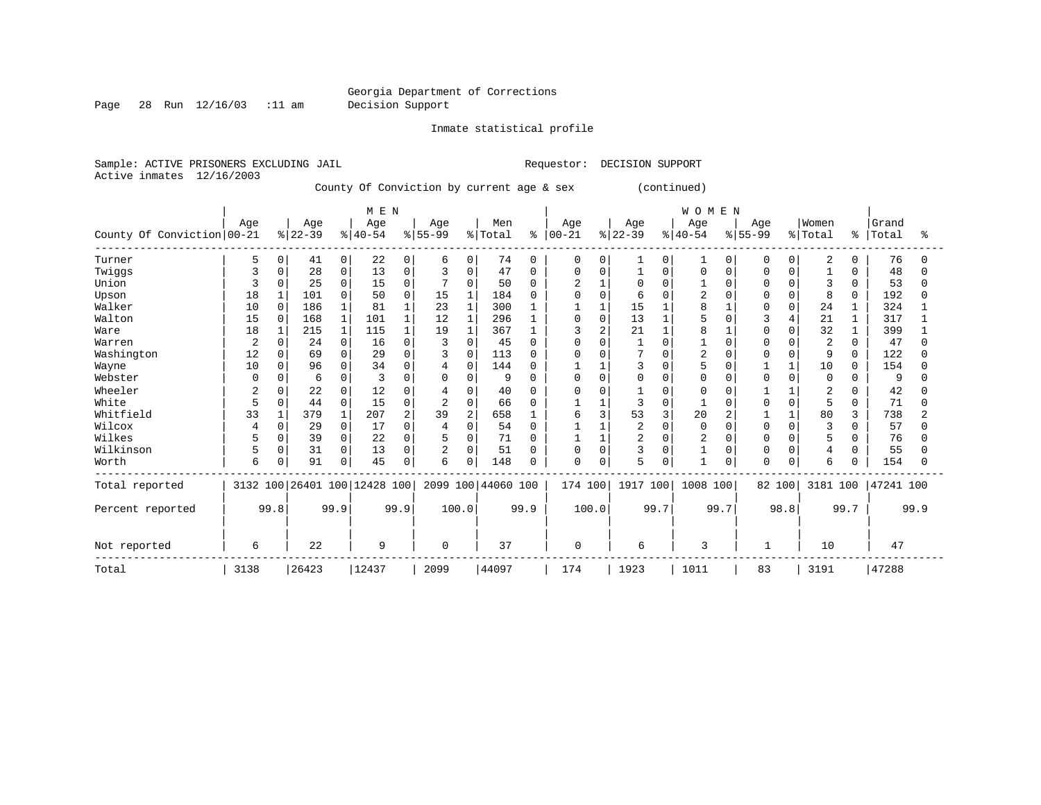Georgia Department of Corrections
Decision Support

Inmate statistical profile

Sample: ACTIVE PRISONERS EXCLUDING JAIL                    Requestor: DECISION SUPPORT
Active inmates 12/16/2003

County Of Conviction by current age & sex (continued)

| County Of Conviction | MEN Age 00-21 | % | Age 22-39 | % | Age 40-54 | % | Age 55-99 | % | Men Total | % | WOMEN Age 00-21 | % | Age 22-39 | % | Age 40-54 | % | Age 55-99 | % | Women Total | % | Grand Total | % |
|---|---|---|---|---|---|---|---|---|---|---|---|---|---|---|---|---|---|---|---|---|---|---|
| Turner | 5 | 0 | 41 | 0 | 22 | 0 | 6 | 0 | 74 | 0 | 0 | 0 | 1 | 0 | 1 | 0 | 0 | 0 | 2 | 0 | 76 | 0 |
| Twiggs | 3 | 0 | 28 | 0 | 13 | 0 | 3 | 0 | 47 | 0 | 0 | 0 | 1 | 0 | 0 | 0 | 0 | 0 | 1 | 0 | 48 | 0 |
| Union | 3 | 0 | 25 | 0 | 15 | 0 | 7 | 0 | 50 | 0 | 2 | 1 | 0 | 0 | 1 | 0 | 0 | 0 | 3 | 0 | 53 | 0 |
| Upson | 18 | 1 | 101 | 0 | 50 | 0 | 15 | 1 | 184 | 0 | 0 | 0 | 6 | 0 | 2 | 0 | 0 | 0 | 8 | 0 | 192 | 0 |
| Walker | 10 | 0 | 186 | 1 | 81 | 1 | 23 | 1 | 300 | 1 | 1 | 1 | 15 | 1 | 8 | 1 | 0 | 0 | 24 | 1 | 324 | 1 |
| Walton | 15 | 0 | 168 | 1 | 101 | 1 | 12 | 1 | 296 | 1 | 0 | 0 | 13 | 1 | 5 | 0 | 3 | 4 | 21 | 1 | 317 | 1 |
| Ware | 18 | 1 | 215 | 1 | 115 | 1 | 19 | 1 | 367 | 1 | 3 | 2 | 21 | 1 | 8 | 1 | 0 | 0 | 32 | 1 | 399 | 1 |
| Warren | 2 | 0 | 24 | 0 | 16 | 0 | 3 | 0 | 45 | 0 | 0 | 0 | 1 | 0 | 1 | 0 | 0 | 0 | 2 | 0 | 47 | 0 |
| Washington | 12 | 0 | 69 | 0 | 29 | 0 | 3 | 0 | 113 | 0 | 0 | 0 | 7 | 0 | 2 | 0 | 0 | 0 | 9 | 0 | 122 | 0 |
| Wayne | 10 | 0 | 96 | 0 | 34 | 0 | 4 | 0 | 144 | 0 | 1 | 1 | 3 | 0 | 5 | 0 | 1 | 1 | 10 | 0 | 154 | 0 |
| Webster | 0 | 0 | 6 | 0 | 3 | 0 | 0 | 0 | 9 | 0 | 0 | 0 | 0 | 0 | 0 | 0 | 0 | 0 | 0 | 0 | 9 | 0 |
| Wheeler | 2 | 0 | 22 | 0 | 12 | 0 | 4 | 0 | 40 | 0 | 0 | 0 | 1 | 0 | 0 | 0 | 1 | 1 | 2 | 0 | 42 | 0 |
| White | 5 | 0 | 44 | 0 | 15 | 0 | 2 | 0 | 66 | 0 | 1 | 1 | 3 | 0 | 1 | 0 | 0 | 0 | 5 | 0 | 71 | 0 |
| Whitfield | 33 | 1 | 379 | 1 | 207 | 2 | 39 | 2 | 658 | 1 | 6 | 3 | 53 | 3 | 20 | 2 | 1 | 1 | 80 | 3 | 738 | 2 |
| Wilcox | 4 | 0 | 29 | 0 | 17 | 0 | 4 | 0 | 54 | 0 | 1 | 1 | 2 | 0 | 0 | 0 | 0 | 0 | 3 | 0 | 57 | 0 |
| Wilkes | 5 | 0 | 39 | 0 | 22 | 0 | 5 | 0 | 71 | 0 | 1 | 1 | 2 | 0 | 2 | 0 | 0 | 0 | 5 | 0 | 76 | 0 |
| Wilkinson | 5 | 0 | 31 | 0 | 13 | 0 | 2 | 0 | 51 | 0 | 0 | 0 | 3 | 0 | 1 | 0 | 0 | 0 | 4 | 0 | 55 | 0 |
| Worth | 6 | 0 | 91 | 0 | 45 | 0 | 6 | 0 | 148 | 0 | 0 | 0 | 5 | 0 | 1 | 0 | 0 | 0 | 6 | 0 | 154 | 0 |
| Total reported | 3132 | 100 | 26401 | 100 | 12428 | 100 | 2099 | 100 | 44060 | 100 | 174 | 100 | 1917 | 100 | 1008 | 100 | 82 | 100 | 3181 | 100 | 47241 | 100 |
| Percent reported | | 99.8 | | 99.9 | | 99.9 | | 100.0 | | 99.9 | | 100.0 | | 99.7 | | 99.7 | | 98.8 | | 99.7 | | 99.9 |
| Not reported | 6 | | 22 | | 9 | | 0 | | 37 | | 0 | | 6 | | 3 | | 1 | | 10 | | 47 | |
| Total | 3138 | | 26423 | | 12437 | | 2099 | | 44097 | | 174 | | 1923 | | 1011 | | 83 | | 3191 | | 47288 | |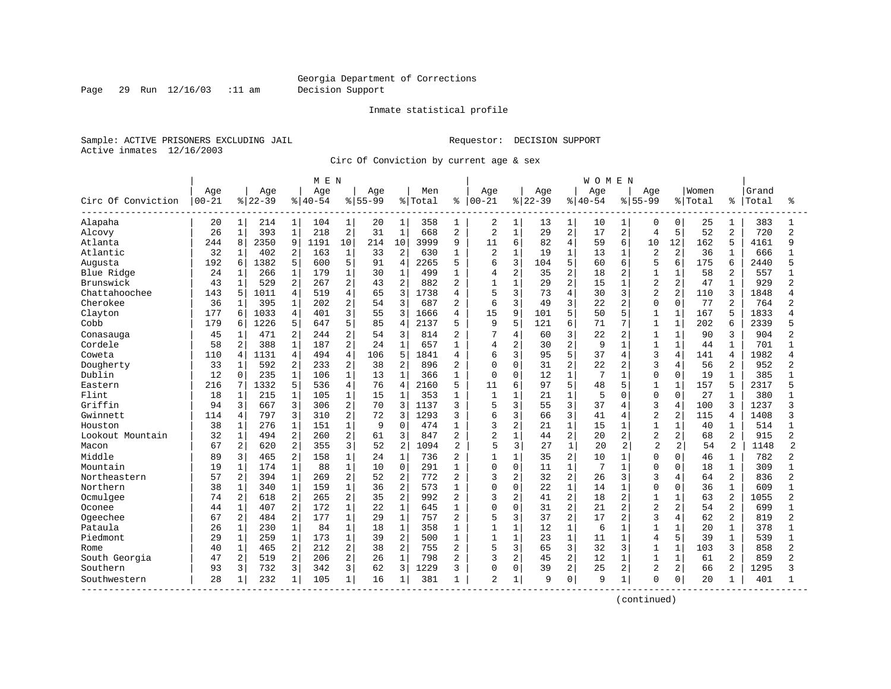Georgia Department of Corrections
Decision Support

Inmate statistical profile

Sample: ACTIVE PRISONERS EXCLUDING JAIL

Requestor: DECISION SUPPORT

Active inmates 12/16/2003

Circ Of Conviction by current age & sex

| Circ Of Conviction | MEN Age 00-21 | % | Age 22-39 | % | Age 40-54 | % | Age 55-99 | % | Men Total | % | WOMEN Age 00-21 | % | Age 22-39 | % | Age 40-54 | % | Age 55-99 | % | Women Total | % | Grand Total | % |
|---|---|---|---|---|---|---|---|---|---|---|---|---|---|---|---|---|---|---|---|---|---|---|
| Alapaha | 20 | 1 | 214 | 1 | 104 | 1 | 20 | 1 | 358 | 1 | 2 | 1 | 13 | 1 | 10 | 1 | 0 | 0 | 25 | 1 | 383 | 1 |
| Alcovy | 26 | 1 | 393 | 1 | 218 | 2 | 31 | 1 | 668 | 2 | 2 | 1 | 29 | 2 | 17 | 2 | 4 | 5 | 52 | 2 | 720 | 2 |
| Atlanta | 244 | 8 | 2350 | 9 | 1191 | 10 | 214 | 10 | 3999 | 9 | 11 | 6 | 82 | 4 | 59 | 6 | 10 | 12 | 162 | 5 | 4161 | 9 |
| Atlantic | 32 | 1 | 402 | 2 | 163 | 1 | 33 | 2 | 630 | 1 | 2 | 1 | 19 | 1 | 13 | 1 | 2 | 2 | 36 | 1 | 666 | 1 |
| Augusta | 192 | 6 | 1382 | 5 | 600 | 5 | 91 | 4 | 2265 | 5 | 6 | 3 | 104 | 5 | 60 | 6 | 5 | 6 | 175 | 6 | 2440 | 5 |
| Blue Ridge | 24 | 1 | 266 | 1 | 179 | 1 | 30 | 1 | 499 | 1 | 4 | 2 | 35 | 2 | 18 | 2 | 1 | 1 | 58 | 2 | 557 | 1 |
| Brunswick | 43 | 1 | 529 | 2 | 267 | 2 | 43 | 2 | 882 | 2 | 1 | 1 | 29 | 2 | 15 | 1 | 2 | 2 | 47 | 1 | 929 | 2 |
| Chattahoochee | 143 | 5 | 1011 | 4 | 519 | 4 | 65 | 3 | 1738 | 4 | 5 | 3 | 73 | 4 | 30 | 3 | 2 | 2 | 110 | 3 | 1848 | 4 |
| Cherokee | 36 | 1 | 395 | 1 | 202 | 2 | 54 | 3 | 687 | 2 | 6 | 3 | 49 | 3 | 22 | 2 | 0 | 0 | 77 | 2 | 764 | 2 |
| Clayton | 177 | 6 | 1033 | 4 | 401 | 3 | 55 | 3 | 1666 | 4 | 15 | 9 | 101 | 5 | 50 | 5 | 1 | 1 | 167 | 5 | 1833 | 4 |
| Cobb | 179 | 6 | 1226 | 5 | 647 | 5 | 85 | 4 | 2137 | 5 | 9 | 5 | 121 | 6 | 71 | 7 | 1 | 1 | 202 | 6 | 2339 | 5 |
| Conasauga | 45 | 1 | 471 | 2 | 244 | 2 | 54 | 3 | 814 | 2 | 7 | 4 | 60 | 3 | 22 | 2 | 1 | 1 | 90 | 3 | 904 | 2 |
| Cordele | 58 | 2 | 388 | 1 | 187 | 2 | 24 | 1 | 657 | 1 | 4 | 2 | 30 | 2 | 9 | 1 | 1 | 1 | 44 | 1 | 701 | 1 |
| Coweta | 110 | 4 | 1131 | 4 | 494 | 4 | 106 | 5 | 1841 | 4 | 6 | 3 | 95 | 5 | 37 | 4 | 3 | 4 | 141 | 4 | 1982 | 4 |
| Dougherty | 33 | 1 | 592 | 2 | 233 | 2 | 38 | 2 | 896 | 2 | 0 | 0 | 31 | 2 | 22 | 2 | 3 | 4 | 56 | 2 | 952 | 2 |
| Dublin | 12 | 0 | 235 | 1 | 106 | 1 | 13 | 1 | 366 | 1 | 0 | 0 | 12 | 1 | 7 | 1 | 0 | 0 | 19 | 1 | 385 | 1 |
| Eastern | 216 | 7 | 1332 | 5 | 536 | 4 | 76 | 4 | 2160 | 5 | 11 | 6 | 97 | 5 | 48 | 5 | 1 | 1 | 157 | 5 | 2317 | 5 |
| Flint | 18 | 1 | 215 | 1 | 105 | 1 | 15 | 1 | 353 | 1 | 1 | 1 | 21 | 1 | 5 | 0 | 0 | 0 | 27 | 1 | 380 | 1 |
| Griffin | 94 | 3 | 667 | 3 | 306 | 2 | 70 | 3 | 1137 | 3 | 5 | 3 | 55 | 3 | 37 | 4 | 3 | 4 | 100 | 3 | 1237 | 3 |
| Gwinnett | 114 | 4 | 797 | 3 | 310 | 2 | 72 | 3 | 1293 | 3 | 6 | 3 | 66 | 3 | 41 | 4 | 2 | 2 | 115 | 4 | 1408 | 3 |
| Houston | 38 | 1 | 276 | 1 | 151 | 1 | 9 | 0 | 474 | 1 | 3 | 2 | 21 | 1 | 15 | 1 | 1 | 1 | 40 | 1 | 514 | 1 |
| Lookout Mountain | 32 | 1 | 494 | 2 | 260 | 2 | 61 | 3 | 847 | 2 | 2 | 1 | 44 | 2 | 20 | 2 | 2 | 2 | 68 | 2 | 915 | 2 |
| Macon | 67 | 2 | 620 | 2 | 355 | 3 | 52 | 2 | 1094 | 2 | 5 | 3 | 27 | 1 | 20 | 2 | 2 | 2 | 54 | 2 | 1148 | 2 |
| Middle | 89 | 3 | 465 | 2 | 158 | 1 | 24 | 1 | 736 | 2 | 1 | 1 | 35 | 2 | 10 | 1 | 0 | 0 | 46 | 1 | 782 | 2 |
| Mountain | 19 | 1 | 174 | 1 | 88 | 1 | 10 | 0 | 291 | 1 | 0 | 0 | 11 | 1 | 7 | 1 | 0 | 0 | 18 | 1 | 309 | 1 |
| Northeastern | 57 | 2 | 394 | 1 | 269 | 2 | 52 | 2 | 772 | 2 | 3 | 2 | 32 | 2 | 26 | 3 | 3 | 4 | 64 | 2 | 836 | 2 |
| Northern | 38 | 1 | 340 | 1 | 159 | 1 | 36 | 2 | 573 | 1 | 0 | 0 | 22 | 1 | 14 | 1 | 0 | 0 | 36 | 1 | 609 | 1 |
| Ocmulgee | 74 | 2 | 618 | 2 | 265 | 2 | 35 | 2 | 992 | 2 | 3 | 2 | 41 | 2 | 18 | 2 | 1 | 1 | 63 | 2 | 1055 | 2 |
| Oconee | 44 | 1 | 407 | 2 | 172 | 1 | 22 | 1 | 645 | 1 | 0 | 0 | 31 | 2 | 21 | 2 | 2 | 2 | 54 | 2 | 699 | 1 |
| Ogeechee | 67 | 2 | 484 | 2 | 177 | 1 | 29 | 1 | 757 | 2 | 5 | 3 | 37 | 2 | 17 | 2 | 3 | 4 | 62 | 2 | 819 | 2 |
| Pataula | 26 | 1 | 230 | 1 | 84 | 1 | 18 | 1 | 358 | 1 | 1 | 1 | 12 | 1 | 6 | 1 | 1 | 1 | 20 | 1 | 378 | 1 |
| Piedmont | 29 | 1 | 259 | 1 | 173 | 1 | 39 | 2 | 500 | 1 | 1 | 1 | 23 | 1 | 11 | 1 | 4 | 5 | 39 | 1 | 539 | 1 |
| Rome | 40 | 1 | 465 | 2 | 212 | 2 | 38 | 2 | 755 | 2 | 5 | 3 | 65 | 3 | 32 | 3 | 1 | 1 | 103 | 3 | 858 | 2 |
| South Georgia | 47 | 2 | 519 | 2 | 206 | 2 | 26 | 1 | 798 | 2 | 3 | 2 | 45 | 2 | 12 | 1 | 1 | 1 | 61 | 2 | 859 | 2 |
| Southern | 93 | 3 | 732 | 3 | 342 | 3 | 62 | 3 | 1229 | 3 | 0 | 0 | 39 | 2 | 25 | 2 | 2 | 2 | 66 | 2 | 1295 | 3 |
| Southwestern | 28 | 1 | 232 | 1 | 105 | 1 | 16 | 1 | 381 | 1 | 2 | 1 | 9 | 0 | 9 | 1 | 0 | 0 | 20 | 1 | 401 | 1 |

(continued)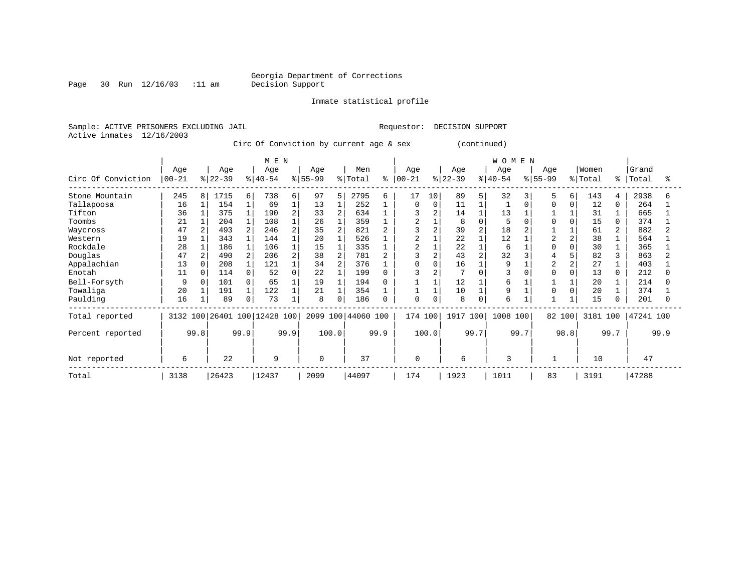Georgia Department of Corrections
Decision Support

Page 30 Run 12/16/03 :11 am

Inmate statistical profile

Sample: ACTIVE PRISONERS EXCLUDING JAIL    Requestor: DECISION SUPPORT
Active inmates 12/16/2003

Circ Of Conviction by current age & sex (continued)

| Circ Of Conviction | MEN Age 00-21 | % | Age 22-39 | % | Age 40-54 | % | Age 55-99 | % | Men Total | % | WOMEN Age 00-21 | % | Age 22-39 | % | Age 40-54 | % | Age 55-99 | % | Women Total | % | Grand Total | % |
|---|---|---|---|---|---|---|---|---|---|---|---|---|---|---|---|---|---|---|---|---|---|---|
| Stone Mountain | 245 | 8 | 1715 | 6 | 738 | 6 | 97 | 5 | 2795 | 6 | 17 | 10 | 89 | 5 | 32 | 3 | 5 | 6 | 143 | 4 | 2938 | 6 |
| Tallapoosa | 16 | 1 | 154 | 1 | 69 | 1 | 13 | 1 | 252 | 1 | 0 | 0 | 11 | 1 | 1 | 0 | 0 | 0 | 12 | 0 | 264 | 1 |
| Tifton | 36 | 1 | 375 | 1 | 190 | 2 | 33 | 2 | 634 | 1 | 3 | 2 | 14 | 1 | 13 | 1 | 1 | 1 | 31 | 1 | 665 | 1 |
| Toombs | 21 | 1 | 204 | 1 | 108 | 1 | 26 | 1 | 359 | 1 | 2 | 1 | 8 | 0 | 5 | 0 | 0 | 0 | 15 | 0 | 374 | 1 |
| Waycross | 47 | 2 | 493 | 2 | 246 | 2 | 35 | 2 | 821 | 2 | 3 | 2 | 39 | 2 | 18 | 2 | 1 | 1 | 61 | 2 | 882 | 2 |
| Western | 19 | 1 | 343 | 1 | 144 | 1 | 20 | 1 | 526 | 1 | 2 | 1 | 22 | 1 | 12 | 1 | 2 | 2 | 38 | 1 | 564 | 1 |
| Rockdale | 28 | 1 | 186 | 1 | 106 | 1 | 15 | 1 | 335 | 1 | 2 | 1 | 22 | 1 | 6 | 1 | 0 | 0 | 30 | 1 | 365 | 1 |
| Douglas | 47 | 2 | 490 | 2 | 206 | 2 | 38 | 2 | 781 | 2 | 3 | 2 | 43 | 2 | 32 | 3 | 4 | 5 | 82 | 3 | 863 | 2 |
| Appalachian | 13 | 0 | 208 | 1 | 121 | 1 | 34 | 2 | 376 | 1 | 0 | 0 | 16 | 1 | 9 | 1 | 2 | 2 | 27 | 1 | 403 | 1 |
| Enotah | 11 | 0 | 114 | 0 | 52 | 0 | 22 | 1 | 199 | 0 | 3 | 2 | 7 | 0 | 3 | 0 | 0 | 0 | 13 | 0 | 212 | 0 |
| Bell-Forsyth | 9 | 0 | 101 | 0 | 65 | 1 | 19 | 1 | 194 | 0 | 1 | 1 | 12 | 1 | 6 | 1 | 1 | 1 | 20 | 1 | 214 | 0 |
| Towaliga | 20 | 1 | 191 | 1 | 122 | 1 | 21 | 1 | 354 | 1 | 1 | 1 | 10 | 1 | 9 | 1 | 0 | 0 | 20 | 1 | 374 | 1 |
| Paulding | 16 | 1 | 89 | 0 | 73 | 1 | 8 | 0 | 186 | 0 | 0 | 0 | 8 | 0 | 6 | 1 | 1 | 1 | 15 | 0 | 201 | 0 |
| Total reported | 3132 | 100 | 26401 | 100 | 12428 | 100 | 2099 | 100 | 44060 | 100 | 174 | 100 | 1917 | 100 | 1008 | 100 | 82 | 100 | 3181 | 100 | 47241 | 100 |
| Percent reported | | 99.8 | | 99.9 | | 99.9 | | 100.0 | | 99.9 | | 100.0 | | 99.7 | | 99.7 | | 98.8 | | 99.7 | | 99.9 |
| Not reported | 6 | | 22 | | 9 | | 0 | | 37 | | 0 | | 6 | | 3 | | 1 | | 10 | | 47 | |
| Total | 3138 | | 26423 | | 12437 | | 2099 | | 44097 | | 174 | | 1923 | | 1011 | | 83 | | 3191 | | 47288 | |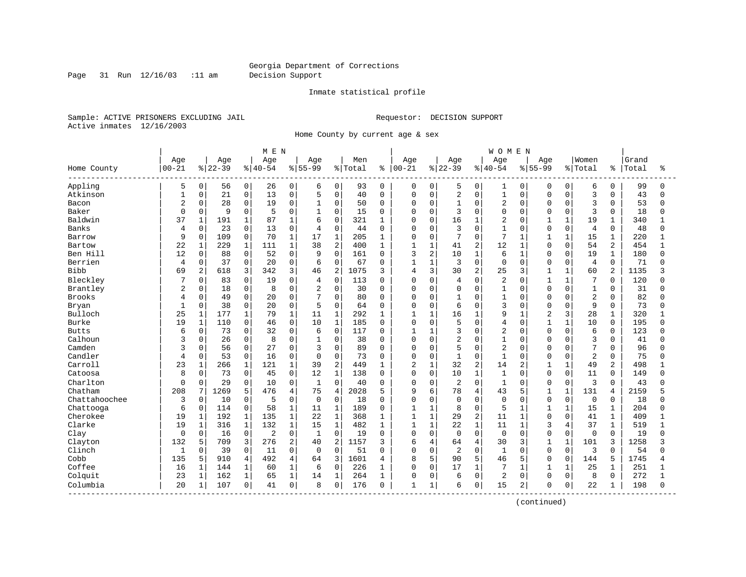Georgia Department of Corrections
Decision Support

Inmate statistical profile

Sample: ACTIVE PRISONERS EXCLUDING JAIL
Active inmates 12/16/2003

Requestor: DECISION SUPPORT

Home County by current age & sex

| Home County | MEN Age 00-21 | % | Age 22-39 | % | Age 40-54 | % | Age 55-99 | % | Men Total | % | WOMEN Age 00-21 | % | Age 22-39 | % | Age 40-54 | % | Age 55-99 | % | Women Total | % | Grand Total | % |
|---|---|---|---|---|---|---|---|---|---|---|---|---|---|---|---|---|---|---|---|---|---|---|
| Appling | 5 | 0 | 56 | 0 | 26 | 0 | 6 | 0 | 93 | 0 | 0 | 0 | 5 | 0 | 1 | 0 | 0 | 0 | 6 | 0 | 99 | 0 |
| Atkinson | 1 | 0 | 21 | 0 | 13 | 0 | 5 | 0 | 40 | 0 | 0 | 0 | 2 | 0 | 1 | 0 | 0 | 0 | 3 | 0 | 43 | 0 |
| Bacon | 2 | 0 | 28 | 0 | 19 | 0 | 1 | 0 | 50 | 0 | 0 | 0 | 1 | 0 | 2 | 0 | 0 | 0 | 3 | 0 | 53 | 0 |
| Baker | 0 | 0 | 9 | 0 | 5 | 0 | 1 | 0 | 15 | 0 | 0 | 0 | 3 | 0 | 0 | 0 | 0 | 0 | 3 | 0 | 18 | 0 |
| Baldwin | 37 | 1 | 191 | 1 | 87 | 1 | 6 | 0 | 321 | 1 | 0 | 0 | 16 | 1 | 2 | 0 | 1 | 1 | 19 | 1 | 340 | 1 |
| Banks | 4 | 0 | 23 | 0 | 13 | 0 | 4 | 0 | 44 | 0 | 0 | 0 | 3 | 0 | 1 | 0 | 0 | 0 | 4 | 0 | 48 | 0 |
| Barrow | 9 | 0 | 109 | 0 | 70 | 1 | 17 | 1 | 205 | 1 | 0 | 0 | 7 | 0 | 7 | 1 | 1 | 1 | 15 | 1 | 220 | 1 |
| Bartow | 22 | 1 | 229 | 1 | 111 | 1 | 38 | 2 | 400 | 1 | 1 | 1 | 41 | 2 | 12 | 1 | 0 | 0 | 54 | 2 | 454 | 1 |
| Ben Hill | 12 | 0 | 88 | 0 | 52 | 0 | 9 | 0 | 161 | 0 | 3 | 2 | 10 | 1 | 6 | 1 | 0 | 0 | 19 | 1 | 180 | 0 |
| Berrien | 4 | 0 | 37 | 0 | 20 | 0 | 6 | 0 | 67 | 0 | 1 | 1 | 3 | 0 | 0 | 0 | 0 | 0 | 4 | 0 | 71 | 0 |
| Bibb | 69 | 2 | 618 | 3 | 342 | 3 | 46 | 2 | 1075 | 3 | 4 | 3 | 30 | 2 | 25 | 3 | 1 | 1 | 60 | 2 | 1135 | 3 |
| Bleckley | 7 | 0 | 83 | 0 | 19 | 0 | 4 | 0 | 113 | 0 | 0 | 0 | 4 | 0 | 2 | 0 | 1 | 1 | 7 | 0 | 120 | 0 |
| Brantley | 2 | 0 | 18 | 0 | 8 | 0 | 2 | 0 | 30 | 0 | 0 | 0 | 0 | 0 | 1 | 0 | 0 | 0 | 1 | 0 | 31 | 0 |
| Brooks | 4 | 0 | 49 | 0 | 20 | 0 | 7 | 0 | 80 | 0 | 0 | 0 | 1 | 0 | 1 | 0 | 0 | 0 | 2 | 0 | 82 | 0 |
| Bryan | 1 | 0 | 38 | 0 | 20 | 0 | 5 | 0 | 64 | 0 | 0 | 0 | 6 | 0 | 3 | 0 | 0 | 0 | 9 | 0 | 73 | 0 |
| Bulloch | 25 | 1 | 177 | 1 | 79 | 1 | 11 | 1 | 292 | 1 | 1 | 1 | 16 | 1 | 9 | 1 | 2 | 3 | 28 | 1 | 320 | 1 |
| Burke | 19 | 1 | 110 | 0 | 46 | 0 | 10 | 1 | 185 | 0 | 0 | 0 | 5 | 0 | 4 | 0 | 1 | 1 | 10 | 0 | 195 | 0 |
| Butts | 6 | 0 | 73 | 0 | 32 | 0 | 6 | 0 | 117 | 0 | 1 | 1 | 3 | 0 | 2 | 0 | 0 | 0 | 6 | 0 | 123 | 0 |
| Calhoun | 3 | 0 | 26 | 0 | 8 | 0 | 1 | 0 | 38 | 0 | 0 | 0 | 2 | 0 | 1 | 0 | 0 | 0 | 3 | 0 | 41 | 0 |
| Camden | 3 | 0 | 56 | 0 | 27 | 0 | 3 | 0 | 89 | 0 | 0 | 0 | 5 | 0 | 2 | 0 | 0 | 0 | 7 | 0 | 96 | 0 |
| Candler | 4 | 0 | 53 | 0 | 16 | 0 | 0 | 0 | 73 | 0 | 0 | 0 | 1 | 0 | 1 | 0 | 0 | 0 | 2 | 0 | 75 | 0 |
| Carroll | 23 | 1 | 266 | 1 | 121 | 1 | 39 | 2 | 449 | 1 | 2 | 1 | 32 | 2 | 14 | 2 | 1 | 1 | 49 | 2 | 498 | 1 |
| Catoosa | 8 | 0 | 73 | 0 | 45 | 0 | 12 | 1 | 138 | 0 | 0 | 0 | 10 | 1 | 1 | 0 | 0 | 0 | 11 | 0 | 149 | 0 |
| Charlton | 0 | 0 | 29 | 0 | 10 | 0 | 1 | 0 | 40 | 0 | 0 | 0 | 2 | 0 | 1 | 0 | 0 | 0 | 3 | 0 | 43 | 0 |
| Chatham | 208 | 7 | 1269 | 5 | 476 | 4 | 75 | 4 | 2028 | 5 | 9 | 6 | 78 | 4 | 43 | 5 | 1 | 1 | 131 | 4 | 2159 | 5 |
| Chattahoochee | 3 | 0 | 10 | 0 | 5 | 0 | 0 | 0 | 18 | 0 | 0 | 0 | 0 | 0 | 0 | 0 | 0 | 0 | 0 | 0 | 18 | 0 |
| Chattooga | 6 | 0 | 114 | 0 | 58 | 1 | 11 | 1 | 189 | 0 | 1 | 1 | 8 | 0 | 5 | 1 | 1 | 1 | 15 | 1 | 204 | 0 |
| Cherokee | 19 | 1 | 192 | 1 | 135 | 1 | 22 | 1 | 368 | 1 | 1 | 1 | 29 | 2 | 11 | 1 | 0 | 0 | 41 | 1 | 409 | 1 |
| Clarke | 19 | 1 | 316 | 1 | 132 | 1 | 15 | 1 | 482 | 1 | 1 | 1 | 22 | 1 | 11 | 1 | 3 | 4 | 37 | 1 | 519 | 1 |
| Clay | 0 | 0 | 16 | 0 | 2 | 0 | 1 | 0 | 19 | 0 | 0 | 0 | 0 | 0 | 0 | 0 | 0 | 0 | 0 | 0 | 19 | 0 |
| Clayton | 132 | 5 | 709 | 3 | 276 | 2 | 40 | 2 | 1157 | 3 | 6 | 4 | 64 | 4 | 30 | 3 | 1 | 1 | 101 | 3 | 1258 | 3 |
| Clinch | 1 | 0 | 39 | 0 | 11 | 0 | 0 | 0 | 51 | 0 | 0 | 0 | 2 | 0 | 1 | 0 | 0 | 0 | 3 | 0 | 54 | 0 |
| Cobb | 135 | 5 | 910 | 4 | 492 | 4 | 64 | 3 | 1601 | 4 | 8 | 5 | 90 | 5 | 46 | 5 | 0 | 0 | 144 | 5 | 1745 | 4 |
| Coffee | 16 | 1 | 144 | 1 | 60 | 1 | 6 | 0 | 226 | 1 | 0 | 0 | 17 | 1 | 7 | 1 | 1 | 1 | 25 | 1 | 251 | 1 |
| Colquit | 23 | 1 | 162 | 1 | 65 | 1 | 14 | 1 | 264 | 1 | 0 | 0 | 6 | 0 | 2 | 0 | 0 | 0 | 8 | 0 | 272 | 1 |
| Columbia | 20 | 1 | 107 | 0 | 41 | 0 | 8 | 0 | 176 | 0 | 1 | 1 | 6 | 0 | 15 | 2 | 0 | 0 | 22 | 1 | 198 | 0 |

(continued)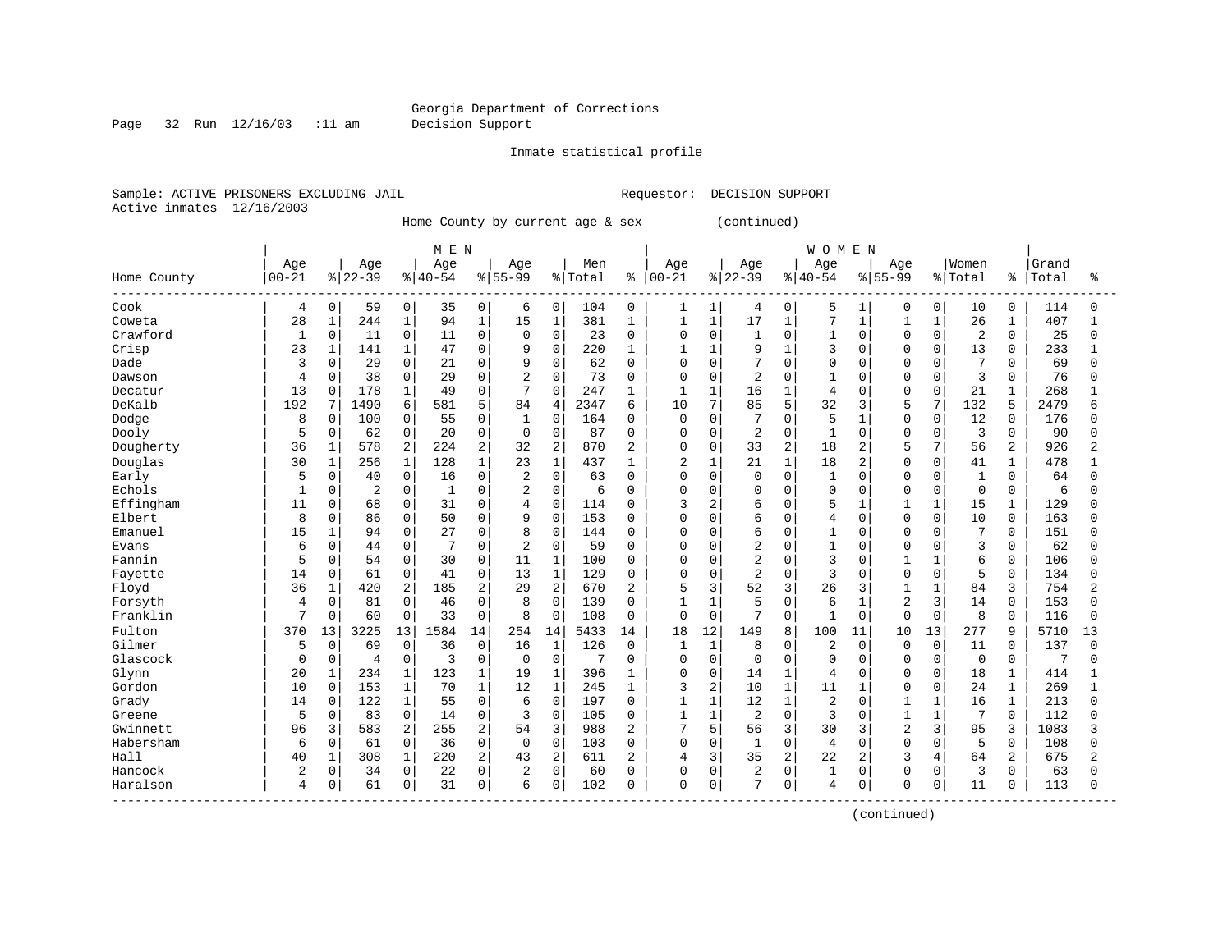Georgia Department of Corrections
Decision Support

Inmate statistical profile

Sample: ACTIVE PRISONERS EXCLUDING JAIL     Requestor: DECISION SUPPORT
Active inmates 12/16/2003

Home County by current age & sex (continued)

| | MEN | | | | | | | | | | WOMEN | | | | | | | | | | | |
|---|---|---|---|---|---|---|---|---|---|---|---|---|---|---|---|---|---|---|---|---|---|---|
| Home County | Age 00-21 | % | Age 22-39 | % | Age 40-54 | % | Age 55-99 | % | Men Total | % | Age 00-21 | % | Age 22-39 | % | Age 40-54 | % | Age 55-99 | % | Women Total | % | Grand Total | % |
| Cook | 4 | 0 | 59 | 0 | 35 | 0 | 6 | 0 | 104 | 0 | 1 | 1 | 4 | 0 | 5 | 1 | 0 | 0 | 10 | 0 | 114 | 0 |
| Coweta | 28 | 1 | 244 | 1 | 94 | 1 | 15 | 1 | 381 | 1 | 1 | 1 | 17 | 1 | 7 | 1 | 1 | 1 | 26 | 1 | 407 | 1 |
| Crawford | 1 | 0 | 11 | 0 | 11 | 0 | 0 | 0 | 23 | 0 | 0 | 0 | 1 | 0 | 1 | 0 | 0 | 0 | 2 | 0 | 25 | 0 |
| Crisp | 23 | 1 | 141 | 1 | 47 | 0 | 9 | 0 | 220 | 1 | 1 | 1 | 9 | 1 | 3 | 0 | 0 | 0 | 13 | 0 | 233 | 1 |
| Dade | 3 | 0 | 29 | 0 | 21 | 0 | 9 | 0 | 62 | 0 | 0 | 0 | 7 | 0 | 0 | 0 | 0 | 0 | 7 | 0 | 69 | 0 |
| Dawson | 4 | 0 | 38 | 0 | 29 | 0 | 2 | 0 | 73 | 0 | 0 | 0 | 2 | 0 | 1 | 0 | 0 | 0 | 3 | 0 | 76 | 0 |
| Decatur | 13 | 0 | 178 | 1 | 49 | 0 | 7 | 0 | 247 | 1 | 1 | 1 | 16 | 1 | 4 | 0 | 0 | 0 | 21 | 1 | 268 | 1 |
| DeKalb | 192 | 7 | 1490 | 6 | 581 | 5 | 84 | 4 | 2347 | 6 | 10 | 7 | 85 | 5 | 32 | 3 | 5 | 7 | 132 | 5 | 2479 | 6 |
| Dodge | 8 | 0 | 100 | 0 | 55 | 0 | 1 | 0 | 164 | 0 | 0 | 0 | 7 | 0 | 5 | 1 | 0 | 0 | 12 | 0 | 176 | 0 |
| Dooly | 5 | 0 | 62 | 0 | 20 | 0 | 0 | 0 | 87 | 0 | 0 | 0 | 2 | 0 | 1 | 0 | 0 | 0 | 3 | 0 | 90 | 0 |
| Dougherty | 36 | 1 | 578 | 2 | 224 | 2 | 32 | 2 | 870 | 2 | 0 | 0 | 33 | 2 | 18 | 2 | 5 | 7 | 56 | 2 | 926 | 2 |
| Douglas | 30 | 1 | 256 | 1 | 128 | 1 | 23 | 1 | 437 | 1 | 2 | 1 | 21 | 1 | 18 | 2 | 0 | 0 | 41 | 1 | 478 | 1 |
| Early | 5 | 0 | 40 | 0 | 16 | 0 | 2 | 0 | 63 | 0 | 0 | 0 | 0 | 0 | 1 | 0 | 0 | 0 | 1 | 0 | 64 | 0 |
| Echols | 1 | 0 | 2 | 0 | 1 | 0 | 2 | 0 | 6 | 0 | 0 | 0 | 0 | 0 | 0 | 0 | 0 | 0 | 0 | 0 | 6 | 0 |
| Effingham | 11 | 0 | 68 | 0 | 31 | 0 | 4 | 0 | 114 | 0 | 3 | 2 | 6 | 0 | 5 | 1 | 1 | 1 | 15 | 1 | 129 | 0 |
| Elbert | 8 | 0 | 86 | 0 | 50 | 0 | 9 | 0 | 153 | 0 | 0 | 0 | 6 | 0 | 4 | 0 | 0 | 0 | 10 | 0 | 163 | 0 |
| Emanuel | 15 | 1 | 94 | 0 | 27 | 0 | 8 | 0 | 144 | 0 | 0 | 0 | 6 | 0 | 1 | 0 | 0 | 0 | 7 | 0 | 151 | 0 |
| Evans | 6 | 0 | 44 | 0 | 7 | 0 | 2 | 0 | 59 | 0 | 0 | 0 | 2 | 0 | 1 | 0 | 0 | 0 | 3 | 0 | 62 | 0 |
| Fannin | 5 | 0 | 54 | 0 | 30 | 0 | 11 | 1 | 100 | 0 | 0 | 0 | 2 | 0 | 3 | 0 | 1 | 1 | 6 | 0 | 106 | 0 |
| Fayette | 14 | 0 | 61 | 0 | 41 | 0 | 13 | 1 | 129 | 0 | 0 | 0 | 2 | 0 | 3 | 0 | 0 | 0 | 5 | 0 | 134 | 0 |
| Floyd | 36 | 1 | 420 | 2 | 185 | 2 | 29 | 2 | 670 | 2 | 5 | 3 | 52 | 3 | 26 | 3 | 1 | 1 | 84 | 3 | 754 | 2 |
| Forsyth | 4 | 0 | 81 | 0 | 46 | 0 | 8 | 0 | 139 | 0 | 1 | 1 | 5 | 0 | 6 | 1 | 2 | 3 | 14 | 0 | 153 | 0 |
| Franklin | 7 | 0 | 60 | 0 | 33 | 0 | 8 | 0 | 108 | 0 | 0 | 0 | 7 | 0 | 1 | 0 | 0 | 0 | 8 | 0 | 116 | 0 |
| Fulton | 370 | 13 | 3225 | 13 | 1584 | 14 | 254 | 14 | 5433 | 14 | 18 | 12 | 149 | 8 | 100 | 11 | 10 | 13 | 277 | 9 | 5710 | 13 |
| Gilmer | 5 | 0 | 69 | 0 | 36 | 0 | 16 | 1 | 126 | 0 | 1 | 1 | 8 | 0 | 2 | 0 | 0 | 0 | 11 | 0 | 137 | 0 |
| Glascock | 0 | 0 | 4 | 0 | 3 | 0 | 0 | 0 | 7 | 0 | 0 | 0 | 0 | 0 | 0 | 0 | 0 | 0 | 0 | 0 | 7 | 0 |
| Glynn | 20 | 1 | 234 | 1 | 123 | 1 | 19 | 1 | 396 | 1 | 0 | 0 | 14 | 1 | 4 | 0 | 0 | 0 | 18 | 1 | 414 | 1 |
| Gordon | 10 | 0 | 153 | 1 | 70 | 1 | 12 | 1 | 245 | 1 | 3 | 2 | 10 | 1 | 11 | 1 | 0 | 0 | 24 | 1 | 269 | 1 |
| Grady | 14 | 0 | 122 | 1 | 55 | 0 | 6 | 0 | 197 | 0 | 1 | 1 | 12 | 1 | 2 | 0 | 1 | 1 | 16 | 1 | 213 | 0 |
| Greene | 5 | 0 | 83 | 0 | 14 | 0 | 3 | 0 | 105 | 0 | 1 | 1 | 2 | 0 | 3 | 0 | 1 | 1 | 7 | 0 | 112 | 0 |
| Gwinnett | 96 | 3 | 583 | 2 | 255 | 2 | 54 | 3 | 988 | 2 | 7 | 5 | 56 | 3 | 30 | 3 | 2 | 3 | 95 | 3 | 1083 | 3 |
| Habersham | 6 | 0 | 61 | 0 | 36 | 0 | 0 | 0 | 103 | 0 | 0 | 0 | 1 | 0 | 4 | 0 | 0 | 0 | 5 | 0 | 108 | 0 |
| Hall | 40 | 1 | 308 | 1 | 220 | 2 | 43 | 2 | 611 | 2 | 4 | 3 | 35 | 2 | 22 | 2 | 3 | 4 | 64 | 2 | 675 | 2 |
| Hancock | 2 | 0 | 34 | 0 | 22 | 0 | 2 | 0 | 60 | 0 | 0 | 0 | 2 | 0 | 1 | 0 | 0 | 0 | 3 | 0 | 63 | 0 |
| Haralson | 4 | 0 | 61 | 0 | 31 | 0 | 6 | 0 | 102 | 0 | 0 | 0 | 7 | 0 | 4 | 0 | 0 | 0 | 11 | 0 | 113 | 0 |

(continued)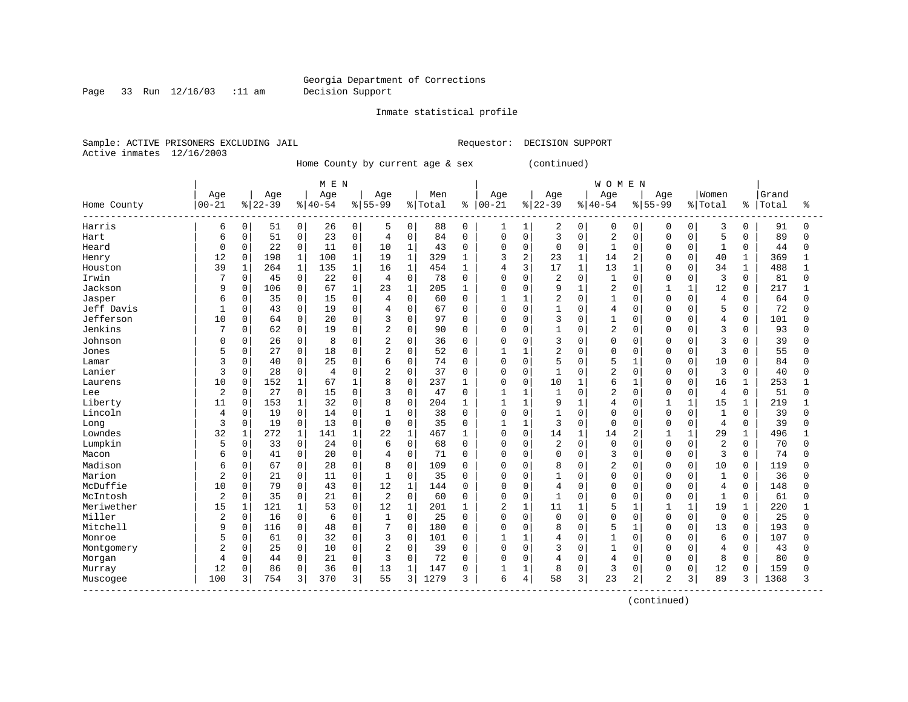Georgia Department of Corrections
Decision Support

Inmate statistical profile

Sample: ACTIVE PRISONERS EXCLUDING JAIL        Requestor: DECISION SUPPORT
Active inmates 12/16/2003

Home County by current age & sex (continued)

| Home County | MEN Age 00-21 | % | Age 22-39 | % | Age 40-54 | % | Age 55-99 | % | Men Total | % | WOMEN Age 00-21 | % | Age 22-39 | % | Age 40-54 | % | Age 55-99 | % | Women Total | % | Grand Total | % |
|---|---|---|---|---|---|---|---|---|---|---|---|---|---|---|---|---|---|---|---|---|---|---|
| Harris | 6 | 0 | 51 | 0 | 26 | 0 | 5 | 0 | 88 | 0 | 1 | 1 | 2 | 0 | 0 | 0 | 0 | 0 | 3 | 0 | 91 | 0 |
| Hart | 6 | 0 | 51 | 0 | 23 | 0 | 4 | 0 | 84 | 0 | 0 | 0 | 3 | 0 | 2 | 0 | 0 | 0 | 5 | 0 | 89 | 0 |
| Heard | 0 | 0 | 22 | 0 | 11 | 0 | 10 | 1 | 43 | 0 | 0 | 0 | 0 | 0 | 1 | 0 | 0 | 0 | 1 | 0 | 44 | 0 |
| Henry | 12 | 0 | 198 | 1 | 100 | 1 | 19 | 1 | 329 | 1 | 3 | 2 | 23 | 1 | 14 | 2 | 0 | 0 | 40 | 1 | 369 | 1 |
| Houston | 39 | 1 | 264 | 1 | 135 | 1 | 16 | 1 | 454 | 1 | 4 | 3 | 17 | 1 | 13 | 1 | 0 | 0 | 34 | 1 | 488 | 1 |
| Irwin | 7 | 0 | 45 | 0 | 22 | 0 | 4 | 0 | 78 | 0 | 0 | 0 | 2 | 0 | 1 | 0 | 0 | 0 | 3 | 0 | 81 | 0 |
| Jackson | 9 | 0 | 106 | 0 | 67 | 1 | 23 | 1 | 205 | 1 | 0 | 0 | 9 | 1 | 2 | 0 | 1 | 1 | 12 | 0 | 217 | 1 |
| Jasper | 6 | 0 | 35 | 0 | 15 | 0 | 4 | 0 | 60 | 0 | 1 | 1 | 2 | 0 | 1 | 0 | 0 | 0 | 4 | 0 | 64 | 0 |
| Jeff Davis | 1 | 0 | 43 | 0 | 19 | 0 | 4 | 0 | 67 | 0 | 0 | 0 | 1 | 0 | 4 | 0 | 0 | 0 | 5 | 0 | 72 | 0 |
| Jefferson | 10 | 0 | 64 | 0 | 20 | 0 | 3 | 0 | 97 | 0 | 0 | 0 | 3 | 0 | 1 | 0 | 0 | 0 | 4 | 0 | 101 | 0 |
| Jenkins | 7 | 0 | 62 | 0 | 19 | 0 | 2 | 0 | 90 | 0 | 0 | 0 | 1 | 0 | 2 | 0 | 0 | 0 | 3 | 0 | 93 | 0 |
| Johnson | 0 | 0 | 26 | 0 | 8 | 0 | 2 | 0 | 36 | 0 | 0 | 0 | 3 | 0 | 0 | 0 | 0 | 0 | 3 | 0 | 39 | 0 |
| Jones | 5 | 0 | 27 | 0 | 18 | 0 | 2 | 0 | 52 | 0 | 1 | 1 | 2 | 0 | 0 | 0 | 0 | 0 | 3 | 0 | 55 | 0 |
| Lamar | 3 | 0 | 40 | 0 | 25 | 0 | 6 | 0 | 74 | 0 | 0 | 0 | 5 | 0 | 5 | 1 | 0 | 0 | 10 | 0 | 84 | 0 |
| Lanier | 3 | 0 | 28 | 0 | 4 | 0 | 2 | 0 | 37 | 0 | 0 | 0 | 1 | 0 | 2 | 0 | 0 | 0 | 3 | 0 | 40 | 0 |
| Laurens | 10 | 0 | 152 | 1 | 67 | 1 | 8 | 0 | 237 | 1 | 0 | 0 | 10 | 1 | 6 | 1 | 0 | 0 | 16 | 1 | 253 | 1 |
| Lee | 2 | 0 | 27 | 0 | 15 | 0 | 3 | 0 | 47 | 0 | 1 | 1 | 1 | 0 | 2 | 0 | 0 | 0 | 4 | 0 | 51 | 0 |
| Liberty | 11 | 0 | 153 | 1 | 32 | 0 | 8 | 0 | 204 | 1 | 1 | 1 | 9 | 1 | 4 | 0 | 1 | 1 | 15 | 1 | 219 | 1 |
| Lincoln | 4 | 0 | 19 | 0 | 14 | 0 | 1 | 0 | 38 | 0 | 0 | 0 | 1 | 0 | 0 | 0 | 0 | 0 | 1 | 0 | 39 | 0 |
| Long | 3 | 0 | 19 | 0 | 13 | 0 | 0 | 0 | 35 | 0 | 1 | 1 | 3 | 0 | 0 | 0 | 0 | 0 | 4 | 0 | 39 | 0 |
| Lowndes | 32 | 1 | 272 | 1 | 141 | 1 | 22 | 1 | 467 | 1 | 0 | 0 | 14 | 1 | 14 | 2 | 1 | 1 | 29 | 1 | 496 | 1 |
| Lumpkin | 5 | 0 | 33 | 0 | 24 | 0 | 6 | 0 | 68 | 0 | 0 | 0 | 2 | 0 | 0 | 0 | 0 | 0 | 2 | 0 | 70 | 0 |
| Macon | 6 | 0 | 41 | 0 | 20 | 0 | 4 | 0 | 71 | 0 | 0 | 0 | 0 | 0 | 3 | 0 | 0 | 0 | 3 | 0 | 74 | 0 |
| Madison | 6 | 0 | 67 | 0 | 28 | 0 | 8 | 0 | 109 | 0 | 0 | 0 | 8 | 0 | 2 | 0 | 0 | 0 | 10 | 0 | 119 | 0 |
| Marion | 2 | 0 | 21 | 0 | 11 | 0 | 1 | 0 | 35 | 0 | 0 | 0 | 1 | 0 | 0 | 0 | 0 | 0 | 1 | 0 | 36 | 0 |
| McDuffie | 10 | 0 | 79 | 0 | 43 | 0 | 12 | 1 | 144 | 0 | 0 | 0 | 4 | 0 | 0 | 0 | 0 | 0 | 4 | 0 | 148 | 0 |
| McIntosh | 2 | 0 | 35 | 0 | 21 | 0 | 2 | 0 | 60 | 0 | 0 | 0 | 1 | 0 | 0 | 0 | 0 | 0 | 1 | 0 | 61 | 0 |
| Meriwether | 15 | 1 | 121 | 1 | 53 | 0 | 12 | 1 | 201 | 1 | 2 | 1 | 11 | 1 | 5 | 1 | 1 | 1 | 19 | 1 | 220 | 1 |
| Miller | 2 | 0 | 16 | 0 | 6 | 0 | 1 | 0 | 25 | 0 | 0 | 0 | 0 | 0 | 0 | 0 | 0 | 0 | 0 | 0 | 25 | 0 |
| Mitchell | 9 | 0 | 116 | 0 | 48 | 0 | 7 | 0 | 180 | 0 | 0 | 0 | 8 | 0 | 5 | 1 | 0 | 0 | 13 | 0 | 193 | 0 |
| Monroe | 5 | 0 | 61 | 0 | 32 | 0 | 3 | 0 | 101 | 0 | 1 | 1 | 4 | 0 | 1 | 0 | 0 | 0 | 6 | 0 | 107 | 0 |
| Montgomery | 2 | 0 | 25 | 0 | 10 | 0 | 2 | 0 | 39 | 0 | 0 | 0 | 3 | 0 | 1 | 0 | 0 | 0 | 4 | 0 | 43 | 0 |
| Morgan | 4 | 0 | 44 | 0 | 21 | 0 | 3 | 0 | 72 | 0 | 0 | 0 | 4 | 0 | 4 | 0 | 0 | 0 | 8 | 0 | 80 | 0 |
| Murray | 12 | 0 | 86 | 0 | 36 | 0 | 13 | 1 | 147 | 0 | 1 | 1 | 8 | 0 | 3 | 0 | 0 | 0 | 12 | 0 | 159 | 0 |
| Muscogee | 100 | 3 | 754 | 3 | 370 | 3 | 55 | 3 | 1279 | 3 | 6 | 4 | 58 | 3 | 23 | 2 | 2 | 3 | 89 | 3 | 1368 | 3 |

(continued)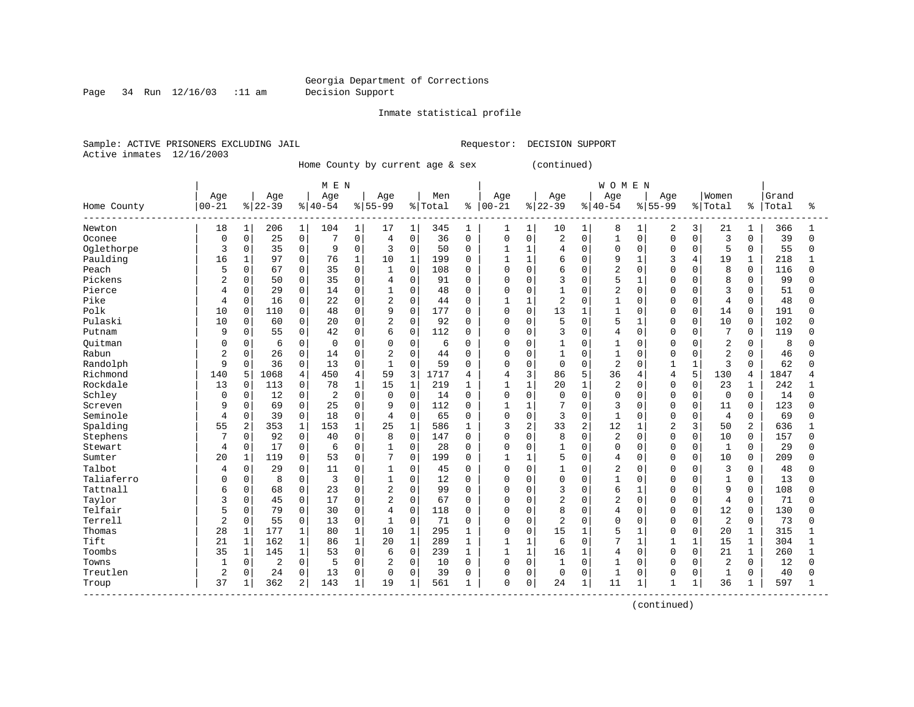Georgia Department of Corrections
Decision Support

Inmate statistical profile

Sample: ACTIVE PRISONERS EXCLUDING JAIL    Requestor: DECISION SUPPORT
Active inmates 12/16/2003

Home County by current age & sex (continued)

| Home County | MEN Age 00-21 | % | Age 22-39 | % | Age 40-54 | % | Age 55-99 | % | Men Total | % | WOMEN Age 00-21 | % | Age 22-39 | % | Age 40-54 | % | Age 55-99 | % | Women Total | % | Grand Total | % |
|---|---|---|---|---|---|---|---|---|---|---|---|---|---|---|---|---|---|---|---|---|---|---|
| Newton | 18 | 1 | 206 | 1 | 104 | 1 | 17 | 1 | 345 | 1 | 1 | 1 | 10 | 1 | 8 | 1 | 2 | 3 | 21 | 1 | 366 | 1 |
| Oconee | 0 | 0 | 25 | 0 | 7 | 0 | 4 | 0 | 36 | 0 | 0 | 0 | 2 | 0 | 1 | 0 | 0 | 0 | 3 | 0 | 39 | 0 |
| Oglethorpe | 3 | 0 | 35 | 0 | 9 | 0 | 3 | 0 | 50 | 0 | 1 | 1 | 4 | 0 | 0 | 0 | 0 | 0 | 5 | 0 | 55 | 0 |
| Paulding | 16 | 1 | 97 | 0 | 76 | 1 | 10 | 1 | 199 | 0 | 1 | 1 | 6 | 0 | 9 | 1 | 3 | 4 | 19 | 1 | 218 | 1 |
| Peach | 5 | 0 | 67 | 0 | 35 | 0 | 1 | 0 | 108 | 0 | 0 | 0 | 6 | 0 | 2 | 0 | 0 | 0 | 8 | 0 | 116 | 0 |
| Pickens | 2 | 0 | 50 | 0 | 35 | 0 | 4 | 0 | 91 | 0 | 0 | 0 | 3 | 0 | 5 | 1 | 0 | 0 | 8 | 0 | 99 | 0 |
| Pierce | 4 | 0 | 29 | 0 | 14 | 0 | 1 | 0 | 48 | 0 | 0 | 0 | 1 | 0 | 2 | 0 | 0 | 0 | 3 | 0 | 51 | 0 |
| Pike | 4 | 0 | 16 | 0 | 22 | 0 | 2 | 0 | 44 | 0 | 1 | 1 | 2 | 0 | 1 | 0 | 0 | 0 | 4 | 0 | 48 | 0 |
| Polk | 10 | 0 | 110 | 0 | 48 | 0 | 9 | 0 | 177 | 0 | 0 | 0 | 13 | 1 | 1 | 0 | 0 | 0 | 14 | 0 | 191 | 0 |
| Pulaski | 10 | 0 | 60 | 0 | 20 | 0 | 2 | 0 | 92 | 0 | 0 | 0 | 5 | 0 | 5 | 1 | 0 | 0 | 10 | 0 | 102 | 0 |
| Putnam | 9 | 0 | 55 | 0 | 42 | 0 | 6 | 0 | 112 | 0 | 0 | 0 | 3 | 0 | 4 | 0 | 0 | 0 | 7 | 0 | 119 | 0 |
| Quitman | 0 | 0 | 6 | 0 | 0 | 0 | 0 | 0 | 6 | 0 | 0 | 0 | 1 | 0 | 1 | 0 | 0 | 0 | 2 | 0 | 8 | 0 |
| Rabun | 2 | 0 | 26 | 0 | 14 | 0 | 2 | 0 | 44 | 0 | 0 | 0 | 1 | 0 | 1 | 0 | 0 | 0 | 2 | 0 | 46 | 0 |
| Randolph | 9 | 0 | 36 | 0 | 13 | 0 | 1 | 0 | 59 | 0 | 0 | 0 | 0 | 0 | 2 | 0 | 1 | 1 | 3 | 0 | 62 | 0 |
| Richmond | 140 | 5 | 1068 | 4 | 450 | 4 | 59 | 3 | 1717 | 4 | 4 | 3 | 86 | 5 | 36 | 4 | 4 | 5 | 130 | 4 | 1847 | 4 |
| Rockdale | 13 | 0 | 113 | 0 | 78 | 1 | 15 | 1 | 219 | 1 | 1 | 1 | 20 | 1 | 2 | 0 | 0 | 0 | 23 | 1 | 242 | 1 |
| Schley | 0 | 0 | 12 | 0 | 2 | 0 | 0 | 0 | 14 | 0 | 0 | 0 | 0 | 0 | 0 | 0 | 0 | 0 | 0 | 0 | 14 | 0 |
| Screven | 9 | 0 | 69 | 0 | 25 | 0 | 9 | 0 | 112 | 0 | 1 | 1 | 7 | 0 | 3 | 0 | 0 | 0 | 11 | 0 | 123 | 0 |
| Seminole | 4 | 0 | 39 | 0 | 18 | 0 | 4 | 0 | 65 | 0 | 0 | 0 | 3 | 0 | 1 | 0 | 0 | 0 | 4 | 0 | 69 | 0 |
| Spalding | 55 | 2 | 353 | 1 | 153 | 1 | 25 | 1 | 586 | 1 | 3 | 2 | 33 | 2 | 12 | 1 | 2 | 3 | 50 | 2 | 636 | 1 |
| Stephens | 7 | 0 | 92 | 0 | 40 | 0 | 8 | 0 | 147 | 0 | 0 | 0 | 8 | 0 | 2 | 0 | 0 | 0 | 10 | 0 | 157 | 0 |
| Stewart | 4 | 0 | 17 | 0 | 6 | 0 | 1 | 0 | 28 | 0 | 0 | 0 | 1 | 0 | 0 | 0 | 0 | 0 | 1 | 0 | 29 | 0 |
| Sumter | 20 | 1 | 119 | 0 | 53 | 0 | 7 | 0 | 199 | 0 | 1 | 1 | 5 | 0 | 4 | 0 | 0 | 0 | 10 | 0 | 209 | 0 |
| Talbot | 4 | 0 | 29 | 0 | 11 | 0 | 1 | 0 | 45 | 0 | 0 | 0 | 1 | 0 | 2 | 0 | 0 | 0 | 3 | 0 | 48 | 0 |
| Taliaferro | 0 | 0 | 8 | 0 | 3 | 0 | 1 | 0 | 12 | 0 | 0 | 0 | 0 | 0 | 1 | 0 | 0 | 0 | 1 | 0 | 13 | 0 |
| Tattnall | 6 | 0 | 68 | 0 | 23 | 0 | 2 | 0 | 99 | 0 | 0 | 0 | 3 | 0 | 6 | 1 | 0 | 0 | 9 | 0 | 108 | 0 |
| Taylor | 3 | 0 | 45 | 0 | 17 | 0 | 2 | 0 | 67 | 0 | 0 | 0 | 2 | 0 | 2 | 0 | 0 | 0 | 4 | 0 | 71 | 0 |
| Telfair | 5 | 0 | 79 | 0 | 30 | 0 | 4 | 0 | 118 | 0 | 0 | 0 | 8 | 0 | 4 | 0 | 0 | 0 | 12 | 0 | 130 | 0 |
| Terrell | 2 | 0 | 55 | 0 | 13 | 0 | 1 | 0 | 71 | 0 | 0 | 0 | 2 | 0 | 0 | 0 | 0 | 0 | 2 | 0 | 73 | 0 |
| Thomas | 28 | 1 | 177 | 1 | 80 | 1 | 10 | 1 | 295 | 1 | 0 | 0 | 15 | 1 | 5 | 1 | 0 | 0 | 20 | 1 | 315 | 1 |
| Tift | 21 | 1 | 162 | 1 | 86 | 1 | 20 | 1 | 289 | 1 | 1 | 1 | 6 | 0 | 7 | 1 | 1 | 1 | 15 | 1 | 304 | 1 |
| Toombs | 35 | 1 | 145 | 1 | 53 | 0 | 6 | 0 | 239 | 1 | 1 | 1 | 16 | 1 | 4 | 0 | 0 | 0 | 21 | 1 | 260 | 1 |
| Towns | 1 | 0 | 2 | 0 | 5 | 0 | 2 | 0 | 10 | 0 | 0 | 0 | 1 | 0 | 1 | 0 | 0 | 0 | 2 | 0 | 12 | 0 |
| Treutlen | 2 | 0 | 24 | 0 | 13 | 0 | 0 | 0 | 39 | 0 | 0 | 0 | 0 | 0 | 1 | 0 | 0 | 0 | 1 | 0 | 40 | 0 |
| Troup | 37 | 1 | 362 | 2 | 143 | 1 | 19 | 1 | 561 | 1 | 0 | 0 | 24 | 1 | 11 | 1 | 1 | 1 | 36 | 1 | 597 | 1 |

(continued)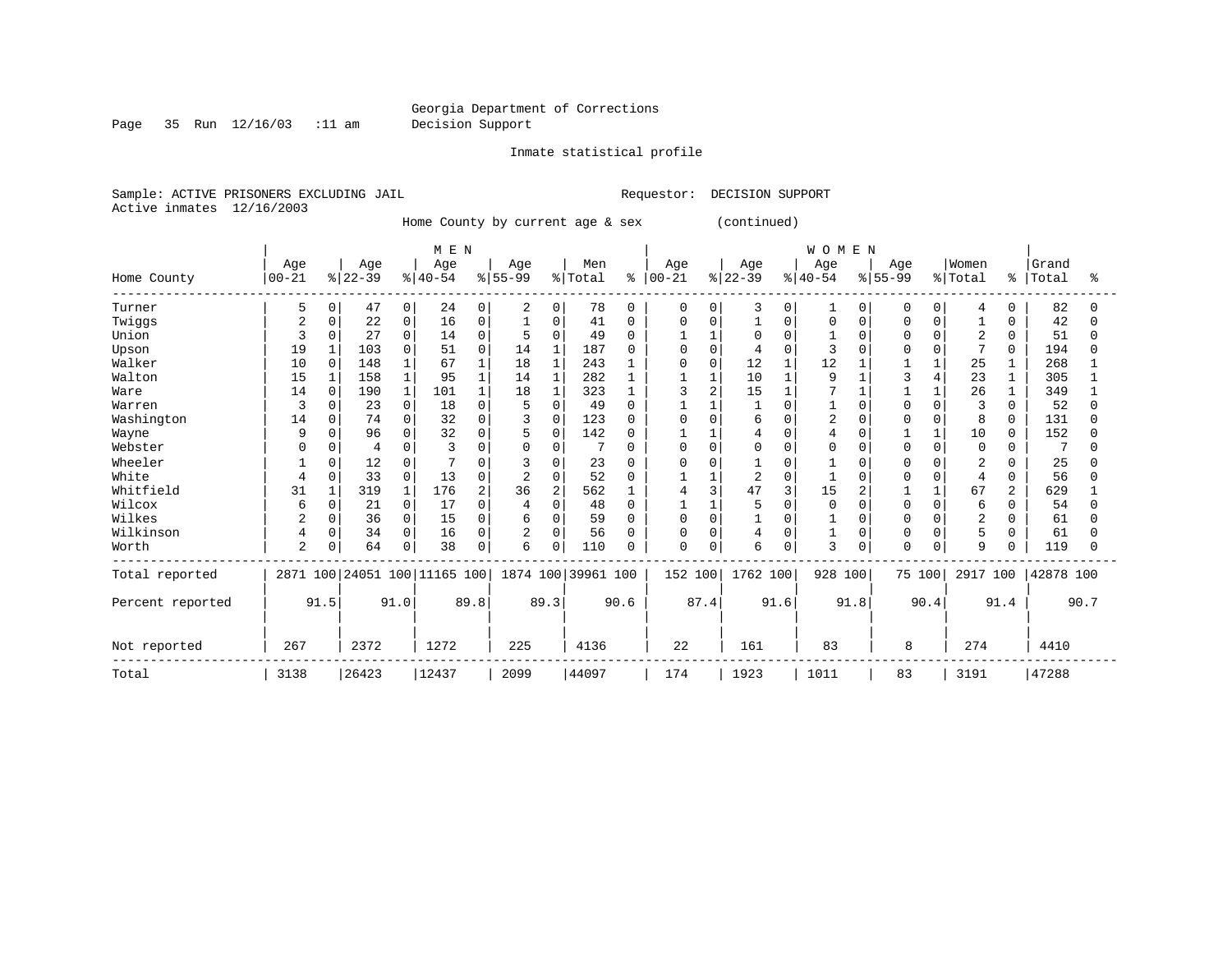Georgia Department of Corrections
Decision Support

Inmate statistical profile

Sample: ACTIVE PRISONERS EXCLUDING JAIL

Requestor: DECISION SUPPORT

Active inmates 12/16/2003

Home County by current age & sex (continued)

| Home County | MEN Age 00-21 | % | Age 22-39 | % | Age 40-54 | % | Age 55-99 | % | Men Total | % | WOMEN Age 00-21 | % | Age 22-39 | % | Age 40-54 | % | Age 55-99 | % | Women Total | % | Grand Total | % |
|---|---|---|---|---|---|---|---|---|---|---|---|---|---|---|---|---|---|---|---|---|---|---|
| Turner | 5 | 0 | 47 | 0 | 24 | 0 | 2 | 0 | 78 | 0 | 0 | 0 | 3 | 0 | 1 | 0 | 0 | 0 | 4 | 0 | 82 | 0 |
| Twiggs | 2 | 0 | 22 | 0 | 16 | 0 | 1 | 0 | 41 | 0 | 0 | 0 | 1 | 0 | 0 | 0 | 0 | 0 | 1 | 0 | 42 | 0 |
| Union | 3 | 0 | 27 | 0 | 14 | 0 | 5 | 0 | 49 | 0 | 1 | 1 | 0 | 0 | 1 | 0 | 0 | 0 | 2 | 0 | 51 | 0 |
| Upson | 19 | 1 | 103 | 0 | 51 | 0 | 14 | 1 | 187 | 0 | 0 | 0 | 4 | 0 | 3 | 0 | 0 | 0 | 7 | 0 | 194 | 0 |
| Walker | 10 | 0 | 148 | 1 | 67 | 1 | 18 | 1 | 243 | 1 | 0 | 0 | 12 | 1 | 12 | 1 | 1 | 1 | 25 | 1 | 268 | 1 |
| Walton | 15 | 1 | 158 | 1 | 95 | 1 | 14 | 1 | 282 | 1 | 1 | 1 | 10 | 1 | 9 | 1 | 3 | 4 | 23 | 1 | 305 | 1 |
| Ware | 14 | 0 | 190 | 1 | 101 | 1 | 18 | 1 | 323 | 1 | 3 | 2 | 15 | 1 | 7 | 1 | 1 | 1 | 26 | 1 | 349 | 1 |
| Warren | 3 | 0 | 23 | 0 | 18 | 0 | 5 | 0 | 49 | 0 | 1 | 1 | 1 | 0 | 1 | 0 | 0 | 0 | 3 | 0 | 52 | 0 |
| Washington | 14 | 0 | 74 | 0 | 32 | 0 | 3 | 0 | 123 | 0 | 0 | 0 | 6 | 0 | 2 | 0 | 0 | 0 | 8 | 0 | 131 | 0 |
| Wayne | 9 | 0 | 96 | 0 | 32 | 0 | 5 | 0 | 142 | 0 | 1 | 1 | 4 | 0 | 4 | 0 | 1 | 1 | 10 | 0 | 152 | 0 |
| Webster | 0 | 0 | 4 | 0 | 3 | 0 | 0 | 0 | 7 | 0 | 0 | 0 | 0 | 0 | 0 | 0 | 0 | 0 | 0 | 0 | 7 | 0 |
| Wheeler | 1 | 0 | 12 | 0 | 7 | 0 | 3 | 0 | 23 | 0 | 0 | 0 | 1 | 0 | 1 | 0 | 0 | 0 | 2 | 0 | 25 | 0 |
| White | 4 | 0 | 33 | 0 | 13 | 0 | 2 | 0 | 52 | 0 | 1 | 1 | 2 | 0 | 1 | 0 | 0 | 0 | 4 | 0 | 56 | 0 |
| Whitfield | 31 | 1 | 319 | 1 | 176 | 2 | 36 | 2 | 562 | 1 | 4 | 3 | 47 | 3 | 15 | 2 | 1 | 1 | 67 | 2 | 629 | 1 |
| Wilcox | 6 | 0 | 21 | 0 | 17 | 0 | 4 | 0 | 48 | 0 | 1 | 1 | 5 | 0 | 0 | 0 | 0 | 0 | 6 | 0 | 54 | 0 |
| Wilkes | 2 | 0 | 36 | 0 | 15 | 0 | 6 | 0 | 59 | 0 | 0 | 0 | 1 | 0 | 1 | 0 | 0 | 0 | 2 | 0 | 61 | 0 |
| Wilkinson | 4 | 0 | 34 | 0 | 16 | 0 | 2 | 0 | 56 | 0 | 0 | 0 | 4 | 0 | 1 | 0 | 0 | 0 | 5 | 0 | 61 | 0 |
| Worth | 2 | 0 | 64 | 0 | 38 | 0 | 6 | 0 | 110 | 0 | 0 | 0 | 6 | 0 | 3 | 0 | 0 | 0 | 9 | 0 | 119 | 0 |
| Total reported | 2871 | 100 | 24051 | 100 | 11165 | 100 | 1874 | 100 | 39961 | 100 | 152 | 100 | 1762 | 100 | 928 | 100 | 75 | 100 | 2917 | 100 | 42878 | 100 |
| Percent reported | | 91.5 | | 91.0 | | 89.8 | | 89.3 | | 90.6 | | 87.4 | | 91.6 | | 91.8 | | 90.4 | | 91.4 | | 90.7 |
| Not reported | 267 | | 2372 | | 1272 | | 225 | | 4136 | | 22 | | 161 | | 83 | | 8 | | 274 | | 4410 | |
| Total | 3138 | | 26423 | | 12437 | | 2099 | | 44097 | | 174 | | 1923 | | 1011 | | 83 | | 3191 | | 47288 | |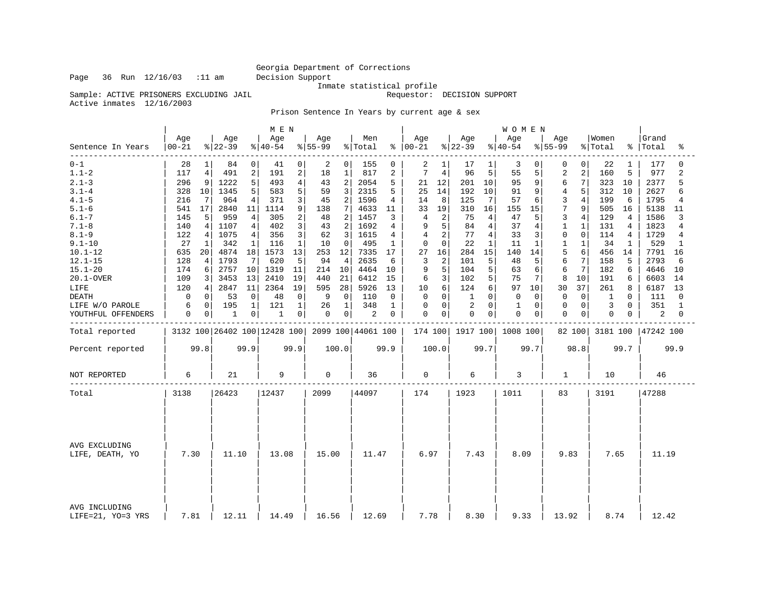Georgia Department of Corrections
Decision Support
Inmate statistical profile

Page 36 Run 12/16/03 :11 am

Sample: ACTIVE PRISONERS EXCLUDING JAIL    Requestor: DECISION SUPPORT
Active inmates 12/16/2003

Prison Sentence In Years by current age & sex

| | MEN | | | | | | | | | | WOMEN | | | | | | | | | | | |
|---|---|---|---|---|---|---|---|---|---|---|---|---|---|---|---|---|---|---|---|---|---|---|
| Sentence In Years | Age 00-21 | % | Age 22-39 | % | Age 40-54 | % | Age 55-99 | % | Men Total | % | Age 00-21 | % | Age 22-39 | % | Age 40-54 | % | Age 55-99 | % | Women Total | % | Grand Total | % |
| 0-1 | 28 | 1 | 84 | 0 | 41 | 0 | 2 | 0 | 155 | 0 | 2 | 1 | 17 | 1 | 3 | 0 | 0 | 0 | 22 | 1 | 177 | 0 |
| 1.1-2 | 117 | 4 | 491 | 2 | 191 | 2 | 18 | 1 | 817 | 2 | 7 | 4 | 96 | 5 | 55 | 5 | 2 | 2 | 160 | 5 | 977 | 2 |
| 2.1-3 | 296 | 9 | 1222 | 5 | 493 | 4 | 43 | 2 | 2054 | 5 | 21 | 12 | 201 | 10 | 95 | 9 | 6 | 7 | 323 | 10 | 2377 | 5 |
| 3.1-4 | 328 | 10 | 1345 | 5 | 583 | 5 | 59 | 3 | 2315 | 5 | 25 | 14 | 192 | 10 | 91 | 9 | 4 | 5 | 312 | 10 | 2627 | 6 |
| 4.1-5 | 216 | 7 | 964 | 4 | 371 | 3 | 45 | 2 | 1596 | 4 | 14 | 8 | 125 | 7 | 57 | 6 | 3 | 4 | 199 | 6 | 1795 | 4 |
| 5.1-6 | 541 | 17 | 2840 | 11 | 1114 | 9 | 138 | 7 | 4633 | 11 | 33 | 19 | 310 | 16 | 155 | 15 | 7 | 9 | 505 | 16 | 5138 | 11 |
| 6.1-7 | 145 | 5 | 959 | 4 | 305 | 2 | 48 | 2 | 1457 | 3 | 4 | 2 | 75 | 4 | 47 | 5 | 3 | 4 | 129 | 4 | 1586 | 3 |
| 7.1-8 | 140 | 4 | 1107 | 4 | 402 | 3 | 43 | 2 | 1692 | 4 | 9 | 5 | 84 | 4 | 37 | 4 | 1 | 1 | 131 | 4 | 1823 | 4 |
| 8.1-9 | 122 | 4 | 1075 | 4 | 356 | 3 | 62 | 3 | 1615 | 4 | 4 | 2 | 77 | 4 | 33 | 3 | 0 | 0 | 114 | 4 | 1729 | 4 |
| 9.1-10 | 27 | 1 | 342 | 1 | 116 | 1 | 10 | 0 | 495 | 1 | 0 | 0 | 22 | 1 | 11 | 1 | 1 | 1 | 34 | 1 | 529 | 1 |
| 10.1-12 | 635 | 20 | 4874 | 18 | 1573 | 13 | 253 | 12 | 7335 | 17 | 27 | 16 | 284 | 15 | 140 | 14 | 5 | 6 | 456 | 14 | 7791 | 16 |
| 12.1-15 | 128 | 4 | 1793 | 7 | 620 | 5 | 94 | 4 | 2635 | 6 | 3 | 2 | 101 | 5 | 48 | 5 | 6 | 7 | 158 | 5 | 2793 | 6 |
| 15.1-20 | 174 | 6 | 2757 | 10 | 1319 | 11 | 214 | 10 | 4464 | 10 | 9 | 5 | 104 | 5 | 63 | 6 | 6 | 7 | 182 | 6 | 4646 | 10 |
| 20.1-OVER | 109 | 3 | 3453 | 13 | 2410 | 19 | 440 | 21 | 6412 | 15 | 6 | 3 | 102 | 5 | 75 | 7 | 8 | 10 | 191 | 6 | 6603 | 14 |
| LIFE | 120 | 4 | 2847 | 11 | 2364 | 19 | 595 | 28 | 5926 | 13 | 10 | 6 | 124 | 6 | 97 | 10 | 30 | 37 | 261 | 8 | 6187 | 13 |
| DEATH | 0 | 0 | 53 | 0 | 48 | 0 | 9 | 0 | 110 | 0 | 0 | 0 | 1 | 0 | 0 | 0 | 0 | 0 | 1 | 0 | 111 | 0 |
| LIFE W/O PAROLE | 6 | 0 | 195 | 1 | 121 | 1 | 26 | 1 | 348 | 1 | 0 | 0 | 2 | 0 | 1 | 0 | 0 | 0 | 3 | 0 | 351 | 1 |
| YOUTHFUL OFFENDERS | 0 | 0 | 1 | 0 | 1 | 0 | 0 | 0 | 2 | 0 | 0 | 0 | 0 | 0 | 0 | 0 | 0 | 0 | 0 | 0 | 2 | 0 |
| Total reported | 3132 | 100 | 26402 | 100 | 12428 | 100 | 2099 | 100 | 44061 | 100 | 174 | 100 | 1917 | 100 | 1008 | 100 | 82 | 100 | 3181 | 100 | 47242 | 100 |
| Percent reported | 99.8 | | 99.9 | | 99.9 | | 100.0 | | 99.9 | | 100.0 | | 99.7 | | 99.7 | | 98.8 | | 99.7 | | 99.9 | |
| NOT REPORTED | 6 | | 21 | | 9 | | 0 | | 36 | | 0 | | 6 | | 3 | | 1 | | 10 | | 46 | |
| Total | 3138 | | 26423 | | 12437 | | 2099 | | 44097 | | 174 | | 1923 | | 1011 | | 83 | | 3191 | | 47288 | |
| AVG EXCLUDING LIFE, DEATH, YO | 7.30 | | 11.10 | | 13.08 | | 15.00 | | 11.47 | | 6.97 | | 7.43 | | 8.09 | | 9.83 | | 7.65 | | 11.19 | |
| AVG INCLUDING LIFE=21, YO=3 YRS | 7.81 | | 12.11 | | 14.49 | | 16.56 | | 12.69 | | 7.78 | | 8.30 | | 9.33 | | 13.92 | | 8.74 | | 12.42 | |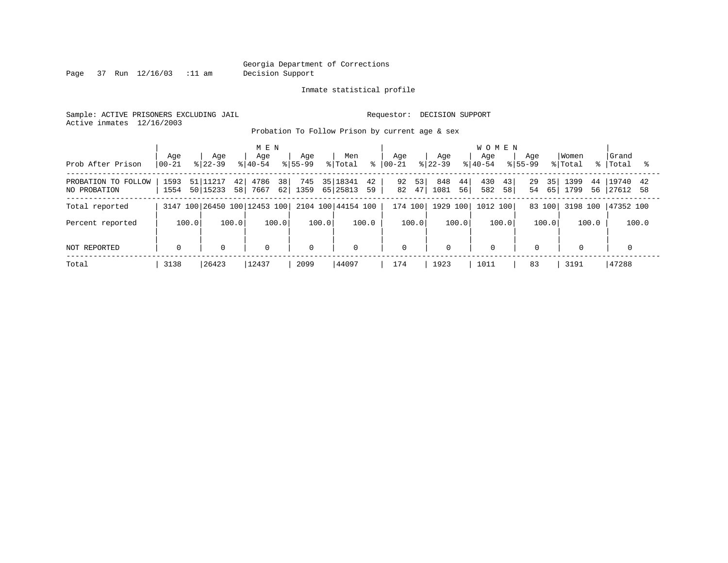Georgia Department of Corrections
Decision Support

Inmate statistical profile

Sample: ACTIVE PRISONERS EXCLUDING JAIL

Requestor: DECISION SUPPORT

Active inmates 12/16/2003

Probation To Follow Prison by current age & sex

| Prob After Prison | MEN Age 00-21 | % | Age 22-39 | % | Age 40-54 | % | Age 55-99 | % | Men Total | % | WOMEN Age 00-21 | % | Age 22-39 | % | Age 40-54 | % | Age 55-99 | % | Women Total | % | Grand Total | % |
|---|---|---|---|---|---|---|---|---|---|---|---|---|---|---|---|---|---|---|---|---|---|---|
| PROBATION TO FOLLOW | 1593 | 51 | 11217 | 42 | 4786 | 38 | 745 | 35 | 18341 | 42 | 92 | 53 | 848 | 44 | 430 | 43 | 29 | 35 | 1399 | 44 | 19740 | 42 |
| NO PROBATION | 1554 | 50 | 15233 | 58 | 7667 | 62 | 1359 | 65 | 25813 | 59 | 82 | 47 | 1081 | 56 | 582 | 58 | 54 | 65 | 1799 | 56 | 27612 | 58 |
| Total reported | 3147 | 100 | 26450 | 100 | 12453 | 100 | 2104 | 100 | 44154 | 100 | 174 | 100 | 1929 | 100 | 1012 | 100 | 83 | 100 | 3198 | 100 | 47352 | 100 |
| Percent reported | | 100.0 | | 100.0 | | 100.0 | | 100.0 | | 100.0 | | 100.0 | | 100.0 | | 100.0 | | 100.0 | | 100.0 | | 100.0 |
| NOT REPORTED | 0 | | 0 | | 0 | | 0 | | 0 | | 0 | | 0 | | 0 | | 0 | | 0 | | 0 | |
| Total | 3138 | | 26423 | | 12437 | | 2099 | | 44097 | | 174 | | 1923 | | 1011 | | 83 | | 3191 | | 47288 | |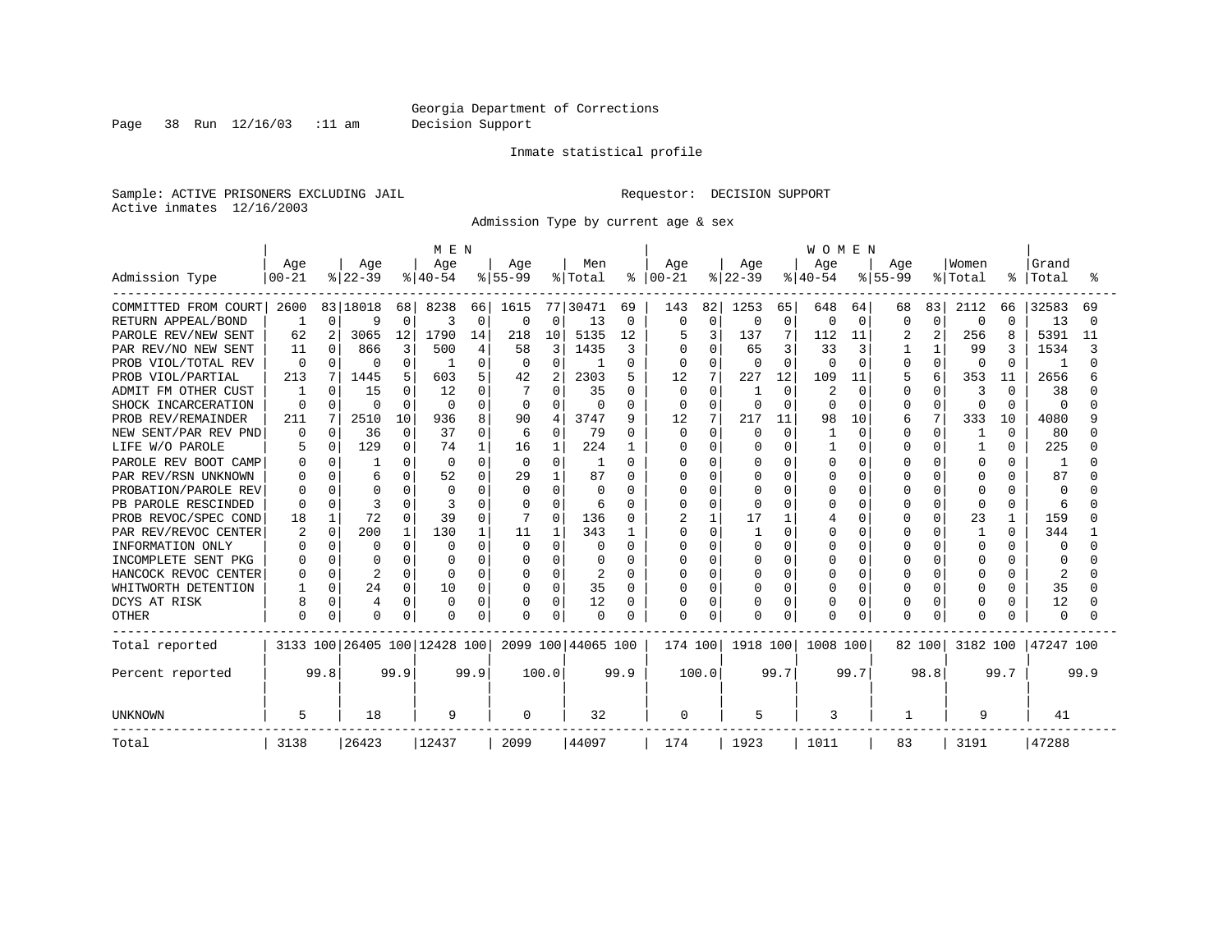Georgia Department of Corrections
Decision Support

Page 38 Run 12/16/03 :11 am

Inmate statistical profile

Sample: ACTIVE PRISONERS EXCLUDING JAIL
Active inmates 12/16/2003

Requestor: DECISION SUPPORT

Admission Type by current age & sex

| Admission Type | MEN Age 00-21 | % | Age 22-39 | % | Age 40-54 | % | Age 55-99 | % | Men Total | % | WOMEN Age 00-21 | % | Age 22-39 | % | Age 40-54 | % | Age 55-99 | % | Women Total | % | Grand Total | % |
|---|---|---|---|---|---|---|---|---|---|---|---|---|---|---|---|---|---|---|---|---|---|---|
| COMMITTED FROM COURT | 2600 | 83 | 18018 | 68 | 8238 | 66 | 1615 | 77 | 30471 | 69 | 143 | 82 | 1253 | 65 | 648 | 64 | 68 | 83 | 2112 | 66 | 32583 | 69 |
| RETURN APPEAL/BOND | 1 | 0 | 9 | 0 | 3 | 0 | 0 | 0 | 13 | 0 | 0 | 0 | 0 | 0 | 0 | 0 | 0 | 0 | 0 | 0 | 13 | 0 |
| PAROLE REV/NEW SENT | 62 | 2 | 3065 | 12 | 1790 | 14 | 218 | 10 | 5135 | 12 | 5 | 3 | 137 | 7 | 112 | 11 | 2 | 2 | 256 | 8 | 5391 | 11 |
| PAR REV/NO NEW SENT | 11 | 0 | 866 | 3 | 500 | 4 | 58 | 3 | 1435 | 3 | 0 | 0 | 65 | 3 | 33 | 3 | 1 | 1 | 99 | 3 | 1534 | 3 |
| PROB VIOL/TOTAL REV | 0 | 0 | 0 | 0 | 1 | 0 | 0 | 0 | 1 | 0 | 0 | 0 | 0 | 0 | 0 | 0 | 0 | 0 | 0 | 0 | 1 | 0 |
| PROB VIOL/PARTIAL | 213 | 7 | 1445 | 5 | 603 | 5 | 42 | 2 | 2303 | 5 | 12 | 7 | 227 | 12 | 109 | 11 | 5 | 6 | 353 | 11 | 2656 | 6 |
| ADMIT FM OTHER CUST | 1 | 0 | 15 | 0 | 12 | 0 | 7 | 0 | 35 | 0 | 0 | 0 | 1 | 0 | 2 | 0 | 0 | 0 | 3 | 0 | 38 | 0 |
| SHOCK INCARCERATION | 0 | 0 | 0 | 0 | 0 | 0 | 0 | 0 | 0 | 0 | 0 | 0 | 0 | 0 | 0 | 0 | 0 | 0 | 0 | 0 | 0 | 0 |
| PROB REV/REMAINDER | 211 | 7 | 2510 | 10 | 936 | 8 | 90 | 4 | 3747 | 9 | 12 | 7 | 217 | 11 | 98 | 10 | 6 | 7 | 333 | 10 | 4080 | 9 |
| NEW SENT/PAR REV PND | 0 | 0 | 36 | 0 | 37 | 0 | 6 | 0 | 79 | 0 | 0 | 0 | 0 | 0 | 1 | 0 | 0 | 0 | 1 | 0 | 80 | 0 |
| LIFE W/O PAROLE | 5 | 0 | 129 | 0 | 74 | 1 | 16 | 1 | 224 | 1 | 0 | 0 | 0 | 0 | 1 | 0 | 0 | 0 | 1 | 0 | 225 | 0 |
| PAROLE REV BOOT CAMP | 0 | 0 | 1 | 0 | 0 | 0 | 0 | 0 | 1 | 0 | 0 | 0 | 0 | 0 | 0 | 0 | 0 | 0 | 0 | 0 | 1 | 0 |
| PAR REV/RSN UNKNOWN | 0 | 0 | 6 | 0 | 52 | 0 | 29 | 1 | 87 | 0 | 0 | 0 | 0 | 0 | 0 | 0 | 0 | 0 | 0 | 0 | 87 | 0 |
| PROBATION/PAROLE REV | 0 | 0 | 0 | 0 | 0 | 0 | 0 | 0 | 0 | 0 | 0 | 0 | 0 | 0 | 0 | 0 | 0 | 0 | 0 | 0 | 0 | 0 |
| PB PAROLE RESCINDED | 0 | 0 | 3 | 0 | 3 | 0 | 0 | 0 | 6 | 0 | 0 | 0 | 0 | 0 | 0 | 0 | 0 | 0 | 0 | 0 | 6 | 0 |
| PROB REVOC/SPEC COND | 18 | 1 | 72 | 0 | 39 | 0 | 7 | 0 | 136 | 0 | 2 | 1 | 17 | 1 | 4 | 0 | 0 | 0 | 23 | 1 | 159 | 0 |
| PAR REV/REVOC CENTER | 2 | 0 | 200 | 1 | 130 | 1 | 11 | 1 | 343 | 1 | 0 | 0 | 1 | 0 | 0 | 0 | 0 | 0 | 1 | 0 | 344 | 1 |
| INFORMATION ONLY | 0 | 0 | 0 | 0 | 0 | 0 | 0 | 0 | 0 | 0 | 0 | 0 | 0 | 0 | 0 | 0 | 0 | 0 | 0 | 0 | 0 | 0 |
| INCOMPLETE SENT PKG | 0 | 0 | 0 | 0 | 0 | 0 | 0 | 0 | 0 | 0 | 0 | 0 | 0 | 0 | 0 | 0 | 0 | 0 | 0 | 0 | 0 | 0 |
| HANCOCK REVOC CENTER | 0 | 0 | 2 | 0 | 0 | 0 | 0 | 0 | 2 | 0 | 0 | 0 | 0 | 0 | 0 | 0 | 0 | 0 | 0 | 0 | 2 | 0 |
| WHITWORTH DETENTION | 1 | 0 | 24 | 0 | 10 | 0 | 0 | 0 | 35 | 0 | 0 | 0 | 0 | 0 | 0 | 0 | 0 | 0 | 0 | 0 | 35 | 0 |
| DCYS AT RISK | 8 | 0 | 4 | 0 | 0 | 0 | 0 | 0 | 12 | 0 | 0 | 0 | 0 | 0 | 0 | 0 | 0 | 0 | 0 | 0 | 12 | 0 |
| OTHER | 0 | 0 | 0 | 0 | 0 | 0 | 0 | 0 | 0 | 0 | 0 | 0 | 0 | 0 | 0 | 0 | 0 | 0 | 0 | 0 | 0 | 0 |
| Total reported | 3133 | 100 | 26405 | 100 | 12428 | 100 | 2099 | 100 | 44065 | 100 | 174 | 100 | 1918 | 100 | 1008 | 100 | 82 | 100 | 3182 | 100 | 47247 | 100 |
| Percent reported | | 99.8 | | 99.9 | | 99.9 | | 100.0 | | 99.9 | | 100.0 | | 99.7 | | 99.7 | | 98.8 | | 99.7 | | 99.9 |
| UNKNOWN | 5 | | 18 | | 9 | | 0 | | 32 | | 0 | | 5 | | 3 | | 1 | | 9 | | 41 | |
| Total | 3138 | | 26423 | | 12437 | | 2099 | | 44097 | | 174 | | 1923 | | 1011 | | 83 | | 3191 | | 47288 | |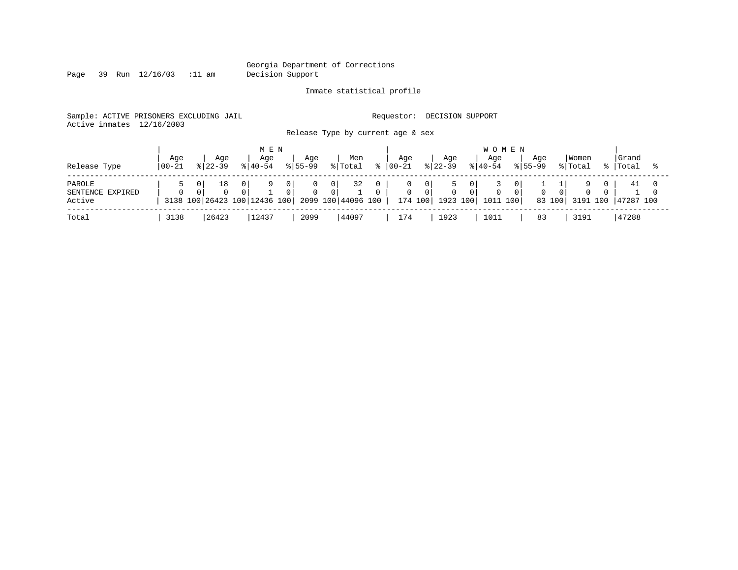Georgia Department of Corrections
Decision Support

Inmate statistical profile

Sample: ACTIVE PRISONERS EXCLUDING JAIL

Requestor: DECISION SUPPORT

Active inmates 12/16/2003

Release Type by current age & sex

| | MEN | | | | | | | | | | WOMEN | | | | | | | | | | | |
|---|---|---|---|---|---|---|---|---|---|---|---|---|---|---|---|---|---|---|---|---|---|---|
| Release Type | Age 00-21 | % | Age 22-39 | % | Age 40-54 | % | Age 55-99 | % | Men Total | % | Age 00-21 | % | Age 22-39 | % | Age 40-54 | % | Age 55-99 | % | Women Total | % | Grand Total | % |
| PAROLE | 5 | 0 | 18 | 0 | 9 | 0 | 0 | 0 | 32 | 0 | 0 | 0 | 5 | 0 | 3 | 0 | 1 | 1 | 9 | 0 | 41 | 0 |
| SENTENCE EXPIRED | 0 | 0 | 0 | 0 | 1 | 0 | 0 | 0 | 1 | 0 | 0 | 0 | 0 | 0 | 0 | 0 | 0 | 0 | 0 | 0 | 1 | 0 |
| Active | 3138 | 100 | 26423 | 100 | 12436 | 100 | 2099 | 100 | 44096 | 100 | 174 | 100 | 1923 | 100 | 1011 | 100 | 83 | 100 | 3191 | 100 | 47287 | 100 |
| Total | 3138 | | 26423 | | 12437 | | 2099 | | 44097 | | 174 | | 1923 | | 1011 | | 83 | | 3191 | | 47288 | |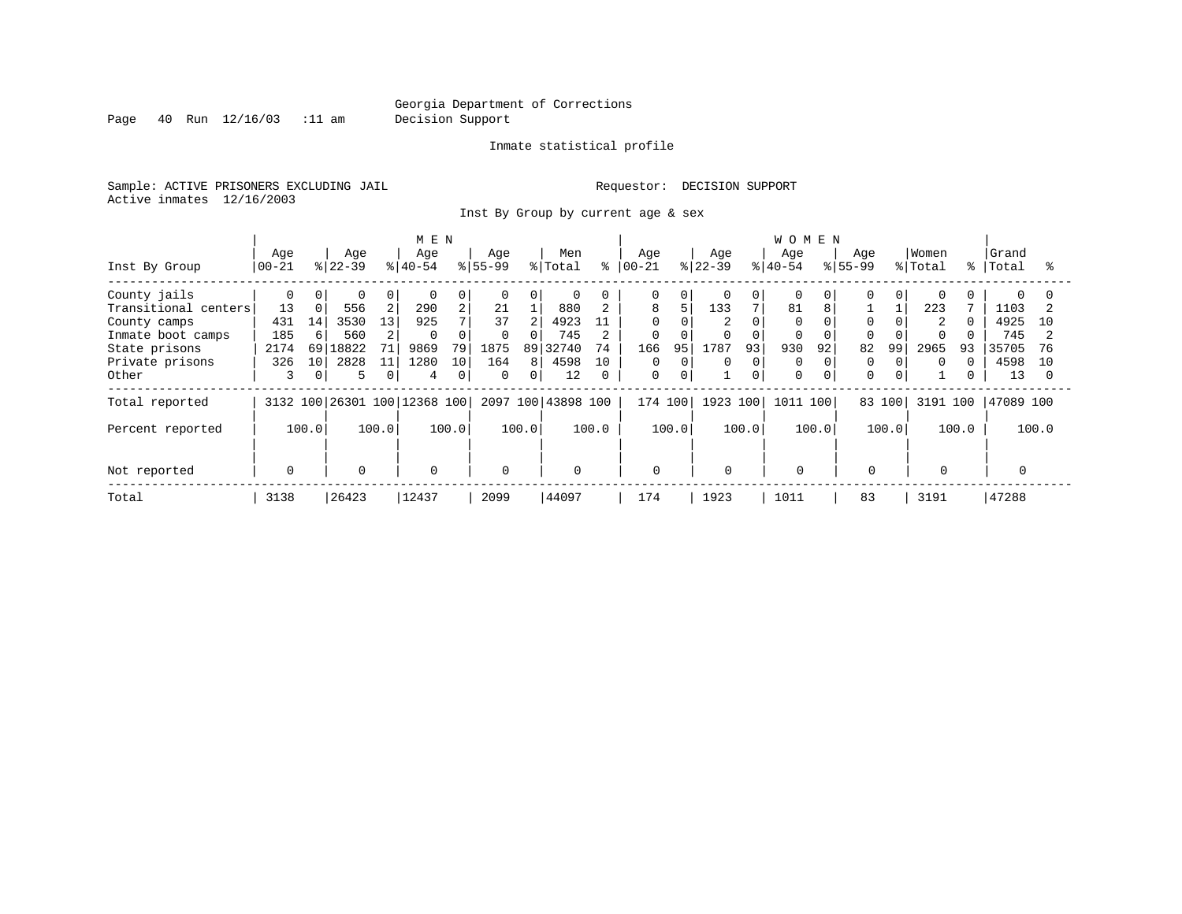Georgia Department of Corrections
Decision Support

Inmate statistical profile

Sample: ACTIVE PRISONERS EXCLUDING JAIL

Requestor: DECISION SUPPORT

Active inmates 12/16/2003

Inst By Group by current age & sex

| Inst By Group | MEN Age 00-21 | % | Age 22-39 | % | Age 40-54 | % | Age 55-99 | % | Men Total | % | WOMEN Age 00-21 | % | Age 22-39 | % | Age 40-54 | % | Age 55-99 | % | Women Total | % | Grand Total | % |
|---|---|---|---|---|---|---|---|---|---|---|---|---|---|---|---|---|---|---|---|---|---|---|
| County jails | 0 | 0 | 0 | 0 | 0 | 0 | 0 | 0 | 0 | 0 | 0 | 0 | 0 | 0 | 0 | 0 | 0 | 0 | 0 | 0 | 0 | 0 |
| Transitional centers | 13 | 0 | 556 | 2 | 290 | 2 | 21 | 1 | 880 | 2 | 8 | 5 | 133 | 7 | 81 | 8 | 1 | 1 | 223 | 7 | 1103 | 2 |
| County camps | 431 | 14 | 3530 | 13 | 925 | 7 | 37 | 2 | 4923 | 11 | 0 | 0 | 2 | 0 | 0 | 0 | 0 | 0 | 2 | 0 | 4925 | 10 |
| Inmate boot camps | 185 | 6 | 560 | 2 | 0 | 0 | 0 | 0 | 745 | 2 | 0 | 0 | 0 | 0 | 0 | 0 | 0 | 0 | 0 | 0 | 745 | 2 |
| State prisons | 2174 | 69 | 18822 | 71 | 9869 | 79 | 1875 | 89 | 32740 | 74 | 166 | 95 | 1787 | 93 | 930 | 92 | 82 | 99 | 2965 | 93 | 35705 | 76 |
| Private prisons | 326 | 10 | 2828 | 11 | 1280 | 10 | 164 | 8 | 4598 | 10 | 0 | 0 | 0 | 0 | 0 | 0 | 0 | 0 | 0 | 0 | 4598 | 10 |
| Other | 3 | 0 | 5 | 0 | 4 | 0 | 0 | 0 | 12 | 0 | 0 | 0 | 1 | 0 | 0 | 0 | 0 | 0 | 1 | 0 | 13 | 0 |
| Total reported | 3132 | 100 | 26301 | 100 | 12368 | 100 | 2097 | 100 | 43898 | 100 | 174 | 100 | 1923 | 100 | 1011 | 100 | 83 | 100 | 3191 | 100 | 47089 | 100 |
| Percent reported | | 100.0 | | 100.0 | | 100.0 | | 100.0 | | 100.0 | | 100.0 | | 100.0 | | 100.0 | | 100.0 | | 100.0 | | 100.0 |
| Not reported | 0 | | 0 | | 0 | | 0 | | 0 | | 0 | | 0 | | 0 | | 0 | | 0 | | 0 | |
| Total | 3138 | | 26423 | | 12437 | | 2099 | | 44097 | | 174 | | 1923 | | 1011 | | 83 | | 3191 | | 47288 | |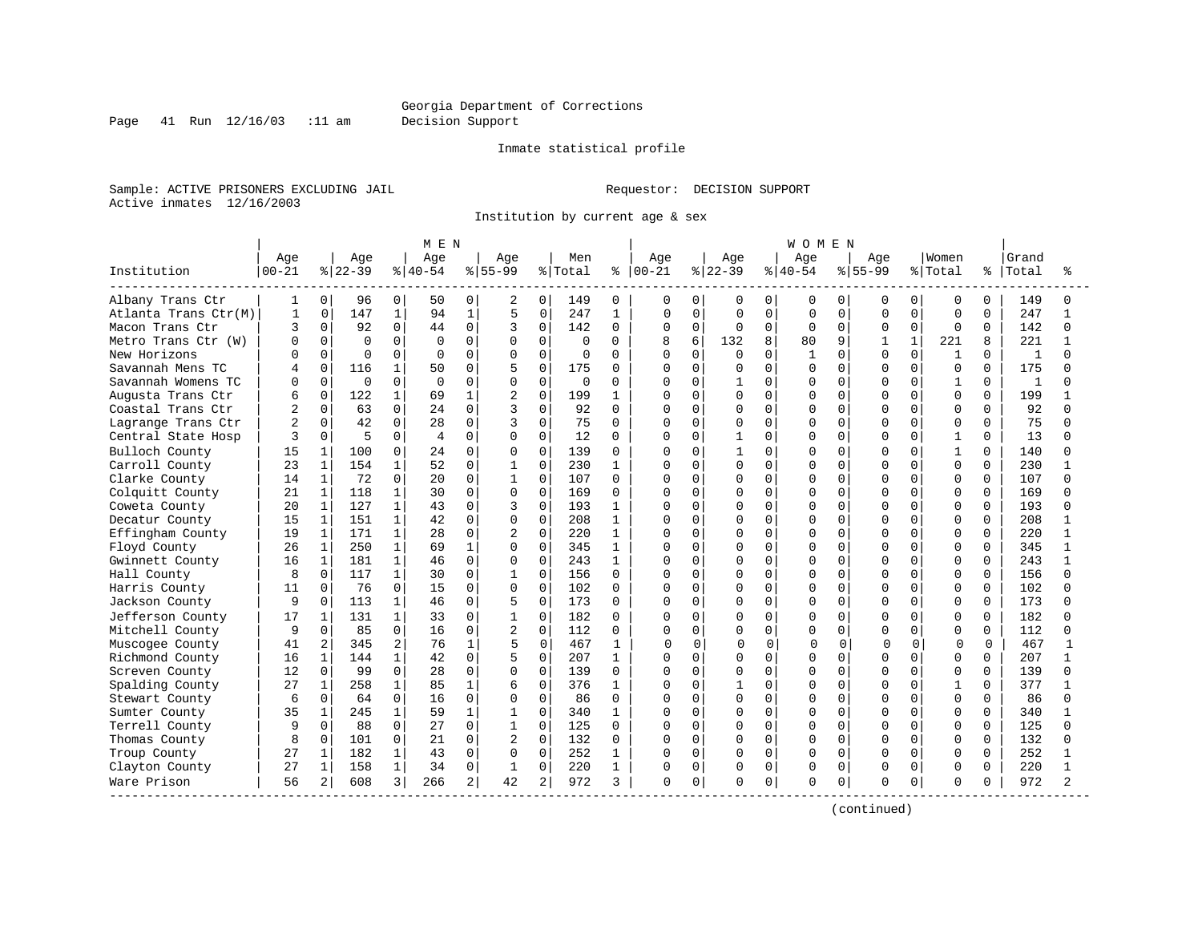Georgia Department of Corrections
Decision Support

Inmate statistical profile

Sample: ACTIVE PRISONERS EXCLUDING JAIL  Requestor: DECISION SUPPORT
Active inmates 12/16/2003

Institution by current age & sex

| Institution | MEN Age 00-21 | % | Age 22-39 | % | Age 40-54 | % | Age 55-99 | % | Men Total | % | WOMEN Age 00-21 | % | Age 22-39 | % | Age 40-54 | % | Age 55-99 | % | Women Total | % | Grand Total | % |
|---|---|---|---|---|---|---|---|---|---|---|---|---|---|---|---|---|---|---|---|---|---|---|
| Albany Trans Ctr | 1 | 0 | 96 | 0 | 50 | 0 | 2 | 0 | 149 | 0 | 0 | 0 | 0 | 0 | 0 | 0 | 0 | 0 | 0 | 0 | 149 | 0 |
| Atlanta Trans Ctr(M) | 1 | 0 | 147 | 1 | 94 | 1 | 5 | 0 | 247 | 1 | 0 | 0 | 0 | 0 | 0 | 0 | 0 | 0 | 0 | 0 | 247 | 1 |
| Macon Trans Ctr | 3 | 0 | 92 | 0 | 44 | 0 | 3 | 0 | 142 | 0 | 0 | 0 | 0 | 0 | 0 | 0 | 0 | 0 | 0 | 0 | 142 | 0 |
| Metro Trans Ctr (W) | 0 | 0 | 0 | 0 | 0 | 0 | 0 | 0 | 0 | 0 | 8 | 6 | 132 | 8 | 80 | 9 | 1 | 1 | 221 | 8 | 221 | 1 |
| New Horizons | 0 | 0 | 0 | 0 | 0 | 0 | 0 | 0 | 0 | 0 | 0 | 0 | 0 | 0 | 1 | 0 | 0 | 0 | 1 | 0 | 1 | 0 |
| Savannah Mens TC | 4 | 0 | 116 | 1 | 50 | 0 | 5 | 0 | 175 | 0 | 0 | 0 | 0 | 0 | 0 | 0 | 0 | 0 | 0 | 0 | 175 | 0 |
| Savannah Womens TC | 0 | 0 | 0 | 0 | 0 | 0 | 0 | 0 | 0 | 0 | 0 | 0 | 1 | 0 | 0 | 0 | 0 | 0 | 1 | 0 | 1 | 0 |
| Augusta Trans Ctr | 6 | 0 | 122 | 1 | 69 | 1 | 2 | 0 | 199 | 1 | 0 | 0 | 0 | 0 | 0 | 0 | 0 | 0 | 0 | 0 | 199 | 1 |
| Coastal Trans Ctr | 2 | 0 | 63 | 0 | 24 | 0 | 3 | 0 | 92 | 0 | 0 | 0 | 0 | 0 | 0 | 0 | 0 | 0 | 0 | 0 | 92 | 0 |
| Lagrange Trans Ctr | 2 | 0 | 42 | 0 | 28 | 0 | 3 | 0 | 75 | 0 | 0 | 0 | 0 | 0 | 0 | 0 | 0 | 0 | 0 | 0 | 75 | 0 |
| Central State Hosp | 3 | 0 | 5 | 0 | 4 | 0 | 0 | 0 | 12 | 0 | 0 | 0 | 1 | 0 | 0 | 0 | 0 | 0 | 1 | 0 | 13 | 0 |
| Bulloch County | 15 | 1 | 100 | 0 | 24 | 0 | 0 | 0 | 139 | 0 | 0 | 0 | 1 | 0 | 0 | 0 | 0 | 0 | 1 | 0 | 140 | 0 |
| Carroll County | 23 | 1 | 154 | 1 | 52 | 0 | 1 | 0 | 230 | 1 | 0 | 0 | 0 | 0 | 0 | 0 | 0 | 0 | 0 | 0 | 230 | 1 |
| Clarke County | 14 | 1 | 72 | 0 | 20 | 0 | 1 | 0 | 107 | 0 | 0 | 0 | 0 | 0 | 0 | 0 | 0 | 0 | 0 | 0 | 107 | 0 |
| Colquitt County | 21 | 1 | 118 | 1 | 30 | 0 | 0 | 0 | 169 | 0 | 0 | 0 | 0 | 0 | 0 | 0 | 0 | 0 | 0 | 0 | 169 | 0 |
| Coweta County | 20 | 1 | 127 | 1 | 43 | 0 | 3 | 0 | 193 | 1 | 0 | 0 | 0 | 0 | 0 | 0 | 0 | 0 | 0 | 0 | 193 | 0 |
| Decatur County | 15 | 1 | 151 | 1 | 42 | 0 | 0 | 0 | 208 | 1 | 0 | 0 | 0 | 0 | 0 | 0 | 0 | 0 | 0 | 0 | 208 | 1 |
| Effingham County | 19 | 1 | 171 | 1 | 28 | 0 | 2 | 0 | 220 | 1 | 0 | 0 | 0 | 0 | 0 | 0 | 0 | 0 | 0 | 0 | 220 | 1 |
| Floyd County | 26 | 1 | 250 | 1 | 69 | 1 | 0 | 0 | 345 | 1 | 0 | 0 | 0 | 0 | 0 | 0 | 0 | 0 | 0 | 0 | 345 | 1 |
| Gwinnett County | 16 | 1 | 181 | 1 | 46 | 0 | 0 | 0 | 243 | 1 | 0 | 0 | 0 | 0 | 0 | 0 | 0 | 0 | 0 | 0 | 243 | 1 |
| Hall County | 8 | 0 | 117 | 1 | 30 | 0 | 1 | 0 | 156 | 0 | 0 | 0 | 0 | 0 | 0 | 0 | 0 | 0 | 0 | 0 | 156 | 0 |
| Harris County | 11 | 0 | 76 | 0 | 15 | 0 | 0 | 0 | 102 | 0 | 0 | 0 | 0 | 0 | 0 | 0 | 0 | 0 | 0 | 0 | 102 | 0 |
| Jackson County | 9 | 0 | 113 | 1 | 46 | 0 | 5 | 0 | 173 | 0 | 0 | 0 | 0 | 0 | 0 | 0 | 0 | 0 | 0 | 0 | 173 | 0 |
| Jefferson County | 17 | 1 | 131 | 1 | 33 | 0 | 1 | 0 | 182 | 0 | 0 | 0 | 0 | 0 | 0 | 0 | 0 | 0 | 0 | 0 | 182 | 0 |
| Mitchell County | 9 | 0 | 85 | 0 | 16 | 0 | 2 | 0 | 112 | 0 | 0 | 0 | 0 | 0 | 0 | 0 | 0 | 0 | 0 | 0 | 112 | 0 |
| Muscogee County | 41 | 2 | 345 | 2 | 76 | 1 | 5 | 0 | 467 | 1 | 0 | 0 | 0 | 0 | 0 | 0 | 0 | 0 | 0 | 0 | 467 | 1 |
| Richmond County | 16 | 1 | 144 | 1 | 42 | 0 | 5 | 0 | 207 | 1 | 0 | 0 | 0 | 0 | 0 | 0 | 0 | 0 | 0 | 0 | 207 | 1 |
| Screven County | 12 | 0 | 99 | 0 | 28 | 0 | 0 | 0 | 139 | 0 | 0 | 0 | 0 | 0 | 0 | 0 | 0 | 0 | 0 | 0 | 139 | 0 |
| Spalding County | 27 | 1 | 258 | 1 | 85 | 1 | 6 | 0 | 376 | 1 | 0 | 0 | 1 | 0 | 0 | 0 | 0 | 0 | 1 | 0 | 377 | 1 |
| Stewart County | 6 | 0 | 64 | 0 | 16 | 0 | 0 | 0 | 86 | 0 | 0 | 0 | 0 | 0 | 0 | 0 | 0 | 0 | 0 | 0 | 86 | 0 |
| Sumter County | 35 | 1 | 245 | 1 | 59 | 1 | 1 | 0 | 340 | 1 | 0 | 0 | 0 | 0 | 0 | 0 | 0 | 0 | 0 | 0 | 340 | 1 |
| Terrell County | 9 | 0 | 88 | 0 | 27 | 0 | 1 | 0 | 125 | 0 | 0 | 0 | 0 | 0 | 0 | 0 | 0 | 0 | 0 | 0 | 125 | 0 |
| Thomas County | 8 | 0 | 101 | 0 | 21 | 0 | 2 | 0 | 132 | 0 | 0 | 0 | 0 | 0 | 0 | 0 | 0 | 0 | 0 | 0 | 132 | 0 |
| Troup County | 27 | 1 | 182 | 1 | 43 | 0 | 0 | 0 | 252 | 1 | 0 | 0 | 0 | 0 | 0 | 0 | 0 | 0 | 0 | 0 | 252 | 1 |
| Clayton County | 27 | 1 | 158 | 1 | 34 | 0 | 1 | 0 | 220 | 1 | 0 | 0 | 0 | 0 | 0 | 0 | 0 | 0 | 0 | 0 | 220 | 1 |
| Ware Prison | 56 | 2 | 608 | 3 | 266 | 2 | 42 | 2 | 972 | 3 | 0 | 0 | 0 | 0 | 0 | 0 | 0 | 0 | 0 | 0 | 972 | 2 |

(continued)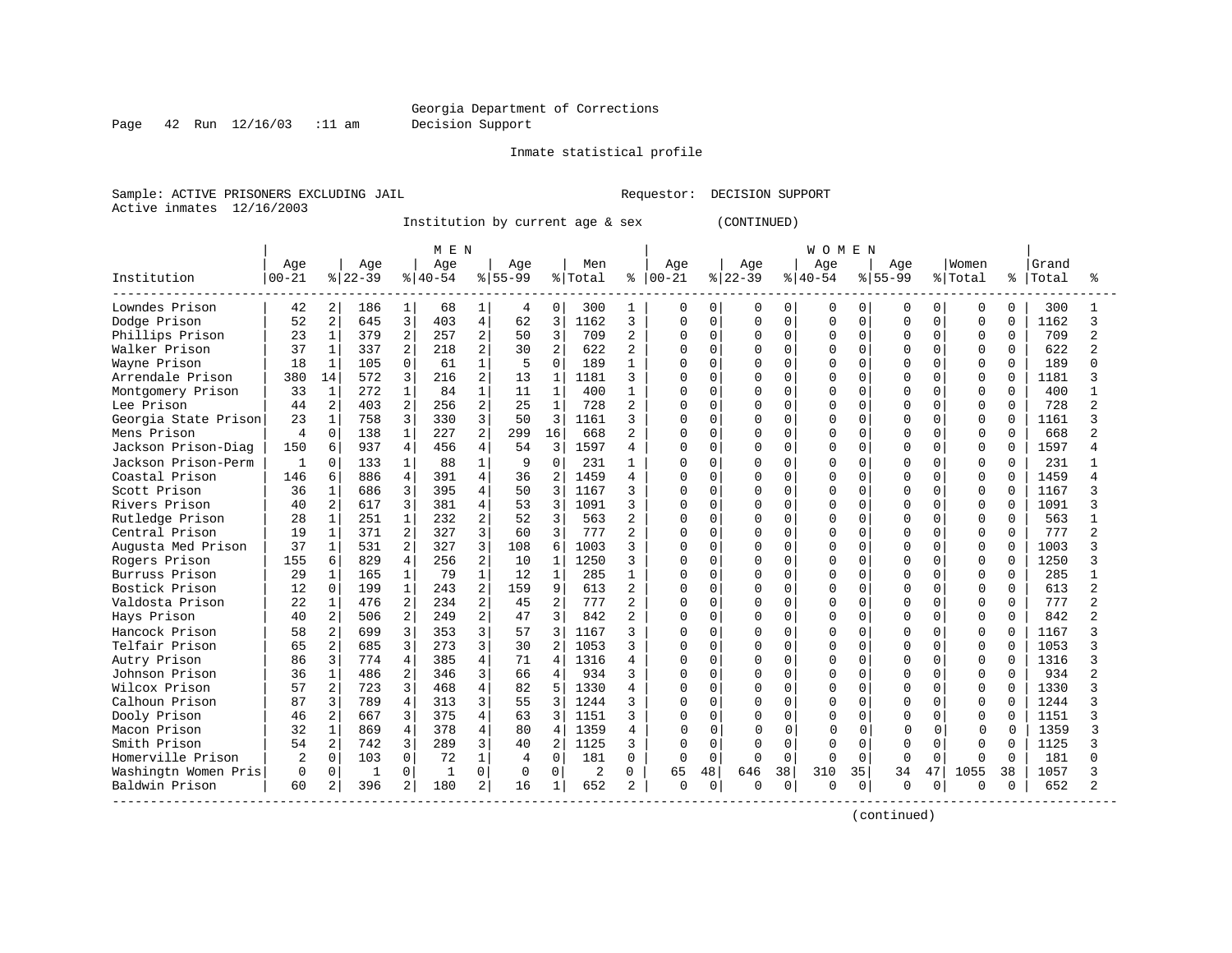Georgia Department of Corrections
Decision Support

Inmate statistical profile

Sample: ACTIVE PRISONERS EXCLUDING JAIL                Requestor: DECISION SUPPORT
Active inmates 12/16/2003

Institution by current age & sex (CONTINUED)

| Institution | MEN Age 00-21 | % | Age 22-39 | % | Age 40-54 | % | Age 55-99 | % | Men Total | % | WOMEN Age 00-21 | % | Age 22-39 | % | Age 40-54 | % | Age 55-99 | % | Women Total | % | Grand Total | % |
|---|---|---|---|---|---|---|---|---|---|---|---|---|---|---|---|---|---|---|---|---|---|---|
| Lowndes Prison | 42 | 2 | 186 | 1 | 68 | 1 | 4 | 0 | 300 | 1 | 0 | 0 | 0 | 0 | 0 | 0 | 0 | 0 | 0 | 0 | 300 | 1 |
| Dodge Prison | 52 | 2 | 645 | 3 | 403 | 4 | 62 | 3 | 1162 | 3 | 0 | 0 | 0 | 0 | 0 | 0 | 0 | 0 | 0 | 0 | 1162 | 3 |
| Phillips Prison | 23 | 1 | 379 | 2 | 257 | 2 | 50 | 3 | 709 | 2 | 0 | 0 | 0 | 0 | 0 | 0 | 0 | 0 | 0 | 0 | 709 | 2 |
| Walker Prison | 37 | 1 | 337 | 2 | 218 | 2 | 30 | 2 | 622 | 2 | 0 | 0 | 0 | 0 | 0 | 0 | 0 | 0 | 0 | 0 | 622 | 2 |
| Wayne Prison | 18 | 1 | 105 | 0 | 61 | 1 | 5 | 0 | 189 | 1 | 0 | 0 | 0 | 0 | 0 | 0 | 0 | 0 | 0 | 0 | 189 | 0 |
| Arrendale Prison | 380 | 14 | 572 | 3 | 216 | 2 | 13 | 1 | 1181 | 3 | 0 | 0 | 0 | 0 | 0 | 0 | 0 | 0 | 0 | 0 | 1181 | 3 |
| Montgomery Prison | 33 | 1 | 272 | 1 | 84 | 1 | 11 | 1 | 400 | 1 | 0 | 0 | 0 | 0 | 0 | 0 | 0 | 0 | 0 | 0 | 400 | 1 |
| Lee Prison | 44 | 2 | 403 | 2 | 256 | 2 | 25 | 1 | 728 | 2 | 0 | 0 | 0 | 0 | 0 | 0 | 0 | 0 | 0 | 0 | 728 | 2 |
| Georgia State Prison | 23 | 1 | 758 | 3 | 330 | 3 | 50 | 3 | 1161 | 3 | 0 | 0 | 0 | 0 | 0 | 0 | 0 | 0 | 0 | 0 | 1161 | 3 |
| Mens Prison | 4 | 0 | 138 | 1 | 227 | 2 | 299 | 16 | 668 | 2 | 0 | 0 | 0 | 0 | 0 | 0 | 0 | 0 | 0 | 0 | 668 | 2 |
| Jackson Prison-Diag | 150 | 6 | 937 | 4 | 456 | 4 | 54 | 3 | 1597 | 4 | 0 | 0 | 0 | 0 | 0 | 0 | 0 | 0 | 0 | 0 | 1597 | 4 |
| Jackson Prison-Perm | 1 | 0 | 133 | 1 | 88 | 1 | 9 | 0 | 231 | 1 | 0 | 0 | 0 | 0 | 0 | 0 | 0 | 0 | 0 | 0 | 231 | 1 |
| Coastal Prison | 146 | 6 | 886 | 4 | 391 | 4 | 36 | 2 | 1459 | 4 | 0 | 0 | 0 | 0 | 0 | 0 | 0 | 0 | 0 | 0 | 1459 | 4 |
| Scott Prison | 36 | 1 | 686 | 3 | 395 | 4 | 50 | 3 | 1167 | 3 | 0 | 0 | 0 | 0 | 0 | 0 | 0 | 0 | 0 | 0 | 1167 | 3 |
| Rivers Prison | 40 | 2 | 617 | 3 | 381 | 4 | 53 | 3 | 1091 | 3 | 0 | 0 | 0 | 0 | 0 | 0 | 0 | 0 | 0 | 0 | 1091 | 3 |
| Rutledge Prison | 28 | 1 | 251 | 1 | 232 | 2 | 52 | 3 | 563 | 2 | 0 | 0 | 0 | 0 | 0 | 0 | 0 | 0 | 0 | 0 | 563 | 1 |
| Central Prison | 19 | 1 | 371 | 2 | 327 | 3 | 60 | 3 | 777 | 2 | 0 | 0 | 0 | 0 | 0 | 0 | 0 | 0 | 0 | 0 | 777 | 2 |
| Augusta Med Prison | 37 | 1 | 531 | 2 | 327 | 3 | 108 | 6 | 1003 | 3 | 0 | 0 | 0 | 0 | 0 | 0 | 0 | 0 | 0 | 0 | 1003 | 3 |
| Rogers Prison | 155 | 6 | 829 | 4 | 256 | 2 | 10 | 1 | 1250 | 3 | 0 | 0 | 0 | 0 | 0 | 0 | 0 | 0 | 0 | 0 | 1250 | 3 |
| Burruss Prison | 29 | 1 | 165 | 1 | 79 | 1 | 12 | 1 | 285 | 1 | 0 | 0 | 0 | 0 | 0 | 0 | 0 | 0 | 0 | 0 | 285 | 1 |
| Bostick Prison | 12 | 0 | 199 | 1 | 243 | 2 | 159 | 9 | 613 | 2 | 0 | 0 | 0 | 0 | 0 | 0 | 0 | 0 | 0 | 0 | 613 | 2 |
| Valdosta Prison | 22 | 1 | 476 | 2 | 234 | 2 | 45 | 2 | 777 | 2 | 0 | 0 | 0 | 0 | 0 | 0 | 0 | 0 | 0 | 0 | 777 | 2 |
| Hays Prison | 40 | 2 | 506 | 2 | 249 | 2 | 47 | 3 | 842 | 2 | 0 | 0 | 0 | 0 | 0 | 0 | 0 | 0 | 0 | 0 | 842 | 2 |
| Hancock Prison | 58 | 2 | 699 | 3 | 353 | 3 | 57 | 3 | 1167 | 3 | 0 | 0 | 0 | 0 | 0 | 0 | 0 | 0 | 0 | 0 | 1167 | 3 |
| Telfair Prison | 65 | 2 | 685 | 3 | 273 | 3 | 30 | 2 | 1053 | 3 | 0 | 0 | 0 | 0 | 0 | 0 | 0 | 0 | 0 | 0 | 1053 | 3 |
| Autry Prison | 86 | 3 | 774 | 4 | 385 | 4 | 71 | 4 | 1316 | 4 | 0 | 0 | 0 | 0 | 0 | 0 | 0 | 0 | 0 | 0 | 1316 | 3 |
| Johnson Prison | 36 | 1 | 486 | 2 | 346 | 3 | 66 | 4 | 934 | 3 | 0 | 0 | 0 | 0 | 0 | 0 | 0 | 0 | 0 | 0 | 934 | 2 |
| Wilcox Prison | 57 | 2 | 723 | 3 | 468 | 4 | 82 | 5 | 1330 | 4 | 0 | 0 | 0 | 0 | 0 | 0 | 0 | 0 | 0 | 0 | 1330 | 3 |
| Calhoun Prison | 87 | 3 | 789 | 4 | 313 | 3 | 55 | 3 | 1244 | 3 | 0 | 0 | 0 | 0 | 0 | 0 | 0 | 0 | 0 | 0 | 1244 | 3 |
| Dooly Prison | 46 | 2 | 667 | 3 | 375 | 4 | 63 | 3 | 1151 | 3 | 0 | 0 | 0 | 0 | 0 | 0 | 0 | 0 | 0 | 0 | 1151 | 3 |
| Macon Prison | 32 | 1 | 869 | 4 | 378 | 4 | 80 | 4 | 1359 | 4 | 0 | 0 | 0 | 0 | 0 | 0 | 0 | 0 | 0 | 0 | 1359 | 3 |
| Smith Prison | 54 | 2 | 742 | 3 | 289 | 3 | 40 | 2 | 1125 | 3 | 0 | 0 | 0 | 0 | 0 | 0 | 0 | 0 | 0 | 0 | 1125 | 3 |
| Homerville Prison | 2 | 0 | 103 | 0 | 72 | 1 | 4 | 0 | 181 | 0 | 0 | 0 | 0 | 0 | 0 | 0 | 0 | 0 | 0 | 0 | 181 | 0 |
| Washingtn Women Pris | 0 | 0 | 1 | 0 | 1 | 0 | 0 | 0 | 2 | 0 | 65 | 48 | 646 | 38 | 310 | 35 | 34 | 47 | 1055 | 38 | 1057 | 3 |
| Baldwin Prison | 60 | 2 | 396 | 2 | 180 | 2 | 16 | 1 | 652 | 2 | 0 | 0 | 0 | 0 | 0 | 0 | 0 | 0 | 0 | 0 | 652 | 2 |

(continued)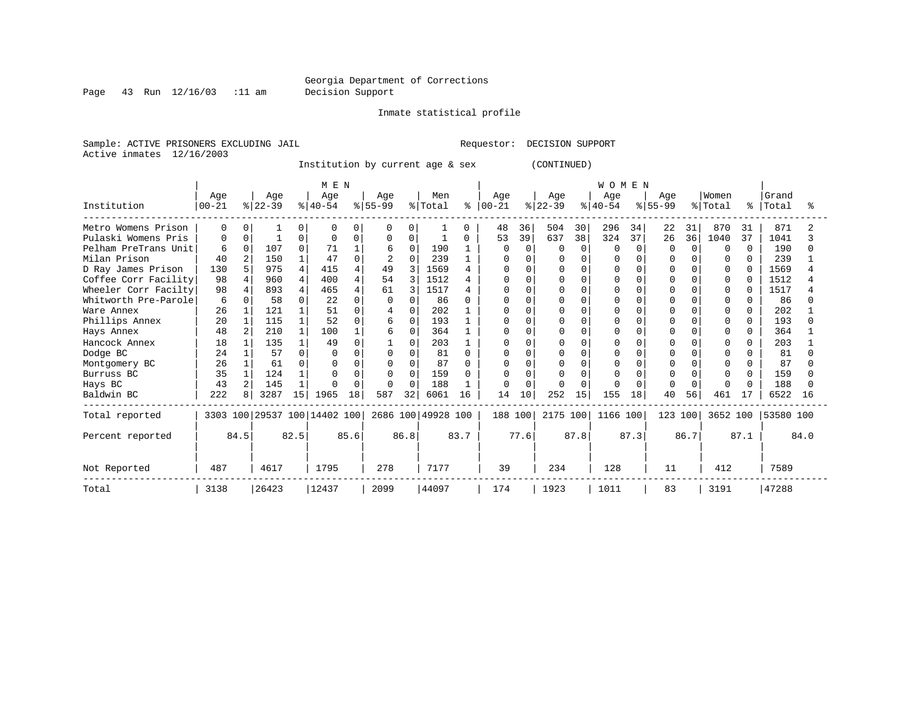Georgia Department of Corrections
Decision Support

Inmate statistical profile

Sample: ACTIVE PRISONERS EXCLUDING JAIL    Requestor: DECISION SUPPORT
Active inmates 12/16/2003

Institution by current age & sex (CONTINUED)

| Institution | MEN Age 00-21 | % | Age 22-39 | % | Age 40-54 | % | Age 55-99 | % | Men Total | % | WOMEN Age 00-21 | % | Age 22-39 | % | Age 40-54 | % | Age 55-99 | % | Women Total | % | Grand Total | % |
|---|---|---|---|---|---|---|---|---|---|---|---|---|---|---|---|---|---|---|---|---|---|---|
| Metro Womens Prison | 0 | 0 | 1 | 0 | 0 | 0 | 0 | 0 | 1 | 0 | 48 | 36 | 504 | 30 | 296 | 34 | 22 | 31 | 870 | 31 | 871 | 2 |
| Pulaski Womens Pris | 0 | 0 | 1 | 0 | 0 | 0 | 0 | 0 | 1 | 0 | 53 | 39 | 637 | 38 | 324 | 37 | 26 | 36 | 1040 | 37 | 1041 | 3 |
| Pelham PreTrans Unit | 6 | 0 | 107 | 0 | 71 | 1 | 6 | 0 | 190 | 1 | 0 | 0 | 0 | 0 | 0 | 0 | 0 | 0 | 0 | 0 | 190 | 0 |
| Milan Prison | 40 | 2 | 150 | 1 | 47 | 0 | 2 | 0 | 239 | 1 | 0 | 0 | 0 | 0 | 0 | 0 | 0 | 0 | 0 | 0 | 239 | 1 |
| D Ray James Prison | 130 | 5 | 975 | 4 | 415 | 4 | 49 | 3 | 1569 | 4 | 0 | 0 | 0 | 0 | 0 | 0 | 0 | 0 | 0 | 0 | 1569 | 4 |
| Coffee Corr Facility | 98 | 4 | 960 | 4 | 400 | 4 | 54 | 3 | 1512 | 4 | 0 | 0 | 0 | 0 | 0 | 0 | 0 | 0 | 0 | 0 | 1512 | 4 |
| Wheeler Corr Facilty | 98 | 4 | 893 | 4 | 465 | 4 | 61 | 3 | 1517 | 4 | 0 | 0 | 0 | 0 | 0 | 0 | 0 | 0 | 0 | 0 | 1517 | 4 |
| Whitworth Pre-Parole | 6 | 0 | 58 | 0 | 22 | 0 | 0 | 0 | 86 | 0 | 0 | 0 | 0 | 0 | 0 | 0 | 0 | 0 | 0 | 0 | 86 | 0 |
| Ware Annex | 26 | 1 | 121 | 1 | 51 | 0 | 4 | 0 | 202 | 1 | 0 | 0 | 0 | 0 | 0 | 0 | 0 | 0 | 0 | 0 | 202 | 1 |
| Phillips Annex | 20 | 1 | 115 | 1 | 52 | 0 | 6 | 0 | 193 | 1 | 0 | 0 | 0 | 0 | 0 | 0 | 0 | 0 | 0 | 0 | 193 | 0 |
| Hays Annex | 48 | 2 | 210 | 1 | 100 | 1 | 6 | 0 | 364 | 1 | 0 | 0 | 0 | 0 | 0 | 0 | 0 | 0 | 0 | 0 | 364 | 1 |
| Hancock Annex | 18 | 1 | 135 | 1 | 49 | 0 | 1 | 0 | 203 | 1 | 0 | 0 | 0 | 0 | 0 | 0 | 0 | 0 | 0 | 0 | 203 | 1 |
| Dodge BC | 24 | 1 | 57 | 0 | 0 | 0 | 0 | 0 | 81 | 0 | 0 | 0 | 0 | 0 | 0 | 0 | 0 | 0 | 0 | 0 | 81 | 0 |
| Montgomery BC | 26 | 1 | 61 | 0 | 0 | 0 | 0 | 0 | 87 | 0 | 0 | 0 | 0 | 0 | 0 | 0 | 0 | 0 | 0 | 0 | 87 | 0 |
| Burruss BC | 35 | 1 | 124 | 1 | 0 | 0 | 0 | 0 | 159 | 0 | 0 | 0 | 0 | 0 | 0 | 0 | 0 | 0 | 0 | 0 | 159 | 0 |
| Hays BC | 43 | 2 | 145 | 1 | 0 | 0 | 0 | 0 | 188 | 1 | 0 | 0 | 0 | 0 | 0 | 0 | 0 | 0 | 0 | 0 | 188 | 0 |
| Baldwin BC | 222 | 8 | 3287 | 15 | 1965 | 18 | 587 | 32 | 6061 | 16 | 14 | 10 | 252 | 15 | 155 | 18 | 40 | 56 | 461 | 17 | 6522 | 16 |
| Total reported | 3303 | 100 | 29537 | 100 | 14402 | 100 | 2686 | 100 | 49928 | 100 | 188 | 100 | 2175 | 100 | 1166 | 100 | 123 | 100 | 3652 | 100 | 53580 | 100 |
| Percent reported | | 84.5 | | 82.5 | | 85.6 | | 86.8 | | 83.7 | | 77.6 | | 87.8 | | 87.3 | | 86.7 | | 87.1 | | 84.0 |
| Not Reported | 487 | | 4617 | | 1795 | | 278 | | 7177 | | 39 | | 234 | | 128 | | 11 | | 412 | | 7589 | |
| Total | 3138 | | 26423 | | 12437 | | 2099 | | 44097 | | 174 | | 1923 | | 1011 | | 83 | | 3191 | | 47288 | |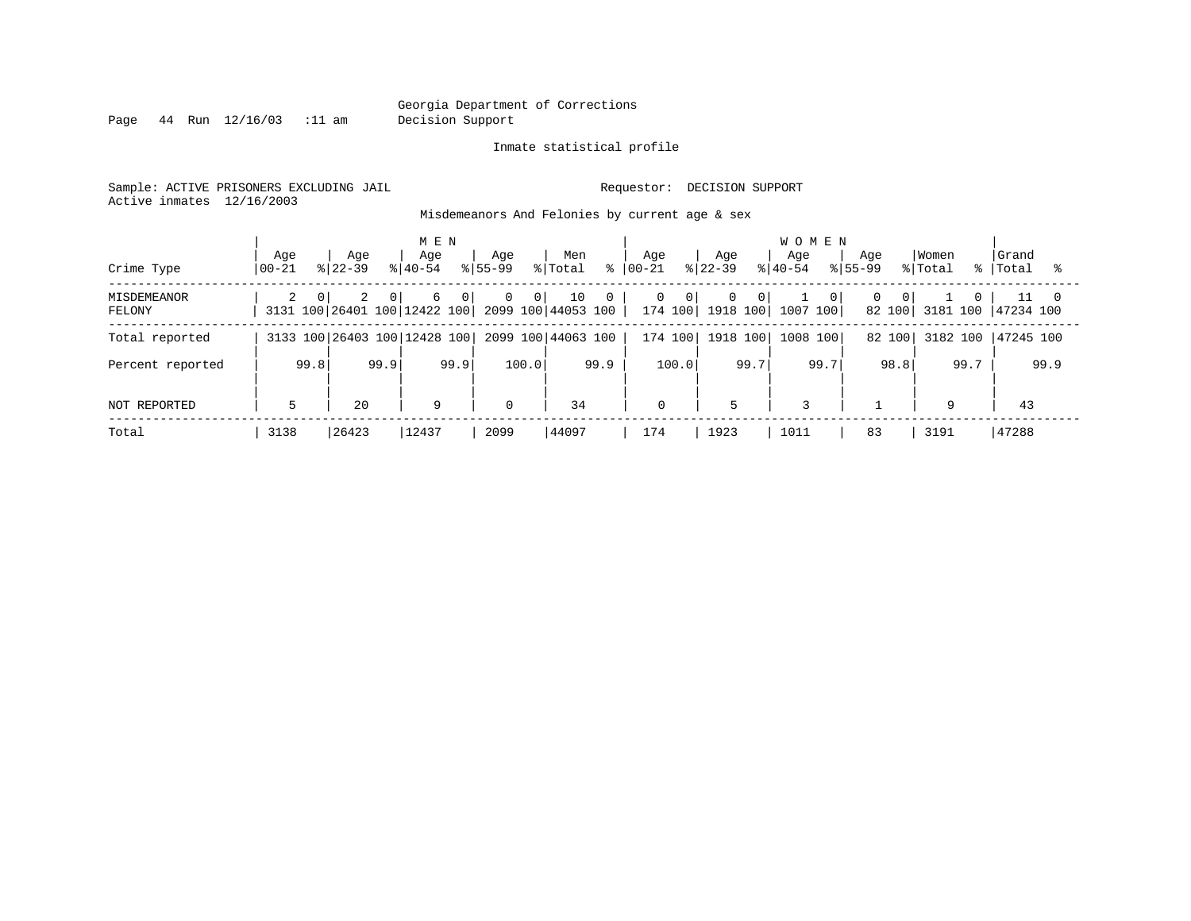Georgia Department of Corrections
Decision Support

Inmate statistical profile

Sample: ACTIVE PRISONERS EXCLUDING JAIL  Requestor: DECISION SUPPORT
Active inmates 12/16/2003

Misdemeanors And Felonies by current age & sex

| Crime Type | MEN Age 00-21 | % | Age 22-39 | % | Age 40-54 | % | Age 55-99 | % | Men Total | % | WOMEN Age 00-21 | % | Age 22-39 | % | Age 40-54 | % | Age 55-99 | % | Women Total | % | Grand Total | % |
|---|---|---|---|---|---|---|---|---|---|---|---|---|---|---|---|---|---|---|---|---|---|---|
| MISDEMEANOR | 2 | 0 | 2 | 0 | 6 | 0 | 0 | 0 | 10 | 0 | 0 | 0 | 0 | 0 | 1 | 0 | 0 | 0 | 1 | 0 | 11 | 0 |
| FELONY | 3131 | 100 | 26401 | 100 | 12422 | 100 | 2099 | 100 | 44053 | 100 | 174 | 100 | 1918 | 100 | 1007 | 100 | 82 | 100 | 3181 | 100 | 47234 | 100 |
| Total reported | 3133 | 100 | 26403 | 100 | 12428 | 100 | 2099 | 100 | 44063 | 100 | 174 | 100 | 1918 | 100 | 1008 | 100 | 82 | 100 | 3182 | 100 | 47245 | 100 |
| Percent reported | | 99.8 | | 99.9 | | 99.9 | | 100.0 | | 99.9 | | 100.0 | | 99.7 | | 99.7 | | 98.8 | | 99.7 | | 99.9 |
| NOT REPORTED | 5 | | 20 | | 9 | | 0 | | 34 | | 0 | | 5 | | 3 | | 1 | | 9 | | 43 | |
| Total | 3138 | | 26423 | | 12437 | | 2099 | | 44097 | | 174 | | 1923 | | 1011 | | 83 | | 3191 | | 47288 | |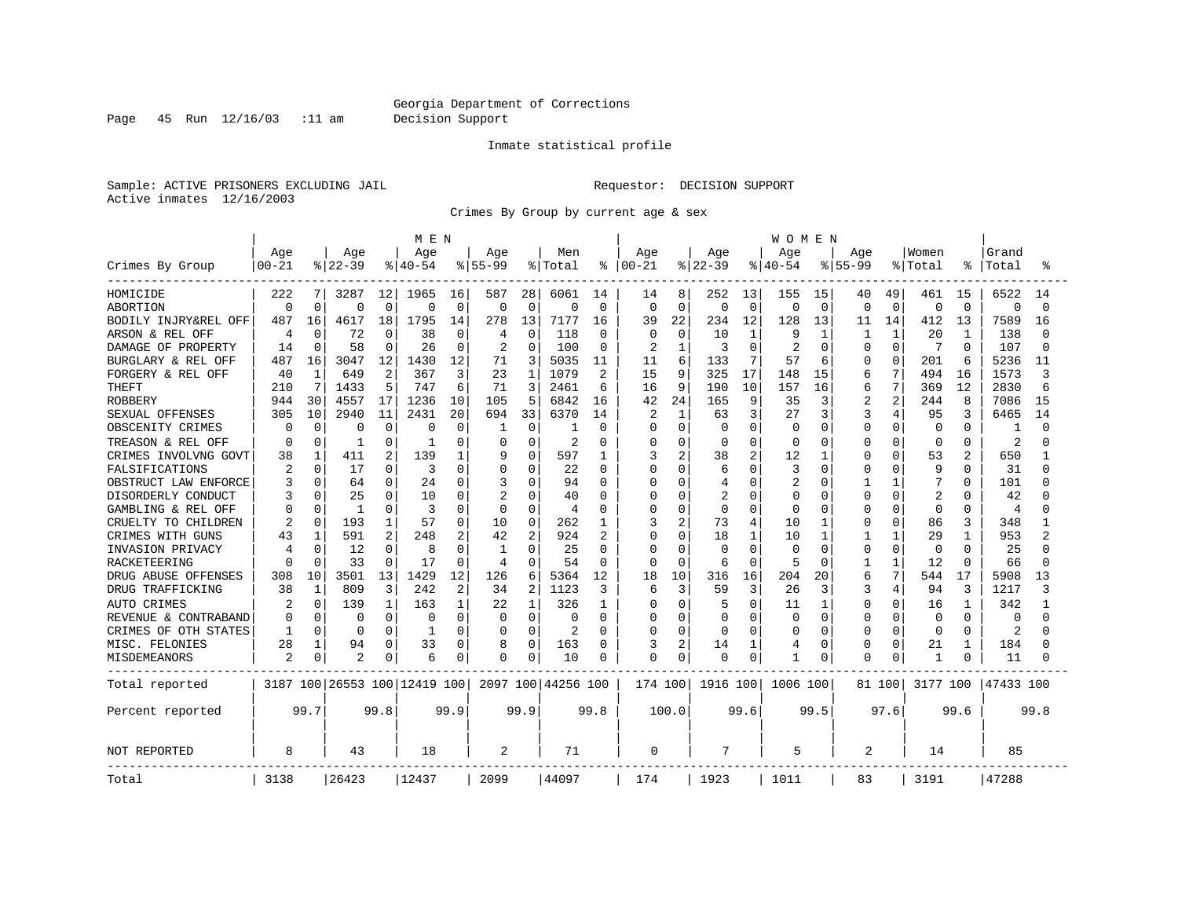Georgia Department of Corrections
Decision Support

Inmate statistical profile

Sample: ACTIVE PRISONERS EXCLUDING JAIL                    Requestor: DECISION SUPPORT
Active inmates 12/16/2003

Crimes By Group by current age & sex

| Crimes By Group | MEN Age 00-21 | % | Age 22-39 | % | Age 40-54 | % | Age 55-99 | % | Men Total | % | WOMEN Age 00-21 | % | Age 22-39 | % | Age 40-54 | % | Age 55-99 | % | Women Total | % | Grand Total | % |
|---|---|---|---|---|---|---|---|---|---|---|---|---|---|---|---|---|---|---|---|---|---|---|
| HOMICIDE | 222 | 7 | 3287 | 12 | 1965 | 16 | 587 | 28 | 6061 | 14 | 14 | 8 | 252 | 13 | 155 | 15 | 40 | 49 | 461 | 15 | 6522 | 14 |
| ABORTION | 0 | 0 | 0 | 0 | 0 | 0 | 0 | 0 | 0 | 0 | 0 | 0 | 0 | 0 | 0 | 0 | 0 | 0 | 0 | 0 | 0 | 0 |
| BODILY INJRY&REL OFF | 487 | 16 | 4617 | 18 | 1795 | 14 | 278 | 13 | 7177 | 16 | 39 | 22 | 234 | 12 | 128 | 13 | 11 | 14 | 412 | 13 | 7589 | 16 |
| ARSON & REL OFF | 4 | 0 | 72 | 0 | 38 | 0 | 4 | 0 | 118 | 0 | 0 | 0 | 10 | 1 | 9 | 1 | 1 | 1 | 20 | 1 | 138 | 0 |
| DAMAGE OF PROPERTY | 14 | 0 | 58 | 0 | 26 | 0 | 2 | 0 | 100 | 0 | 2 | 1 | 3 | 0 | 2 | 0 | 0 | 0 | 7 | 0 | 107 | 0 |
| BURGLARY & REL OFF | 487 | 16 | 3047 | 12 | 1430 | 12 | 71 | 3 | 5035 | 11 | 11 | 6 | 133 | 7 | 57 | 6 | 0 | 0 | 201 | 6 | 5236 | 11 |
| FORGERY & REL OFF | 40 | 1 | 649 | 2 | 367 | 3 | 23 | 1 | 1079 | 2 | 15 | 9 | 325 | 17 | 148 | 15 | 6 | 7 | 494 | 16 | 1573 | 3 |
| THEFT | 210 | 7 | 1433 | 5 | 747 | 6 | 71 | 3 | 2461 | 6 | 16 | 9 | 190 | 10 | 157 | 16 | 6 | 7 | 369 | 12 | 2830 | 6 |
| ROBBERY | 944 | 30 | 4557 | 17 | 1236 | 10 | 105 | 5 | 6842 | 16 | 42 | 24 | 165 | 9 | 35 | 3 | 2 | 2 | 244 | 8 | 7086 | 15 |
| SEXUAL OFFENSES | 305 | 10 | 2940 | 11 | 2431 | 20 | 694 | 33 | 6370 | 14 | 2 | 1 | 63 | 3 | 27 | 3 | 3 | 4 | 95 | 3 | 6465 | 14 |
| OBSCENITY CRIMES | 0 | 0 | 0 | 0 | 0 | 0 | 1 | 0 | 1 | 0 | 0 | 0 | 0 | 0 | 0 | 0 | 0 | 0 | 0 | 0 | 1 | 0 |
| TREASON & REL OFF | 0 | 0 | 1 | 0 | 1 | 0 | 0 | 0 | 2 | 0 | 0 | 0 | 0 | 0 | 0 | 0 | 0 | 0 | 0 | 0 | 2 | 0 |
| CRIMES INVOLVNG GOVT | 38 | 1 | 411 | 2 | 139 | 1 | 9 | 0 | 597 | 1 | 3 | 2 | 38 | 2 | 12 | 1 | 0 | 0 | 53 | 2 | 650 | 1 |
| FALSIFICATIONS | 2 | 0 | 17 | 0 | 3 | 0 | 0 | 0 | 22 | 0 | 0 | 0 | 6 | 0 | 3 | 0 | 0 | 0 | 9 | 0 | 31 | 0 |
| OBSTRUCT LAW ENFORCE | 3 | 0 | 64 | 0 | 24 | 0 | 3 | 0 | 94 | 0 | 0 | 0 | 4 | 0 | 2 | 0 | 1 | 1 | 7 | 0 | 101 | 0 |
| DISORDERLY CONDUCT | 3 | 0 | 25 | 0 | 10 | 0 | 2 | 0 | 40 | 0 | 0 | 0 | 2 | 0 | 0 | 0 | 0 | 0 | 2 | 0 | 42 | 0 |
| GAMBLING & REL OFF | 0 | 0 | 1 | 0 | 3 | 0 | 0 | 0 | 4 | 0 | 0 | 0 | 0 | 0 | 0 | 0 | 0 | 0 | 0 | 0 | 4 | 0 |
| CRUELTY TO CHILDREN | 2 | 0 | 193 | 1 | 57 | 0 | 10 | 0 | 262 | 1 | 3 | 2 | 73 | 4 | 10 | 1 | 0 | 0 | 86 | 3 | 348 | 1 |
| CRIMES WITH GUNS | 43 | 1 | 591 | 2 | 248 | 2 | 42 | 2 | 924 | 2 | 0 | 0 | 18 | 1 | 10 | 1 | 1 | 1 | 29 | 1 | 953 | 2 |
| INVASION PRIVACY | 4 | 0 | 12 | 0 | 8 | 0 | 1 | 0 | 25 | 0 | 0 | 0 | 0 | 0 | 0 | 0 | 0 | 0 | 0 | 0 | 25 | 0 |
| RACKETEERING | 0 | 0 | 33 | 0 | 17 | 0 | 4 | 0 | 54 | 0 | 0 | 0 | 6 | 0 | 5 | 0 | 1 | 1 | 12 | 0 | 66 | 0 |
| DRUG ABUSE OFFENSES | 308 | 10 | 3501 | 13 | 1429 | 12 | 126 | 6 | 5364 | 12 | 18 | 10 | 316 | 16 | 204 | 20 | 6 | 7 | 544 | 17 | 5908 | 13 |
| DRUG TRAFFICKING | 38 | 1 | 809 | 3 | 242 | 2 | 34 | 2 | 1123 | 3 | 6 | 3 | 59 | 3 | 26 | 3 | 3 | 4 | 94 | 3 | 1217 | 3 |
| AUTO CRIMES | 2 | 0 | 139 | 1 | 163 | 1 | 22 | 1 | 326 | 1 | 0 | 0 | 5 | 0 | 11 | 1 | 0 | 0 | 16 | 1 | 342 | 1 |
| REVENUE & CONTRABAND | 0 | 0 | 0 | 0 | 0 | 0 | 0 | 0 | 0 | 0 | 0 | 0 | 0 | 0 | 0 | 0 | 0 | 0 | 0 | 0 | 0 | 0 |
| CRIMES OF OTH STATES | 1 | 0 | 0 | 0 | 1 | 0 | 0 | 0 | 2 | 0 | 0 | 0 | 0 | 0 | 0 | 0 | 0 | 0 | 0 | 0 | 2 | 0 |
| MISC. FELONIES | 28 | 1 | 94 | 0 | 33 | 0 | 8 | 0 | 163 | 0 | 3 | 2 | 14 | 1 | 4 | 0 | 0 | 0 | 21 | 1 | 184 | 0 |
| MISDEMEANORS | 2 | 0 | 2 | 0 | 6 | 0 | 0 | 0 | 10 | 0 | 0 | 0 | 0 | 0 | 1 | 0 | 0 | 0 | 1 | 0 | 11 | 0 |
| Total reported | 3187 | 100 | 26553 | 100 | 12419 | 100 | 2097 | 100 | 44256 | 100 | 174 | 100 | 1916 | 100 | 1006 | 100 | 81 | 100 | 3177 | 100 | 47433 | 100 |
| Percent reported | | 99.7 | | 99.8 | | 99.9 | | 99.9 | | 99.8 | | 100.0 | | 99.6 | | 99.5 | | 97.6 | | 99.6 | | 99.8 |
| NOT REPORTED | 8 | | 43 | | 18 | | 2 | | 71 | | 0 | | 7 | | 5 | | 2 | | 14 | | 85 | |
| Total | 3138 | | 26423 | | 12437 | | 2099 | | 44097 | | 174 | | 1923 | | 1011 | | 83 | | 3191 | | 47288 | |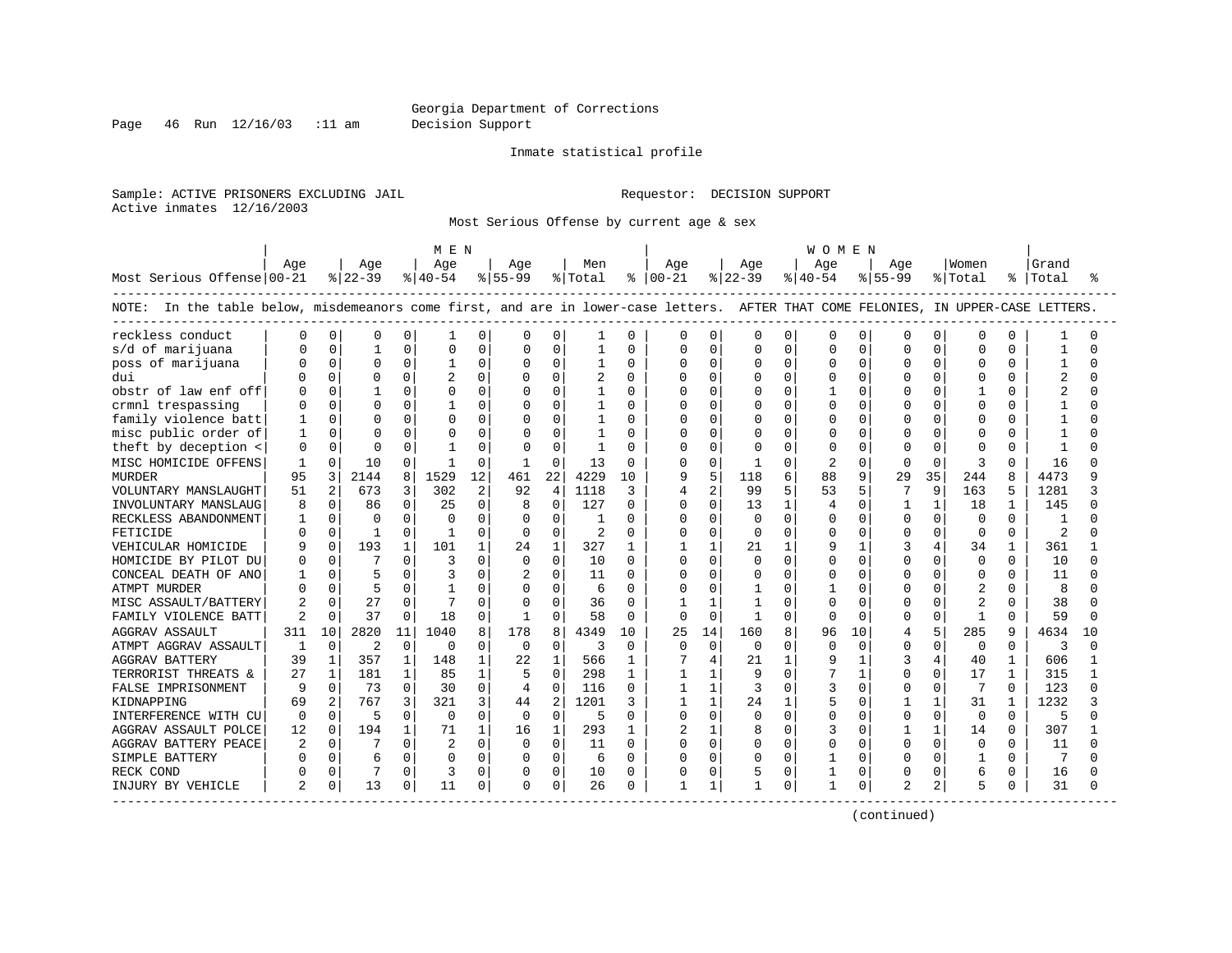Georgia Department of Corrections
Decision Support

Inmate statistical profile

Sample: ACTIVE PRISONERS EXCLUDING JAIL                Requestor: DECISION SUPPORT
Active inmates 12/16/2003

Most Serious Offense by current age & sex

NOTE: In the table below, misdemeanors come first, and are in lower-case letters. AFTER THAT COME FELONIES, IN UPPER-CASE LETTERS.

| Most Serious Offense | MEN Age 00-21 | % | MEN Age 22-39 | % | MEN Age 40-54 | % | MEN Age 55-99 | % | Men Total | % | WOMEN Age 00-21 | % | WOMEN Age 22-39 | % | WOMEN Age 40-54 | % | WOMEN Age 55-99 | % | Women Total | % | Grand Total | % |
|---|---|---|---|---|---|---|---|---|---|---|---|---|---|---|---|---|---|---|---|---|---|---|
| reckless conduct | 0 | 0 | 0 | 0 | 1 | 0 | 0 | 0 | 1 | 0 | 0 | 0 | 0 | 0 | 0 | 0 | 0 | 0 | 0 | 0 | 1 | 0 |
| s/d of marijuana | 0 | 0 | 1 | 0 | 0 | 0 | 0 | 0 | 1 | 0 | 0 | 0 | 0 | 0 | 0 | 0 | 0 | 0 | 0 | 0 | 1 | 0 |
| poss of marijuana | 0 | 0 | 0 | 0 | 1 | 0 | 0 | 0 | 1 | 0 | 0 | 0 | 0 | 0 | 0 | 0 | 0 | 0 | 0 | 0 | 1 | 0 |
| dui | 0 | 0 | 0 | 0 | 2 | 0 | 0 | 0 | 2 | 0 | 0 | 0 | 0 | 0 | 0 | 0 | 0 | 0 | 0 | 0 | 2 | 0 |
| obstr of law enf off | 0 | 0 | 1 | 0 | 0 | 0 | 0 | 0 | 1 | 0 | 0 | 0 | 0 | 0 | 1 | 0 | 0 | 0 | 1 | 0 | 2 | 0 |
| crmnl trespassing | 0 | 0 | 0 | 0 | 1 | 0 | 0 | 0 | 1 | 0 | 0 | 0 | 0 | 0 | 0 | 0 | 0 | 0 | 0 | 0 | 1 | 0 |
| family violence batt | 1 | 0 | 0 | 0 | 0 | 0 | 0 | 0 | 1 | 0 | 0 | 0 | 0 | 0 | 0 | 0 | 0 | 0 | 0 | 0 | 1 | 0 |
| misc public order of | 1 | 0 | 0 | 0 | 0 | 0 | 0 | 0 | 1 | 0 | 0 | 0 | 0 | 0 | 0 | 0 | 0 | 0 | 0 | 0 | 1 | 0 |
| theft by deception < | 0 | 0 | 0 | 0 | 1 | 0 | 0 | 0 | 1 | 0 | 0 | 0 | 0 | 0 | 0 | 0 | 0 | 0 | 0 | 0 | 1 | 0 |
| MISC HOMICIDE OFFENS | 1 | 0 | 10 | 0 | 1 | 0 | 1 | 0 | 13 | 0 | 0 | 0 | 1 | 0 | 2 | 0 | 0 | 0 | 3 | 0 | 16 | 0 |
| MURDER | 95 | 3 | 2144 | 8 | 1529 | 12 | 461 | 22 | 4229 | 10 | 9 | 5 | 118 | 6 | 88 | 9 | 29 | 35 | 244 | 8 | 4473 | 9 |
| VOLUNTARY MANSLAUGHT | 51 | 2 | 673 | 3 | 302 | 2 | 92 | 4 | 1118 | 3 | 4 | 2 | 99 | 5 | 53 | 5 | 7 | 9 | 163 | 5 | 1281 | 3 |
| INVOLUNTARY MANSLAUG | 8 | 0 | 86 | 0 | 25 | 0 | 8 | 0 | 127 | 0 | 0 | 0 | 13 | 1 | 4 | 0 | 1 | 1 | 18 | 1 | 145 | 0 |
| RECKLESS ABANDONMENT | 1 | 0 | 0 | 0 | 0 | 0 | 0 | 0 | 1 | 0 | 0 | 0 | 0 | 0 | 0 | 0 | 0 | 0 | 0 | 0 | 1 | 0 |
| FETICIDE | 0 | 0 | 1 | 0 | 1 | 0 | 0 | 0 | 2 | 0 | 0 | 0 | 0 | 0 | 0 | 0 | 0 | 0 | 0 | 0 | 2 | 0 |
| VEHICULAR HOMICIDE | 9 | 0 | 193 | 1 | 101 | 1 | 24 | 1 | 327 | 1 | 1 | 1 | 21 | 1 | 9 | 1 | 3 | 4 | 34 | 1 | 361 | 1 |
| HOMICIDE BY PILOT DU | 0 | 0 | 7 | 0 | 3 | 0 | 0 | 0 | 10 | 0 | 0 | 0 | 0 | 0 | 0 | 0 | 0 | 0 | 0 | 0 | 10 | 0 |
| CONCEAL DEATH OF ANO | 1 | 0 | 5 | 0 | 3 | 0 | 2 | 0 | 11 | 0 | 0 | 0 | 0 | 0 | 0 | 0 | 0 | 0 | 0 | 0 | 11 | 0 |
| ATMPT MURDER | 0 | 0 | 5 | 0 | 1 | 0 | 0 | 0 | 6 | 0 | 0 | 0 | 1 | 0 | 1 | 0 | 0 | 0 | 2 | 0 | 8 | 0 |
| MISC ASSAULT/BATTERY | 2 | 0 | 27 | 0 | 7 | 0 | 0 | 0 | 36 | 0 | 1 | 1 | 1 | 0 | 0 | 0 | 0 | 0 | 2 | 0 | 38 | 0 |
| FAMILY VIOLENCE BATT | 2 | 0 | 37 | 0 | 18 | 0 | 1 | 0 | 58 | 0 | 0 | 0 | 1 | 0 | 0 | 0 | 0 | 0 | 1 | 0 | 59 | 0 |
| AGGRAV ASSAULT | 311 | 10 | 2820 | 11 | 1040 | 8 | 178 | 8 | 4349 | 10 | 25 | 14 | 160 | 8 | 96 | 10 | 4 | 5 | 285 | 9 | 4634 | 10 |
| ATMPT AGGRAV ASSAULT | 1 | 0 | 2 | 0 | 0 | 0 | 0 | 0 | 3 | 0 | 0 | 0 | 0 | 0 | 0 | 0 | 0 | 0 | 0 | 0 | 3 | 0 |
| AGGRAV BATTERY | 39 | 1 | 357 | 1 | 148 | 1 | 22 | 1 | 566 | 1 | 7 | 4 | 21 | 1 | 9 | 1 | 3 | 4 | 40 | 1 | 606 | 1 |
| TERRORIST THREATS & | 27 | 1 | 181 | 1 | 85 | 1 | 5 | 0 | 298 | 1 | 1 | 1 | 9 | 0 | 7 | 1 | 0 | 0 | 17 | 1 | 315 | 1 |
| FALSE IMPRISONMENT | 9 | 0 | 73 | 0 | 30 | 0 | 4 | 0 | 116 | 0 | 1 | 1 | 3 | 0 | 3 | 0 | 0 | 0 | 7 | 0 | 123 | 0 |
| KIDNAPPING | 69 | 2 | 767 | 3 | 321 | 3 | 44 | 2 | 1201 | 3 | 1 | 1 | 24 | 1 | 5 | 0 | 1 | 1 | 31 | 1 | 1232 | 3 |
| INTERFERENCE WITH CU | 0 | 0 | 5 | 0 | 0 | 0 | 0 | 0 | 5 | 0 | 0 | 0 | 0 | 0 | 0 | 0 | 0 | 0 | 0 | 0 | 5 | 0 |
| AGGRAV ASSAULT POLCE | 12 | 0 | 194 | 1 | 71 | 1 | 16 | 1 | 293 | 1 | 2 | 1 | 8 | 0 | 3 | 0 | 1 | 1 | 14 | 0 | 307 | 1 |
| AGGRAV BATTERY PEACE | 2 | 0 | 7 | 0 | 2 | 0 | 0 | 0 | 11 | 0 | 0 | 0 | 0 | 0 | 0 | 0 | 0 | 0 | 0 | 0 | 11 | 0 |
| SIMPLE BATTERY | 0 | 0 | 6 | 0 | 0 | 0 | 0 | 0 | 6 | 0 | 0 | 0 | 0 | 0 | 1 | 0 | 0 | 0 | 1 | 0 | 7 | 0 |
| RECK COND | 0 | 0 | 7 | 0 | 3 | 0 | 0 | 0 | 10 | 0 | 0 | 0 | 5 | 0 | 1 | 0 | 0 | 0 | 6 | 0 | 16 | 0 |
| INJURY BY VEHICLE | 2 | 0 | 13 | 0 | 11 | 0 | 0 | 0 | 26 | 0 | 1 | 1 | 1 | 0 | 1 | 0 | 2 | 2 | 5 | 0 | 31 | 0 |

(continued)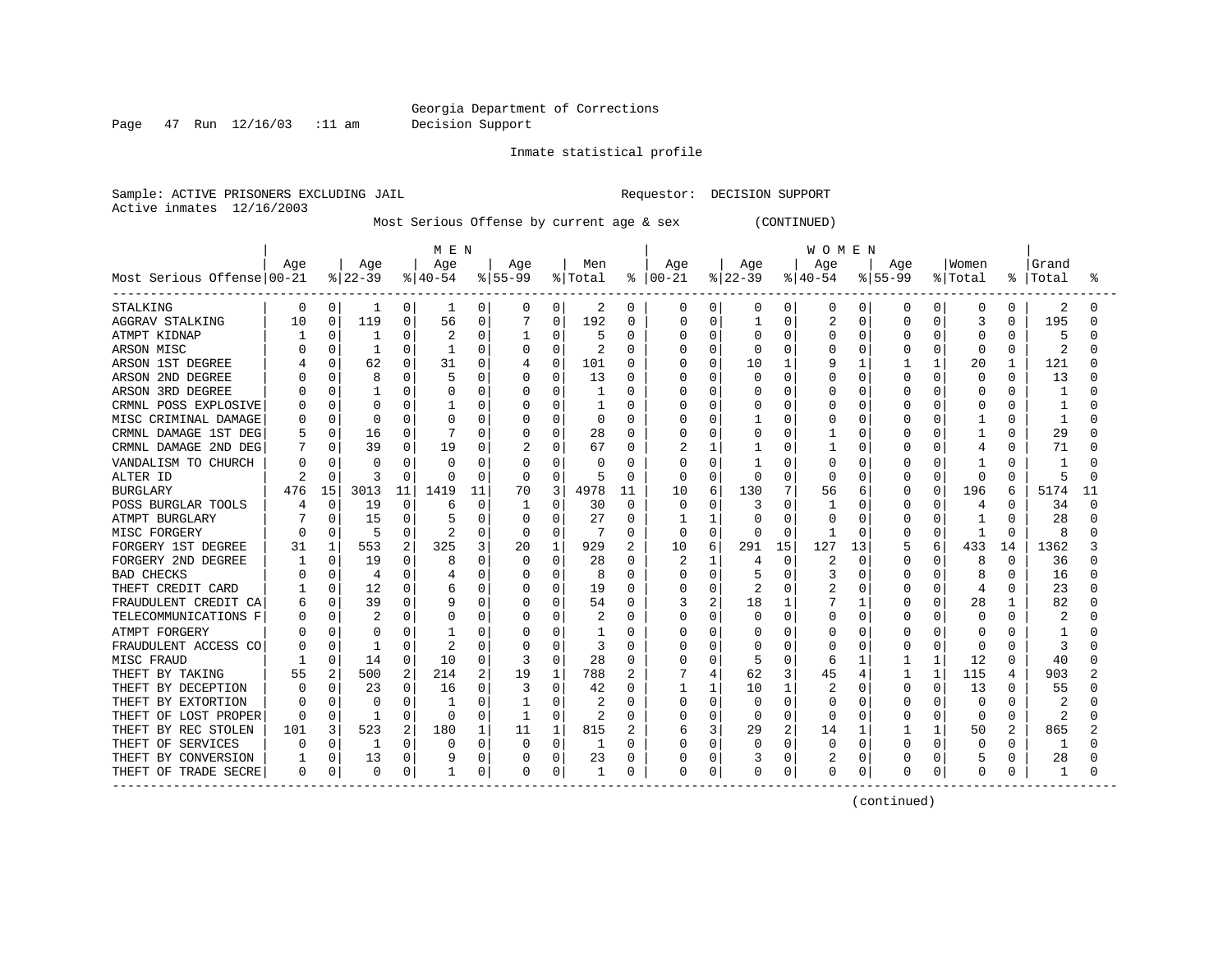Georgia Department of Corrections
Decision Support

Inmate statistical profile

Sample: ACTIVE PRISONERS EXCLUDING JAIL
Active inmates 12/16/2003

Requestor: DECISION SUPPORT

Most Serious Offense by current age & sex (CONTINUED)

| Most Serious Offense | MEN Age 00-21 | % | Age 22-39 | % | Age 40-54 | % | Age 55-99 | % | Men Total | % | WOMEN Age 00-21 | % | Age 22-39 | % | Age 40-54 | % | Age 55-99 | % | Women Total | % | Grand Total | % |
|---|---|---|---|---|---|---|---|---|---|---|---|---|---|---|---|---|---|---|---|---|---|---|
| STALKING | 0 | 0 | 1 | 0 | 1 | 0 | 0 | 0 | 2 | 0 | 0 | 0 | 0 | 0 | 0 | 0 | 0 | 0 | 0 | 0 | 2 | 0 |
| AGGRAV STALKING | 10 | 0 | 119 | 0 | 56 | 0 | 7 | 0 | 192 | 0 | 0 | 0 | 1 | 0 | 2 | 0 | 0 | 0 | 3 | 0 | 195 | 0 |
| ATMPT KIDNAP | 1 | 0 | 1 | 0 | 2 | 0 | 1 | 0 | 5 | 0 | 0 | 0 | 0 | 0 | 0 | 0 | 0 | 0 | 0 | 0 | 5 | 0 |
| ARSON MISC | 0 | 0 | 1 | 0 | 1 | 0 | 0 | 0 | 2 | 0 | 0 | 0 | 0 | 0 | 0 | 0 | 0 | 0 | 0 | 0 | 2 | 0 |
| ARSON 1ST DEGREE | 4 | 0 | 62 | 0 | 31 | 0 | 4 | 0 | 101 | 0 | 0 | 0 | 10 | 1 | 9 | 1 | 1 | 1 | 20 | 1 | 121 | 0 |
| ARSON 2ND DEGREE | 0 | 0 | 8 | 0 | 5 | 0 | 0 | 0 | 13 | 0 | 0 | 0 | 0 | 0 | 0 | 0 | 0 | 0 | 0 | 0 | 13 | 0 |
| ARSON 3RD DEGREE | 0 | 0 | 1 | 0 | 0 | 0 | 0 | 0 | 1 | 0 | 0 | 0 | 0 | 0 | 0 | 0 | 0 | 0 | 0 | 0 | 1 | 0 |
| CRMNL POSS EXPLOSIVE | 0 | 0 | 0 | 0 | 1 | 0 | 0 | 0 | 1 | 0 | 0 | 0 | 0 | 0 | 0 | 0 | 0 | 0 | 0 | 0 | 1 | 0 |
| MISC CRIMINAL DAMAGE | 0 | 0 | 0 | 0 | 0 | 0 | 0 | 0 | 0 | 0 | 0 | 0 | 1 | 0 | 0 | 0 | 0 | 0 | 1 | 0 | 1 | 0 |
| CRMNL DAMAGE 1ST DEG | 5 | 0 | 16 | 0 | 7 | 0 | 0 | 0 | 28 | 0 | 0 | 0 | 0 | 0 | 1 | 0 | 0 | 0 | 1 | 0 | 29 | 0 |
| CRMNL DAMAGE 2ND DEG | 7 | 0 | 39 | 0 | 19 | 0 | 2 | 0 | 67 | 0 | 2 | 1 | 1 | 0 | 1 | 0 | 0 | 0 | 4 | 0 | 71 | 0 |
| VANDALISM TO CHURCH | 0 | 0 | 0 | 0 | 0 | 0 | 0 | 0 | 0 | 0 | 0 | 0 | 1 | 0 | 0 | 0 | 0 | 0 | 1 | 0 | 1 | 0 |
| ALTER ID | 2 | 0 | 3 | 0 | 0 | 0 | 0 | 0 | 5 | 0 | 0 | 0 | 0 | 0 | 0 | 0 | 0 | 0 | 0 | 0 | 5 | 0 |
| BURGLARY | 476 | 15 | 3013 | 11 | 1419 | 11 | 70 | 3 | 4978 | 11 | 10 | 6 | 130 | 7 | 56 | 6 | 0 | 0 | 196 | 6 | 5174 | 11 |
| POSS BURGLAR TOOLS | 4 | 0 | 19 | 0 | 6 | 0 | 1 | 0 | 30 | 0 | 0 | 0 | 3 | 0 | 1 | 0 | 0 | 0 | 4 | 0 | 34 | 0 |
| ATMPT BURGLARY | 7 | 0 | 15 | 0 | 5 | 0 | 0 | 0 | 27 | 0 | 1 | 1 | 0 | 0 | 0 | 0 | 0 | 0 | 1 | 0 | 28 | 0 |
| MISC FORGERY | 0 | 0 | 5 | 0 | 2 | 0 | 0 | 0 | 7 | 0 | 0 | 0 | 0 | 0 | 1 | 0 | 0 | 0 | 1 | 0 | 8 | 0 |
| FORGERY 1ST DEGREE | 31 | 1 | 553 | 2 | 325 | 3 | 20 | 1 | 929 | 2 | 10 | 6 | 291 | 15 | 127 | 13 | 5 | 6 | 433 | 14 | 1362 | 3 |
| FORGERY 2ND DEGREE | 1 | 0 | 19 | 0 | 8 | 0 | 0 | 0 | 28 | 0 | 2 | 1 | 4 | 0 | 2 | 0 | 0 | 0 | 8 | 0 | 36 | 0 |
| BAD CHECKS | 0 | 0 | 4 | 0 | 4 | 0 | 0 | 0 | 8 | 0 | 0 | 0 | 5 | 0 | 3 | 0 | 0 | 0 | 8 | 0 | 16 | 0 |
| THEFT CREDIT CARD | 1 | 0 | 12 | 0 | 6 | 0 | 0 | 0 | 19 | 0 | 0 | 0 | 2 | 0 | 2 | 0 | 0 | 0 | 4 | 0 | 23 | 0 |
| FRAUDULENT CREDIT CA | 6 | 0 | 39 | 0 | 9 | 0 | 0 | 0 | 54 | 0 | 3 | 2 | 18 | 1 | 7 | 1 | 0 | 0 | 28 | 1 | 82 | 0 |
| TELECOMMUNICATIONS F | 0 | 0 | 2 | 0 | 0 | 0 | 0 | 0 | 2 | 0 | 0 | 0 | 0 | 0 | 0 | 0 | 0 | 0 | 0 | 0 | 2 | 0 |
| ATMPT FORGERY | 0 | 0 | 0 | 0 | 1 | 0 | 0 | 0 | 1 | 0 | 0 | 0 | 0 | 0 | 0 | 0 | 0 | 0 | 0 | 0 | 1 | 0 |
| FRAUDULENT ACCESS CO | 0 | 0 | 1 | 0 | 2 | 0 | 0 | 0 | 3 | 0 | 0 | 0 | 0 | 0 | 0 | 0 | 0 | 0 | 0 | 0 | 3 | 0 |
| MISC FRAUD | 1 | 0 | 14 | 0 | 10 | 0 | 3 | 0 | 28 | 0 | 0 | 0 | 5 | 0 | 6 | 1 | 1 | 1 | 12 | 0 | 40 | 0 |
| THEFT BY TAKING | 55 | 2 | 500 | 2 | 214 | 2 | 19 | 1 | 788 | 2 | 7 | 4 | 62 | 3 | 45 | 4 | 1 | 1 | 115 | 4 | 903 | 2 |
| THEFT BY DECEPTION | 0 | 0 | 23 | 0 | 16 | 0 | 3 | 0 | 42 | 0 | 1 | 1 | 10 | 1 | 2 | 0 | 0 | 0 | 13 | 0 | 55 | 0 |
| THEFT BY EXTORTION | 0 | 0 | 0 | 0 | 1 | 0 | 1 | 0 | 2 | 0 | 0 | 0 | 0 | 0 | 0 | 0 | 0 | 0 | 0 | 0 | 2 | 0 |
| THEFT OF LOST PROPER | 0 | 0 | 1 | 0 | 0 | 0 | 1 | 0 | 2 | 0 | 0 | 0 | 0 | 0 | 0 | 0 | 0 | 0 | 0 | 0 | 2 | 0 |
| THEFT BY REC STOLEN | 101 | 3 | 523 | 2 | 180 | 1 | 11 | 1 | 815 | 2 | 6 | 3 | 29 | 2 | 14 | 1 | 1 | 1 | 50 | 2 | 865 | 2 |
| THEFT OF SERVICES | 0 | 0 | 1 | 0 | 0 | 0 | 0 | 0 | 1 | 0 | 0 | 0 | 0 | 0 | 0 | 0 | 0 | 0 | 0 | 0 | 1 | 0 |
| THEFT BY CONVERSION | 1 | 0 | 13 | 0 | 9 | 0 | 0 | 0 | 23 | 0 | 0 | 0 | 3 | 0 | 2 | 0 | 0 | 0 | 5 | 0 | 28 | 0 |
| THEFT OF TRADE SECRE | 0 | 0 | 0 | 0 | 1 | 0 | 0 | 0 | 1 | 0 | 0 | 0 | 0 | 0 | 0 | 0 | 0 | 0 | 0 | 0 | 1 | 0 |

(continued)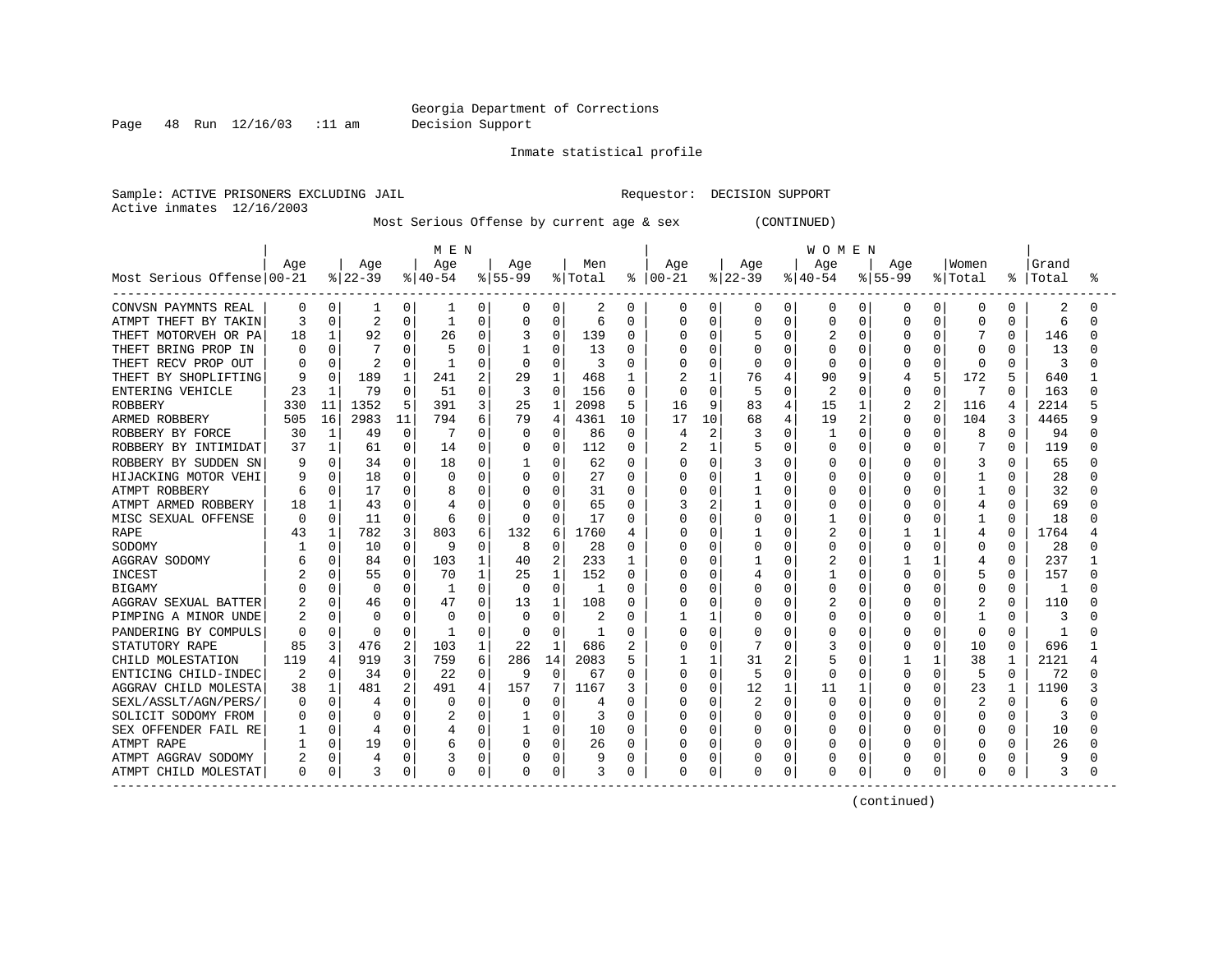Georgia Department of Corrections
Decision Support

Inmate statistical profile

Sample: ACTIVE PRISONERS EXCLUDING JAIL
Active inmates 12/16/2003

Requestor: DECISION SUPPORT

Most Serious Offense by current age & sex (CONTINUED)

| Most Serious Offense | MEN Age 00-21 | % | Age 22-39 | % | Age 40-54 | % | Age 55-99 | % | Men Total | % | WOMEN Age 00-21 | % | Age 22-39 | % | Age 40-54 | % | Age 55-99 | % | Women Total | % | Grand Total | % |
|---|---|---|---|---|---|---|---|---|---|---|---|---|---|---|---|---|---|---|---|---|---|---|
| CONVSN PAYMNTS REAL | 0 | 0 | 1 | 0 | 1 | 0 | 0 | 0 | 2 | 0 | 0 | 0 | 0 | 0 | 0 | 0 | 0 | 0 | 0 | 0 | 2 | 0 |
| ATMPT THEFT BY TAKIN | 3 | 0 | 2 | 0 | 1 | 0 | 0 | 0 | 6 | 0 | 0 | 0 | 0 | 0 | 0 | 0 | 0 | 0 | 0 | 0 | 6 | 0 |
| THEFT MOTORVEH OR PA | 18 | 1 | 92 | 0 | 26 | 0 | 3 | 0 | 139 | 0 | 0 | 0 | 5 | 0 | 2 | 0 | 0 | 0 | 7 | 0 | 146 | 0 |
| THEFT BRING PROP IN | 0 | 0 | 7 | 0 | 5 | 0 | 1 | 0 | 13 | 0 | 0 | 0 | 0 | 0 | 0 | 0 | 0 | 0 | 0 | 0 | 13 | 0 |
| THEFT RECV PROP OUT | 0 | 0 | 2 | 0 | 1 | 0 | 0 | 0 | 3 | 0 | 0 | 0 | 0 | 0 | 0 | 0 | 0 | 0 | 0 | 0 | 3 | 0 |
| THEFT BY SHOPLIFTING | 9 | 0 | 189 | 1 | 241 | 2 | 29 | 1 | 468 | 1 | 2 | 1 | 76 | 4 | 90 | 9 | 4 | 5 | 172 | 5 | 640 | 1 |
| ENTERING VEHICLE | 23 | 1 | 79 | 0 | 51 | 0 | 3 | 0 | 156 | 0 | 0 | 0 | 5 | 0 | 2 | 0 | 0 | 0 | 7 | 0 | 163 | 0 |
| ROBBERY | 330 | 11 | 1352 | 5 | 391 | 3 | 25 | 1 | 2098 | 5 | 16 | 9 | 83 | 4 | 15 | 1 | 2 | 2 | 116 | 4 | 2214 | 5 |
| ARMED ROBBERY | 505 | 16 | 2983 | 11 | 794 | 6 | 79 | 4 | 4361 | 10 | 17 | 10 | 68 | 4 | 19 | 2 | 0 | 0 | 104 | 3 | 4465 | 9 |
| ROBBERY BY FORCE | 30 | 1 | 49 | 0 | 7 | 0 | 0 | 0 | 86 | 0 | 4 | 2 | 3 | 0 | 1 | 0 | 0 | 0 | 8 | 0 | 94 | 0 |
| ROBBERY BY INTIMIDAT | 37 | 1 | 61 | 0 | 14 | 0 | 0 | 0 | 112 | 0 | 2 | 1 | 5 | 0 | 0 | 0 | 0 | 0 | 7 | 0 | 119 | 0 |
| ROBBERY BY SUDDEN SN | 9 | 0 | 34 | 0 | 18 | 0 | 1 | 0 | 62 | 0 | 0 | 0 | 3 | 0 | 0 | 0 | 0 | 0 | 3 | 0 | 65 | 0 |
| HIJACKING MOTOR VEHI | 9 | 0 | 18 | 0 | 0 | 0 | 0 | 0 | 27 | 0 | 0 | 0 | 1 | 0 | 0 | 0 | 0 | 0 | 1 | 0 | 28 | 0 |
| ATMPT ROBBERY | 6 | 0 | 17 | 0 | 8 | 0 | 0 | 0 | 31 | 0 | 0 | 0 | 1 | 0 | 0 | 0 | 0 | 0 | 1 | 0 | 32 | 0 |
| ATMPT ARMED ROBBERY | 18 | 1 | 43 | 0 | 4 | 0 | 0 | 0 | 65 | 0 | 3 | 2 | 1 | 0 | 0 | 0 | 0 | 0 | 4 | 0 | 69 | 0 |
| MISC SEXUAL OFFENSE | 0 | 0 | 11 | 0 | 6 | 0 | 0 | 0 | 17 | 0 | 0 | 0 | 0 | 0 | 1 | 0 | 0 | 0 | 1 | 0 | 18 | 0 |
| RAPE | 43 | 1 | 782 | 3 | 803 | 6 | 132 | 6 | 1760 | 4 | 0 | 0 | 1 | 0 | 2 | 0 | 1 | 1 | 4 | 0 | 1764 | 4 |
| SODOMY | 1 | 0 | 10 | 0 | 9 | 0 | 8 | 0 | 28 | 0 | 0 | 0 | 0 | 0 | 0 | 0 | 0 | 0 | 0 | 0 | 28 | 0 |
| AGGRAV SODOMY | 6 | 0 | 84 | 0 | 103 | 1 | 40 | 2 | 233 | 1 | 0 | 0 | 1 | 0 | 2 | 0 | 1 | 1 | 4 | 0 | 237 | 1 |
| INCEST | 2 | 0 | 55 | 0 | 70 | 1 | 25 | 1 | 152 | 0 | 0 | 0 | 4 | 0 | 1 | 0 | 0 | 0 | 5 | 0 | 157 | 0 |
| BIGAMY | 0 | 0 | 0 | 0 | 1 | 0 | 0 | 0 | 1 | 0 | 0 | 0 | 0 | 0 | 0 | 0 | 0 | 0 | 0 | 0 | 1 | 0 |
| AGGRAV SEXUAL BATTER | 2 | 0 | 46 | 0 | 47 | 0 | 13 | 1 | 108 | 0 | 0 | 0 | 0 | 0 | 2 | 0 | 0 | 0 | 2 | 0 | 110 | 0 |
| PIMPING A MINOR UNDE | 2 | 0 | 0 | 0 | 0 | 0 | 0 | 0 | 2 | 0 | 1 | 1 | 0 | 0 | 0 | 0 | 0 | 0 | 1 | 0 | 3 | 0 |
| PANDERING BY COMPULS | 0 | 0 | 0 | 0 | 1 | 0 | 0 | 0 | 1 | 0 | 0 | 0 | 0 | 0 | 0 | 0 | 0 | 0 | 0 | 0 | 1 | 0 |
| STATUTORY RAPE | 85 | 3 | 476 | 2 | 103 | 1 | 22 | 1 | 686 | 2 | 0 | 0 | 7 | 0 | 3 | 0 | 0 | 0 | 10 | 0 | 696 | 1 |
| CHILD MOLESTATION | 119 | 4 | 919 | 3 | 759 | 6 | 286 | 14 | 2083 | 5 | 1 | 1 | 31 | 2 | 5 | 0 | 1 | 1 | 38 | 1 | 2121 | 4 |
| ENTICING CHILD-INDEC | 2 | 0 | 34 | 0 | 22 | 0 | 9 | 0 | 67 | 0 | 0 | 0 | 5 | 0 | 0 | 0 | 0 | 0 | 5 | 0 | 72 | 0 |
| AGGRAV CHILD MOLESTA | 38 | 1 | 481 | 2 | 491 | 4 | 157 | 7 | 1167 | 3 | 0 | 0 | 12 | 1 | 11 | 1 | 0 | 0 | 23 | 1 | 1190 | 3 |
| SEXL/ASSLT/AGN/PERS/ | 0 | 0 | 4 | 0 | 0 | 0 | 0 | 0 | 4 | 0 | 0 | 0 | 2 | 0 | 0 | 0 | 0 | 0 | 2 | 0 | 6 | 0 |
| SOLICIT SODOMY FROM | 0 | 0 | 0 | 0 | 2 | 0 | 1 | 0 | 3 | 0 | 0 | 0 | 0 | 0 | 0 | 0 | 0 | 0 | 0 | 0 | 3 | 0 |
| SEX OFFENDER FAIL RE | 1 | 0 | 4 | 0 | 4 | 0 | 1 | 0 | 10 | 0 | 0 | 0 | 0 | 0 | 0 | 0 | 0 | 0 | 0 | 0 | 10 | 0 |
| ATMPT RAPE | 1 | 0 | 19 | 0 | 6 | 0 | 0 | 0 | 26 | 0 | 0 | 0 | 0 | 0 | 0 | 0 | 0 | 0 | 0 | 0 | 26 | 0 |
| ATMPT AGGRAV SODOMY | 2 | 0 | 4 | 0 | 3 | 0 | 0 | 0 | 9 | 0 | 0 | 0 | 0 | 0 | 0 | 0 | 0 | 0 | 0 | 0 | 9 | 0 |
| ATMPT CHILD MOLESTAT | 0 | 0 | 3 | 0 | 0 | 0 | 0 | 0 | 3 | 0 | 0 | 0 | 0 | 0 | 0 | 0 | 0 | 0 | 0 | 0 | 3 | 0 |

(continued)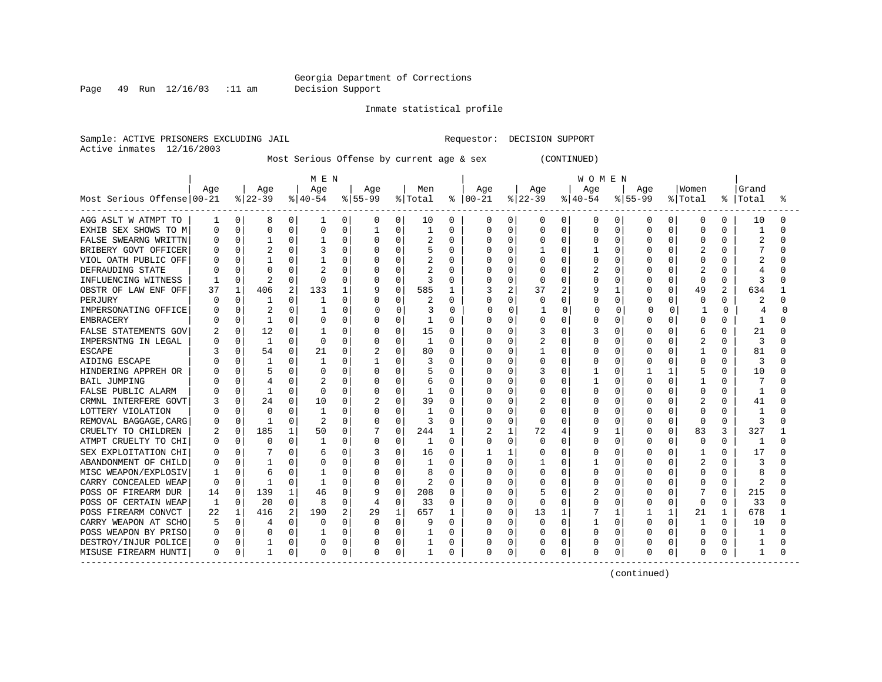Georgia Department of Corrections
Decision Support

Inmate statistical profile

Sample: ACTIVE PRISONERS EXCLUDING JAIL    Requestor: DECISION SUPPORT
Active inmates 12/16/2003

Most Serious Offense by current age & sex (CONTINUED)

| Most Serious Offense | MEN Age 00-21 | % | Age 22-39 | % | Age 40-54 | % | Age 55-99 | % | Men Total | % | WOMEN Age 00-21 | % | Age 22-39 | % | Age 40-54 | % | Age 55-99 | % | Women Total | % | Grand Total | % |
|---|---|---|---|---|---|---|---|---|---|---|---|---|---|---|---|---|---|---|---|---|---|---|
| AGG ASLT W ATMPT TO | 1 | 0 | 8 | 0 | 1 | 0 | 0 | 0 | 10 | 0 | 0 | 0 | 0 | 0 | 0 | 0 | 0 | 0 | 0 | 0 | 10 | 0 |
| EXHIB SEX SHOWS TO M | 0 | 0 | 0 | 0 | 0 | 0 | 1 | 0 | 1 | 0 | 0 | 0 | 0 | 0 | 0 | 0 | 0 | 0 | 0 | 0 | 1 | 0 |
| FALSE SWEARNG WRITTN | 0 | 0 | 1 | 0 | 1 | 0 | 0 | 0 | 2 | 0 | 0 | 0 | 0 | 0 | 0 | 0 | 0 | 0 | 0 | 0 | 2 | 0 |
| BRIBERY GOVT OFFICER | 0 | 0 | 2 | 0 | 3 | 0 | 0 | 0 | 5 | 0 | 0 | 0 | 1 | 0 | 1 | 0 | 0 | 0 | 2 | 0 | 7 | 0 |
| VIOL OATH PUBLIC OFF | 0 | 0 | 1 | 0 | 1 | 0 | 0 | 0 | 2 | 0 | 0 | 0 | 0 | 0 | 0 | 0 | 0 | 0 | 0 | 0 | 2 | 0 |
| DEFRAUDING STATE | 0 | 0 | 0 | 0 | 2 | 0 | 0 | 0 | 2 | 0 | 0 | 0 | 0 | 0 | 2 | 0 | 0 | 0 | 2 | 0 | 4 | 0 |
| INFLUENCING WITNESS | 1 | 0 | 2 | 0 | 0 | 0 | 0 | 0 | 3 | 0 | 0 | 0 | 0 | 0 | 0 | 0 | 0 | 0 | 0 | 0 | 3 | 0 |
| OBSTR OF LAW ENF OFF | 37 | 1 | 406 | 2 | 133 | 1 | 9 | 0 | 585 | 1 | 3 | 2 | 37 | 2 | 9 | 1 | 0 | 0 | 49 | 2 | 634 | 1 |
| PERJURY | 0 | 0 | 1 | 0 | 1 | 0 | 0 | 0 | 2 | 0 | 0 | 0 | 0 | 0 | 0 | 0 | 0 | 0 | 0 | 0 | 2 | 0 |
| IMPERSONATING OFFICE | 0 | 0 | 2 | 0 | 1 | 0 | 0 | 0 | 3 | 0 | 0 | 0 | 1 | 0 | 0 | 0 | 0 | 0 | 1 | 0 | 4 | 0 |
| EMBRACERY | 0 | 0 | 1 | 0 | 0 | 0 | 0 | 0 | 1 | 0 | 0 | 0 | 0 | 0 | 0 | 0 | 0 | 0 | 0 | 0 | 1 | 0 |
| FALSE STATEMENTS GOV | 2 | 0 | 12 | 0 | 1 | 0 | 0 | 0 | 15 | 0 | 0 | 0 | 3 | 0 | 3 | 0 | 0 | 0 | 6 | 0 | 21 | 0 |
| IMPERSNTNG IN LEGAL | 0 | 0 | 1 | 0 | 0 | 0 | 0 | 0 | 1 | 0 | 0 | 0 | 2 | 0 | 0 | 0 | 0 | 0 | 2 | 0 | 3 | 0 |
| ESCAPE | 3 | 0 | 54 | 0 | 21 | 0 | 2 | 0 | 80 | 0 | 0 | 0 | 1 | 0 | 0 | 0 | 0 | 0 | 1 | 0 | 81 | 0 |
| AIDING ESCAPE | 0 | 0 | 1 | 0 | 1 | 0 | 1 | 0 | 3 | 0 | 0 | 0 | 0 | 0 | 0 | 0 | 0 | 0 | 0 | 0 | 3 | 0 |
| HINDERING APPREH OR | 0 | 0 | 5 | 0 | 0 | 0 | 0 | 0 | 5 | 0 | 0 | 0 | 3 | 0 | 1 | 0 | 1 | 1 | 5 | 0 | 10 | 0 |
| BAIL JUMPING | 0 | 0 | 4 | 0 | 2 | 0 | 0 | 0 | 6 | 0 | 0 | 0 | 0 | 0 | 1 | 0 | 0 | 0 | 1 | 0 | 7 | 0 |
| FALSE PUBLIC ALARM | 0 | 0 | 1 | 0 | 0 | 0 | 0 | 0 | 1 | 0 | 0 | 0 | 0 | 0 | 0 | 0 | 0 | 0 | 0 | 0 | 1 | 0 |
| CRMNL INTERFERE GOVT | 3 | 0 | 24 | 0 | 10 | 0 | 2 | 0 | 39 | 0 | 0 | 0 | 2 | 0 | 0 | 0 | 0 | 0 | 2 | 0 | 41 | 0 |
| LOTTERY VIOLATION | 0 | 0 | 0 | 0 | 1 | 0 | 0 | 0 | 1 | 0 | 0 | 0 | 0 | 0 | 0 | 0 | 0 | 0 | 0 | 0 | 1 | 0 |
| REMOVAL BAGGAGE,CARG | 0 | 0 | 1 | 0 | 2 | 0 | 0 | 0 | 3 | 0 | 0 | 0 | 0 | 0 | 0 | 0 | 0 | 0 | 0 | 0 | 3 | 0 |
| CRUELTY TO CHILDREN | 2 | 0 | 185 | 1 | 50 | 0 | 7 | 0 | 244 | 1 | 2 | 1 | 72 | 4 | 9 | 1 | 0 | 0 | 83 | 3 | 327 | 1 |
| ATMPT CRUELTY TO CHI | 0 | 0 | 0 | 0 | 1 | 0 | 0 | 0 | 1 | 0 | 0 | 0 | 0 | 0 | 0 | 0 | 0 | 0 | 0 | 0 | 1 | 0 |
| SEX EXPLOITATION CHI | 0 | 0 | 7 | 0 | 6 | 0 | 3 | 0 | 16 | 0 | 1 | 1 | 0 | 0 | 0 | 0 | 0 | 0 | 1 | 0 | 17 | 0 |
| ABANDONMENT OF CHILD | 0 | 0 | 1 | 0 | 0 | 0 | 0 | 0 | 1 | 0 | 0 | 0 | 1 | 0 | 1 | 0 | 0 | 0 | 2 | 0 | 3 | 0 |
| MISC WEAPON/EXPLOSIV | 1 | 0 | 6 | 0 | 1 | 0 | 0 | 0 | 8 | 0 | 0 | 0 | 0 | 0 | 0 | 0 | 0 | 0 | 0 | 0 | 8 | 0 |
| CARRY CONCEALED WEAP | 0 | 0 | 1 | 0 | 1 | 0 | 0 | 0 | 2 | 0 | 0 | 0 | 0 | 0 | 0 | 0 | 0 | 0 | 0 | 0 | 2 | 0 |
| POSS OF FIREARM DUR | 14 | 0 | 139 | 1 | 46 | 0 | 9 | 0 | 208 | 0 | 0 | 0 | 5 | 0 | 2 | 0 | 0 | 0 | 7 | 0 | 215 | 0 |
| POSS OF CERTAIN WEAP | 1 | 0 | 20 | 0 | 8 | 0 | 4 | 0 | 33 | 0 | 0 | 0 | 0 | 0 | 0 | 0 | 0 | 0 | 0 | 0 | 33 | 0 |
| POSS FIREARM CONVCT | 22 | 1 | 416 | 2 | 190 | 2 | 29 | 1 | 657 | 1 | 0 | 0 | 13 | 1 | 7 | 1 | 1 | 1 | 21 | 1 | 678 | 1 |
| CARRY WEAPON AT SCHO | 5 | 0 | 4 | 0 | 0 | 0 | 0 | 0 | 9 | 0 | 0 | 0 | 0 | 0 | 1 | 0 | 0 | 0 | 1 | 0 | 10 | 0 |
| POSS WEAPON BY PRISO | 0 | 0 | 0 | 0 | 1 | 0 | 0 | 0 | 1 | 0 | 0 | 0 | 0 | 0 | 0 | 0 | 0 | 0 | 0 | 0 | 1 | 0 |
| DESTROY/INJUR POLICE | 0 | 0 | 1 | 0 | 0 | 0 | 0 | 0 | 1 | 0 | 0 | 0 | 0 | 0 | 0 | 0 | 0 | 0 | 0 | 0 | 1 | 0 |
| MISUSE FIREARM HUNTI | 0 | 0 | 1 | 0 | 0 | 0 | 0 | 0 | 1 | 0 | 0 | 0 | 0 | 0 | 0 | 0 | 0 | 0 | 0 | 0 | 1 | 0 |

(continued)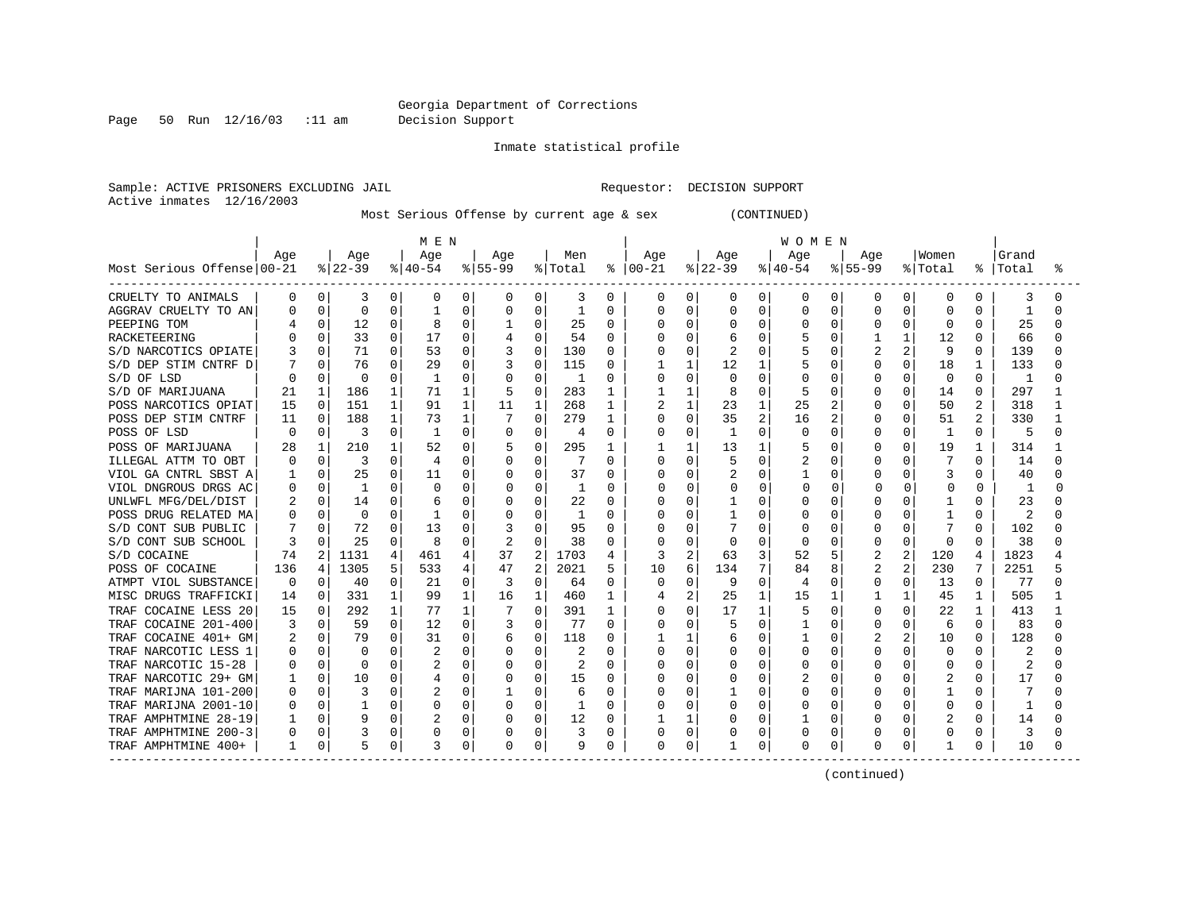Georgia Department of Corrections
Decision Support

Inmate statistical profile

Sample: ACTIVE PRISONERS EXCLUDING JAIL    Requestor: DECISION SUPPORT
Active inmates 12/16/2003

Most Serious Offense by current age & sex (CONTINUED)

| Most Serious Offense | MEN Age 00-21 | % | Age 22-39 | % | Age 40-54 | % | Age 55-99 | % | Men Total | % | WOMEN Age 00-21 | % | Age 22-39 | % | Age 40-54 | % | Age 55-99 | % | Women Total | % | Grand Total | % |
|---|---|---|---|---|---|---|---|---|---|---|---|---|---|---|---|---|---|---|---|---|---|---|
| CRUELTY TO ANIMALS | 0 | 0 | 3 | 0 | 0 | 0 | 0 | 0 | 3 | 0 | 0 | 0 | 0 | 0 | 0 | 0 | 0 | 0 | 0 | 0 | 3 | 0 |
| AGGRAV CRUELTY TO AN | 0 | 0 | 0 | 0 | 1 | 0 | 0 | 0 | 1 | 0 | 0 | 0 | 0 | 0 | 0 | 0 | 0 | 0 | 0 | 0 | 1 | 0 |
| PEEPING TOM | 4 | 0 | 12 | 0 | 8 | 0 | 1 | 0 | 25 | 0 | 0 | 0 | 0 | 0 | 0 | 0 | 0 | 0 | 0 | 0 | 25 | 0 |
| RACKETEERING | 0 | 0 | 33 | 0 | 17 | 0 | 4 | 0 | 54 | 0 | 0 | 0 | 6 | 0 | 5 | 0 | 1 | 1 | 12 | 0 | 66 | 0 |
| S/D NARCOTICS OPIATE | 3 | 0 | 71 | 0 | 53 | 0 | 3 | 0 | 130 | 0 | 0 | 0 | 2 | 0 | 5 | 0 | 2 | 2 | 9 | 0 | 139 | 0 |
| S/D DEP STIM CNTRF D | 7 | 0 | 76 | 0 | 29 | 0 | 3 | 0 | 115 | 0 | 1 | 1 | 12 | 1 | 5 | 0 | 0 | 0 | 18 | 1 | 133 | 0 |
| S/D OF LSD | 0 | 0 | 0 | 0 | 1 | 0 | 0 | 0 | 1 | 0 | 0 | 0 | 0 | 0 | 0 | 0 | 0 | 0 | 0 | 0 | 1 | 0 |
| S/D OF MARIJUANA | 21 | 1 | 186 | 1 | 71 | 1 | 5 | 0 | 283 | 1 | 1 | 1 | 8 | 0 | 5 | 0 | 0 | 0 | 14 | 0 | 297 | 1 |
| POSS NARCOTICS OPIAT | 15 | 0 | 151 | 1 | 91 | 1 | 11 | 1 | 268 | 1 | 2 | 1 | 23 | 1 | 25 | 2 | 0 | 0 | 50 | 2 | 318 | 1 |
| POSS DEP STIM CNTRF | 11 | 0 | 188 | 1 | 73 | 1 | 7 | 0 | 279 | 1 | 0 | 0 | 35 | 2 | 16 | 2 | 0 | 0 | 51 | 2 | 330 | 1 |
| POSS OF LSD | 0 | 0 | 3 | 0 | 1 | 0 | 0 | 0 | 4 | 0 | 0 | 0 | 1 | 0 | 0 | 0 | 0 | 0 | 1 | 0 | 5 | 0 |
| POSS OF MARIJUANA | 28 | 1 | 210 | 1 | 52 | 0 | 5 | 0 | 295 | 1 | 1 | 1 | 13 | 1 | 5 | 0 | 0 | 0 | 19 | 1 | 314 | 1 |
| ILLEGAL ATTM TO OBT | 0 | 0 | 3 | 0 | 4 | 0 | 0 | 0 | 7 | 0 | 0 | 0 | 5 | 0 | 2 | 0 | 0 | 0 | 7 | 0 | 14 | 0 |
| VIOL GA CNTRL SBST A | 1 | 0 | 25 | 0 | 11 | 0 | 0 | 0 | 37 | 0 | 0 | 0 | 2 | 0 | 1 | 0 | 0 | 0 | 3 | 0 | 40 | 0 |
| VIOL DNGROUS DRGS AC | 0 | 0 | 1 | 0 | 0 | 0 | 0 | 0 | 1 | 0 | 0 | 0 | 0 | 0 | 0 | 0 | 0 | 0 | 0 | 0 | 1 | 0 |
| UNLWFL MFG/DEL/DIST | 2 | 0 | 14 | 0 | 6 | 0 | 0 | 0 | 22 | 0 | 0 | 0 | 1 | 0 | 0 | 0 | 0 | 0 | 1 | 0 | 23 | 0 |
| POSS DRUG RELATED MA | 0 | 0 | 0 | 0 | 1 | 0 | 0 | 0 | 1 | 0 | 0 | 0 | 1 | 0 | 0 | 0 | 0 | 0 | 1 | 0 | 2 | 0 |
| S/D CONT SUB PUBLIC | 7 | 0 | 72 | 0 | 13 | 0 | 3 | 0 | 95 | 0 | 0 | 0 | 7 | 0 | 0 | 0 | 0 | 0 | 7 | 0 | 102 | 0 |
| S/D CONT SUB SCHOOL | 3 | 0 | 25 | 0 | 8 | 0 | 2 | 0 | 38 | 0 | 0 | 0 | 0 | 0 | 0 | 0 | 0 | 0 | 0 | 0 | 38 | 0 |
| S/D COCAINE | 74 | 2 | 1131 | 4 | 461 | 4 | 37 | 2 | 1703 | 4 | 3 | 2 | 63 | 3 | 52 | 5 | 2 | 2 | 120 | 4 | 1823 | 4 |
| POSS OF COCAINE | 136 | 4 | 1305 | 5 | 533 | 4 | 47 | 2 | 2021 | 5 | 10 | 6 | 134 | 7 | 84 | 8 | 2 | 2 | 230 | 7 | 2251 | 5 |
| ATMPT VIOL SUBSTANCE | 0 | 0 | 40 | 0 | 21 | 0 | 3 | 0 | 64 | 0 | 0 | 0 | 9 | 0 | 4 | 0 | 0 | 0 | 13 | 0 | 77 | 0 |
| MISC DRUGS TRAFFICKI | 14 | 0 | 331 | 1 | 99 | 1 | 16 | 1 | 460 | 1 | 4 | 2 | 25 | 1 | 15 | 1 | 1 | 1 | 45 | 1 | 505 | 1 |
| TRAF COCAINE LESS 20 | 15 | 0 | 292 | 1 | 77 | 1 | 7 | 0 | 391 | 1 | 0 | 0 | 17 | 1 | 5 | 0 | 0 | 0 | 22 | 1 | 413 | 1 |
| TRAF COCAINE 201-400 | 3 | 0 | 59 | 0 | 12 | 0 | 3 | 0 | 77 | 0 | 0 | 0 | 5 | 0 | 1 | 0 | 0 | 0 | 6 | 0 | 83 | 0 |
| TRAF COCAINE 401+ GM | 2 | 0 | 79 | 0 | 31 | 0 | 6 | 0 | 118 | 0 | 1 | 1 | 6 | 0 | 1 | 0 | 2 | 2 | 10 | 0 | 128 | 0 |
| TRAF NARCOTIC LESS 1 | 0 | 0 | 0 | 0 | 2 | 0 | 0 | 0 | 2 | 0 | 0 | 0 | 0 | 0 | 0 | 0 | 0 | 0 | 0 | 0 | 2 | 0 |
| TRAF NARCOTIC 15-28 | 0 | 0 | 0 | 0 | 2 | 0 | 0 | 0 | 2 | 0 | 0 | 0 | 0 | 0 | 0 | 0 | 0 | 0 | 0 | 0 | 2 | 0 |
| TRAF NARCOTIC 29+ GM | 1 | 0 | 10 | 0 | 4 | 0 | 0 | 0 | 15 | 0 | 0 | 0 | 0 | 0 | 2 | 0 | 0 | 0 | 2 | 0 | 17 | 0 |
| TRAF MARIJNA 101-200 | 0 | 0 | 3 | 0 | 2 | 0 | 1 | 0 | 6 | 0 | 0 | 0 | 1 | 0 | 0 | 0 | 0 | 0 | 1 | 0 | 7 | 0 |
| TRAF MARIJNA 2001-10 | 0 | 0 | 1 | 0 | 0 | 0 | 0 | 0 | 1 | 0 | 0 | 0 | 0 | 0 | 0 | 0 | 0 | 0 | 0 | 0 | 1 | 0 |
| TRAF AMPHTMINE 28-19 | 1 | 0 | 9 | 0 | 2 | 0 | 0 | 0 | 12 | 0 | 1 | 1 | 0 | 0 | 1 | 0 | 0 | 0 | 2 | 0 | 14 | 0 |
| TRAF AMPHTMINE 200-3 | 0 | 0 | 3 | 0 | 0 | 0 | 0 | 0 | 3 | 0 | 0 | 0 | 0 | 0 | 0 | 0 | 0 | 0 | 0 | 0 | 3 | 0 |
| TRAF AMPHTMINE 400+ | 1 | 0 | 5 | 0 | 3 | 0 | 0 | 0 | 9 | 0 | 0 | 0 | 1 | 0 | 0 | 0 | 0 | 0 | 1 | 0 | 10 | 0 |

(continued)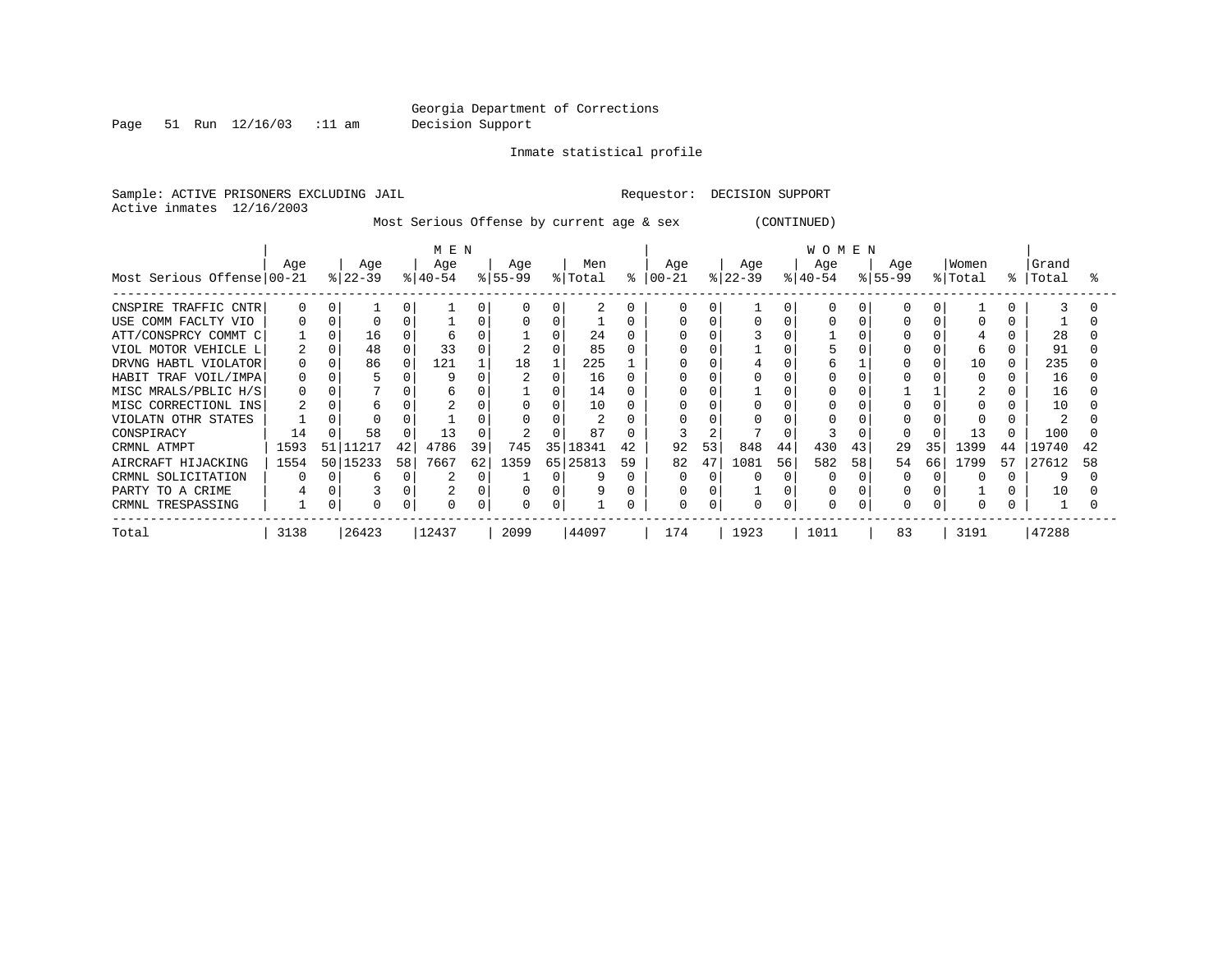Georgia Department of Corrections
Decision Support

Inmate statistical profile

Sample: ACTIVE PRISONERS EXCLUDING JAIL                    Requestor: DECISION SUPPORT
Active inmates 12/16/2003

Most Serious Offense by current age & sex (CONTINUED)

| Most Serious Offense | MEN Age 00-21 | % | Age 22-39 | % | Age 40-54 | % | Age 55-99 | % | Men Total | % | WOMEN Age 00-21 | % | Age 22-39 | % | Age 40-54 | % | Age 55-99 | % | Women Total | % | Grand Total | % |
|---|---|---|---|---|---|---|---|---|---|---|---|---|---|---|---|---|---|---|---|---|---|---|
| CNSPIRE TRAFFIC CNTR | 0 | 0 | 1 | 0 | 1 | 0 | 0 | 0 | 2 | 0 | 0 | 0 | 1 | 0 | 0 | 0 | 0 | 0 | 1 | 0 | 3 | 0 |
| USE COMM FACLTY VIO | 0 | 0 | 0 | 0 | 1 | 0 | 0 | 0 | 1 | 0 | 0 | 0 | 0 | 0 | 0 | 0 | 0 | 0 | 0 | 0 | 1 | 0 |
| ATT/CONSPRCY COMMT C | 1 | 0 | 16 | 0 | 6 | 0 | 1 | 0 | 24 | 0 | 0 | 0 | 3 | 0 | 1 | 0 | 0 | 0 | 4 | 0 | 28 | 0 |
| VIOL MOTOR VEHICLE L | 2 | 0 | 48 | 0 | 33 | 0 | 2 | 0 | 85 | 0 | 0 | 0 | 1 | 0 | 5 | 0 | 0 | 0 | 6 | 0 | 91 | 0 |
| DRVNG HABTL VIOLATOR | 0 | 0 | 86 | 0 | 121 | 1 | 18 | 1 | 225 | 1 | 0 | 0 | 4 | 0 | 6 | 1 | 0 | 0 | 10 | 0 | 235 | 0 |
| HABIT TRAF VOIL/IMPA | 0 | 0 | 5 | 0 | 9 | 0 | 2 | 0 | 16 | 0 | 0 | 0 | 0 | 0 | 0 | 0 | 0 | 0 | 0 | 0 | 16 | 0 |
| MISC MRALS/PBLIC H/S | 0 | 0 | 7 | 0 | 6 | 0 | 1 | 0 | 14 | 0 | 0 | 0 | 1 | 0 | 0 | 0 | 1 | 1 | 2 | 0 | 16 | 0 |
| MISC CORRECTIONL INS | 2 | 0 | 6 | 0 | 2 | 0 | 0 | 0 | 10 | 0 | 0 | 0 | 0 | 0 | 0 | 0 | 0 | 0 | 0 | 0 | 10 | 0 |
| VIOLATN OTHR STATES | 1 | 0 | 0 | 0 | 1 | 0 | 0 | 0 | 2 | 0 | 0 | 0 | 0 | 0 | 0 | 0 | 0 | 0 | 0 | 0 | 2 | 0 |
| CONSPIRACY | 14 | 0 | 58 | 0 | 13 | 0 | 2 | 0 | 87 | 0 | 3 | 2 | 7 | 0 | 3 | 0 | 0 | 0 | 13 | 0 | 100 | 0 |
| CRMNL ATMPT | 1593 | 51 | 11217 | 42 | 4786 | 39 | 745 | 35 | 18341 | 42 | 92 | 53 | 848 | 44 | 430 | 43 | 29 | 35 | 1399 | 44 | 19740 | 42 |
| AIRCRAFT HIJACKING | 1554 | 50 | 15233 | 58 | 7667 | 62 | 1359 | 65 | 25813 | 59 | 82 | 47 | 1081 | 56 | 582 | 58 | 54 | 66 | 1799 | 57 | 27612 | 58 |
| CRMNL SOLICITATION | 0 | 0 | 6 | 0 | 2 | 0 | 1 | 0 | 9 | 0 | 0 | 0 | 0 | 0 | 0 | 0 | 0 | 0 | 0 | 0 | 9 | 0 |
| PARTY TO A CRIME | 4 | 0 | 3 | 0 | 2 | 0 | 0 | 0 | 9 | 0 | 0 | 0 | 1 | 0 | 0 | 0 | 0 | 0 | 1 | 0 | 10 | 0 |
| CRMNL TRESPASSING | 1 | 0 | 0 | 0 | 0 | 0 | 0 | 0 | 1 | 0 | 0 | 0 | 0 | 0 | 0 | 0 | 0 | 0 | 0 | 0 | 1 | 0 |
| Total | 3138 | | 26423 | | 12437 | | 2099 | | 44097 | | 174 | | 1923 | | 1011 | | 83 | | 3191 | | 47288 | |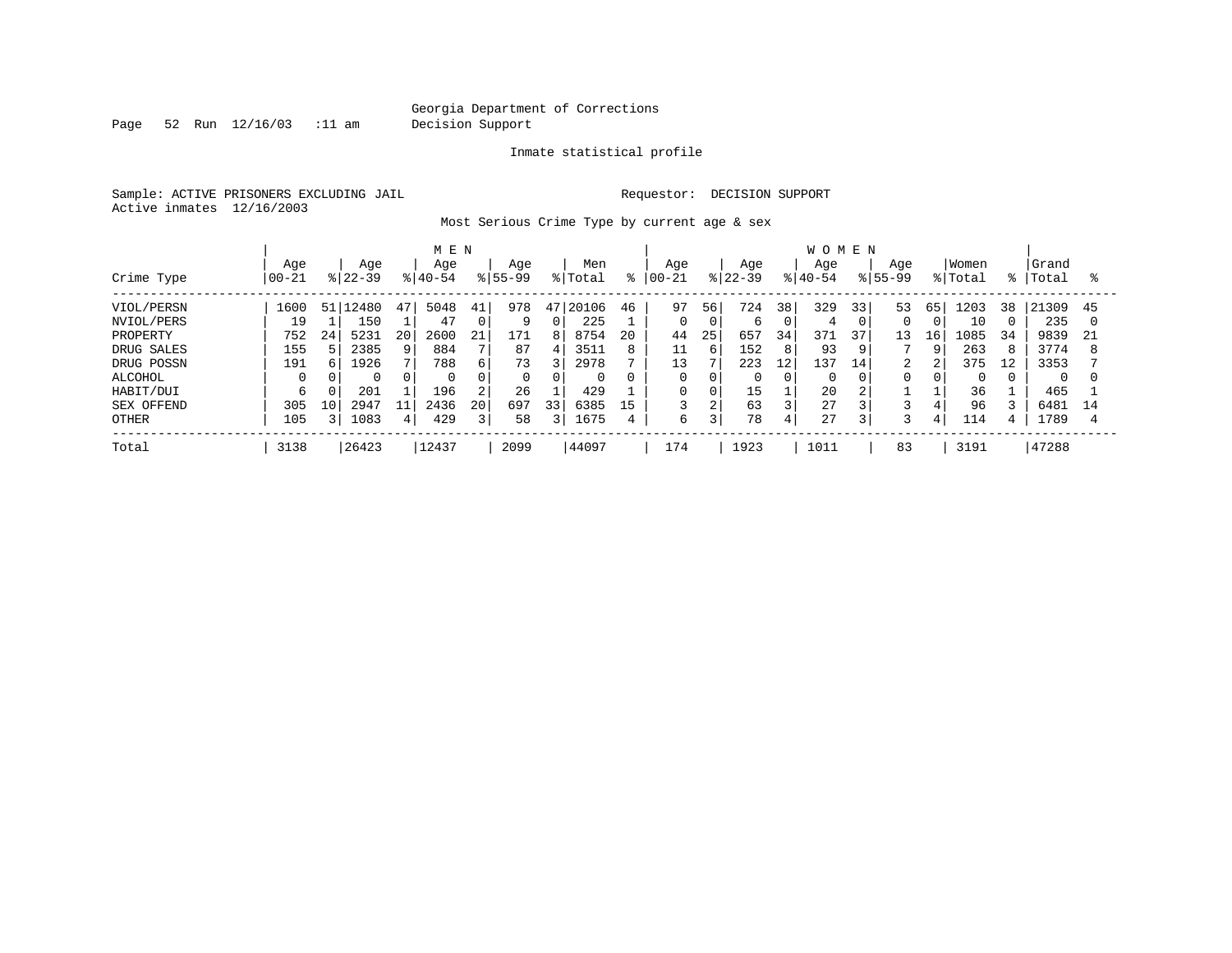Georgia Department of Corrections
Decision Support

Inmate statistical profile

Sample: ACTIVE PRISONERS EXCLUDING JAIL

Requestor: DECISION SUPPORT

Active inmates 12/16/2003

Most Serious Crime Type by current age & sex

| | MEN | | | | | | | | | | WOMEN | | | | | | | | | | | |
|---|---|---|---|---|---|---|---|---|---|---|---|---|---|---|---|---|---|---|---|---|---|---|
| Crime Type | Age 00-21 | % | Age 22-39 | % | Age 40-54 | % | Age 55-99 | % | Men Total | % | Age 00-21 | % | Age 22-39 | % | Age 40-54 | % | Age 55-99 | % | Women Total | % | Grand Total | % |
| VIOL/PERSN | 1600 | 51 | 12480 | 47 | 5048 | 41 | 978 | 47 | 20106 | 46 | 97 | 56 | 724 | 38 | 329 | 33 | 53 | 65 | 1203 | 38 | 21309 | 45 |
| NVIOL/PERS | 19 | 1 | 150 | 1 | 47 | 0 | 9 | 0 | 225 | 1 | 0 | 0 | 6 | 0 | 4 | 0 | 0 | 0 | 10 | 0 | 235 | 0 |
| PROPERTY | 752 | 24 | 5231 | 20 | 2600 | 21 | 171 | 8 | 8754 | 20 | 44 | 25 | 657 | 34 | 371 | 37 | 13 | 16 | 1085 | 34 | 9839 | 21 |
| DRUG SALES | 155 | 5 | 2385 | 9 | 884 | 7 | 87 | 4 | 3511 | 8 | 11 | 6 | 152 | 8 | 93 | 9 | 7 | 9 | 263 | 8 | 3774 | 8 |
| DRUG POSSN | 191 | 6 | 1926 | 7 | 788 | 6 | 73 | 3 | 2978 | 7 | 13 | 7 | 223 | 12 | 137 | 14 | 2 | 2 | 375 | 12 | 3353 | 7 |
| ALCOHOL | 0 | 0 | 0 | 0 | 0 | 0 | 0 | 0 | 0 | 0 | 0 | 0 | 0 | 0 | 0 | 0 | 0 | 0 | 0 | 0 | 0 | 0 |
| HABIT/DUI | 6 | 0 | 201 | 1 | 196 | 2 | 26 | 1 | 429 | 1 | 0 | 0 | 15 | 1 | 20 | 2 | 1 | 1 | 36 | 1 | 465 | 1 |
| SEX OFFEND | 305 | 10 | 2947 | 11 | 2436 | 20 | 697 | 33 | 6385 | 15 | 3 | 2 | 63 | 3 | 27 | 3 | 3 | 4 | 96 | 3 | 6481 | 14 |
| OTHER | 105 | 3 | 1083 | 4 | 429 | 3 | 58 | 3 | 1675 | 4 | 6 | 3 | 78 | 4 | 27 | 3 | 3 | 4 | 114 | 4 | 1789 | 4 |
| Total | 3138 | | 26423 | | 12437 | | 2099 | | 44097 | | 174 | | 1923 | | 1011 | | 83 | | 3191 | | 47288 | |